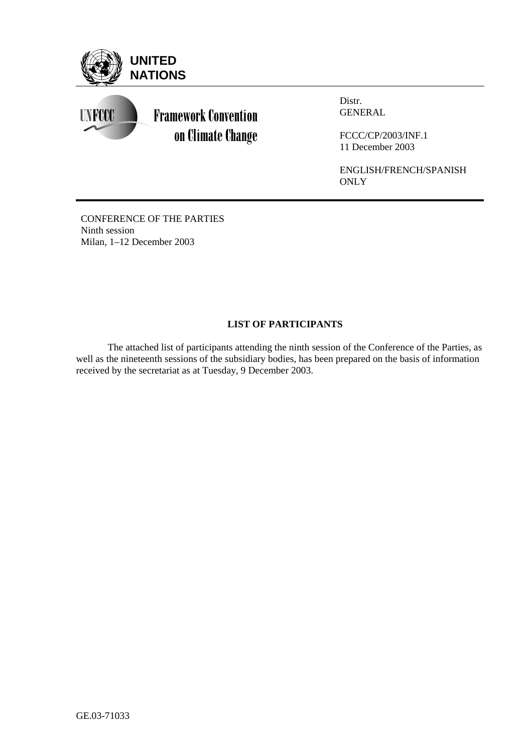UNITED NATIONS

UNFCCC — Framework Convention on Climate Change

Distr.
GENERAL

FCCC/CP/2003/INF.1
11 December 2003

ENGLISH/FRENCH/SPANISH ONLY

CONFERENCE OF THE PARTIES
Ninth session
Milan, 1–12 December 2003

## LIST OF PARTICIPANTS

The attached list of participants attending the ninth session of the Conference of the Parties, as well as the nineteenth sessions of the subsidiary bodies, has been prepared on the basis of information received by the secretariat as at Tuesday, 9 December 2003.

GE.03-71033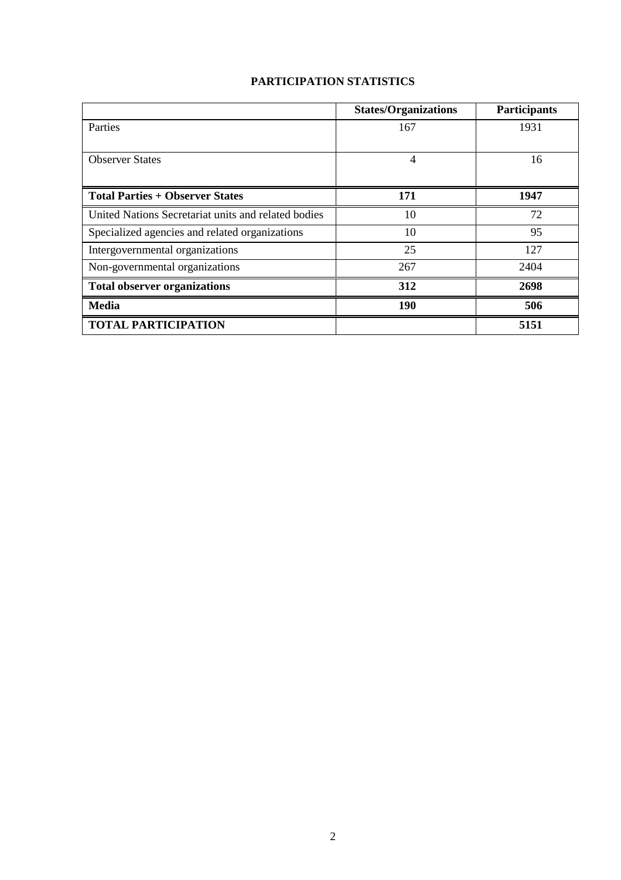# PARTICIPATION STATISTICS

| | States/Organizations | Participants |
|---|---|---|
| Parties | 167 | 1931 |
| Observer States | 4 | 16 |
| **Total Parties + Observer States** | **171** | **1947** |
| United Nations Secretariat units and related bodies | 10 | 72 |
| Specialized agencies and related organizations | 10 | 95 |
| Intergovernmental organizations | 25 | 127 |
| Non-governmental organizations | 267 | 2404 |
| **Total observer organizations** | **312** | **2698** |
| **Media** | **190** | **506** |
| **TOTAL PARTICIPATION** | | **5151** |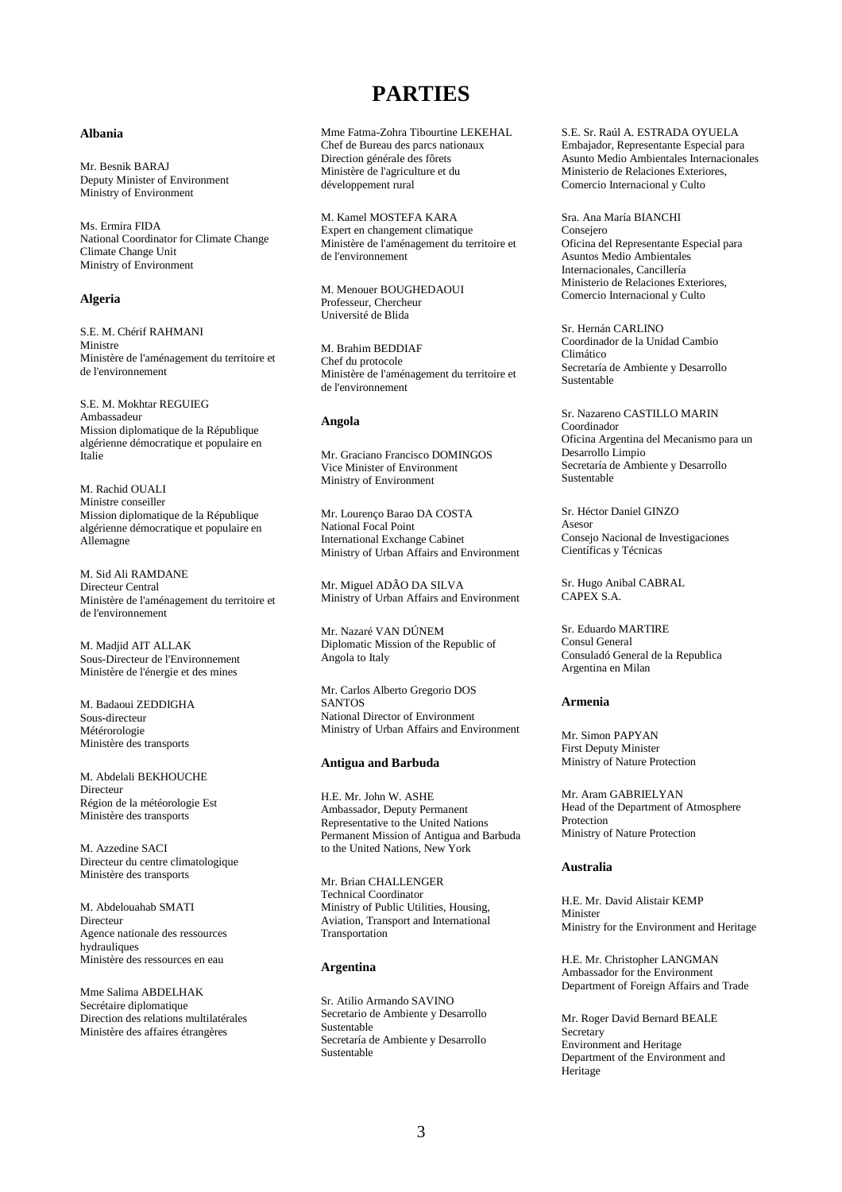# PARTIES

### Albania

Mr. Besnik BARAJ
Deputy Minister of Environment
Ministry of Environment

Ms. Ermira FIDA
National Coordinator for Climate Change
Climate Change Unit
Ministry of Environment

### Algeria

S.E. M. Chérif RAHMANI
Ministre
Ministère de l'aménagement du territoire et de l'environnement

S.E. M. Mokhtar REGUIEG
Ambassadeur
Mission diplomatique de la République algérienne démocratique et populaire en Italie

M. Rachid OUALI
Ministre conseiller
Mission diplomatique de la République algérienne démocratique et populaire en Allemagne

M. Sid Ali RAMDANE
Directeur Central
Ministère de l'aménagement du territoire et de l'environnement

M. Madjid AIT ALLAK
Sous-Directeur de l'Environnement
Ministère de l'énergie et des mines

M. Badaoui ZEDDIGHA
Sous-directeur
Météorologie
Ministère des transports

M. Abdelali BEKHOUCHE
Directeur
Région de la météorologie Est
Ministère des transports

M. Azzedine SACI
Directeur du centre climatologique
Ministère des transports

M. Abdelouahab SMATI
Directeur
Agence nationale des ressources hydrauliques
Ministère des ressources en eau

Mme Salima ABDELHAK
Secrétaire diplomatique
Direction des relations multilatérales
Ministère des affaires étrangères

Mme Fatma-Zohra Tibourtine LEKEHAL
Chef de Bureau des parcs nationaux
Direction générale des fôrets
Ministère de l'agriculture et du développement rural

M. Kamel MOSTEFA KARA
Expert en changement climatique
Ministère de l'aménagement du territoire et de l'environnement

M. Menouer BOUGHEDAOUI
Professeur, Chercheur
Université de Blida

M. Brahim BEDDIAF
Chef du protocole
Ministère de l'aménagement du territoire et de l'environnement

### Angola

Mr. Graciano Francisco DOMINGOS
Vice Minister of Environment
Ministry of Environment

Mr. Lourenço Barao DA COSTA
National Focal Point
International Exchange Cabinet
Ministry of Urban Affairs and Environment

Mr. Miguel ADÃO DA SILVA
Ministry of Urban Affairs and Environment

Mr. Nazaré VAN DÚNEM
Diplomatic Mission of the Republic of Angola to Italy

Mr. Carlos Alberto Gregorio DOS SANTOS
National Director of Environment
Ministry of Urban Affairs and Environment

### Antigua and Barbuda

H.E. Mr. John W. ASHE
Ambassador, Deputy Permanent Representative to the United Nations
Permanent Mission of Antigua and Barbuda to the United Nations, New York

Mr. Brian CHALLENGER
Technical Coordinator
Ministry of Public Utilities, Housing, Aviation, Transport and International Transportation

### Argentina

Sr. Atilio Armando SAVINO
Secretario de Ambiente y Desarrollo Sustentable
Secretaría de Ambiente y Desarrollo Sustentable

S.E. Sr. Raúl A. ESTRADA OYUELA
Embajador, Representante Especial para Asunto Medio Ambientales Internacionales
Ministerio de Relaciones Exteriores, Comercio Internacional y Culto

Sra. Ana María BIANCHI
Consejero
Oficina del Representante Especial para Asuntos Medio Ambientales Internacionales, Cancillería
Ministerio de Relaciones Exteriores, Comercio Internacional y Culto

Sr. Hernán CARLINO
Coordinador de la Unidad Cambio Climático
Secretaría de Ambiente y Desarrollo Sustentable

Sr. Nazareno CASTILLO MARIN
Coordinador
Oficina Argentina del Mecanismo para un Desarrollo Limpio
Secretaría de Ambiente y Desarrollo Sustentable

Sr. Héctor Daniel GINZO
Asesor
Consejo Nacional de Investigaciones Científicas y Técnicas

Sr. Hugo Anibal CABRAL
CAPEX S.A.

Sr. Eduardo MARTIRE
Consul General
Consuladó General de la Republica Argentina en Milan

### Armenia

Mr. Simon PAPYAN
First Deputy Minister
Ministry of Nature Protection

Mr. Aram GABRIELYAN
Head of the Department of Atmosphere Protection
Ministry of Nature Protection

### Australia

H.E. Mr. David Alistair KEMP
Minister
Ministry for the Environment and Heritage

H.E. Mr. Christopher LANGMAN
Ambassador for the Environment
Department of Foreign Affairs and Trade

Mr. Roger David Bernard BEALE
Secretary
Environment and Heritage
Department of the Environment and Heritage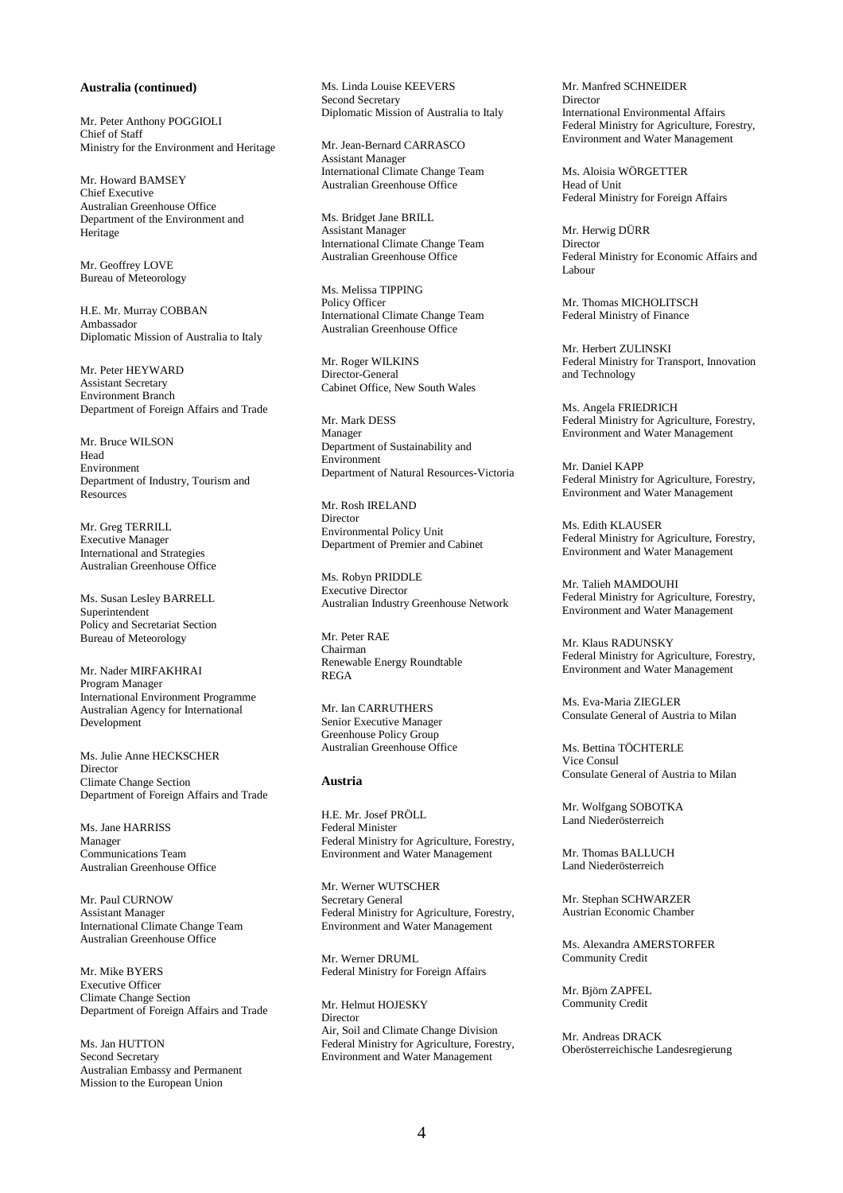**Australia (continued)**

Mr. Peter Anthony POGGIOLI
Chief of Staff
Ministry for the Environment and Heritage

Mr. Howard BAMSEY
Chief Executive
Australian Greenhouse Office
Department of the Environment and Heritage

Mr. Geoffrey LOVE
Bureau of Meteorology

H.E. Mr. Murray COBBAN
Ambassador
Diplomatic Mission of Australia to Italy

Mr. Peter HEYWARD
Assistant Secretary
Environment Branch
Department of Foreign Affairs and Trade

Mr. Bruce WILSON
Head
Environment
Department of Industry, Tourism and Resources

Mr. Greg TERRILL
Executive Manager
International and Strategies
Australian Greenhouse Office

Ms. Susan Lesley BARRELL
Superintendent
Policy and Secretariat Section
Bureau of Meteorology

Mr. Nader MIRFAKHRAI
Program Manager
International Environment Programme
Australian Agency for International Development

Ms. Julie Anne HECKSCHER
Director
Climate Change Section
Department of Foreign Affairs and Trade

Ms. Jane HARRISS
Manager
Communications Team
Australian Greenhouse Office

Mr. Paul CURNOW
Assistant Manager
International Climate Change Team
Australian Greenhouse Office

Mr. Mike BYERS
Executive Officer
Climate Change Section
Department of Foreign Affairs and Trade

Ms. Jan HUTTON
Second Secretary
Australian Embassy and Permanent Mission to the European Union

Ms. Linda Louise KEEVERS
Second Secretary
Diplomatic Mission of Australia to Italy

Mr. Jean-Bernard CARRASCO
Assistant Manager
International Climate Change Team
Australian Greenhouse Office

Ms. Bridget Jane BRILL
Assistant Manager
International Climate Change Team
Australian Greenhouse Office

Ms. Melissa TIPPING
Policy Officer
International Climate Change Team
Australian Greenhouse Office

Mr. Roger WILKINS
Director-General
Cabinet Office, New South Wales

Mr. Mark DESS
Manager
Department of Sustainability and Environment
Department of Natural Resources-Victoria

Mr. Rosh IRELAND
Director
Environmental Policy Unit
Department of Premier and Cabinet

Ms. Robyn PRIDDLE
Executive Director
Australian Industry Greenhouse Network

Mr. Peter RAE
Chairman
Renewable Energy Roundtable
REGA

Mr. Ian CARRUTHERS
Senior Executive Manager
Greenhouse Policy Group
Australian Greenhouse Office

**Austria**

H.E. Mr. Josef PRÖLL
Federal Minister
Federal Ministry for Agriculture, Forestry, Environment and Water Management

Mr. Werner WUTSCHER
Secretary General
Federal Ministry for Agriculture, Forestry, Environment and Water Management

Mr. Werner DRUML
Federal Ministry for Foreign Affairs

Mr. Helmut HOJESKY
Director
Air, Soil and Climate Change Division
Federal Ministry for Agriculture, Forestry, Environment and Water Management

Mr. Manfred SCHNEIDER
Director
International Environmental Affairs
Federal Ministry for Agriculture, Forestry, Environment and Water Management

Ms. Aloisia WÖRGETTER
Head of Unit
Federal Ministry for Foreign Affairs

Mr. Herwig DÜRR
Director
Federal Ministry for Economic Affairs and Labour

Mr. Thomas MICHOLITSCH
Federal Ministry of Finance

Mr. Herbert ZULINSKI
Federal Ministry for Transport, Innovation and Technology

Ms. Angela FRIEDRICH
Federal Ministry for Agriculture, Forestry, Environment and Water Management

Mr. Daniel KAPP
Federal Ministry for Agriculture, Forestry, Environment and Water Management

Ms. Edith KLAUSER
Federal Ministry for Agriculture, Forestry, Environment and Water Management

Mr. Talieh MAMDOUHI
Federal Ministry for Agriculture, Forestry, Environment and Water Management

Mr. Klaus RADUNSKY
Federal Ministry for Agriculture, Forestry, Environment and Water Management

Ms. Eva-Maria ZIEGLER
Consulate General of Austria to Milan

Ms. Bettina TÖCHTERLE
Vice Consul
Consulate General of Austria to Milan

Mr. Wolfgang SOBOTKA
Land Niederösterreich

Mr. Thomas BALLUCH
Land Niederösterreich

Mr. Stephan SCHWARZER
Austrian Economic Chamber

Ms. Alexandra AMERSTORFER
Community Credit

Mr. Björn ZAPFEL
Community Credit

Mr. Andreas DRACK
Oberösterreichische Landesregierung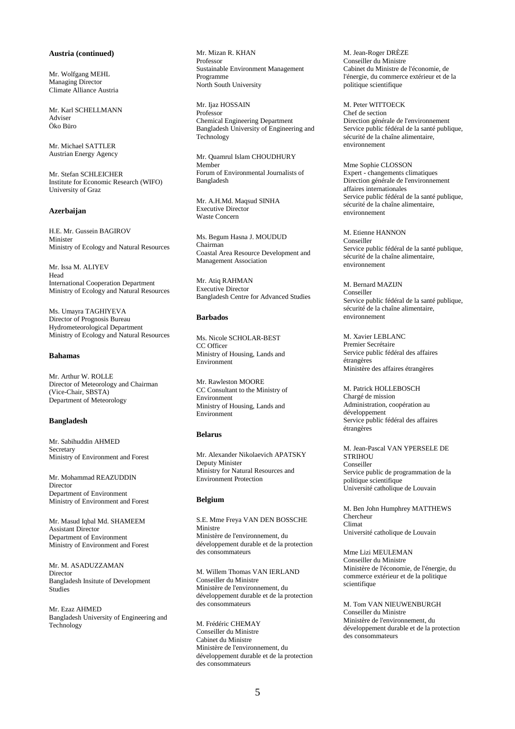**Austria (continued)**

Mr. Wolfgang MEHL
Managing Director
Climate Alliance Austria

Mr. Karl SCHELLMANN
Adviser
Öko Büro

Mr. Michael SATTLER
Austrian Energy Agency

Mr. Stefan SCHLEICHER
Institute for Economic Research (WIFO)
University of Graz

**Azerbaijan**

H.E. Mr. Gussein BAGIROV
Minister
Ministry of Ecology and Natural Resources

Mr. Issa M. ALIYEV
Head
International Cooperation Department
Ministry of Ecology and Natural Resources

Ms. Umayra TAGHIYEVA
Director of Prognosis Bureau
Hydrometeorological Department
Ministry of Ecology and Natural Resources

**Bahamas**

Mr. Arthur W. ROLLE
Director of Meteorology and Chairman (Vice-Chair, SBSTA)
Department of Meteorology

**Bangladesh**

Mr. Sabihuddin AHMED
Secretary
Ministry of Environment and Forest

Mr. Mohammad REAZUDDIN
Director
Department of Environment
Ministry of Environment and Forest

Mr. Masud Iqbal Md. SHAMEEM
Assistant Director
Department of Environment
Ministry of Environment and Forest

Mr. M. ASADUZZAMAN
Director
Bangladesh Insitute of Development Studies

Mr. Ezaz AHMED
Bangladesh University of Engineering and Technology

Mr. Mizan R. KHAN
Professor
Sustainable Environment Management Programme
North South University

Mr. Ijaz HOSSAIN
Professor
Chemical Engineering Department
Bangladesh University of Engineering and Technology

Mr. Quamrul Islam CHOUDHURY
Member
Forum of Environmental Journalists of Bangladesh

Mr. A.H.Md. Maqsud SINHA
Executive Director
Waste Concern

Ms. Begum Hasna J. MOUDUD
Chairman
Coastal Area Resource Development and Management Association

Mr. Atiq RAHMAN
Executive Director
Bangladesh Centre for Advanced Studies

**Barbados**

Ms. Nicole SCHOLAR-BEST
CC Officer
Ministry of Housing, Lands and Environment

Mr. Rawleston MOORE
CC Consultant to the Ministry of Environment
Ministry of Housing, Lands and Environment

**Belarus**

Mr. Alexander Nikolaevich APATSKY
Deputy Minister
Ministry for Natural Resources and Environment Protection

**Belgium**

S.E. Mme Freya VAN DEN BOSSCHE
Ministre
Ministère de l'environnement, du développement durable et de la protection des consommateurs

M. Willem Thomas VAN IERLAND
Conseiller du Ministre
Ministère de l'environnement, du développement durable et de la protection des consommateurs

M. Frédéric CHEMAY
Conseiller du Ministre
Cabinet du Ministre
Ministère de l'environnement, du développement durable et de la protection des consommateurs

M. Jean-Roger DRÈZE
Conseiller du Ministre
Cabinet du Ministre de l'économie, de l'énergie, du commerce extérieur et de la politique scientifique

M. Peter WITTOECK
Chef de section
Direction générale de l'environnement
Service public fédéral de la santé publique, sécurité de la chaîne alimentaire, environnement

Mme Sophie CLOSSON
Expert - changements climatiques
Direction générale de l'environnement affaires internationales
Service public fédéral de la santé publique, sécurité de la chaîne alimentaire, environnement

M. Etienne HANNON
Conseiller
Service public fédéral de la santé publique, sécurité de la chaîne alimentaire, environnement

M. Bernard MAZIJN
Conseiller
Service public fédéral de la santé publique, sécurité de la chaîne alimentaire, environnement

M. Xavier LEBLANC
Premier Secrétaire
Service public fédéral des affaires étrangères
Ministère des affaires étrangères

M. Patrick HOLLEBOSCH
Chargé de mission
Administration, coopération au développement
Service public fédéral des affaires étrangères

M. Jean-Pascal VAN YPERSELE DE STRIHOU
Conseiller
Service public de programmation de la politique scientifique
Université catholique de Louvain

M. Ben John Humphrey MATTHEWS
Chercheur
Climat
Université catholique de Louvain

Mme Lizi MEULEMAN
Conseiller du Ministre
Ministère de l'économie, de l'énergie, du commerce extérieur et de la politique scientifique

M. Tom VAN NIEUWENBURGH
Conseiller du Ministre
Ministère de l'environnement, du développement durable et de la protection des consommateurs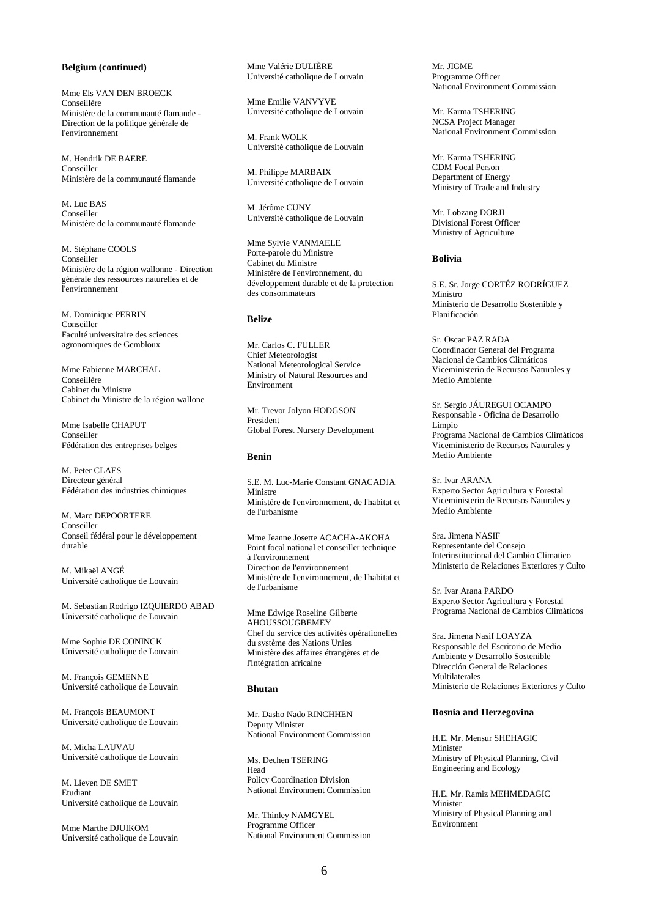**Belgium (continued)**

Mme Els VAN DEN BROECK
Conseillère
Ministère de la communauté flamande - Direction de la politique générale de l'environnement

M. Hendrik DE BAERE
Conseiller
Ministère de la communauté flamande

M. Luc BAS
Conseiller
Ministère de la communauté flamande

M. Stéphane COOLS
Conseiller
Ministère de la région wallonne - Direction générale des ressources naturelles et de l'environnement

M. Dominique PERRIN
Conseiller
Faculté universitaire des sciences agronomiques de Gembloux

Mme Fabienne MARCHAL
Conseillère
Cabinet du Ministre
Cabinet du Ministre de la région wallone

Mme Isabelle CHAPUT
Conseiller
Fédération des entreprises belges

M. Peter CLAES
Directeur général
Fédération des industries chimiques

M. Marc DEPOORTERE
Conseiller
Conseil fédéral pour le développement durable

M. Mikaël ANGÉ
Université catholique de Louvain

M. Sebastian Rodrigo IZQUIERDO ABAD
Université catholique de Louvain

Mme Sophie DE CONINCK
Université catholique de Louvain

M. François GEMENNE
Université catholique de Louvain

M. François BEAUMONT
Université catholique de Louvain

M. Micha LAUVAU
Université catholique de Louvain

M. Lieven DE SMET
Etudiant
Université catholique de Louvain

Mme Marthe DJUIKOM
Université catholique de Louvain

Mme Valérie DULIÈRE
Université catholique de Louvain

Mme Emilie VANVYVE
Université catholique de Louvain

M. Frank WOLK
Université catholique de Louvain

M. Philippe MARBAIX
Université catholique de Louvain

M. Jérôme CUNY
Université catholique de Louvain

Mme Sylvie VANMAELE
Porte-parole du Ministre
Cabinet du Ministre
Ministère de l'environnement, du développement durable et de la protection des consommateurs

**Belize**

Mr. Carlos C. FULLER
Chief Meteorologist
National Meteorological Service
Ministry of Natural Resources and Environment

Mr. Trevor Jolyon HODGSON
President
Global Forest Nursery Development

**Benin**

S.E. M. Luc-Marie Constant GNACADJA
Ministre
Ministère de l'environnement, de l'habitat et de l'urbanisme

Mme Jeanne Josette ACACHA-AKOHA
Point focal national et conseiller technique à l'environnement
Direction de l'environnement
Ministère de l'environnement, de l'habitat et de l'urbanisme

Mme Edwige Roseline Gilberte AHOUSSOUGBEMEY
Chef du service des activités opérationelles du système des Nations Unies
Ministère des affaires étrangères et de l'intégration africaine

**Bhutan**

Mr. Dasho Nado RINCHHEN
Deputy Minister
National Environment Commission

Ms. Dechen TSERING
Head
Policy Coordination Division
National Environment Commission

Mr. Thinley NAMGYEL
Programme Officer
National Environment Commission

Mr. JIGME
Programme Officer
National Environment Commission

Mr. Karma TSHERING
NCSA Project Manager
National Environment Commission

Mr. Karma TSHERING
CDM Focal Person
Department of Energy
Ministry of Trade and Industry

Mr. Lobzang DORJI
Divisional Forest Officer
Ministry of Agriculture

**Bolivia**

S.E. Sr. Jorge CORTÉZ RODRÍGUEZ
Ministro
Ministerio de Desarrollo Sostenible y Planificación

Sr. Oscar PAZ RADA
Coordinador General del Programa Nacional de Cambios Climáticos
Viceministerio de Recursos Naturales y Medio Ambiente

Sr. Sergio JÁUREGUI OCAMPO
Responsable - Oficina de Desarrollo Limpio
Programa Nacional de Cambios Climáticos
Viceministerio de Recursos Naturales y Medio Ambiente

Sr. Ivar ARANA
Experto Sector Agricultura y Forestal
Viceministerio de Recursos Naturales y Medio Ambiente

Sra. Jimena NASIF
Representante del Consejo Interinstitucional del Cambio Climatico
Ministerio de Relaciones Exteriores y Culto

Sr. Ivar Arana PARDO
Experto Sector Agricultura y Forestal
Programa Nacional de Cambios Climáticos

Sra. Jimena Nasif LOAYZA
Responsable del Escritorio de Medio Ambiente y Desarrollo Sostenible
Dirección General de Relaciones Multilaterales
Ministerio de Relaciones Exteriores y Culto

**Bosnia and Herzegovina**

H.E. Mr. Mensur SHEHAGIC
Minister
Ministry of Physical Planning, Civil Engineering and Ecology

H.E. Mr. Ramiz MEHMEDAGIC
Minister
Ministry of Physical Planning and Environment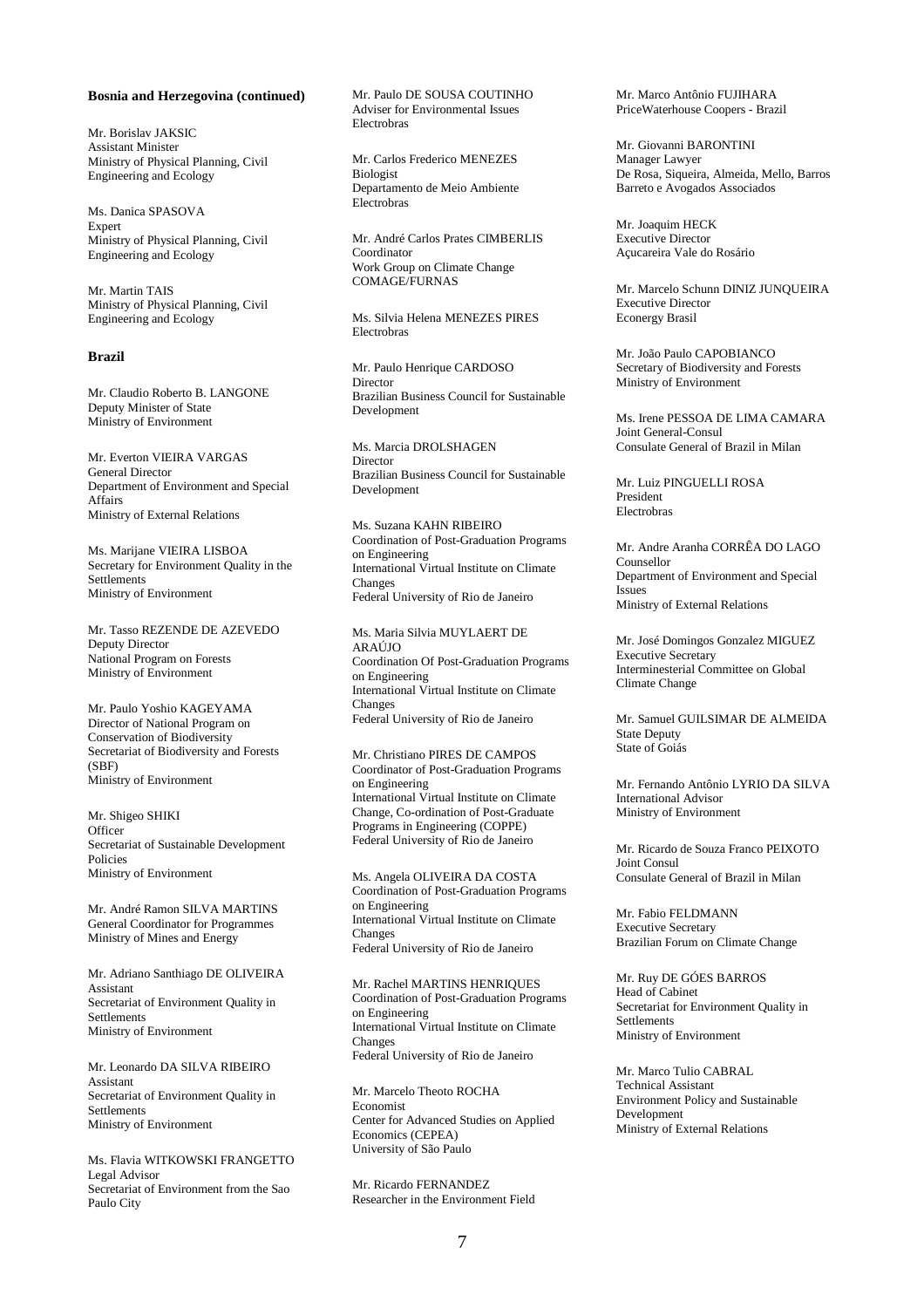**Bosnia and Herzegovina (continued)**

Mr. Borislav JAKSIC
Assistant Minister
Ministry of Physical Planning, Civil Engineering and Ecology

Ms. Danica SPASOVA
Expert
Ministry of Physical Planning, Civil Engineering and Ecology

Mr. Martin TAIS
Ministry of Physical Planning, Civil Engineering and Ecology

**Brazil**

Mr. Claudio Roberto B. LANGONE
Deputy Minister of State
Ministry of Environment

Mr. Everton VIEIRA VARGAS
General Director
Department of Environment and Special Affairs
Ministry of External Relations

Ms. Marijane VIEIRA LISBOA
Secretary for Environment Quality in the Settlements
Ministry of Environment

Mr. Tasso REZENDE DE AZEVEDO
Deputy Director
National Program on Forests
Ministry of Environment

Mr. Paulo Yoshio KAGEYAMA
Director of National Program on Conservation of Biodiversity
Secretariat of Biodiversity and Forests (SBF)
Ministry of Environment

Mr. Shigeo SHIKI
Officer
Secretariat of Sustainable Development Policies
Ministry of Environment

Mr. André Ramon SILVA MARTINS
General Coordinator for Programmes
Ministry of Mines and Energy

Mr. Adriano Santhiago DE OLIVEIRA
Assistant
Secretariat of Environment Quality in Settlements
Ministry of Environment

Mr. Leonardo DA SILVA RIBEIRO
Assistant
Secretariat of Environment Quality in Settlements
Ministry of Environment

Ms. Flavia WITKOWSKI FRANGETTO
Legal Advisor
Secretariat of Environment from the Sao Paulo City

Mr. Paulo DE SOUSA COUTINHO
Adviser for Environmental Issues
Electrobras

Mr. Carlos Frederico MENEZES
Biologist
Departamento de Meio Ambiente
Electrobras

Mr. André Carlos Prates CIMBERLIS
Coordinator
Work Group on Climate Change
COMAGE/FURNAS

Ms. Silvia Helena MENEZES PIRES
Electrobras

Mr. Paulo Henrique CARDOSO
Director
Brazilian Business Council for Sustainable Development

Ms. Marcia DROLSHAGEN
Director
Brazilian Business Council for Sustainable Development

Ms. Suzana KAHN RIBEIRO
Coordination of Post-Graduation Programs on Engineering
International Virtual Institute on Climate Changes
Federal University of Rio de Janeiro

Ms. Maria Silvia MUYLAERT DE ARAÚJO
Coordination Of Post-Graduation Programs on Engineering
International Virtual Institute on Climate Changes
Federal University of Rio de Janeiro

Mr. Christiano PIRES DE CAMPOS
Coordinator of Post-Graduation Programs on Engineering
International Virtual Institute on Climate Change, Co-ordination of Post-Graduate Programs in Engineering (COPPE)
Federal University of Rio de Janeiro

Ms. Angela OLIVEIRA DA COSTA
Coordination of Post-Graduation Programs on Engineering
International Virtual Institute on Climate Changes
Federal University of Rio de Janeiro

Mr. Rachel MARTINS HENRIQUES
Coordination of Post-Graduation Programs on Engineering
International Virtual Institute on Climate Changes
Federal University of Rio de Janeiro

Mr. Marcelo Theoto ROCHA
Economist
Center for Advanced Studies on Applied Economics (CEPEA)
University of São Paulo

Mr. Ricardo FERNANDEZ
Researcher in the Environment Field

Mr. Marco Antônio FUJIHARA
PriceWaterhouse Coopers - Brazil

Mr. Giovanni BARONTINI
Manager Lawyer
De Rosa, Siqueira, Almeida, Mello, Barros Barreto e Avogados Associados

Mr. Joaquim HECK
Executive Director
Açucareira Vale do Rosário

Mr. Marcelo Schunn DINIZ JUNQUEIRA
Executive Director
Econergy Brasil

Mr. João Paulo CAPOBIANCO
Secretary of Biodiversity and Forests
Ministry of Environment

Ms. Irene PESSOA DE LIMA CAMARA
Joint General-Consul
Consulate General of Brazil in Milan

Mr. Luiz PINGUELLI ROSA
President
Electrobras

Mr. Andre Aranha CORRÊA DO LAGO
Counsellor
Department of Environment and Special Issues
Ministry of External Relations

Mr. José Domingos Gonzalez MIGUEZ
Executive Secretary
Interminesterial Committee on Global Climate Change

Mr. Samuel GUILSIMAR DE ALMEIDA
State Deputy
State of Goiás

Mr. Fernando Antônio LYRIO DA SILVA
International Advisor
Ministry of Environment

Mr. Ricardo de Souza Franco PEIXOTO
Joint Consul
Consulate General of Brazil in Milan

Mr. Fabio FELDMANN
Executive Secretary
Brazilian Forum on Climate Change

Mr. Ruy DE GÓES BARROS
Head of Cabinet
Secretariat for Environment Quality in Settlements
Ministry of Environment

Mr. Marco Tulio CABRAL
Technical Assistant
Environment Policy and Sustainable Development
Ministry of External Relations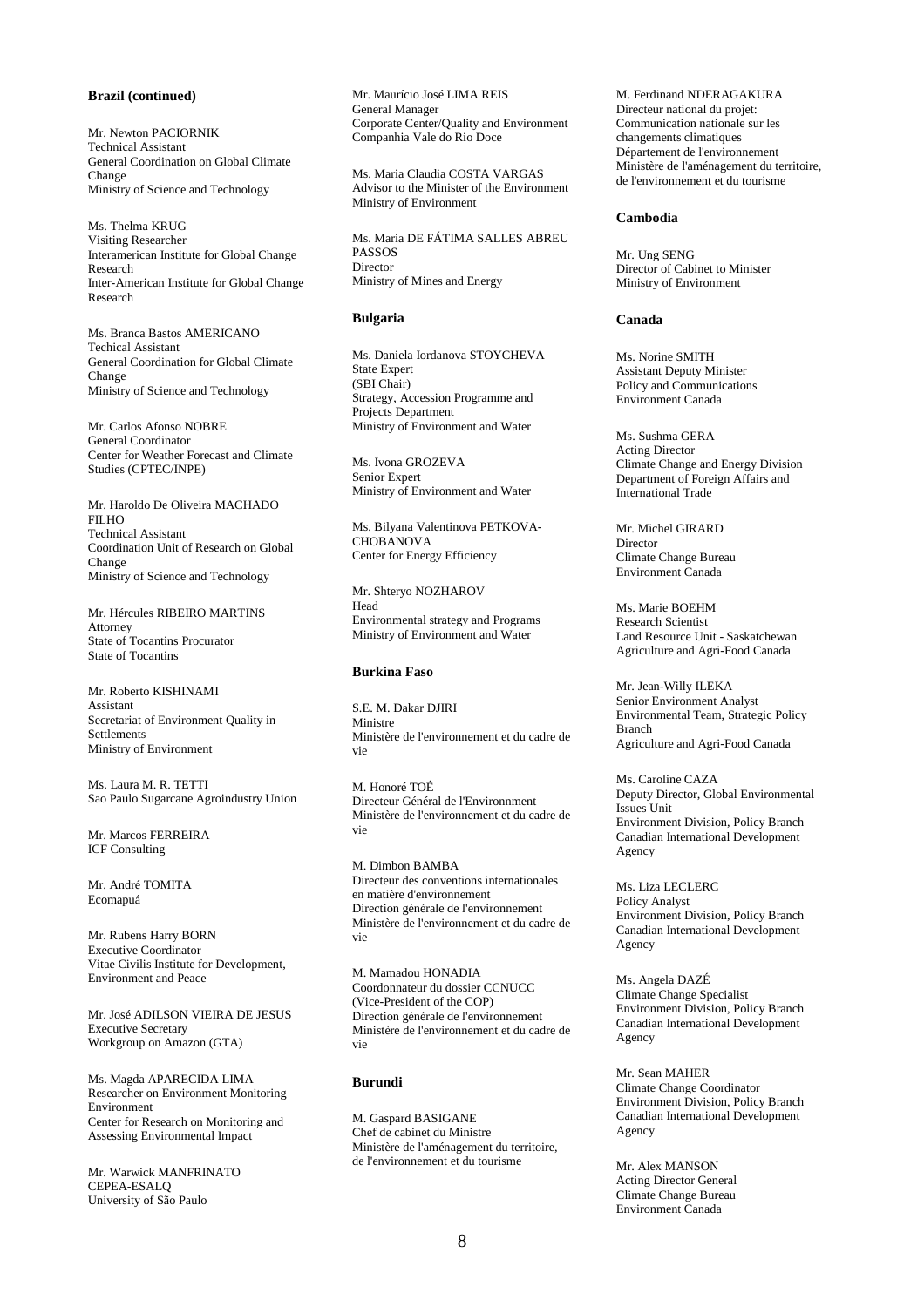**Brazil (continued)**

Mr. Newton PACIORNIK
Technical Assistant
General Coordination on Global Climate Change
Ministry of Science and Technology

Ms. Thelma KRUG
Visiting Researcher
Interamerican Institute for Global Change Research
Inter-American Institute for Global Change Research

Ms. Branca Bastos AMERICANO
Techical Assistant
General Coordination for Global Climate Change
Ministry of Science and Technology

Mr. Carlos Afonso NOBRE
General Coordinator
Center for Weather Forecast and Climate Studies (CPTEC/INPE)

Mr. Haroldo De Oliveira MACHADO FILHO
Technical Assistant
Coordination Unit of Research on Global Change
Ministry of Science and Technology

Mr. Hércules RIBEIRO MARTINS
Attorney
State of Tocantins Procurator
State of Tocantins

Mr. Roberto KISHINAMI
Assistant
Secretariat of Environment Quality in Settlements
Ministry of Environment

Ms. Laura M. R. TETTI
Sao Paulo Sugarcane Agroindustry Union

Mr. Marcos FERREIRA
ICF Consulting

Mr. André TOMITA
Ecomapuá

Mr. Rubens Harry BORN
Executive Coordinator
Vitae Civilis Institute for Development, Environment and Peace

Mr. José ADILSON VIEIRA DE JESUS
Executive Secretary
Workgroup on Amazon (GTA)

Ms. Magda APARECIDA LIMA
Researcher on Environment Monitoring Environment
Center for Research on Monitoring and Assessing Environmental Impact

Mr. Warwick MANFRINATO
CEPEA-ESALQ
University of São Paulo

Mr. Maurício José LIMA REIS
General Manager
Corporate Center/Quality and Environment
Companhia Vale do Rio Doce

Ms. Maria Claudia COSTA VARGAS
Advisor to the Minister of the Environment
Ministry of Environment

Ms. Maria DE FÁTIMA SALLES ABREU PASSOS
Director
Ministry of Mines and Energy

**Bulgaria**

Ms. Daniela Iordanova STOYCHEVA
State Expert
(SBI Chair)
Strategy, Accession Programme and Projects Department
Ministry of Environment and Water

Ms. Ivona GROZEVA
Senior Expert
Ministry of Environment and Water

Ms. Bilyana Valentinova PETKOVA-CHOBANOVA
Center for Energy Efficiency

Mr. Shteryo NOZHAROV
Head
Environmental strategy and Programs
Ministry of Environment and Water

**Burkina Faso**

S.E. M. Dakar DJIRI
Ministre
Ministère de l'environnement et du cadre de vie

M. Honoré TOÉ
Directeur Général de l'Environnment
Ministère de l'environnement et du cadre de vie

M. Dimbon BAMBA
Directeur des conventions internationales en matière d'environnement
Direction générale de l'environnement
Ministère de l'environnement et du cadre de vie

M. Mamadou HONADIA
Coordonnateur du dossier CCNUCC
(Vice-President of the COP)
Direction générale de l'environnement
Ministère de l'environnement et du cadre de vie

**Burundi**

M. Gaspard BASIGANE
Chef de cabinet du Ministre
Ministère de l'aménagement du territoire, de l'environnement et du tourisme

M. Ferdinand NDERAGAKURA
Directeur national du projet: Communication nationale sur les changements climatiques
Département de l'environnement
Ministère de l'aménagement du territoire, de l'environnement et du tourisme

**Cambodia**

Mr. Ung SENG
Director of Cabinet to Minister
Ministry of Environment

**Canada**

Ms. Norine SMITH
Assistant Deputy Minister
Policy and Communications
Environment Canada

Ms. Sushma GERA
Acting Director
Climate Change and Energy Division
Department of Foreign Affairs and International Trade

Mr. Michel GIRARD
Director
Climate Change Bureau
Environment Canada

Ms. Marie BOEHM
Research Scientist
Land Resource Unit - Saskatchewan
Agriculture and Agri-Food Canada

Mr. Jean-Willy ILEKA
Senior Environment Analyst
Environmental Team, Strategic Policy Branch
Agriculture and Agri-Food Canada

Ms. Caroline CAZA
Deputy Director, Global Environmental Issues Unit
Environment Division, Policy Branch
Canadian International Development Agency

Ms. Liza LECLERC
Policy Analyst
Environment Division, Policy Branch
Canadian International Development Agency

Ms. Angela DAZÉ
Climate Change Specialist
Environment Division, Policy Branch
Canadian International Development Agency

Mr. Sean MAHER
Climate Change Coordinator
Environment Division, Policy Branch
Canadian International Development Agency

Mr. Alex MANSON
Acting Director General
Climate Change Bureau
Environment Canada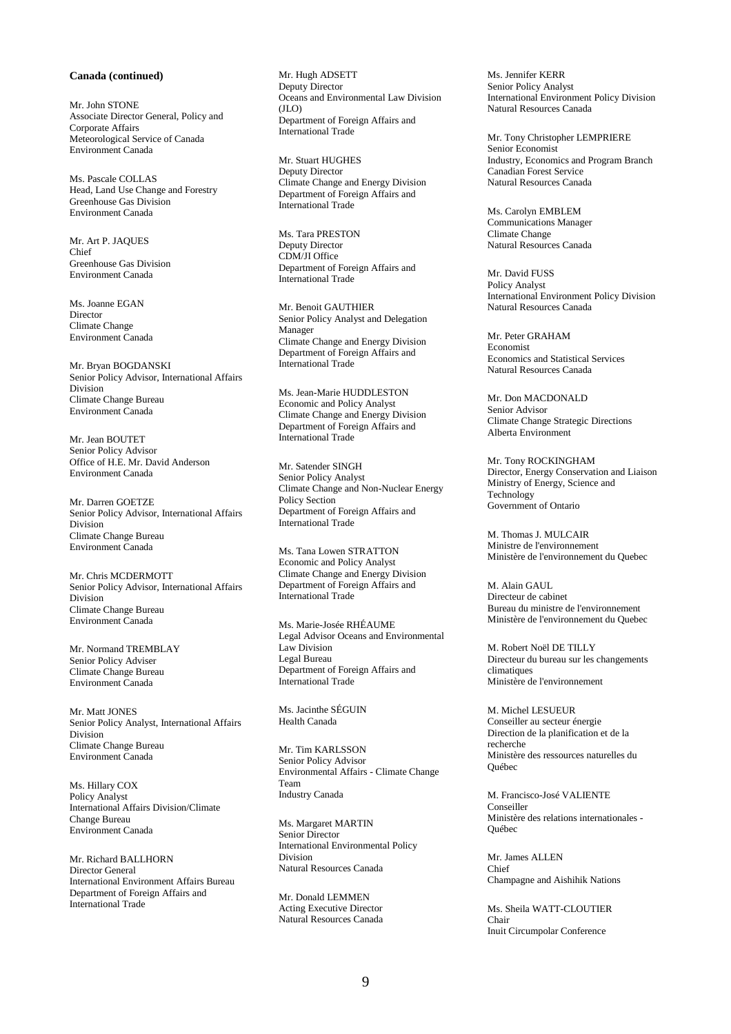**Canada (continued)**

Mr. John STONE
Associate Director General, Policy and Corporate Affairs
Meteorological Service of Canada
Environment Canada

Ms. Pascale COLLAS
Head, Land Use Change and Forestry
Greenhouse Gas Division
Environment Canada

Mr. Art P. JAQUES
Chief
Greenhouse Gas Division
Environment Canada

Ms. Joanne EGAN
Director
Climate Change
Environment Canada

Mr. Bryan BOGDANSKI
Senior Policy Advisor, International Affairs Division
Climate Change Bureau
Environment Canada

Mr. Jean BOUTET
Senior Policy Advisor
Office of H.E. Mr. David Anderson
Environment Canada

Mr. Darren GOETZE
Senior Policy Advisor, International Affairs Division
Climate Change Bureau
Environment Canada

Mr. Chris MCDERMOTT
Senior Policy Advisor, International Affairs Division
Climate Change Bureau
Environment Canada

Mr. Normand TREMBLAY
Senior Policy Adviser
Climate Change Bureau
Environment Canada

Mr. Matt JONES
Senior Policy Analyst, International Affairs Division
Climate Change Bureau
Environment Canada

Ms. Hillary COX
Policy Analyst
International Affairs Division/Climate Change Bureau
Environment Canada

Mr. Richard BALLHORN
Director General
International Environment Affairs Bureau
Department of Foreign Affairs and International Trade

Mr. Hugh ADSETT
Deputy Director
Oceans and Environmental Law Division (JLO)
Department of Foreign Affairs and International Trade

Mr. Stuart HUGHES
Deputy Director
Climate Change and Energy Division
Department of Foreign Affairs and International Trade

Ms. Tara PRESTON
Deputy Director
CDM/JI Office
Department of Foreign Affairs and International Trade

Mr. Benoit GAUTHIER
Senior Policy Analyst and Delegation Manager
Climate Change and Energy Division
Department of Foreign Affairs and International Trade

Ms. Jean-Marie HUDDLESTON
Economic and Policy Analyst
Climate Change and Energy Division
Department of Foreign Affairs and International Trade

Mr. Satender SINGH
Senior Policy Analyst
Climate Change and Non-Nuclear Energy Policy Section
Department of Foreign Affairs and International Trade

Ms. Tana Lowen STRATTON
Economic and Policy Analyst
Climate Change and Energy Division
Department of Foreign Affairs and International Trade

Ms. Marie-Josée RHÉAUME
Legal Advisor Oceans and Environmental Law Division
Legal Bureau
Department of Foreign Affairs and International Trade

Ms. Jacinthe SÉGUIN
Health Canada

Mr. Tim KARLSSON
Senior Policy Advisor
Environmental Affairs - Climate Change Team
Industry Canada

Ms. Margaret MARTIN
Senior Director
International Environmental Policy Division
Natural Resources Canada

Mr. Donald LEMMEN
Acting Executive Director
Natural Resources Canada

Ms. Jennifer KERR
Senior Policy Analyst
International Environment Policy Division
Natural Resources Canada

Mr. Tony Christopher LEMPRIERE
Senior Economist
Industry, Economics and Program Branch
Canadian Forest Service
Natural Resources Canada

Ms. Carolyn EMBLEM
Communications Manager
Climate Change
Natural Resources Canada

Mr. David FUSS
Policy Analyst
International Environment Policy Division
Natural Resources Canada

Mr. Peter GRAHAM
Economist
Economics and Statistical Services
Natural Resources Canada

Mr. Don MACDONALD
Senior Advisor
Climate Change Strategic Directions
Alberta Environment

Mr. Tony ROCKINGHAM
Director, Energy Conservation and Liaison
Ministry of Energy, Science and Technology
Government of Ontario

M. Thomas J. MULCAIR
Ministre de l'environnement
Ministère de l'environnement du Quebec

M. Alain GAUL
Directeur de cabinet
Bureau du ministre de l'environnement
Ministère de l'environnement du Quebec

M. Robert Noël DE TILLY
Directeur du bureau sur les changements climatiques
Ministère de l'environnement

M. Michel LESUEUR
Conseiller au secteur énergie
Direction de la planification et de la recherche
Ministère des ressources naturelles du Québec

M. Francisco-José VALIENTE
Conseiller
Ministère des relations internationales - Québec

Mr. James ALLEN
Chief
Champagne and Aishihik Nations

Ms. Sheila WATT-CLOUTIER
Chair
Inuit Circumpolar Conference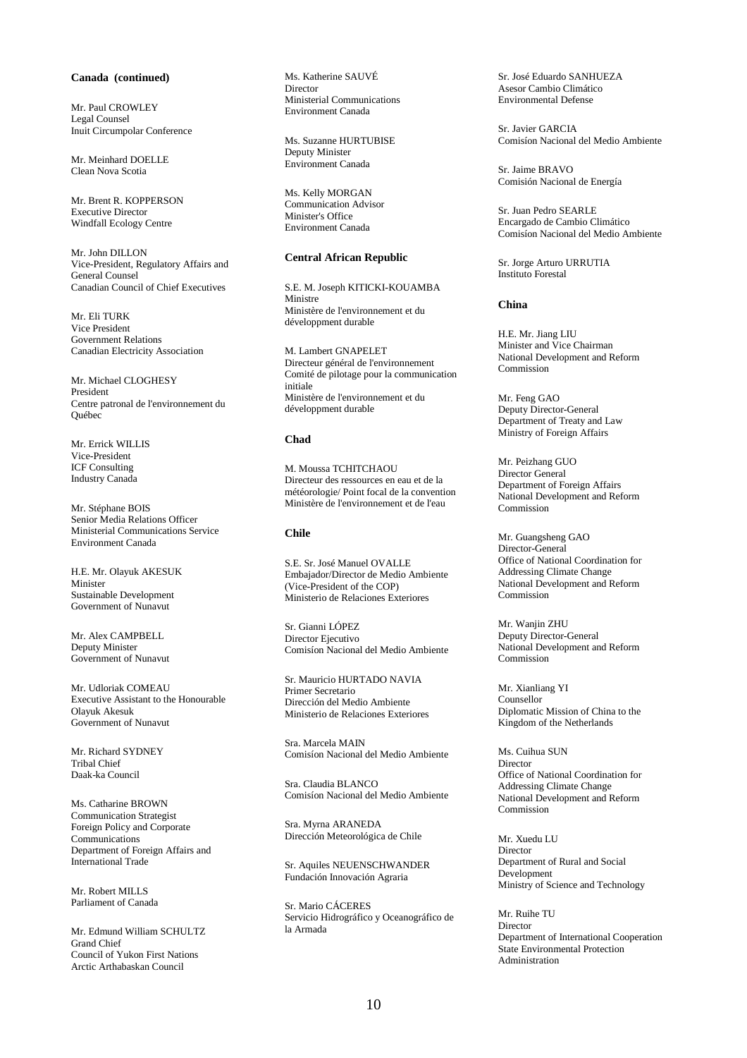**Canada (continued)**

Mr. Paul CROWLEY
Legal Counsel
Inuit Circumpolar Conference

Mr. Meinhard DOELLE
Clean Nova Scotia

Mr. Brent R. KOPPERSON
Executive Director
Windfall Ecology Centre

Mr. John DILLON
Vice-President, Regulatory Affairs and General Counsel
Canadian Council of Chief Executives

Mr. Eli TURK
Vice President
Government Relations
Canadian Electricity Association

Mr. Michael CLOGHESY
President
Centre patronal de l'environnement du Québec

Mr. Errick WILLIS
Vice-President
ICF Consulting
Industry Canada

Mr. Stéphane BOIS
Senior Media Relations Officer
Ministerial Communications Service
Environment Canada

H.E. Mr. Olayuk AKESUK
Minister
Sustainable Development
Government of Nunavut

Mr. Alex CAMPBELL
Deputy Minister
Government of Nunavut

Mr. Udloriak COMEAU
Executive Assistant to the Honourable Olayuk Akesuk
Government of Nunavut

Mr. Richard SYDNEY
Tribal Chief
Daak-ka Council

Ms. Catharine BROWN
Communication Strategist
Foreign Policy and Corporate Communications
Department of Foreign Affairs and International Trade

Mr. Robert MILLS
Parliament of Canada

Mr. Edmund William SCHULTZ
Grand Chief
Council of Yukon First Nations
Arctic Arthabaskan Council

Ms. Katherine SAUVÉ
Director
Ministerial Communications
Environment Canada

Ms. Suzanne HURTUBISE
Deputy Minister
Environment Canada

Ms. Kelly MORGAN
Communication Advisor
Minister's Office
Environment Canada

**Central African Republic**

S.E. M. Joseph KITICKI-KOUAMBA
Ministre
Ministère de l'environnement et du développment durable

M. Lambert GNAPELET
Directeur général de l'environnement
Comité de pilotage pour la communication initiale
Ministère de l'environnement et du développment durable

**Chad**

M. Moussa TCHITCHAOU
Directeur des ressources en eau et de la météorologie/ Point focal de la convention
Ministère de l'environnement et de l'eau

**Chile**

S.E. Sr. José Manuel OVALLE
Embajador/Director de Medio Ambiente (Vice-President of the COP)
Ministerio de Relaciones Exteriores

Sr. Gianni LÓPEZ
Director Ejecutivo
Comisíon Nacional del Medio Ambiente

Sr. Mauricio HURTADO NAVIA
Primer Secretario
Dirección del Medio Ambiente
Ministerio de Relaciones Exteriores

Sra. Marcela MAIN
Comisíon Nacional del Medio Ambiente

Sra. Claudia BLANCO
Comisíon Nacional del Medio Ambiente

Sra. Myrna ARANEDA
Dirección Meteorológica de Chile

Sr. Aquiles NEUENSCHWANDER
Fundación Innovación Agraria

Sr. Mario CÁCERES
Servicio Hidrográfico y Oceanográfico de la Armada

Sr. José Eduardo SANHUEZA
Asesor Cambio Climático
Environmental Defense

Sr. Javier GARCIA
Comisíon Nacional del Medio Ambiente

Sr. Jaime BRAVO
Comisión Nacional de Energía

Sr. Juan Pedro SEARLE
Encargado de Cambio Climático
Comisíon Nacional del Medio Ambiente

Sr. Jorge Arturo URRUTIA
Instituto Forestal

**China**

H.E. Mr. Jiang LIU
Minister and Vice Chairman
National Development and Reform Commission

Mr. Feng GAO
Deputy Director-General
Department of Treaty and Law
Ministry of Foreign Affairs

Mr. Peizhang GUO
Director General
Department of Foreign Affairs
National Development and Reform Commission

Mr. Guangsheng GAO
Director-General
Office of National Coordination for Addressing Climate Change
National Development and Reform Commission

Mr. Wanjin ZHU
Deputy Director-General
National Development and Reform Commission

Mr. Xianliang YI
Counsellor
Diplomatic Mission of China to the Kingdom of the Netherlands

Ms. Cuihua SUN
Director
Office of National Coordination for Addressing Climate Change
National Development and Reform Commission

Mr. Xuedu LU
Director
Department of Rural and Social Development
Ministry of Science and Technology

Mr. Ruihe TU
Director
Department of International Cooperation
State Environmental Protection Administration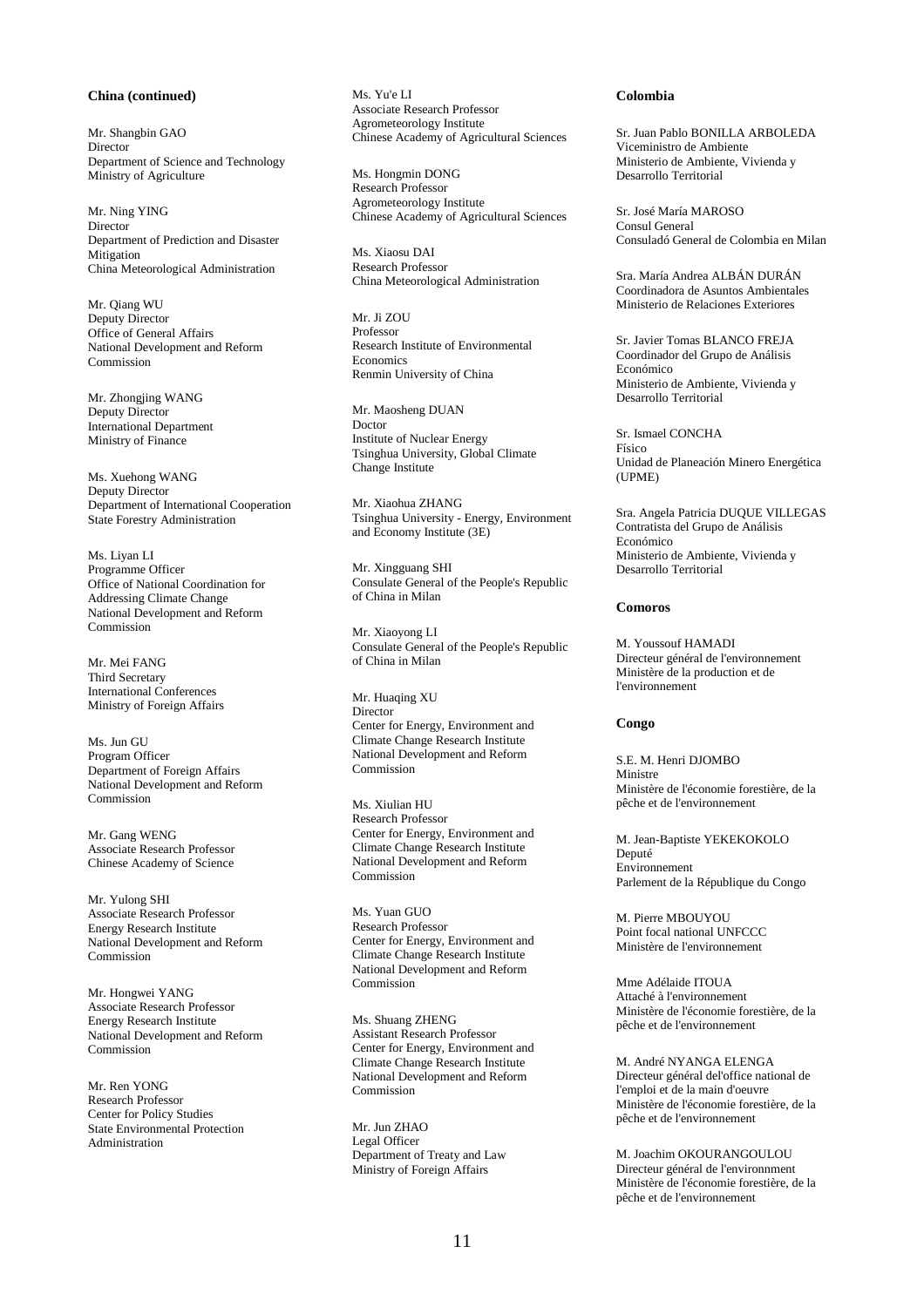**China (continued)**

Mr. Shangbin GAO
Director
Department of Science and Technology
Ministry of Agriculture

Mr. Ning YING
Director
Department of Prediction and Disaster Mitigation
China Meteorological Administration

Mr. Qiang WU
Deputy Director
Office of General Affairs
National Development and Reform Commission

Mr. Zhongjing WANG
Deputy Director
International Department
Ministry of Finance

Ms. Xuehong WANG
Deputy Director
Department of International Cooperation
State Forestry Administration

Ms. Liyan LI
Programme Officer
Office of National Coordination for Addressing Climate Change
National Development and Reform Commission

Mr. Mei FANG
Third Secretary
International Conferences
Ministry of Foreign Affairs

Ms. Jun GU
Program Officer
Department of Foreign Affairs
National Development and Reform Commission

Mr. Gang WENG
Associate Research Professor
Chinese Academy of Science

Mr. Yulong SHI
Associate Research Professor
Energy Research Institute
National Development and Reform Commission

Mr. Hongwei YANG
Associate Research Professor
Energy Research Institute
National Development and Reform Commission

Mr. Ren YONG
Research Professor
Center for Policy Studies
State Environmental Protection Administration

Ms. Yu'e LI
Associate Research Professor
Agrometeorology Institute
Chinese Academy of Agricultural Sciences

Ms. Hongmin DONG
Research Professor
Agrometeorology Institute
Chinese Academy of Agricultural Sciences

Ms. Xiaosu DAI
Research Professor
China Meteorological Administration

Mr. Ji ZOU
Professor
Research Institute of Environmental Economics
Renmin University of China

Mr. Maosheng DUAN
Doctor
Institute of Nuclear Energy
Tsinghua University, Global Climate Change Institute

Mr. Xiaohua ZHANG
Tsinghua University - Energy, Environment and Economy Institute (3E)

Mr. Xingguang SHI
Consulate General of the People's Republic of China in Milan

Mr. Xiaoyong LI
Consulate General of the People's Republic of China in Milan

Mr. Huaqing XU
Director
Center for Energy, Environment and Climate Change Research Institute
National Development and Reform Commission

Ms. Xiulian HU
Research Professor
Center for Energy, Environment and Climate Change Research Institute
National Development and Reform Commission

Ms. Yuan GUO
Research Professor
Center for Energy, Environment and Climate Change Research Institute
National Development and Reform Commission

Ms. Shuang ZHENG
Assistant Research Professor
Center for Energy, Environment and Climate Change Research Institute
National Development and Reform Commission

Mr. Jun ZHAO
Legal Officer
Department of Treaty and Law
Ministry of Foreign Affairs

**Colombia**

Sr. Juan Pablo BONILLA ARBOLEDA
Viceministro de Ambiente
Ministerio de Ambiente, Vivienda y Desarrollo Territorial

Sr. José María MAROSO
Consul General
Consuladó General de Colombia en Milan

Sra. María Andrea ALBÁN DURÁN
Coordinadora de Asuntos Ambientales
Ministerio de Relaciones Exteriores

Sr. Javier Tomas BLANCO FREJA
Coordinador del Grupo de Análisis Económico
Ministerio de Ambiente, Vivienda y Desarrollo Territorial

Sr. Ismael CONCHA
Físico
Unidad de Planeación Minero Energética (UPME)

Sra. Angela Patricia DUQUE VILLEGAS
Contratista del Grupo de Análisis Económico
Ministerio de Ambiente, Vivienda y Desarrollo Territorial

**Comoros**

M. Youssouf HAMADI
Directeur général de l'environnement
Ministère de la production et de l'environnement

**Congo**

S.E. M. Henri DJOMBO
Ministre
Ministère de l'économie forestière, de la pêche et de l'environnement

M. Jean-Baptiste YEKEKOKOLO
Deputé
Environnement
Parlement de la République du Congo

M. Pierre MBOUYOU
Point focal national UNFCCC
Ministère de l'environnement

Mme Adélaide ITOUA
Attaché à l'environnement
Ministère de l'économie forestière, de la pêche et de l'environnement

M. André NYANGA ELENGA
Directeur général del'office national de l'emploi et de la main d'oeuvre
Ministère de l'économie forestière, de la pêche et de l'environnement

M. Joachim OKOURANGOULOU
Directeur général de l'environnment
Ministère de l'économie forestière, de la pêche et de l'environnement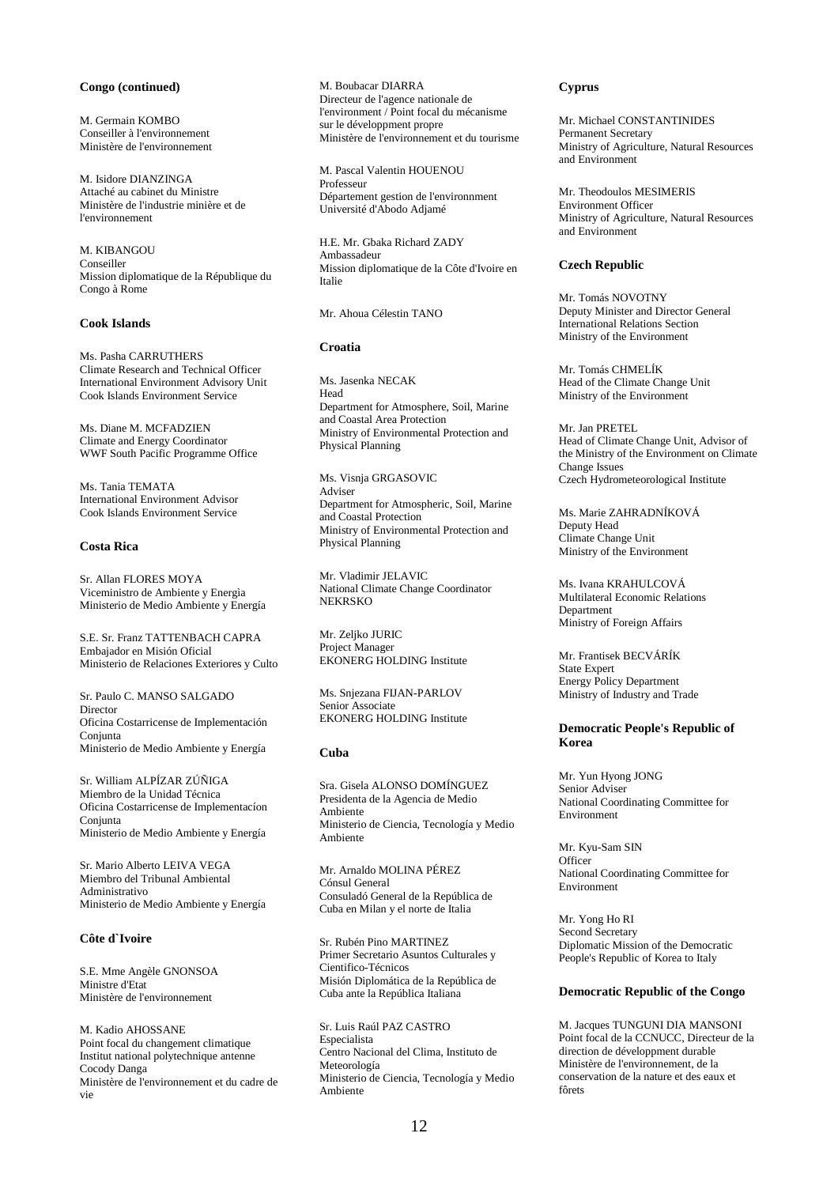**Congo (continued)**

M. Germain KOMBO
Conseiller à l'environnement
Ministère de l'environnement

M. Isidore DIANZINGA
Attaché au cabinet du Ministre
Ministère de l'industrie minière et de l'environnement

M. KIBANGOU
Conseiller
Mission diplomatique de la République du Congo à Rome

**Cook Islands**

Ms. Pasha CARRUTHERS
Climate Research and Technical Officer
International Environment Advisory Unit
Cook Islands Environment Service

Ms. Diane M. MCFADZIEN
Climate and Energy Coordinator
WWF South Pacific Programme Office

Ms. Tania TEMATA
International Environment Advisor
Cook Islands Environment Service

**Costa Rica**

Sr. Allan FLORES MOYA
Viceministro de Ambiente y Energìa
Ministerio de Medio Ambiente y Energía

S.E. Sr. Franz TATTENBACH CAPRA
Embajador en Misión Oficial
Ministerio de Relaciones Exteriores y Culto

Sr. Paulo C. MANSO SALGADO
Director
Oficina Costarricense de Implementación Conjunta
Ministerio de Medio Ambiente y Energía

Sr. William ALPÍZAR ZÚÑIGA
Miembro de la Unidad Técnica
Oficina Costarricense de Implementacíon Conjunta
Ministerio de Medio Ambiente y Energía

Sr. Mario Alberto LEIVA VEGA
Miembro del Tribunal Ambiental Administrativo
Ministerio de Medio Ambiente y Energía

**Côte d`Ivoire**

S.E. Mme Angèle GNONSOA
Ministre d'Etat
Ministère de l'environnement

M. Kadio AHOSSANE
Point focal du changement climatique
Institut national polytechnique antenne Cocody Danga
Ministère de l'environnement et du cadre de vie

M. Boubacar DIARRA
Directeur de l'agence nationale de l'environnement / Point focal du mécanisme sur le développment propre
Ministère de l'environnement et du tourisme

M. Pascal Valentin HOUENOU
Professeur
Département gestion de l'environnment
Université d'Abodo Adjamé

H.E. Mr. Gbaka Richard ZADY
Ambassadeur
Mission diplomatique de la Côte d'Ivoire en Italie

Mr. Ahoua Célestin TANO

**Croatia**

Ms. Jasenka NECAK
Head
Department for Atmosphere, Soil, Marine and Coastal Area Protection
Ministry of Environmental Protection and Physical Planning

Ms. Visnja GRGASOVIC
Adviser
Department for Atmospheric, Soil, Marine and Coastal Protection
Ministry of Environmental Protection and Physical Planning

Mr. Vladimir JELAVIC
National Climate Change Coordinator
NEKRSKO

Mr. Zeljko JURIC
Project Manager
EKONERG HOLDING Institute

Ms. Snjezana FIJAN-PARLOV
Senior Associate
EKONERG HOLDING Institute

**Cuba**

Sra. Gisela ALONSO DOMÍNGUEZ
Presidenta de la Agencia de Medio Ambiente
Ministerio de Ciencia, Tecnología y Medio Ambiente

Mr. Arnaldo MOLINA PÉREZ
Cónsul General
Consuladó General de la República de Cuba en Milan y el norte de Italia

Sr. Rubén Pino MARTINEZ
Primer Secretario Asuntos Culturales y Cientifico-Técnicos
Misión Diplomática de la República de Cuba ante la República Italiana

Sr. Luis Raúl PAZ CASTRO
Especialista
Centro Nacional del Clima, Instituto de Meteorología
Ministerio de Ciencia, Tecnología y Medio Ambiente

**Cyprus**

Mr. Michael CONSTANTINIDES
Permanent Secretary
Ministry of Agriculture, Natural Resources and Environment

Mr. Theodoulos MESIMERIS
Environment Officer
Ministry of Agriculture, Natural Resources and Environment

**Czech Republic**

Mr. Tomás NOVOTNY
Deputy Minister and Director General
International Relations Section
Ministry of the Environment

Mr. Tomás CHMELÍK
Head of the Climate Change Unit
Ministry of the Environment

Mr. Jan PRETEL
Head of Climate Change Unit, Advisor of the Ministry of the Environment on Climate Change Issues
Czech Hydrometeorological Institute

Ms. Marie ZAHRADNÍKOVÁ
Deputy Head
Climate Change Unit
Ministry of the Environment

Ms. Ivana KRAHULCOVÁ
Multilateral Economic Relations Department
Ministry of Foreign Affairs

Mr. Frantisek BECVÁRÍK
State Expert
Energy Policy Department
Ministry of Industry and Trade

**Democratic People's Republic of Korea**

Mr. Yun Hyong JONG
Senior Adviser
National Coordinating Committee for Environment

Mr. Kyu-Sam SIN
Officer
National Coordinating Committee for Environment

Mr. Yong Ho RI
Second Secretary
Diplomatic Mission of the Democratic People's Republic of Korea to Italy

**Democratic Republic of the Congo**

M. Jacques TUNGUNI DIA MANSONI
Point focal de la CCNUCC, Directeur de la direction de développment durable
Ministère de l'environnement, de la conservation de la nature et des eaux et fôrets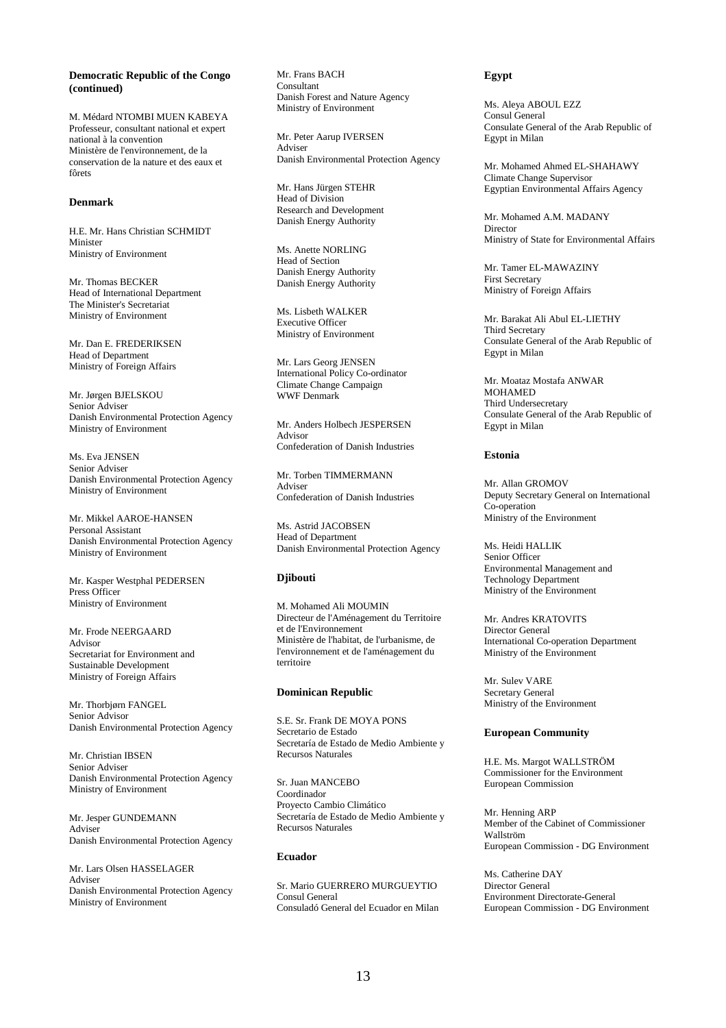**Democratic Republic of the Congo (continued)**

M. Médard NTOMBI MUEN KABEYA
Professeur, consultant national et expert national à la convention
Ministère de l'environnement, de la conservation de la nature et des eaux et fôrets

**Denmark**

H.E. Mr. Hans Christian SCHMIDT
Minister
Ministry of Environment

Mr. Thomas BECKER
Head of International Department
The Minister's Secretariat
Ministry of Environment

Mr. Dan E. FREDERIKSEN
Head of Department
Ministry of Foreign Affairs

Mr. Jørgen BJELSKOU
Senior Adviser
Danish Environmental Protection Agency
Ministry of Environment

Ms. Eva JENSEN
Senior Adviser
Danish Environmental Protection Agency
Ministry of Environment

Mr. Mikkel AAROE-HANSEN
Personal Assistant
Danish Environmental Protection Agency
Ministry of Environment

Mr. Kasper Westphal PEDERSEN
Press Officer
Ministry of Environment

Mr. Frode NEERGAARD
Advisor
Secretariat for Environment and Sustainable Development
Ministry of Foreign Affairs

Mr. Thorbjørn FANGEL
Senior Advisor
Danish Environmental Protection Agency

Mr. Christian IBSEN
Senior Adviser
Danish Environmental Protection Agency
Ministry of Environment

Mr. Jesper GUNDEMANN
Adviser
Danish Environmental Protection Agency

Mr. Lars Olsen HASSELAGER
Adviser
Danish Environmental Protection Agency
Ministry of Environment

Mr. Frans BACH
Consultant
Danish Forest and Nature Agency
Ministry of Environment

Mr. Peter Aarup IVERSEN
Adviser
Danish Environmental Protection Agency

Mr. Hans Jürgen STEHR
Head of Division
Research and Development
Danish Energy Authority

Ms. Anette NORLING
Head of Section
Danish Energy Authority
Danish Energy Authority

Ms. Lisbeth WALKER
Executive Officer
Ministry of Environment

Mr. Lars Georg JENSEN
International Policy Co-ordinator
Climate Change Campaign
WWF Denmark

Mr. Anders Holbech JESPERSEN
Advisor
Confederation of Danish Industries

Mr. Torben TIMMERMANN
Adviser
Confederation of Danish Industries

Ms. Astrid JACOBSEN
Head of Department
Danish Environmental Protection Agency

**Djibouti**

M. Mohamed Ali MOUMIN
Directeur de l'Aménagement du Territoire et de l'Environnement
Ministère de l'habitat, de l'urbanisme, de l'environnement et de l'aménagement du territoire

**Dominican Republic**

S.E. Sr. Frank DE MOYA PONS
Secretario de Estado
Secretaría de Estado de Medio Ambiente y Recursos Naturales

Sr. Juan MANCEBO
Coordinador
Proyecto Cambio Climático
Secretaría de Estado de Medio Ambiente y Recursos Naturales

**Ecuador**

Sr. Mario GUERRERO MURGUEYTIO
Consul General
Consuladó General del Ecuador en Milan

**Egypt**

Ms. Aleya ABOUL EZZ
Consul General
Consulate General of the Arab Republic of Egypt in Milan

Mr. Mohamed Ahmed EL-SHAHAWY
Climate Change Supervisor
Egyptian Environmental Affairs Agency

Mr. Mohamed A.M. MADANY
Director
Ministry of State for Environmental Affairs

Mr. Tamer EL-MAWAZINY
First Secretary
Ministry of Foreign Affairs

Mr. Barakat Ali Abul EL-LIETHY
Third Secretary
Consulate General of the Arab Republic of Egypt in Milan

Mr. Moataz Mostafa ANWAR MOHAMED
Third Undersecretary
Consulate General of the Arab Republic of Egypt in Milan

**Estonia**

Mr. Allan GROMOV
Deputy Secretary General on International Co-operation
Ministry of the Environment

Ms. Heidi HALLIK
Senior Officer
Environmental Management and Technology Department
Ministry of the Environment

Mr. Andres KRATOVITS
Director General
International Co-operation Department
Ministry of the Environment

Mr. Sulev VARE
Secretary General
Ministry of the Environment

**European Community**

H.E. Ms. Margot WALLSTRÖM
Commissioner for the Environment
European Commission

Mr. Henning ARP
Member of the Cabinet of Commissioner Wallström
European Commission - DG Environment

Ms. Catherine DAY
Director General
Environment Directorate-General
European Commission - DG Environment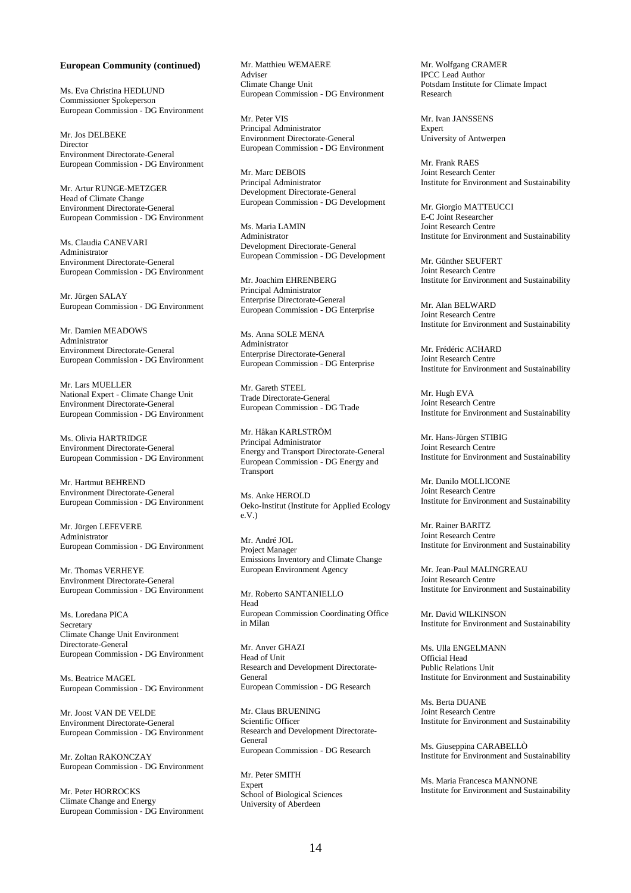**European Community (continued)**

Ms. Eva Christina HEDLUND
Commissioner Spokeperson
European Commission - DG Environment

Mr. Jos DELBEKE
Director
Environment Directorate-General
European Commission - DG Environment

Mr. Artur RUNGE-METZGER
Head of Climate Change
Environment Directorate-General
European Commission - DG Environment

Ms. Claudia CANEVARI
Administrator
Environment Directorate-General
European Commission - DG Environment

Mr. Jürgen SALAY
European Commission - DG Environment

Mr. Damien MEADOWS
Administrator
Environment Directorate-General
European Commission - DG Environment

Mr. Lars MUELLER
National Expert - Climate Change Unit
Environment Directorate-General
European Commission - DG Environment

Ms. Olivia HARTRIDGE
Environment Directorate-General
European Commission - DG Environment

Mr. Hartmut BEHREND
Environment Directorate-General
European Commission - DG Environment

Mr. Jürgen LEFEVERE
Administrator
European Commission - DG Environment

Mr. Thomas VERHEYE
Environment Directorate-General
European Commission - DG Environment

Ms. Loredana PICA
Secretary
Climate Change Unit Environment Directorate-General
European Commission - DG Environment

Ms. Beatrice MAGEL
European Commission - DG Environment

Mr. Joost VAN DE VELDE
Environment Directorate-General
European Commission - DG Environment

Mr. Zoltan RAKONCZAY
European Commission - DG Environment

Mr. Peter HORROCKS
Climate Change and Energy
European Commission - DG Environment

Mr. Matthieu WEMAERE
Adviser
Climate Change Unit
European Commission - DG Environment

Mr. Peter VIS
Principal Administrator
Environment Directorate-General
European Commission - DG Environment

Mr. Marc DEBOIS
Principal Administrator
Development Directorate-General
European Commission - DG Development

Ms. Maria LAMIN
Administrator
Development Directorate-General
European Commission - DG Development

Mr. Joachim EHRENBERG
Principal Administrator
Enterprise Directorate-General
European Commission - DG Enterprise

Ms. Anna SOLE MENA
Administrator
Enterprise Directorate-General
European Commission - DG Enterprise

Mr. Gareth STEEL
Trade Directorate-General
European Commission - DG Trade

Mr. Håkan KARLSTRÖM
Principal Administrator
Energy and Transport Directorate-General
European Commission - DG Energy and Transport

Ms. Anke HEROLD
Oeko-Institut (Institute for Applied Ecology e.V.)

Mr. André JOL
Project Manager
Emissions Inventory and Climate Change
European Environment Agency

Mr. Roberto SANTANIELLO
Head
European Commission Coordinating Office in Milan

Mr. Anver GHAZI
Head of Unit
Research and Development Directorate-General
European Commission - DG Research

Mr. Claus BRUENING
Scientific Officer
Research and Development Directorate-General
European Commission - DG Research

Mr. Peter SMITH
Expert
School of Biological Sciences
University of Aberdeen

Mr. Wolfgang CRAMER
IPCC Lead Author
Potsdam Institute for Climate Impact Research

Mr. Ivan JANSSENS
Expert
University of Antwerpen

Mr. Frank RAES
Joint Research Center
Institute for Environment and Sustainability

Mr. Giorgio MATTEUCCI
E-C Joint Researcher
Joint Research Centre
Institute for Environment and Sustainability

Mr. Günther SEUFERT
Joint Research Centre
Institute for Environment and Sustainability

Mr. Alan BELWARD
Joint Research Centre
Institute for Environment and Sustainability

Mr. Frédéric ACHARD
Joint Research Centre
Institute for Environment and Sustainability

Mr. Hugh EVA
Joint Research Centre
Institute for Environment and Sustainability

Mr. Hans-Jürgen STIBIG
Joint Research Centre
Institute for Environment and Sustainability

Mr. Danilo MOLLICONE
Joint Research Centre
Institute for Environment and Sustainability

Mr. Rainer BARITZ
Joint Research Centre
Institute for Environment and Sustainability

Mr. Jean-Paul MALINGREAU
Joint Research Centre
Institute for Environment and Sustainability

Mr. David WILKINSON
Institute for Environment and Sustainability

Ms. Ulla ENGELMANN
Official Head
Public Relations Unit
Institute for Environment and Sustainability

Ms. Berta DUANE
Joint Research Centre
Institute for Environment and Sustainability

Ms. Giuseppina CARABELLÒ
Institute for Environment and Sustainability

Ms. Maria Francesca MANNONE
Institute for Environment and Sustainability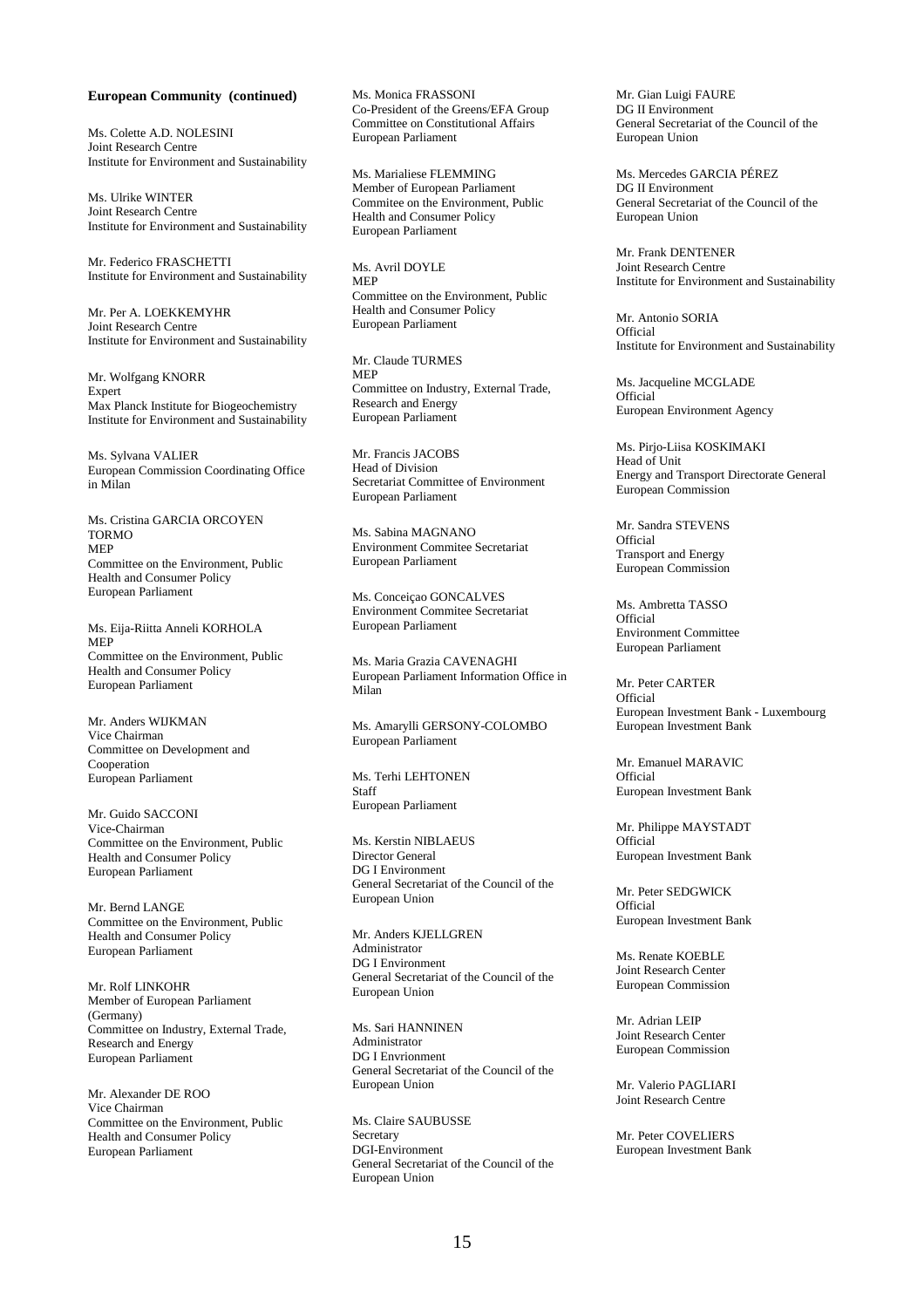**European Community (continued)**

Ms. Colette A.D. NOLESINI
Joint Research Centre
Institute for Environment and Sustainability

Ms. Ulrike WINTER
Joint Research Centre
Institute for Environment and Sustainability

Mr. Federico FRASCHETTI
Institute for Environment and Sustainability

Mr. Per A. LOEKKEMYHR
Joint Research Centre
Institute for Environment and Sustainability

Mr. Wolfgang KNORR
Expert
Max Planck Institute for Biogeochemistry
Institute for Environment and Sustainability

Ms. Sylvana VALIER
European Commission Coordinating Office in Milan

Ms. Cristina GARCIA ORCOYEN TORMO
MEP
Committee on the Environment, Public Health and Consumer Policy
European Parliament

Ms. Eija-Riitta Anneli KORHOLA
MEP
Committee on the Environment, Public Health and Consumer Policy
European Parliament

Mr. Anders WIJKMAN
Vice Chairman
Committee on Development and Cooperation
European Parliament

Mr. Guido SACCONI
Vice-Chairman
Committee on the Environment, Public Health and Consumer Policy
European Parliament

Mr. Bernd LANGE
Committee on the Environment, Public Health and Consumer Policy
European Parliament

Mr. Rolf LINKOHR
Member of European Parliament (Germany)
Committee on Industry, External Trade, Research and Energy
European Parliament

Mr. Alexander DE ROO
Vice Chairman
Committee on the Environment, Public Health and Consumer Policy
European Parliament

Ms. Monica FRASSONI
Co-President of the Greens/EFA Group
Committee on Constitutional Affairs
European Parliament

Ms. Marialiese FLEMMING
Member of European Parliament
Commitee on the Environment, Public Health and Consumer Policy
European Parliament

Ms. Avril DOYLE
MEP
Committee on the Environment, Public Health and Consumer Policy
European Parliament

Mr. Claude TURMES
MEP
Committee on Industry, External Trade, Research and Energy
European Parliament

Mr. Francis JACOBS
Head of Division
Secretariat Committee of Environment
European Parliament

Ms. Sabina MAGNANO
Environment Commitee Secretariat
European Parliament

Ms. Conceiçao GONCALVES
Environment Commitee Secretariat
European Parliament

Ms. Maria Grazia CAVENAGHI
European Parliament Information Office in Milan

Ms. Amarylli GERSONY-COLOMBO
European Parliament

Ms. Terhi LEHTONEN
Staff
European Parliament

Ms. Kerstin NIBLAEUS
Director General
DG I Environment
General Secretariat of the Council of the European Union

Mr. Anders KJELLGREN
Administrator
DG I Environment
General Secretariat of the Council of the European Union

Ms. Sari HANNINEN
Administrator
DG I Envrionment
General Secretariat of the Council of the European Union

Ms. Claire SAUBUSSE
Secretary
DGI-Environment
General Secretariat of the Council of the European Union

Mr. Gian Luigi FAURE
DG II Environment
General Secretariat of the Council of the European Union

Ms. Mercedes GARCIA PÉREZ
DG II Environment
General Secretariat of the Council of the European Union

Mr. Frank DENTENER
Joint Research Centre
Institute for Environment and Sustainability

Mr. Antonio SORIA
Official
Institute for Environment and Sustainability

Ms. Jacqueline MCGLADE
Official
European Environment Agency

Ms. Pirjo-Liisa KOSKIMAKI
Head of Unit
Energy and Transport Directorate General
European Commission

Mr. Sandra STEVENS
Official
Transport and Energy
European Commission

Ms. Ambretta TASSO
Official
Environment Committee
European Parliament

Mr. Peter CARTER
Official
European Investment Bank - Luxembourg
European Investment Bank

Mr. Emanuel MARAVIC
Official
European Investment Bank

Mr. Philippe MAYSTADT
Official
European Investment Bank

Mr. Peter SEDGWICK
Official
European Investment Bank

Ms. Renate KOEBLE
Joint Research Center
European Commission

Mr. Adrian LEIP
Joint Research Center
European Commission

Mr. Valerio PAGLIARI
Joint Research Centre

Mr. Peter COVELIERS
European Investment Bank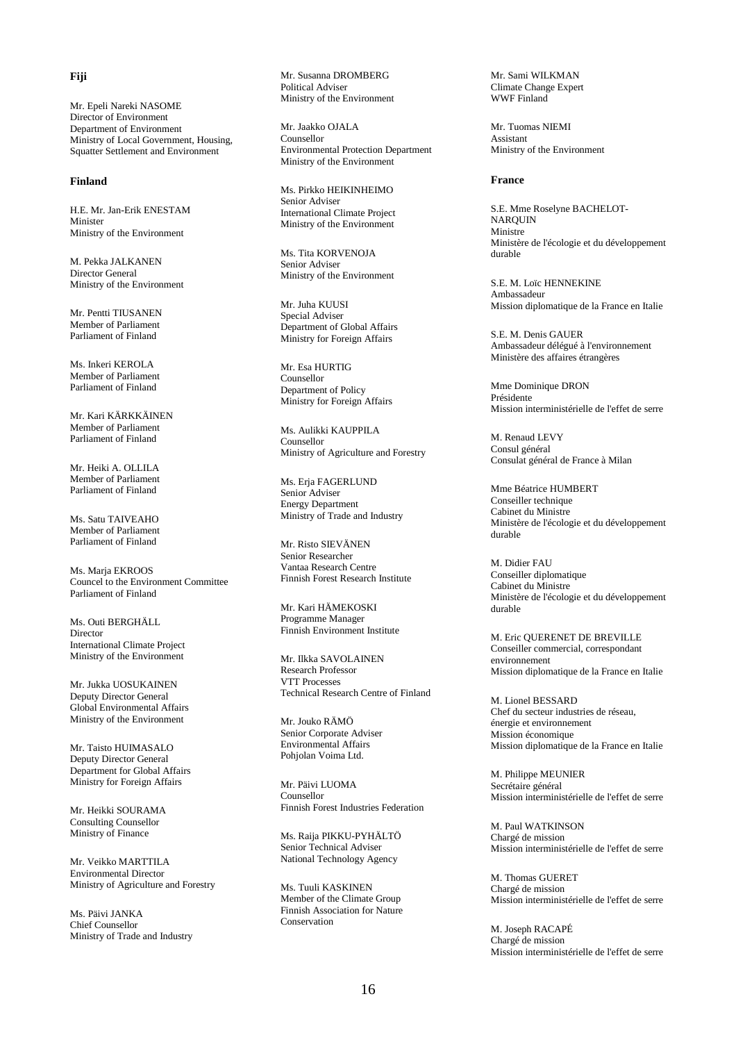**Fiji**

Mr. Epeli Nareki NASOME
Director of Environment
Department of Environment
Ministry of Local Government, Housing, Squatter Settlement and Environment

**Finland**

H.E. Mr. Jan-Erik ENESTAM
Minister
Ministry of the Environment

M. Pekka JALKANEN
Director General
Ministry of the Environment

Mr. Pentti TIUSANEN
Member of Parliament
Parliament of Finland

Ms. Inkeri KEROLA
Member of Parliament
Parliament of Finland

Mr. Kari KÄRKKÄINEN
Member of Parliament
Parliament of Finland

Mr. Heiki A. OLLILA
Member of Parliament
Parliament of Finland

Ms. Satu TAIVEAHO
Member of Parliament
Parliament of Finland

Ms. Marja EKROOS
Councel to the Environment Committee
Parliament of Finland

Ms. Outi BERGHÄLL
Director
International Climate Project
Ministry of the Environment

Mr. Jukka UOSUKAINEN
Deputy Director General
Global Environmental Affairs
Ministry of the Environment

Mr. Taisto HUIMASALO
Deputy Director General
Department for Global Affairs
Ministry for Foreign Affairs

Mr. Heikki SOURAMA
Consulting Counsellor
Ministry of Finance

Mr. Veikko MARTTILA
Environmental Director
Ministry of Agriculture and Forestry

Ms. Päivi JANKA
Chief Counsellor
Ministry of Trade and Industry

Mr. Susanna DROMBERG
Political Adviser
Ministry of the Environment

Mr. Jaakko OJALA
Counsellor
Environmental Protection Department
Ministry of the Environment

Ms. Pirkko HEIKINHEIMO
Senior Adviser
International Climate Project
Ministry of the Environment

Ms. Tita KORVENOJA
Senior Adviser
Ministry of the Environment

Mr. Juha KUUSI
Special Adviser
Department of Global Affairs
Ministry for Foreign Affairs

Mr. Esa HURTIG
Counsellor
Department of Policy
Ministry for Foreign Affairs

Ms. Aulikki KAUPPILA
Counsellor
Ministry of Agriculture and Forestry

Ms. Erja FAGERLUND
Senior Adviser
Energy Department
Ministry of Trade and Industry

Mr. Risto SIEVÄNEN
Senior Researcher
Vantaa Research Centre
Finnish Forest Research Institute

Mr. Kari HÄMEKOSKI
Programme Manager
Finnish Environment Institute

Mr. Ilkka SAVOLAINEN
Research Professor
VTT Processes
Technical Research Centre of Finland

Mr. Jouko RÄMÖ
Senior Corporate Adviser
Environmental Affairs
Pohjolan Voima Ltd.

Mr. Päivi LUOMA
Counsellor
Finnish Forest Industries Federation

Ms. Raija PIKKU-PYHÄLTÖ
Senior Technical Adviser
National Technology Agency

Ms. Tuuli KASKINEN
Member of the Climate Group
Finnish Association for Nature Conservation

Mr. Sami WILKMAN
Climate Change Expert
WWF Finland

Mr. Tuomas NIEMI
Assistant
Ministry of the Environment

**France**

S.E. Mme Roselyne BACHELOT-NARQUIN
Ministre
Ministère de l'écologie et du développement durable

S.E. M. Loïc HENNEKINE
Ambassadeur
Mission diplomatique de la France en Italie

S.E. M. Denis GAUER
Ambassadeur délégué à l'environnement
Ministère des affaires étrangères

Mme Dominique DRON
Présidente
Mission interministérielle de l'effet de serre

M. Renaud LEVY
Consul général
Consulat général de France à Milan

Mme Béatrice HUMBERT
Conseiller technique
Cabinet du Ministre
Ministère de l'écologie et du développement durable

M. Didier FAU
Conseiller diplomatique
Cabinet du Ministre
Ministère de l'écologie et du développement durable

M. Eric QUERENET DE BREVILLE
Conseiller commercial, correspondant environnement
Mission diplomatique de la France en Italie

M. Lionel BESSARD
Chef du secteur industries de réseau, énergie et environnement
Mission économique
Mission diplomatique de la France en Italie

M. Philippe MEUNIER
Secrétaire général
Mission interministérielle de l'effet de serre

M. Paul WATKINSON
Chargé de mission
Mission interministérielle de l'effet de serre

M. Thomas GUERET
Chargé de mission
Mission interministérielle de l'effet de serre

M. Joseph RACAPÉ
Chargé de mission
Mission interministérielle de l'effet de serre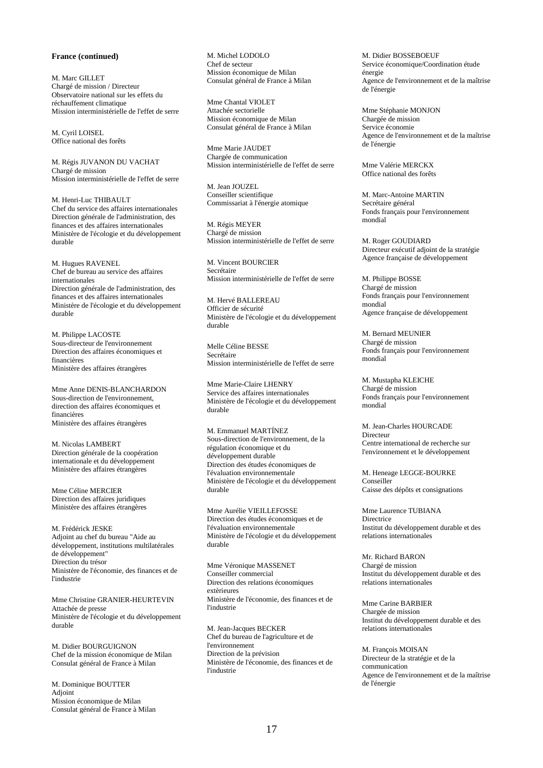**France (continued)**

M. Marc GILLET
Chargé de mission / Directeur
Observatoire national sur les effets du réchauffement climatique
Mission interministérielle de l'effet de serre

M. Cyril LOISEL
Office national des forêts

M. Régis JUVANON DU VACHAT
Chargé de mission
Mission interministérielle de l'effet de serre

M. Henri-Luc THIBAULT
Chef du service des affaires internationales
Direction générale de l'administration, des finances et des affaires internationales
Ministère de l'écologie et du développement durable

M. Hugues RAVENEL
Chef de bureau au service des affaires internationales
Direction générale de l'administration, des finances et des affaires internationales
Ministère de l'écologie et du développement durable

M. Philippe LACOSTE
Sous-directeur de l'environnement
Direction des affaires économiques et financières
Ministère des affaires étrangères

Mme Anne DENIS-BLANCHARDON
Sous-direction de l'environnement, direction des affaires économiques et financières
Ministère des affaires étrangères

M. Nicolas LAMBERT
Direction générale de la coopération internationale et du développement
Ministère des affaires étrangères

Mme Céline MERCIER
Direction des affaires juridiques
Ministère des affaires étrangères

M. Frédérick JESKE
Adjoint au chef du bureau "Aide au développement, institutions multilatérales de développement"
Direction du trésor
Ministère de l'économie, des finances et de l'industrie

Mme Christine GRANIER-HEURTEVIN
Attachée de presse
Ministère de l'écologie et du développement durable

M. Didier BOURGUIGNON
Chef de la mission économique de Milan
Consulat général de France à Milan

M. Dominique BOUTTER
Adjoint
Mission économique de Milan
Consulat général de France à Milan

M. Michel LODOLO
Chef de secteur
Mission économique de Milan
Consulat général de France à Milan

Mme Chantal VIOLET
Attachée sectorielle
Mission économique de Milan
Consulat général de France à Milan

Mme Marie JAUDET
Chargée de communication
Mission interministérielle de l'effet de serre

M. Jean JOUZEL
Conseiller scientifique
Commissariat à l'énergie atomique

M. Régis MEYER
Chargé de mission
Mission interministérielle de l'effet de serre

M. Vincent BOURCIER
Secrétaire
Mission interministérielle de l'effet de serre

M. Hervé BALLEREAU
Officier de sécurité
Ministère de l'écologie et du développement durable

Melle Céline BESSE
Secrétaire
Mission interministérielle de l'effet de serre

Mme Marie-Claire LHENRY
Service des affaires internationales
Ministère de l'écologie et du développement durable

M. Emmanuel MARTÍNEZ
Sous-direction de l'environnement, de la régulation économique et du développement durable
Direction des études économiques de l'évaluation environnementale
Ministère de l'écologie et du développement durable

Mme Aurélie VIEILLEFOSSE
Direction des études économiques et de l'évaluation environnementale
Ministère de l'écologie et du développement durable

Mme Véronique MASSENET
Conseiller commercial
Direction des relations économiques extèrieures
Ministère de l'économie, des finances et de l'industrie

M. Jean-Jacques BECKER
Chef du bureau de l'agriculture et de l'environnement
Direction de la prévision
Ministère de l'économie, des finances et de l'industrie

M. Didier BOSSEBOEUF
Service économique/Coordination étude énergie
Agence de l'environnement et de la maîtrise de l'énergie

Mme Stéphanie MONJON
Chargée de mission
Service économie
Agence de l'environnement et de la maîtrise de l'énergie

Mme Valérie MERCKX
Office national des forêts

M. Marc-Antoine MARTIN
Secrétaire général
Fonds français pour l'environnement mondial

M. Roger GOUDIARD
Directeur exécutif adjoint de la stratégie
Agence française de développement

M. Philippe BOSSE
Chargé de mission
Fonds français pour l'environnement mondial
Agence française de développement

M. Bernard MEUNIER
Chargé de mission
Fonds français pour l'environnement mondial

M. Mustapha KLEICHE
Chargé de mission
Fonds français pour l'environnement mondial

M. Jean-Charles HOURCADE
Directeur
Centre international de recherche sur l'environnement et le développement

M. Heneage LEGGE-BOURKE
Conseiller
Caisse des dépôts et consignations

Mme Laurence TUBIANA
Directrice
Institut du développement durable et des relations internationales

Mr. Richard BARON
Chargé de mission
Institut du développement durable et des relations internationales

Mme Carine BARBIER
Chargée de mission
Institut du développement durable et des relations internationales

M. François MOISAN
Directeur de la stratégie et de la communication
Agence de l'environnement et de la maîtrise de l'énergie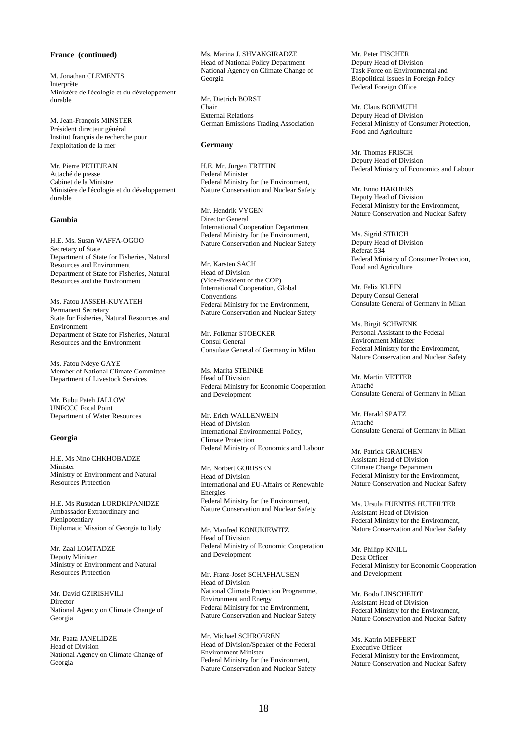**France (continued)**

M. Jonathan CLEMENTS
Interprète
Ministère de l'écologie et du développement durable

M. Jean-François MINSTER
Président directeur général
Institut français de recherche pour l'exploitation de la mer

Mr. Pierre PETITJEAN
Attaché de presse
Cabinet de la Ministre
Ministère de l'écologie et du développement durable

**Gambia**

H.E. Ms. Susan WAFFA-OGOO
Secretary of State
Department of State for Fisheries, Natural Resources and Environment
Department of State for Fisheries, Natural Resources and the Environment

Ms. Fatou JASSEH-KUYATEH
Permanent Secretary
State for Fisheries, Natural Resources and Environment
Department of State for Fisheries, Natural Resources and the Environment

Ms. Fatou Ndeye GAYE
Member of National Climate Committee
Department of Livestock Services

Mr. Bubu Pateh JALLOW
UNFCCC Focal Point
Department of Water Resources

**Georgia**

H.E. Ms Nino CHKHOBADZE
Minister
Ministry of Environment and Natural Resources Protection

H.E. Ms Rusudan LORDKIPANIDZE
Ambassador Extraordinary and Plenipotentiary
Diplomatic Mission of Georgia to Italy

Mr. Zaal LOMTADZE
Deputy Minister
Ministry of Environment and Natural Resources Protection

Mr. David GZIRISHVILI
Director
National Agency on Climate Change of Georgia

Mr. Paata JANELIDZE
Head of Division
National Agency on Climate Change of Georgia

Ms. Marina J. SHVANGIRADZE
Head of National Policy Department
National Agency on Climate Change of Georgia

Mr. Dietrich BORST
Chair
External Relations
German Emissions Trading Association

**Germany**

H.E. Mr. Jürgen TRITTIN
Federal Minister
Federal Ministry for the Environment, Nature Conservation and Nuclear Safety

Mr. Hendrik VYGEN
Director General
International Cooperation Department
Federal Ministry for the Environment, Nature Conservation and Nuclear Safety

Mr. Karsten SACH
Head of Division
(Vice-President of the COP)
International Cooperation, Global Conventions
Federal Ministry for the Environment, Nature Conservation and Nuclear Safety

Mr. Folkmar STOECKER
Consul General
Consulate General of Germany in Milan

Ms. Marita STEINKE
Head of Division
Federal Ministry for Economic Cooperation and Development

Mr. Erich WALLENWEIN
Head of Division
International Environmental Policy, Climate Protection
Federal Ministry of Economics and Labour

Mr. Norbert GORISSEN
Head of Division
International and EU-Affairs of Renewable Energies
Federal Ministry for the Environment, Nature Conservation and Nuclear Safety

Mr. Manfred KONUKIEWITZ
Head of Division
Federal Ministry of Economic Cooperation and Development

Mr. Franz-Josef SCHAFHAUSEN
Head of Division
National Climate Protection Programme, Environment and Energy
Federal Ministry for the Environment, Nature Conservation and Nuclear Safety

Mr. Michael SCHROEREN
Head of Division/Speaker of the Federal Environment Minister
Federal Ministry for the Environment, Nature Conservation and Nuclear Safety

Mr. Peter FISCHER
Deputy Head of Division
Task Force on Environmental and Biopolitical Issues in Foreign Policy
Federal Foreign Office

Mr. Claus BORMUTH
Deputy Head of Division
Federal Ministry of Consumer Protection, Food and Agriculture

Mr. Thomas FRISCH
Deputy Head of Division
Federal Ministry of Economics and Labour

Mr. Enno HARDERS
Deputy Head of Division
Federal Ministry for the Environment, Nature Conservation and Nuclear Safety

Ms. Sigrid STRICH
Deputy Head of Division
Referat 534
Federal Ministry of Consumer Protection, Food and Agriculture

Mr. Felix KLEIN
Deputy Consul General
Consulate General of Germany in Milan

Ms. Birgit SCHWENK
Personal Assistant to the Federal Environment Minister
Federal Ministry for the Environment, Nature Conservation and Nuclear Safety

Mr. Martin VETTER
Attaché
Consulate General of Germany in Milan

Mr. Harald SPATZ
Attaché
Consulate General of Germany in Milan

Mr. Patrick GRAICHEN
Assistant Head of Division
Climate Change Department
Federal Ministry for the Environment, Nature Conservation and Nuclear Safety

Ms. Ursula FUENTES HUTFILTER
Assistant Head of Division
Federal Ministry for the Environment, Nature Conservation and Nuclear Safety

Mr. Philipp KNILL
Desk Officer
Federal Ministry for Economic Cooperation and Development

Mr. Bodo LINSCHEIDT
Assistant Head of Division
Federal Ministry for the Environment, Nature Conservation and Nuclear Safety

Ms. Katrin MEFFERT
Executive Officer
Federal Ministry for the Environment, Nature Conservation and Nuclear Safety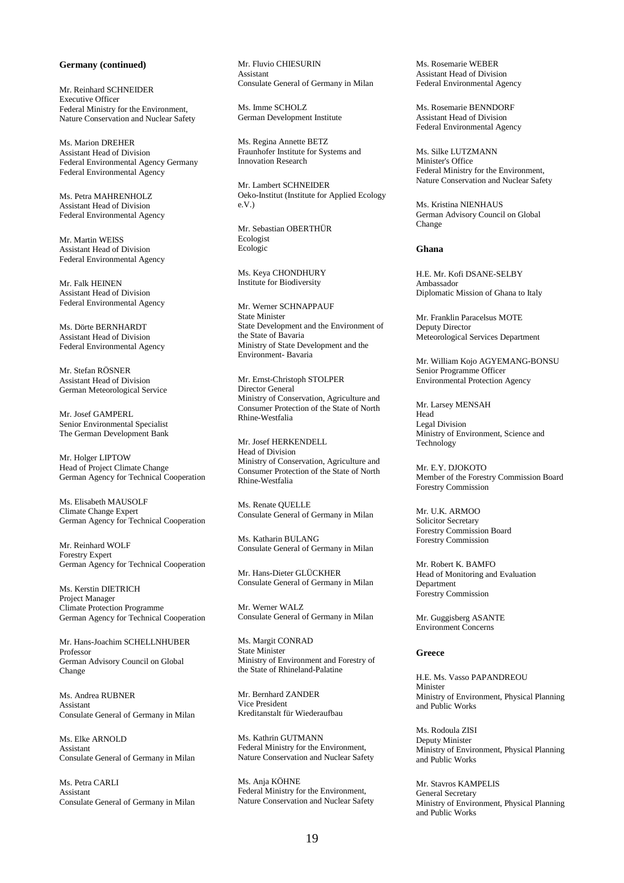**Germany (continued)**

Mr. Reinhard SCHNEIDER
Executive Officer
Federal Ministry for the Environment, Nature Conservation and Nuclear Safety

Ms. Marion DREHER
Assistant Head of Division
Federal Environmental Agency Germany
Federal Environmental Agency

Ms. Petra MAHRENHOLZ
Assistant Head of Division
Federal Environmental Agency

Mr. Martin WEISS
Assistant Head of Division
Federal Environmental Agency

Mr. Falk HEINEN
Assistant Head of Division
Federal Environmental Agency

Ms. Dörte BERNHARDT
Assistant Head of Division
Federal Environmental Agency

Mr. Stefan RÖSNER
Assistant Head of Division
German Meteorological Service

Mr. Josef GAMPERL
Senior Environmental Specialist
The German Development Bank

Mr. Holger LIPTOW
Head of Project Climate Change
German Agency for Technical Cooperation

Ms. Elisabeth MAUSOLF
Climate Change Expert
German Agency for Technical Cooperation

Mr. Reinhard WOLF
Forestry Expert
German Agency for Technical Cooperation

Ms. Kerstin DIETRICH
Project Manager
Climate Protection Programme
German Agency for Technical Cooperation

Mr. Hans-Joachim SCHELLNHUBER
Professor
German Advisory Council on Global Change

Ms. Andrea RUBNER
Assistant
Consulate General of Germany in Milan

Ms. Elke ARNOLD
Assistant
Consulate General of Germany in Milan

Ms. Petra CARLI
Assistant
Consulate General of Germany in Milan

Mr. Fluvio CHIESURIN
Assistant
Consulate General of Germany in Milan

Ms. Imme SCHOLZ
German Development Institute

Ms. Regina Annette BETZ
Fraunhofer Institute for Systems and Innovation Research

Mr. Lambert SCHNEIDER
Oeko-Institut (Institute for Applied Ecology e.V.)

Mr. Sebastian OBERTHÜR
Ecologist
Ecologic

Ms. Keya CHONDHURY
Institute for Biodiversity

Mr. Werner SCHNAPPAUF
State Minister
State Development and the Environment of the State of Bavaria
Ministry of State Development and the Environment- Bavaria

Mr. Ernst-Christoph STOLPER
Director General
Ministry of Conservation, Agriculture and Consumer Protection of the State of North Rhine-Westfalia

Mr. Josef HERKENDELL
Head of Division
Ministry of Conservation, Agriculture and Consumer Protection of the State of North Rhine-Westfalia

Ms. Renate QUELLE
Consulate General of Germany in Milan

Ms. Katharin BULANG
Consulate General of Germany in Milan

Mr. Hans-Dieter GLÜCKHER
Consulate General of Germany in Milan

Mr. Werner WALZ
Consulate General of Germany in Milan

Ms. Margit CONRAD
State Minister
Ministry of Environment and Forestry of the State of Rhineland-Palatine

Mr. Bernhard ZANDER
Vice President
Kreditanstalt für Wiederaufbau

Ms. Kathrin GUTMANN
Federal Ministry for the Environment, Nature Conservation and Nuclear Safety

Ms. Anja KÖHNE
Federal Ministry for the Environment, Nature Conservation and Nuclear Safety

Ms. Rosemarie WEBER
Assistant Head of Division
Federal Environmental Agency

Ms. Rosemarie BENNDORF
Assistant Head of Division
Federal Environmental Agency

Ms. Silke LUTZMANN
Minister's Office
Federal Ministry for the Environment, Nature Conservation and Nuclear Safety

Ms. Kristina NIENHAUS
German Advisory Council on Global Change

**Ghana**

H.E. Mr. Kofi DSANE-SELBY
Ambassador
Diplomatic Mission of Ghana to Italy

Mr. Franklin Paracelsus MOTE
Deputy Director
Meteorological Services Department

Mr. William Kojo AGYEMANG-BONSU
Senior Programme Officer
Environmental Protection Agency

Mr. Larsey MENSAH
Head
Legal Division
Ministry of Environment, Science and Technology

Mr. E.Y. DJOKOTO
Member of the Forestry Commission Board
Forestry Commission

Mr. U.K. ARMOO
Solicitor Secretary
Forestry Commission Board
Forestry Commission

Mr. Robert K. BAMFO
Head of Monitoring and Evaluation Department
Forestry Commission

Mr. Guggisberg ASANTE
Environment Concerns

**Greece**

H.E. Ms. Vasso PAPANDREOU
Minister
Ministry of Environment, Physical Planning and Public Works

Ms. Rodoula ZISI
Deputy Minister
Ministry of Environment, Physical Planning and Public Works

Mr. Stavros KAMPELIS
General Secretary
Ministry of Environment, Physical Planning and Public Works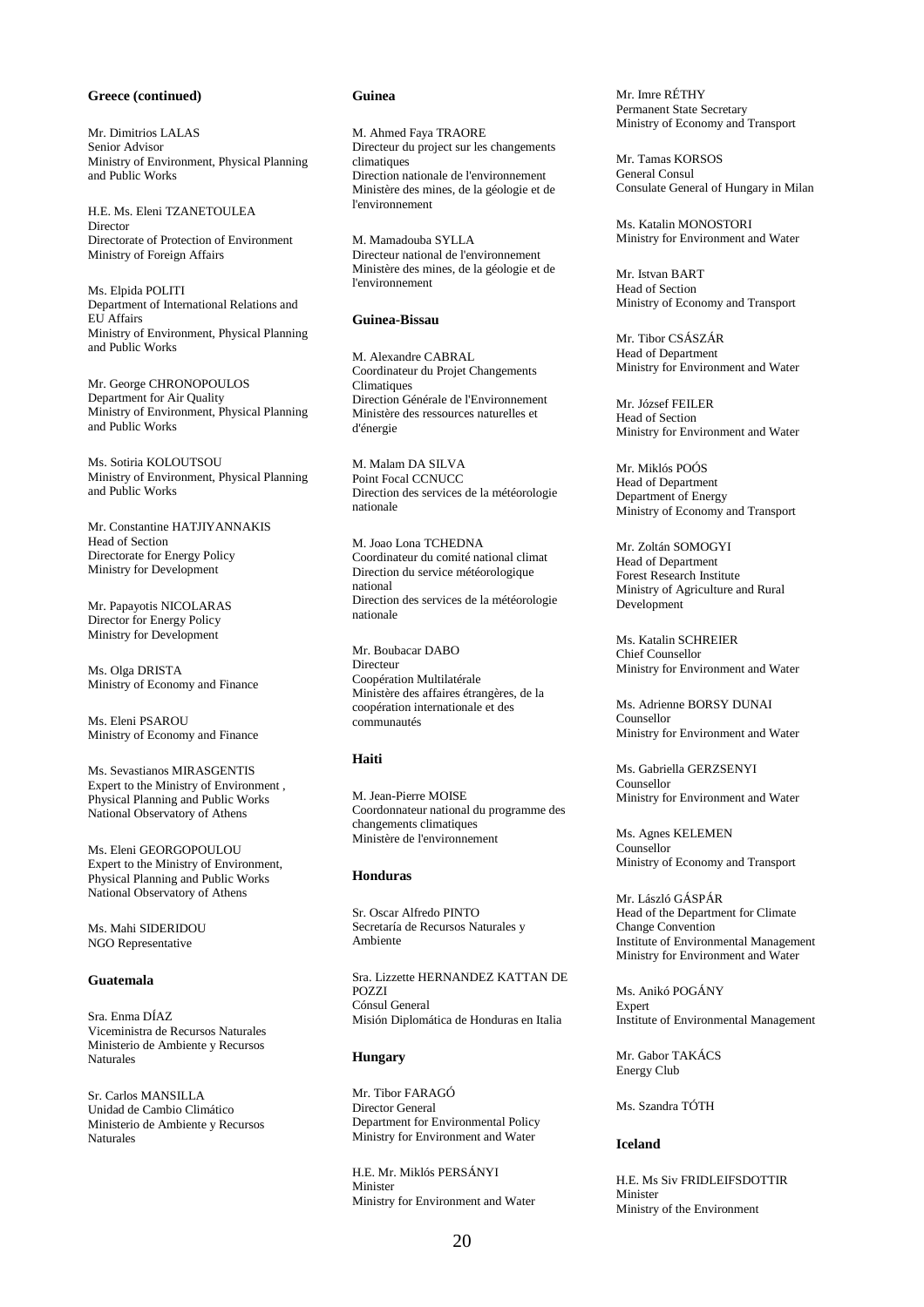**Greece (continued)**

Mr. Dimitrios LALAS
Senior Advisor
Ministry of Environment, Physical Planning and Public Works

H.E. Ms. Eleni TZANETOULEA
Director
Directorate of Protection of Environment
Ministry of Foreign Affairs

Ms. Elpida POLITI
Department of International Relations and EU Affairs
Ministry of Environment, Physical Planning and Public Works

Mr. George CHRONOPOULOS
Department for Air Quality
Ministry of Environment, Physical Planning and Public Works

Ms. Sotiria KOLOUTSOU
Ministry of Environment, Physical Planning and Public Works

Mr. Constantine HATJIYANNAKIS
Head of Section
Directorate for Energy Policy
Ministry for Development

Mr. Papayotis NICOLARAS
Director for Energy Policy
Ministry for Development

Ms. Olga DRISTA
Ministry of Economy and Finance

Ms. Eleni PSAROU
Ministry of Economy and Finance

Ms. Sevastianos MIRASGENTIS
Expert to the Ministry of Environment , Physical Planning and Public Works
National Observatory of Athens

Ms. Eleni GEORGOPOULOU
Expert to the Ministry of Environment, Physical Planning and Public Works
National Observatory of Athens

Ms. Mahi SIDERIDOU
NGO Representative

**Guatemala**

Sra. Enma DÍAZ
Viceministra de Recursos Naturales
Ministerio de Ambiente y Recursos Naturales

Sr. Carlos MANSILLA
Unidad de Cambio Climático
Ministerio de Ambiente y Recursos Naturales

**Guinea**

M. Ahmed Faya TRAORE
Directeur du project sur les changements climatiques
Direction nationale de l'environnement
Ministère des mines, de la géologie et de l'environnement

M. Mamadouba SYLLA
Directeur national de l'environnement
Ministère des mines, de la géologie et de l'environnement

**Guinea-Bissau**

M. Alexandre CABRAL
Coordinateur du Projet Changements Climatiques
Direction Générale de l'Environnement
Ministère des ressources naturelles et d'énergie

M. Malam DA SILVA
Point Focal CCNUCC
Direction des services de la météorologie nationale

M. Joao Lona TCHEDNA
Coordinateur du comité national climat
Direction du service météorologique national
Direction des services de la météorologie nationale

Mr. Boubacar DABO
Directeur
Coopération Multilatérale
Ministère des affaires étrangères, de la coopération internationale et des communautés

**Haiti**

M. Jean-Pierre MOISE
Coordonnateur national du programme des changements climatiques
Ministère de l'environnement

**Honduras**

Sr. Oscar Alfredo PINTO
Secretaría de Recursos Naturales y Ambiente

Sra. Lizzette HERNANDEZ KATTAN DE POZZI
Cónsul General
Misión Diplomática de Honduras en Italia

**Hungary**

Mr. Tibor FARAGÓ
Director General
Department for Environmental Policy
Ministry for Environment and Water

H.E. Mr. Miklós PERSÁNYI
Minister
Ministry for Environment and Water

Mr. Imre RÉTHY
Permanent State Secretary
Ministry of Economy and Transport

Mr. Tamas KORSOS
General Consul
Consulate General of Hungary in Milan

Ms. Katalin MONOSTORI
Ministry for Environment and Water

Mr. Istvan BART
Head of Section
Ministry of Economy and Transport

Mr. Tibor CSÁSZÁR
Head of Department
Ministry for Environment and Water

Mr. József FEILER
Head of Section
Ministry for Environment and Water

Mr. Miklós POÓS
Head of Department
Department of Energy
Ministry of Economy and Transport

Mr. Zoltán SOMOGYI
Head of Department
Forest Research Institute
Ministry of Agriculture and Rural Development

Ms. Katalin SCHREIER
Chief Counsellor
Ministry for Environment and Water

Ms. Adrienne BORSY DUNAI
Counsellor
Ministry for Environment and Water

Ms. Gabriella GERZSENYI
Counsellor
Ministry for Environment and Water

Ms. Agnes KELEMEN
Counsellor
Ministry of Economy and Transport

Mr. László GÁSPÁR
Head of the Department for Climate Change Convention
Institute of Environmental Management
Ministry for Environment and Water

Ms. Anikó POGÁNY
Expert
Institute of Environmental Management

Mr. Gabor TAKÁCS
Energy Club

Ms. Szandra TÓTH

**Iceland**

H.E. Ms Siv FRIDLEIFSDOTTIR
Minister
Ministry of the Environment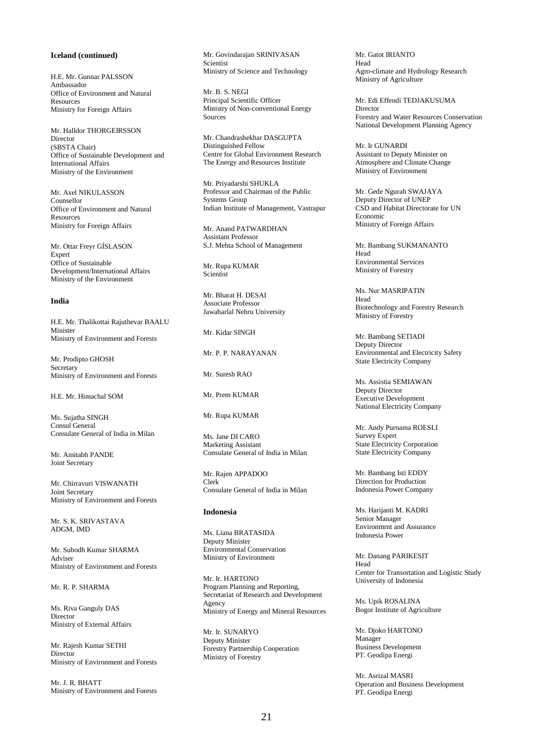**Iceland (continued)**

H.E. Mr. Gunnar PALSSON
Ambassador
Office of Environment and Natural Resources
Ministry for Foreign Affairs

Mr. Halldor THORGEIRSSON
Director
(SBSTA Chair)
Office of Sustainable Development and International Affairs
Ministry of the Environment

Mr. Axel NIKULASSON
Counsellor
Office of Environment and Natural Resources
Ministry for Foreign Affairs

Mr. Ottar Freyr GÍSLASON
Expert
Office of Sustainable Development/International Affairs
Ministry of the Environment

**India**

H.E. Mr. Thalikottai Rajuthevar BAALU
Minister
Ministry of Environment and Forests

Mr. Prodipto GHOSH
Secretary
Ministry of Environment and Forests

H.E. Mr. Himachal SOM

Ms. Sujatha SINGH
Consul General
Consulate General of India in Milan

Mr. Amitabh PANDE
Joint Secretary

Mr. Chirravuri VISWANATH
Joint Secretary
Ministry of Environment and Forests

Mr. S. K. SRIVASTAVA
ADGM, IMD

Mr. Subodh Kumar SHARMA
Adviser
Ministry of Environment and Forests

Mr. R. P. SHARMA

Ms. Riva Ganguly DAS
Director
Ministry of External Affairs

Mr. Rajesh Kumar SETHI
Director
Ministry of Environment and Forests

Mr. J. R. BHATT
Ministry of Environment and Forests

Mr. Govindarajan SRINIVASAN
Scientist
Ministry of Science and Technology

Mr. B. S. NEGI
Principal Scientific Officer
Ministry of Non-conventional Energy Sources

Mr. Chandrashekhar DASGUPTA
Distinguished Fellow
Centre for Global Environment Research
The Energy and Resources Institute

Mr. Priyadarshi SHUKLA
Professor and Chairman of the Public Systems Group
Indian Institute of Management, Vastrapur

Mr. Anand PATWARDHAN
Assistant Professor
S.J. Mehta School of Management

Mr. Rupa KUMAR
Scientist

Mr. Bharat H. DESAI
Associate Professor
Jawaharlal Nehru University

Mr. Kidar SINGH

Mr. P. P. NARAYANAN

Mr. Suresh RAO

Mr. Prem KUMAR

Mr. Rupa KUMAR

Ms. Jane DI CARO
Marketing Assistant
Consulate General of India in Milan

Mr. Rajen APPADOO
Clerk
Consulate General of India in Milan

**Indonesia**

Ms. Liana BRATASIDA
Deputy Minister
Environmental Conservation
Ministry of Environment

Mr. Ir. HARTONO
Program Planning and Reporting, Secretariat of Research and Development Agency
Ministry of Energy and Mineral Resources

Mr. Ir. SUNARYO
Deputy Minister
Forestry Partnership Cooperation
Ministry of Forestry

Mr. Gatot IRIANTO
Head
Agro-climate and Hydrology Research
Ministry of Agriculture

Mr. Edi Effendi TEDJAKUSUMA
Director
Forestry and Water Resources Conservation
National Development Planning Agency

Mr. Ir GUNARDI
Assistant to Deputy Minister on Atmosphere and Climate Change
Ministry of Environment

Mr. Gede Ngurah SWAJAYA
Deputy Director of UNEP
CSD and Habitat Directorate for UN Economic
Ministry of Foreign Affairs

Mr. Bambang SUKMANANTO
Head
Environmental Services
Ministry of Forestry

Ms. Nur MASRIPATIN
Head
Biotechnology and Forestry Research
Ministry of Forestry

Mr. Bambang SETIADI
Deputy Director
Environmental and Electricity Safety
State Electricity Company

Ms. Assistia SEMIAWAN
Deputy Director
Executive Development
National Electricity Company

Mr. Andy Purnama ROESLI
Survey Expert
State Electricity Corporation
State Electricity Company

Mr. Bambang Isti EDDY
Direction for Production
Indonesia Power Company

Ms. Harijanti M. KADRI
Senior Manager
Environmrnt and Assurance
Indonesia Power

Mr. Danang PARIKESIT
Head
Center for Transortation and Logistic Study
University of Indonesia

Ms. Upik ROSALINA
Bogor Institute of Agriculture

Mr. Djoko HARTONO
Manager
Business Development
PT. Geodipa Energi

Mr. Asrizal MASRI
Operation and Business Development
PT. Geodipa Energi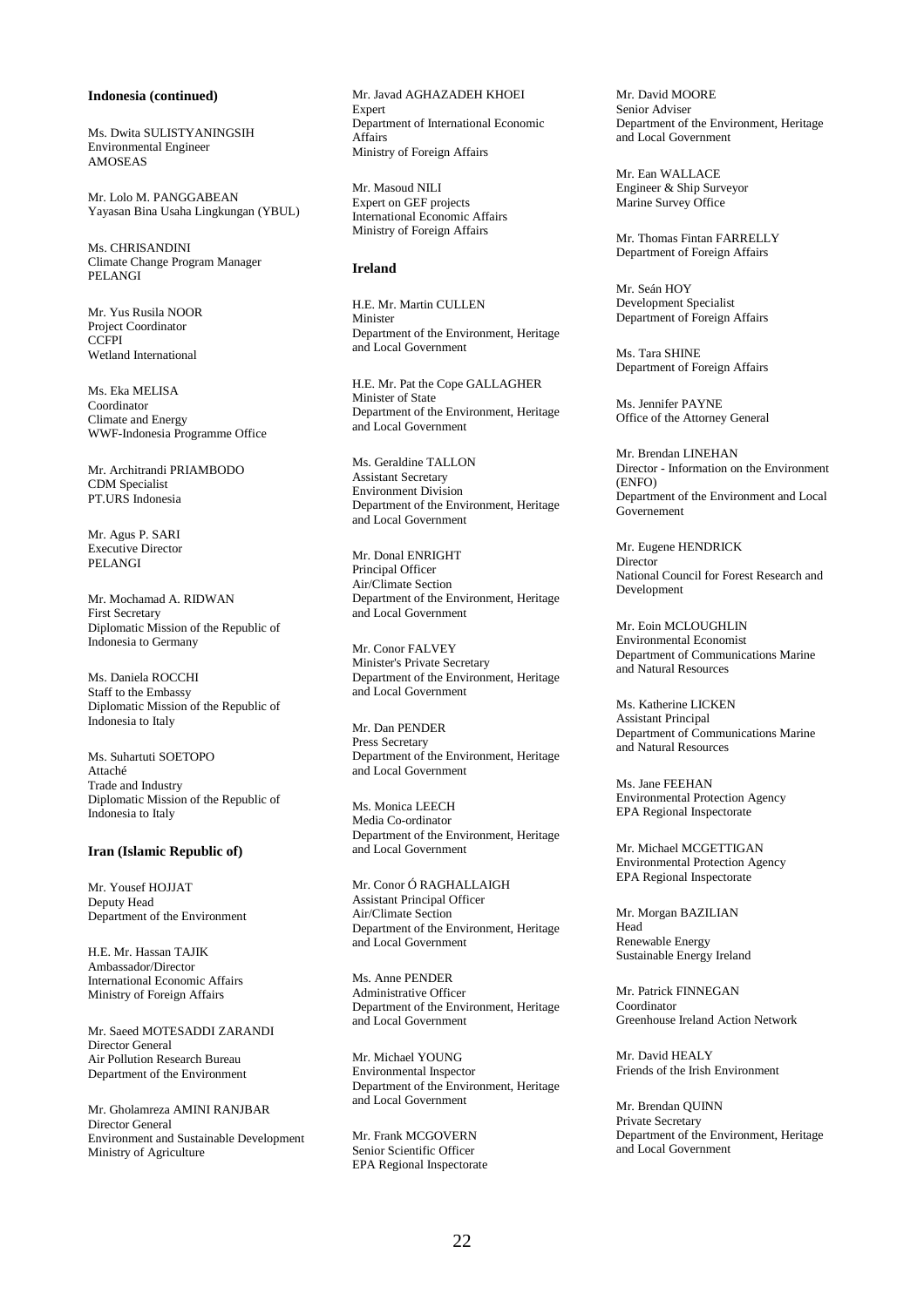**Indonesia (continued)**

Ms. Dwita SULISTYANINGSIH
Environmental Engineer
AMOSEAS

Mr. Lolo M. PANGGABEAN
Yayasan Bina Usaha Lingkungan (YBUL)

Ms. CHRISANDINI
Climate Change Program Manager
PELANGI

Mr. Yus Rusila NOOR
Project Coordinator
CCFPI
Wetland International

Ms. Eka MELISA
Coordinator
Climate and Energy
WWF-Indonesia Programme Office

Mr. Architrandi PRIAMBODO
CDM Specialist
PT.URS Indonesia

Mr. Agus P. SARI
Executive Director
PELANGI

Mr. Mochamad A. RIDWAN
First Secretary
Diplomatic Mission of the Republic of Indonesia to Germany

Ms. Daniela ROCCHI
Staff to the Embassy
Diplomatic Mission of the Republic of Indonesia to Italy

Ms. Suhartuti SOETOPO
Attaché
Trade and Industry
Diplomatic Mission of the Republic of Indonesia to Italy

**Iran (Islamic Republic of)**

Mr. Yousef HOJJAT
Deputy Head
Department of the Environment

H.E. Mr. Hassan TAJIK
Ambassador/Director
International Economic Affairs
Ministry of Foreign Affairs

Mr. Saeed MOTESADDI ZARANDI
Director General
Air Pollution Research Bureau
Department of the Environment

Mr. Gholamreza AMINI RANJBAR
Director General
Environment and Sustainable Development
Ministry of Agriculture

Mr. Javad AGHAZADEH KHOEI
Expert
Department of International Economic Affairs
Ministry of Foreign Affairs

Mr. Masoud NILI
Expert on GEF projects
International Economic Affairs
Ministry of Foreign Affairs

**Ireland**

H.E. Mr. Martin CULLEN
Minister
Department of the Environment, Heritage and Local Government

H.E. Mr. Pat the Cope GALLAGHER
Minister of State
Department of the Environment, Heritage and Local Government

Ms. Geraldine TALLON
Assistant Secretary
Environment Division
Department of the Environment, Heritage and Local Government

Mr. Donal ENRIGHT
Principal Officer
Air/Climate Section
Department of the Environment, Heritage and Local Government

Mr. Conor FALVEY
Minister's Private Secretary
Department of the Environment, Heritage and Local Government

Mr. Dan PENDER
Press Secretary
Department of the Environment, Heritage and Local Government

Ms. Monica LEECH
Media Co-ordinator
Department of the Environment, Heritage and Local Government

Mr. Conor Ó RAGHALLAIGH
Assistant Principal Officer
Air/Climate Section
Department of the Environment, Heritage and Local Government

Ms. Anne PENDER
Administrative Officer
Department of the Environment, Heritage and Local Government

Mr. Michael YOUNG
Environmental Inspector
Department of the Environment, Heritage and Local Government

Mr. Frank MCGOVERN
Senior Scientific Officer
EPA Regional Inspectorate

Mr. David MOORE
Senior Adviser
Department of the Environment, Heritage and Local Government

Mr. Ean WALLACE
Engineer & Ship Surveyor
Marine Survey Office

Mr. Thomas Fintan FARRELLY
Department of Foreign Affairs

Mr. Seán HOY
Development Specialist
Department of Foreign Affairs

Ms. Tara SHINE
Department of Foreign Affairs

Ms. Jennifer PAYNE
Office of the Attorney General

Mr. Brendan LINEHAN
Director - Information on the Environment (ENFO)
Department of the Environment and Local Governement

Mr. Eugene HENDRICK
Director
National Council for Forest Research and Development

Mr. Eoin MCLOUGHLIN
Environmental Economist
Department of Communications Marine and Natural Resources

Ms. Katherine LICKEN
Assistant Principal
Department of Communications Marine and Natural Resources

Ms. Jane FEEHAN
Environmental Protection Agency
EPA Regional Inspectorate

Mr. Michael MCGETTIGAN
Environmental Protection Agency
EPA Regional Inspectorate

Mr. Morgan BAZILIAN
Head
Renewable Energy
Sustainable Energy Ireland

Mr. Patrick FINNEGAN
Coordinator
Greenhouse Ireland Action Network

Mr. David HEALY
Friends of the Irish Environment

Mr. Brendan QUINN
Private Secretary
Department of the Environment, Heritage and Local Government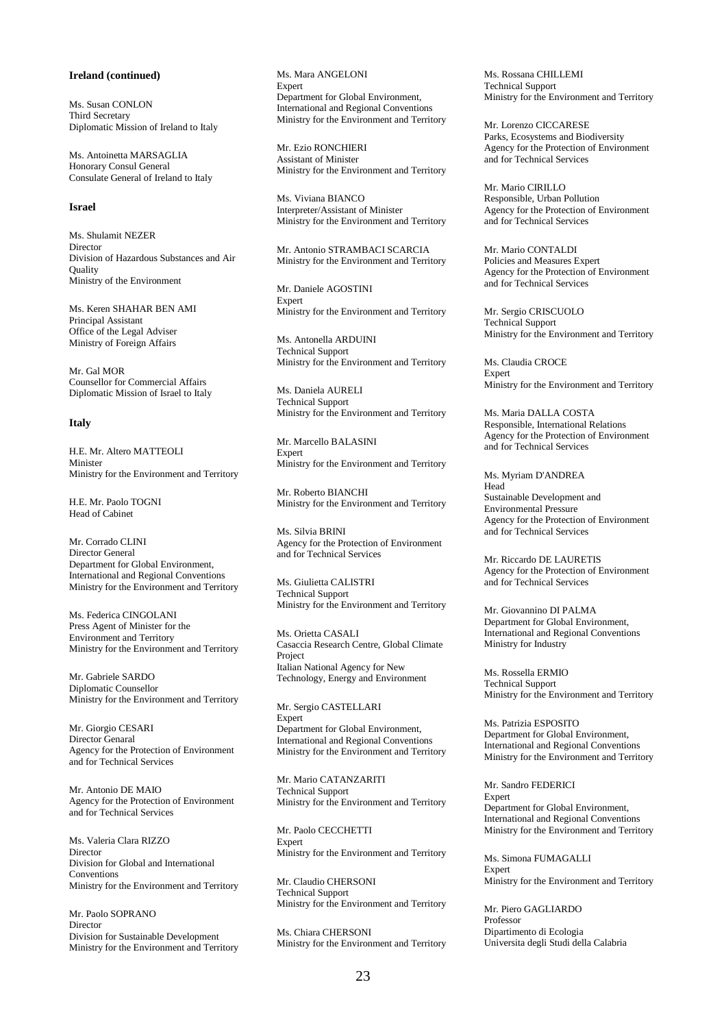**Ireland (continued)**

Ms. Susan CONLON
Third Secretary
Diplomatic Mission of Ireland to Italy

Ms. Antoinetta MARSAGLIA
Honorary Consul General
Consulate General of Ireland to Italy

**Israel**

Ms. Shulamit NEZER
Director
Division of Hazardous Substances and Air Quality
Ministry of the Environment

Ms. Keren SHAHAR BEN AMI
Principal Assistant
Office of the Legal Adviser
Ministry of Foreign Affairs

Mr. Gal MOR
Counsellor for Commercial Affairs
Diplomatic Mission of Israel to Italy

**Italy**

H.E. Mr. Altero MATTEOLI
Minister
Ministry for the Environment and Territory

H.E. Mr. Paolo TOGNI
Head of Cabinet

Mr. Corrado CLINI
Director General
Department for Global Environment, International and Regional Conventions
Ministry for the Environment and Territory

Ms. Federica CINGOLANI
Press Agent of Minister for the Environment and Territory
Ministry for the Environment and Territory

Mr. Gabriele SARDO
Diplomatic Counsellor
Ministry for the Environment and Territory

Mr. Giorgio CESARI
Director Genaral
Agency for the Protection of Environment and for Technical Services

Mr. Antonio DE MAIO
Agency for the Protection of Environment and for Technical Services

Ms. Valeria Clara RIZZO
Director
Division for Global and International Conventions
Ministry for the Environment and Territory

Mr. Paolo SOPRANO
Director
Division for Sustainable Development
Ministry for the Environment and Territory

Ms. Mara ANGELONI
Expert
Department for Global Environment, International and Regional Conventions
Ministry for the Environment and Territory

Mr. Ezio RONCHIERI
Assistant of Minister
Ministry for the Environment and Territory

Ms. Viviana BIANCO
Interpreter/Assistant of Minister
Ministry for the Environment and Territory

Mr. Antonio STRAMBACI SCARCIA
Ministry for the Environment and Territory

Mr. Daniele AGOSTINI
Expert
Ministry for the Environment and Territory

Ms. Antonella ARDUINI
Technical Support
Ministry for the Environment and Territory

Ms. Daniela AURELI
Technical Support
Ministry for the Environment and Territory

Mr. Marcello BALASINI
Expert
Ministry for the Environment and Territory

Mr. Roberto BIANCHI
Ministry for the Environment and Territory

Ms. Silvia BRINI
Agency for the Protection of Environment and for Technical Services

Ms. Giulietta CALISTRI
Technical Support
Ministry for the Environment and Territory

Ms. Orietta CASALI
Casaccia Research Centre, Global Climate Project
Italian National Agency for New Technology, Energy and Environment

Mr. Sergio CASTELLARI
Expert
Department for Global Environment, International and Regional Conventions
Ministry for the Environment and Territory

Mr. Mario CATANZARITI
Technical Support
Ministry for the Environment and Territory

Mr. Paolo CECCHETTI
Expert
Ministry for the Environment and Territory

Mr. Claudio CHERSONI
Technical Support
Ministry for the Environment and Territory

Ms. Chiara CHERSONI
Ministry for the Environment and Territory

Ms. Rossana CHILLEMI
Technical Support
Ministry for the Environment and Territory

Mr. Lorenzo CICCARESE
Parks, Ecosystems and Biodiversity
Agency for the Protection of Environment and for Technical Services

Mr. Mario CIRILLO
Responsible, Urban Pollution
Agency for the Protection of Environment and for Technical Services

Mr. Mario CONTALDI
Policies and Measures Expert
Agency for the Protection of Environment and for Technical Services

Mr. Sergio CRISCUOLO
Technical Support
Ministry for the Environment and Territory

Ms. Claudia CROCE
Expert
Ministry for the Environment and Territory

Ms. Maria DALLA COSTA
Responsible, International Relations
Agency for the Protection of Environment and for Technical Services

Ms. Myriam D'ANDREA
Head
Sustainable Development and Environmental Pressure
Agency for the Protection of Environment and for Technical Services

Mr. Riccardo DE LAURETIS
Agency for the Protection of Environment and for Technical Services

Mr. Giovannino DI PALMA
Department for Global Environment, International and Regional Conventions
Ministry for Industry

Ms. Rossella ERMIO
Technical Support
Ministry for the Environment and Territory

Ms. Patrizia ESPOSITO
Department for Global Environment, International and Regional Conventions
Ministry for the Environment and Territory

Mr. Sandro FEDERICI
Expert
Department for Global Environment, International and Regional Conventions
Ministry for the Environment and Territory

Ms. Simona FUMAGALLI
Expert
Ministry for the Environment and Territory

Mr. Piero GAGLIARDO
Professor
Dipartimento di Ecologia
Universita degli Studi della Calabria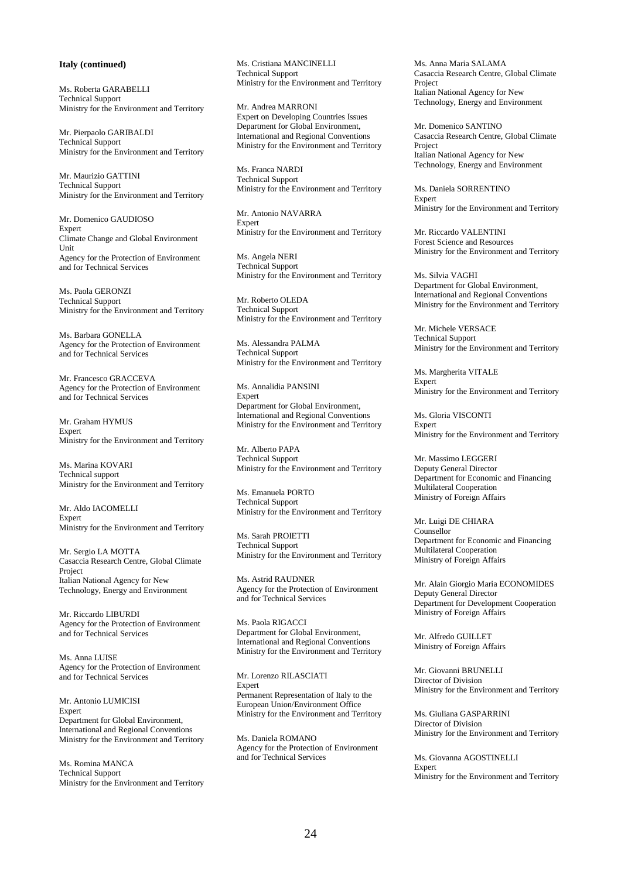**Italy (continued)**

Ms. Roberta GARABELLI
Technical Support
Ministry for the Environment and Territory

Mr. Pierpaolo GARIBALDI
Technical Support
Ministry for the Environment and Territory

Mr. Maurizio GATTINI
Technical Support
Ministry for the Environment and Territory

Mr. Domenico GAUDIOSO
Expert
Climate Change and Global Environment Unit
Agency for the Protection of Environment and for Technical Services

Ms. Paola GERONZI
Technical Support
Ministry for the Environment and Territory

Ms. Barbara GONELLA
Agency for the Protection of Environment and for Technical Services

Mr. Francesco GRACCEVA
Agency for the Protection of Environment and for Technical Services

Mr. Graham HYMUS
Expert
Ministry for the Environment and Territory

Ms. Marina KOVARI
Technical support
Ministry for the Environment and Territory

Mr. Aldo IACOMELLI
Expert
Ministry for the Environment and Territory

Mr. Sergio LA MOTTA
Casaccia Research Centre, Global Climate Project
Italian National Agency for New Technology, Energy and Environment

Mr. Riccardo LIBURDI
Agency for the Protection of Environment and for Technical Services

Ms. Anna LUISE
Agency for the Protection of Environment and for Technical Services

Mr. Antonio LUMICISI
Expert
Department for Global Environment, International and Regional Conventions
Ministry for the Environment and Territory

Ms. Romina MANCA
Technical Support
Ministry for the Environment and Territory

Ms. Cristiana MANCINELLI
Technical Support
Ministry for the Environment and Territory

Mr. Andrea MARRONI
Expert on Developing Countries Issues
Department for Global Environment, International and Regional Conventions
Ministry for the Environment and Territory

Ms. Franca NARDI
Technical Support
Ministry for the Environment and Territory

Mr. Antonio NAVARRA
Expert
Ministry for the Environment and Territory

Ms. Angela NERI
Technical Support
Ministry for the Environment and Territory

Mr. Roberto OLEDA
Technical Support
Ministry for the Environment and Territory

Ms. Alessandra PALMA
Technical Support
Ministry for the Environment and Territory

Ms. Annalidia PANSINI
Expert
Department for Global Environment, International and Regional Conventions
Ministry for the Environment and Territory

Mr. Alberto PAPA
Technical Support
Ministry for the Environment and Territory

Ms. Emanuela PORTO
Technical Support
Ministry for the Environment and Territory

Ms. Sarah PROIETTI
Technical Support
Ministry for the Environment and Territory

Ms. Astrid RAUDNER
Agency for the Protection of Environment and for Technical Services

Ms. Paola RIGACCI
Department for Global Environment, International and Regional Conventions
Ministry for the Environment and Territory

Mr. Lorenzo RILASCIATI
Expert
Permanent Representation of Italy to the European Union/Environment Office
Ministry for the Environment and Territory

Ms. Daniela ROMANO
Agency for the Protection of Environment and for Technical Services

Ms. Anna Maria SALAMA
Casaccia Research Centre, Global Climate Project
Italian National Agency for New Technology, Energy and Environment

Mr. Domenico SANTINO
Casaccia Research Centre, Global Climate Project
Italian National Agency for New Technology, Energy and Environment

Ms. Daniela SORRENTINO
Expert
Ministry for the Environment and Territory

Mr. Riccardo VALENTINI
Forest Science and Resources
Ministry for the Environment and Territory

Ms. Silvia VAGHI
Department for Global Environment, International and Regional Conventions
Ministry for the Environment and Territory

Mr. Michele VERSACE
Technical Support
Ministry for the Environment and Territory

Ms. Margherita VITALE
Expert
Ministry for the Environment and Territory

Ms. Gloria VISCONTI
Expert
Ministry for the Environment and Territory

Mr. Massimo LEGGERI
Deputy General Director
Department for Economic and Financing Multilateral Cooperation
Ministry of Foreign Affairs

Mr. Luigi DE CHIARA
Counsellor
Department for Economic and Financing Multilateral Cooperation
Ministry of Foreign Affairs

Mr. Alain Giorgio Maria ECONOMIDES
Deputy General Director
Department for Development Cooperation
Ministry of Foreign Affairs

Mr. Alfredo GUILLET
Ministry of Foreign Affairs

Mr. Giovanni BRUNELLI
Director of Division
Ministry for the Environment and Territory

Ms. Giuliana GASPARRINI
Director of Division
Ministry for the Environment and Territory

Ms. Giovanna AGOSTINELLI
Expert
Ministry for the Environment and Territory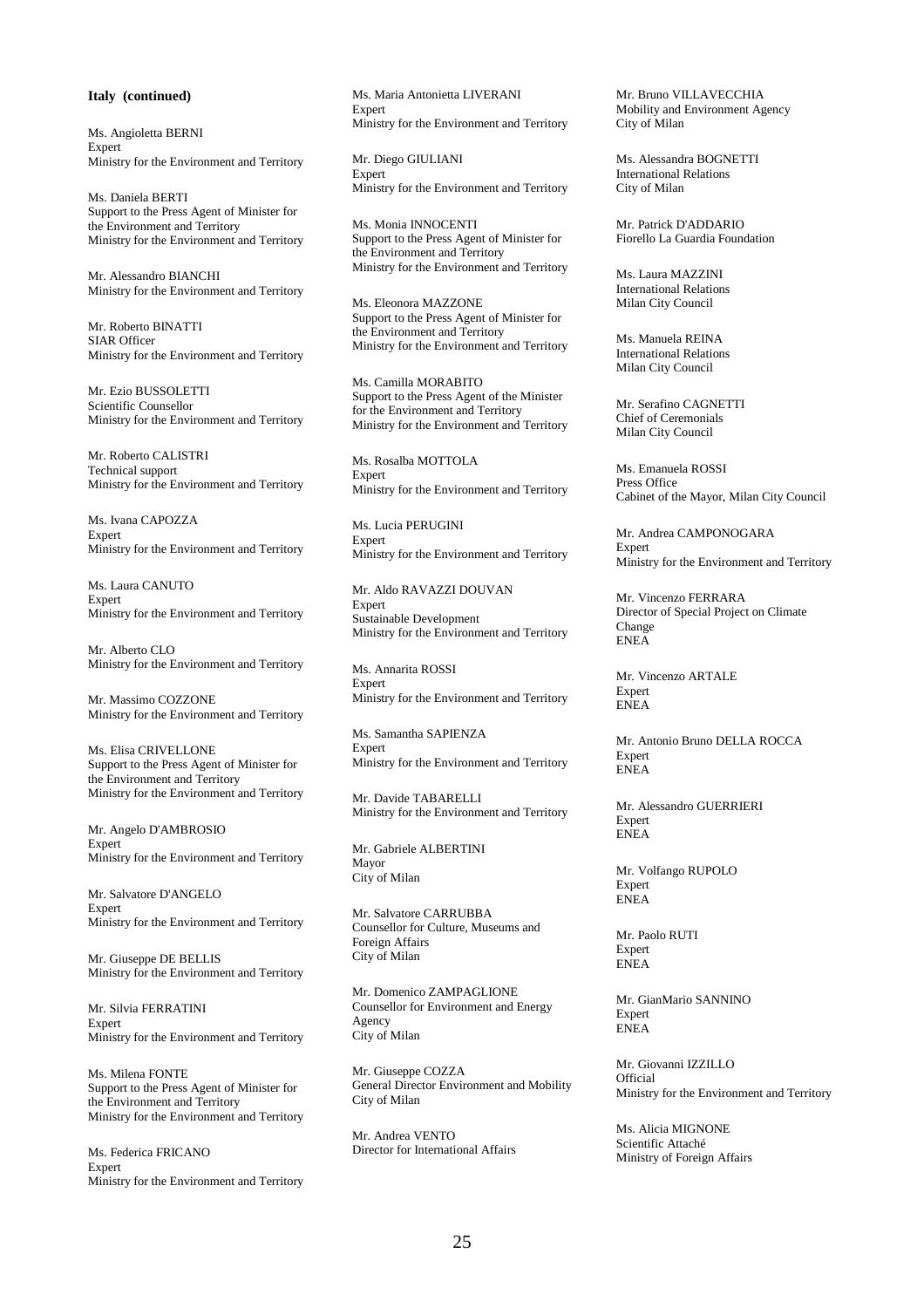**Italy (continued)**

Ms. Angioletta BERNI
Expert
Ministry for the Environment and Territory

Ms. Daniela BERTI
Support to the Press Agent of Minister for the Environment and Territory
Ministry for the Environment and Territory

Mr. Alessandro BIANCHI
Ministry for the Environment and Territory

Mr. Roberto BINATTI
SIAR Officer
Ministry for the Environment and Territory

Mr. Ezio BUSSOLETTI
Scientific Counsellor
Ministry for the Environment and Territory

Mr. Roberto CALISTRI
Technical support
Ministry for the Environment and Territory

Ms. Ivana CAPOZZA
Expert
Ministry for the Environment and Territory

Ms. Laura CANUTO
Expert
Ministry for the Environment and Territory

Mr. Alberto CLO
Ministry for the Environment and Territory

Mr. Massimo COZZONE
Ministry for the Environment and Territory

Ms. Elisa CRIVELLONE
Support to the Press Agent of Minister for the Environment and Territory
Ministry for the Environment and Territory

Mr. Angelo D'AMBROSIO
Expert
Ministry for the Environment and Territory

Mr. Salvatore D'ANGELO
Expert
Ministry for the Environment and Territory

Mr. Giuseppe DE BELLIS
Ministry for the Environment and Territory

Mr. Silvia FERRATINI
Expert
Ministry for the Environment and Territory

Ms. Milena FONTE
Support to the Press Agent of Minister for the Environment and Territory
Ministry for the Environment and Territory

Ms. Federica FRICANO
Expert
Ministry for the Environment and Territory

Ms. Maria Antonietta LIVERANI
Expert
Ministry for the Environment and Territory

Mr. Diego GIULIANI
Expert
Ministry for the Environment and Territory

Ms. Monia INNOCENTI
Support to the Press Agent of Minister for the Environment and Territory
Ministry for the Environment and Territory

Ms. Eleonora MAZZONE
Support to the Press Agent of Minister for the Environment and Territory
Ministry for the Environment and Territory

Ms. Camilla MORABITO
Support to the Press Agent of the Minister for the Environment and Territory
Ministry for the Environment and Territory

Ms. Rosalba MOTTOLA
Expert
Ministry for the Environment and Territory

Ms. Lucia PERUGINI
Expert
Ministry for the Environment and Territory

Mr. Aldo RAVAZZI DOUVAN
Expert
Sustainable Development
Ministry for the Environment and Territory

Ms. Annarita ROSSI
Expert
Ministry for the Environment and Territory

Ms. Samantha SAPIENZA
Expert
Ministry for the Environment and Territory

Mr. Davide TABARELLI
Ministry for the Environment and Territory

Mr. Gabriele ALBERTINI
Mayor
City of Milan

Mr. Salvatore CARRUBBA
Counsellor for Culture, Museums and Foreign Affairs
City of Milan

Mr. Domenico ZAMPAGLIONE
Counsellor for Environment and Energy Agency
City of Milan

Mr. Giuseppe COZZA
General Director Environment and Mobility
City of Milan

Mr. Andrea VENTO
Director for International Affairs

Mr. Bruno VILLAVECCHIA
Mobility and Environment Agency
City of Milan

Ms. Alessandra BOGNETTI
International Relations
City of Milan

Mr. Patrick D'ADDARIO
Fiorello La Guardia Foundation

Ms. Laura MAZZINI
International Relations
Milan City Council

Ms. Manuela REINA
International Relations
Milan City Council

Mr. Serafino CAGNETTI
Chief of Ceremonials
Milan City Council

Ms. Emanuela ROSSI
Press Office
Cabinet of the Mayor, Milan City Council

Mr. Andrea CAMPONOGARA
Expert
Ministry for the Environment and Territory

Mr. Vincenzo FERRARA
Director of Special Project on Climate Change
ENEA

Mr. Vincenzo ARTALE
Expert
ENEA

Mr. Antonio Bruno DELLA ROCCA
Expert
ENEA

Mr. Alessandro GUERRIERI
Expert
ENEA

Mr. Volfango RUPOLO
Expert
ENEA

Mr. Paolo RUTI
Expert
ENEA

Mr. GianMario SANNINO
Expert
ENEA

Mr. Giovanni IZZILLO
Official
Ministry for the Environment and Territory

Ms. Alicia MIGNONE
Scientific Attaché
Ministry of Foreign Affairs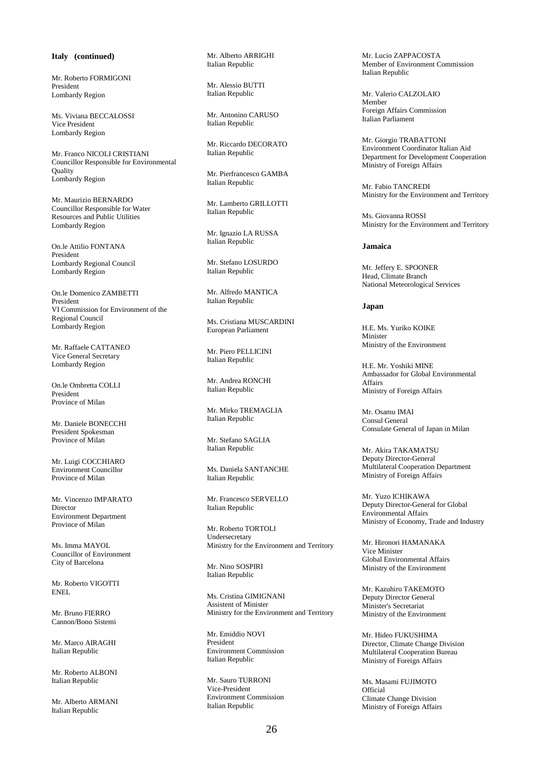**Italy (continued)**

Mr. Roberto FORMIGONI
President
Lombardy Region

Ms. Viviana BECCALOSSI
Vice President
Lombardy Region

Mr. Franco NICOLI CRISTIANI
Councillor Responsible for Environmental Quality
Lombardy Region

Mr. Maurizio BERNARDO
Councillor Responsible for Water Resources and Public Utilities
Lombardy Region

On.le Attilio FONTANA
President
Lombardy Regional Council
Lombardy Region

On.le Domenico ZAMBETTI
President
VI Commission for Environment of the Regional Council
Lombardy Region

Mr. Raffaele CATTANEO
Vice General Secretary
Lombardy Region

On.le Ombretta COLLI
President
Province of Milan

Mr. Daniele BONECCHI
President Spokesman
Province of Milan

Mr. Luigi COCCHIARO
Environment Councillor
Province of Milan

Mr. Vincenzo IMPARATO
Director
Environment Department
Province of Milan

Ms. Imma MAYOL
Councillor of Environment
City of Barcelona

Mr. Roberto VIGOTTI
ENEL

Mr. Bruno FIERRO
Cannon/Bono Sistemi

Mr. Marco AIRAGHI
Italian Republic

Mr. Roberto ALBONI
Italian Republic

Mr. Alberto ARMANI
Italian Republic

Mr. Alberto ARRIGHI
Italian Republic

Mr. Alessio BUTTI
Italian Republic

Mr. Antonino CARUSO
Italian Republic

Mr. Riccardo DECORATO
Italian Republic

Mr. Pierfrancesco GAMBA
Italian Republic

Mr. Lamberto GRILLOTTI
Italian Republic

Mr. Ignazio LA RUSSA
Italian Republic

Mr. Stefano LOSURDO
Italian Republic

Mr. Alfredo MANTICA
Italian Republic

Ms. Cristiana MUSCARDINI
European Parliament

Mr. Piero PELLICINI
Italian Republic

Mr. Andrea RONCHI
Italian Republic

Mr. Mirko TREMAGLIA
Italian Republic

Mr. Stefano SAGLIA
Italian Republic

Ms. Daniela SANTANCHE
Italian Republic

Mr. Francesco SERVELLO
Italian Republic

Mr. Roberto TORTOLI
Undersecretary
Ministry for the Environment and Territory

Mr. Nino SOSPIRI
Italian Republic

Ms. Cristina GIMIGNANI
Assistent of Minister
Ministry for the Environment and Territory

Mr. Emiddio NOVI
President
Environment Commission
Italian Republic

Mr. Sauro TURRONI
Vice-President
Environment Commission
Italian Republic

Mr. Lucio ZAPPACOSTA
Member of Environment Commission
Italian Republic

Mr. Valerio CALZOLAIO
Member
Foreign Affairs Commission
Italian Parliament

Mr. Giorgio TRABATTONI
Environment Coordinator Italian Aid
Department for Development Cooperation
Ministry of Foreign Affairs

Mr. Fabio TANCREDI
Ministry for the Environment and Territory

Ms. Giovanna ROSSI
Ministry for the Environment and Territory

**Jamaica**

Mr. Jeffery E. SPOONER
Head, Climate Branch
National Meteorological Services

**Japan**

H.E. Ms. Yuriko KOIKE
Minister
Ministry of the Environment

H.E. Mr. Yoshiki MINE
Ambassador for Global Environmental Affairs
Ministry of Foreign Affairs

Mr. Osamu IMAI
Consul General
Consulate General of Japan in Milan

Mr. Akira TAKAMATSU
Deputy Director-General
Multilateral Cooperation Department
Ministry of Foreign Affairs

Mr. Yuzo ICHIKAWA
Deputy Director-General for Global Environmental Affairs
Ministry of Economy, Trade and Industry

Mr. Hironori HAMANAKA
Vice Minister
Global Environmental Affairs
Ministry of the Environment

Mr. Kazuhiro TAKEMOTO
Deputy Director General
Minister's Secretariat
Ministry of the Environment

Mr. Hideo FUKUSHIMA
Director, Climate Change Division
Multilateral Cooperation Bureau
Ministry of Foreign Affairs

Ms. Masami FUJIMOTO
Official
Climate Change Division
Ministry of Foreign Affairs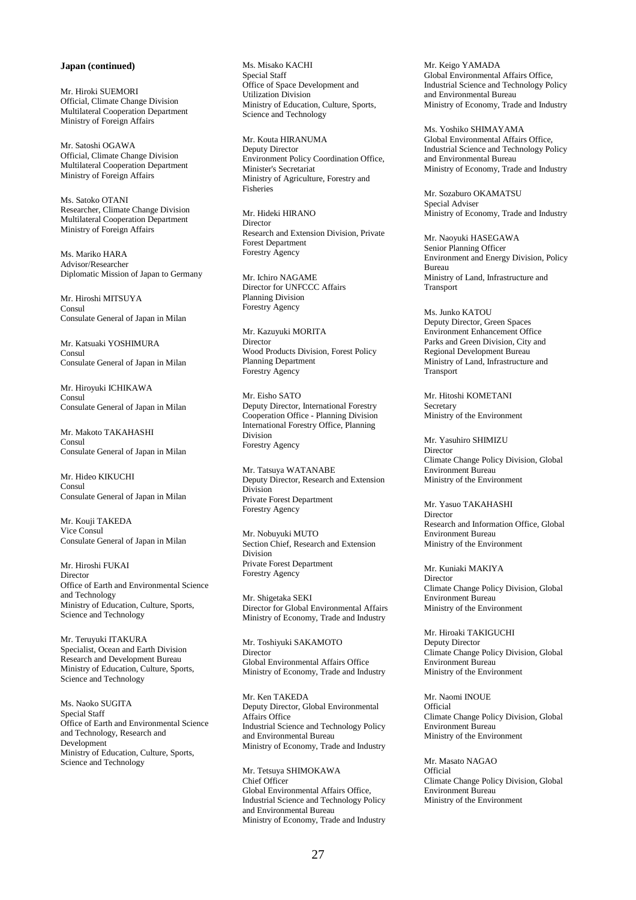**Japan (continued)**

Mr. Hiroki SUEMORI
Official, Climate Change Division
Multilateral Cooperation Department
Ministry of Foreign Affairs

Mr. Satoshi OGAWA
Official, Climate Change Division
Multilateral Cooperation Department
Ministry of Foreign Affairs

Ms. Satoko OTANI
Researcher, Climate Change Division
Multilateral Cooperation Department
Ministry of Foreign Affairs

Ms. Mariko HARA
Advisor/Researcher
Diplomatic Mission of Japan to Germany

Mr. Hiroshi MITSUYA
Consul
Consulate General of Japan in Milan

Mr. Katsuaki YOSHIMURA
Consul
Consulate General of Japan in Milan

Mr. Hiroyuki ICHIKAWA
Consul
Consulate General of Japan in Milan

Mr. Makoto TAKAHASHI
Consul
Consulate General of Japan in Milan

Mr. Hideo KIKUCHI
Consul
Consulate General of Japan in Milan

Mr. Kouji TAKEDA
Vice Consul
Consulate General of Japan in Milan

Mr. Hiroshi FUKAI
Director
Office of Earth and Environmental Science and Technology
Ministry of Education, Culture, Sports, Science and Technology

Mr. Teruyuki ITAKURA
Specialist, Ocean and Earth Division
Research and Development Bureau
Ministry of Education, Culture, Sports, Science and Technology

Ms. Naoko SUGITA
Special Staff
Office of Earth and Environmental Science and Technology, Research and Development
Ministry of Education, Culture, Sports, Science and Technology

Ms. Misako KACHI
Special Staff
Office of Space Development and Utilization Division
Ministry of Education, Culture, Sports, Science and Technology

Mr. Kouta HIRANUMA
Deputy Director
Environment Policy Coordination Office, Minister's Secretariat
Ministry of Agriculture, Forestry and Fisheries

Mr. Hideki HIRANO
Director
Research and Extension Division, Private Forest Department
Forestry Agency

Mr. Ichiro NAGAME
Director for UNFCCC Affairs
Planning Division
Forestry Agency

Mr. Kazuyuki MORITA
Director
Wood Products Division, Forest Policy Planning Department
Forestry Agency

Mr. Eisho SATO
Deputy Director, International Forestry Cooperation Office - Planning Division
International Forestry Office, Planning Division
Forestry Agency

Mr. Tatsuya WATANABE
Deputy Director, Research and Extension Division
Private Forest Department
Forestry Agency

Mr. Nobuyuki MUTO
Section Chief, Research and Extension Division
Private Forest Department
Forestry Agency

Mr. Shigetaka SEKI
Director for Global Environmental Affairs
Ministry of Economy, Trade and Industry

Mr. Toshiyuki SAKAMOTO
Director
Global Environmental Affairs Office
Ministry of Economy, Trade and Industry

Mr. Ken TAKEDA
Deputy Director, Global Environmental Affairs Office
Industrial Science and Technology Policy and Environmental Bureau
Ministry of Economy, Trade and Industry

Mr. Tetsuya SHIMOKAWA
Chief Officer
Global Environmental Affairs Office, Industrial Science and Technology Policy and Environmental Bureau
Ministry of Economy, Trade and Industry

Mr. Keigo YAMADA
Global Environmental Affairs Office, Industrial Science and Technology Policy and Environmental Bureau
Ministry of Economy, Trade and Industry

Ms. Yoshiko SHIMAYAMA
Global Environmental Affairs Office, Industrial Science and Technology Policy and Environmental Bureau
Ministry of Economy, Trade and Industry

Mr. Sozaburo OKAMATSU
Special Adviser
Ministry of Economy, Trade and Industry

Mr. Naoyuki HASEGAWA
Senior Planning Officer
Environment and Energy Division, Policy Bureau
Ministry of Land, Infrastructure and Transport

Ms. Junko KATOU
Deputy Director, Green Spaces Environment Enhancement Office
Parks and Green Division, City and Regional Development Bureau
Ministry of Land, Infrastructure and Transport

Mr. Hitoshi KOMETANI
Secretary
Ministry of the Environment

Mr. Yasuhiro SHIMIZU
Director
Climate Change Policy Division, Global Environment Bureau
Ministry of the Environment

Mr. Yasuo TAKAHASHI
Director
Research and Information Office, Global Environment Bureau
Ministry of the Environment

Mr. Kuniaki MAKIYA
Director
Climate Change Policy Division, Global Environment Bureau
Ministry of the Environment

Mr. Hiroaki TAKIGUCHI
Deputy Director
Climate Change Policy Division, Global Environment Bureau
Ministry of the Environment

Mr. Naomi INOUE
Official
Climate Change Policy Division, Global Environment Bureau
Ministry of the Environment

Mr. Masato NAGAO
Official
Climate Change Policy Division, Global Environment Bureau
Ministry of the Environment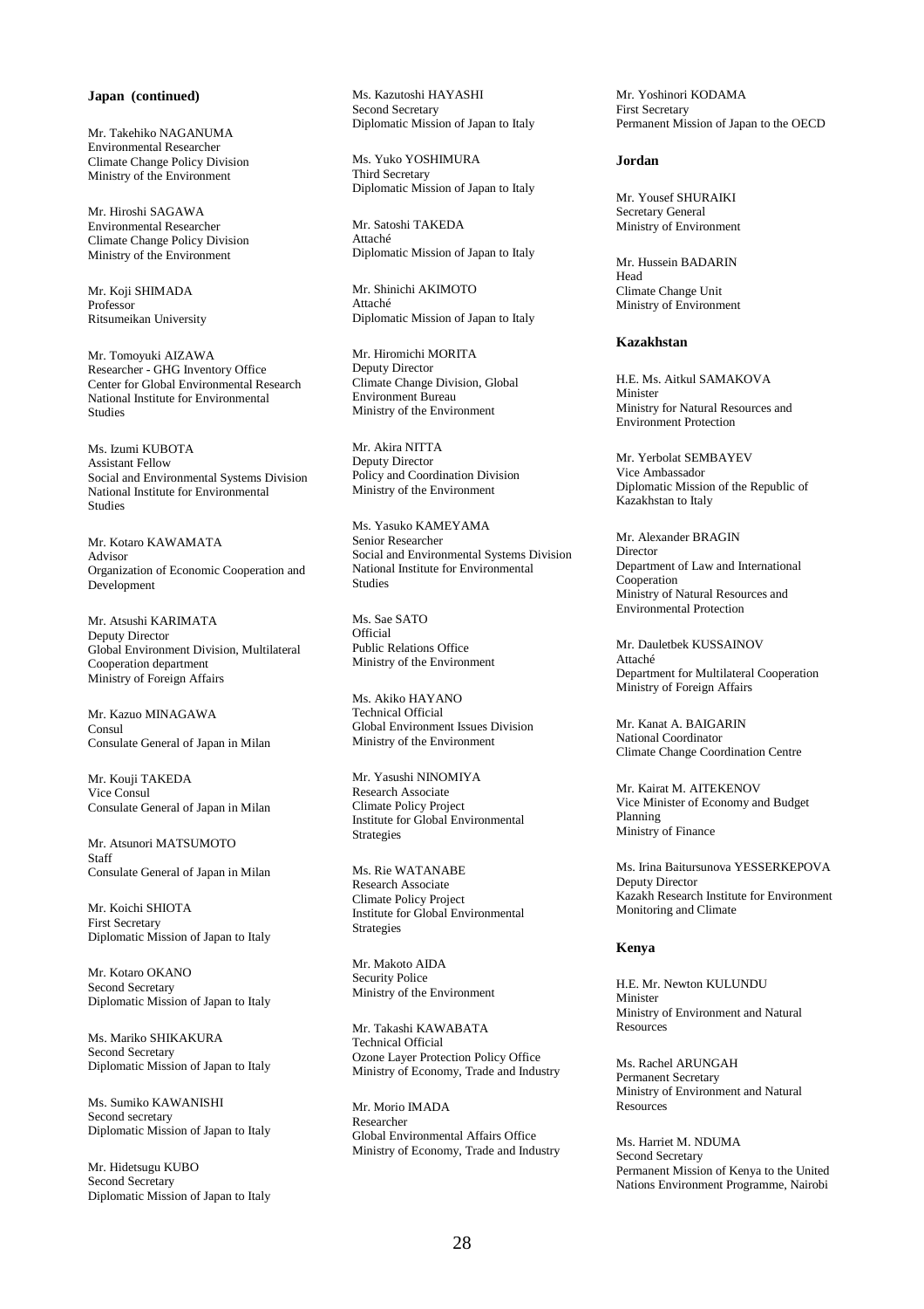**Japan (continued)**

Mr. Takehiko NAGANUMA
Environmental Researcher
Climate Change Policy Division
Ministry of the Environment

Mr. Hiroshi SAGAWA
Environmental Researcher
Climate Change Policy Division
Ministry of the Environment

Mr. Koji SHIMADA
Professor
Ritsumeikan University

Mr. Tomoyuki AIZAWA
Researcher - GHG Inventory Office
Center for Global Environmental Research
National Institute for Environmental Studies

Ms. Izumi KUBOTA
Assistant Fellow
Social and Environmental Systems Division
National Institute for Environmental Studies

Mr. Kotaro KAWAMATA
Advisor
Organization of Economic Cooperation and Development

Mr. Atsushi KARIMATA
Deputy Director
Global Environment Division, Multilateral Cooperation department
Ministry of Foreign Affairs

Mr. Kazuo MINAGAWA
Consul
Consulate General of Japan in Milan

Mr. Kouji TAKEDA
Vice Consul
Consulate General of Japan in Milan

Mr. Atsunori MATSUMOTO
Staff
Consulate General of Japan in Milan

Mr. Koichi SHIOTA
First Secretary
Diplomatic Mission of Japan to Italy

Mr. Kotaro OKANO
Second Secretary
Diplomatic Mission of Japan to Italy

Ms. Mariko SHIKAKURA
Second Secretary
Diplomatic Mission of Japan to Italy

Ms. Sumiko KAWANISHI
Second secretary
Diplomatic Mission of Japan to Italy

Mr. Hidetsugu KUBO
Second Secretary
Diplomatic Mission of Japan to Italy

Ms. Kazutoshi HAYASHI
Second Secretary
Diplomatic Mission of Japan to Italy

Ms. Yuko YOSHIMURA
Third Secretary
Diplomatic Mission of Japan to Italy

Mr. Satoshi TAKEDA
Attaché
Diplomatic Mission of Japan to Italy

Mr. Shinichi AKIMOTO
Attaché
Diplomatic Mission of Japan to Italy

Mr. Hiromichi MORITA
Deputy Director
Climate Change Division, Global Environment Bureau
Ministry of the Environment

Mr. Akira NITTA
Deputy Director
Policy and Coordination Division
Ministry of the Environment

Ms. Yasuko KAMEYAMA
Senior Researcher
Social and Environmental Systems Division
National Institute for Environmental Studies

Ms. Sae SATO
Official
Public Relations Office
Ministry of the Environment

Ms. Akiko HAYANO
Technical Official
Global Environment Issues Division
Ministry of the Environment

Mr. Yasushi NINOMIYA
Research Associate
Climate Policy Project
Institute for Global Environmental Strategies

Ms. Rie WATANABE
Research Associate
Climate Policy Project
Institute for Global Environmental Strategies

Mr. Makoto AIDA
Security Police
Ministry of the Environment

Mr. Takashi KAWABATA
Technical Official
Ozone Layer Protection Policy Office
Ministry of Economy, Trade and Industry

Mr. Morio IMADA
Researcher
Global Environmental Affairs Office
Ministry of Economy, Trade and Industry

Mr. Yoshinori KODAMA
First Secretary
Permanent Mission of Japan to the OECD

**Jordan**

Mr. Yousef SHURAIKI
Secretary General
Ministry of Environment

Mr. Hussein BADARIN
Head
Climate Change Unit
Ministry of Environment

**Kazakhstan**

H.E. Ms. Aitkul SAMAKOVA
Minister
Ministry for Natural Resources and Environment Protection

Mr. Yerbolat SEMBAYEV
Vice Ambassador
Diplomatic Mission of the Republic of Kazakhstan to Italy

Mr. Alexander BRAGIN
Director
Department of Law and International Cooperation
Ministry of Natural Resources and Environmental Protection

Mr. Dauletbek KUSSAINOV
Attaché
Department for Multilateral Cooperation
Ministry of Foreign Affairs

Mr. Kanat A. BAIGARIN
National Coordinator
Climate Change Coordination Centre

Mr. Kairat M. AITEKENOV
Vice Minister of Economy and Budget Planning
Ministry of Finance

Ms. Irina Baitursunova YESSERKEPOVA
Deputy Director
Kazakh Research Institute for Environment Monitoring and Climate

**Kenya**

H.E. Mr. Newton KULUNDU
Minister
Ministry of Environment and Natural Resources

Ms. Rachel ARUNGAH
Permanent Secretary
Ministry of Environment and Natural Resources

Ms. Harriet M. NDUMA
Second Secretary
Permanent Mission of Kenya to the United Nations Environment Programme, Nairobi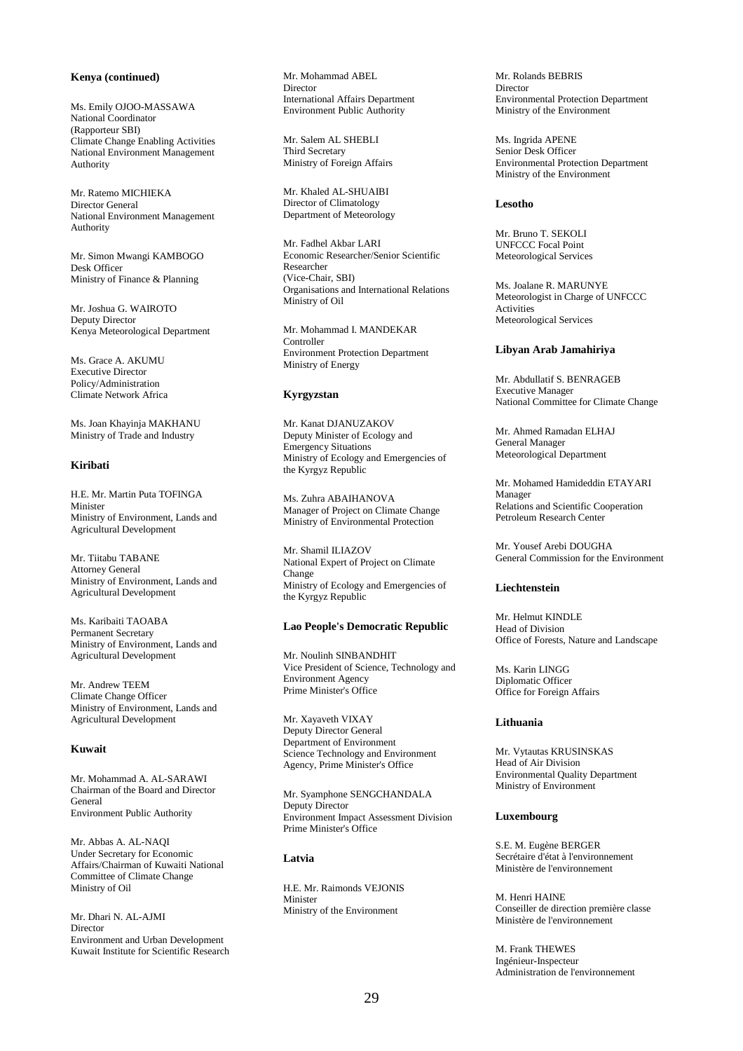**Kenya (continued)**

Ms. Emily OJOO-MASSAWA
National Coordinator
(Rapporteur SBI)
Climate Change Enabling Activities
National Environment Management Authority

Mr. Ratemo MICHIEKA
Director General
National Environment Management Authority

Mr. Simon Mwangi KAMBOGO
Desk Officer
Ministry of Finance & Planning

Mr. Joshua G. WAIROTO
Deputy Director
Kenya Meteorological Department

Ms. Grace A. AKUMU
Executive Director
Policy/Administration
Climate Network Africa

Ms. Joan Khayinja MAKHANU
Ministry of Trade and Industry

**Kiribati**

H.E. Mr. Martin Puta TOFINGA
Minister
Ministry of Environment, Lands and Agricultural Development

Mr. Tiitabu TABANE
Attorney General
Ministry of Environment, Lands and Agricultural Development

Ms. Karibaiti TAOABA
Permanent Secretary
Ministry of Environment, Lands and Agricultural Development

Mr. Andrew TEEM
Climate Change Officer
Ministry of Environment, Lands and Agricultural Development

**Kuwait**

Mr. Mohammad A. AL-SARAWI
Chairman of the Board and Director General
Environment Public Authority

Mr. Abbas A. AL-NAQI
Under Secretary for Economic Affairs/Chairman of Kuwaiti National Committee of Climate Change
Ministry of Oil

Mr. Dhari N. AL-AJMI
Director
Environment and Urban Development
Kuwait Institute for Scientific Research

Mr. Mohammad ABEL
Director
International Affairs Department
Environment Public Authority

Mr. Salem AL SHEBLI
Third Secretary
Ministry of Foreign Affairs

Mr. Khaled AL-SHUAIBI
Director of Climatology
Department of Meteorology

Mr. Fadhel Akbar LARI
Economic Researcher/Senior Scientific Researcher
(Vice-Chair, SBI)
Organisations and International Relations
Ministry of Oil

Mr. Mohammad I. MANDEKAR
Controller
Environment Protection Department
Ministry of Energy

**Kyrgyzstan**

Mr. Kanat DJANUZAKOV
Deputy Minister of Ecology and Emergency Situations
Ministry of Ecology and Emergencies of the Kyrgyz Republic

Ms. Zuhra ABAIHANOVA
Manager of Project on Climate Change
Ministry of Environmental Protection

Mr. Shamil ILIAZOV
National Expert of Project on Climate Change
Ministry of Ecology and Emergencies of the Kyrgyz Republic

**Lao People's Democratic Republic**

Mr. Noulinh SINBANDHIT
Vice President of Science, Technology and Environment Agency
Prime Minister's Office

Mr. Xayaveth VIXAY
Deputy Director General
Department of Environment
Science Technology and Environment Agency, Prime Minister's Office

Mr. Syamphone SENGCHANDALA
Deputy Director
Environment Impact Assessment Division
Prime Minister's Office

**Latvia**

H.E. Mr. Raimonds VEJONIS
Minister
Ministry of the Environment

Mr. Rolands BEBRIS
Director
Environmental Protection Department
Ministry of the Environment

Ms. Ingrida APENE
Senior Desk Officer
Environmental Protection Department
Ministry of the Environment

**Lesotho**

Mr. Bruno T. SEKOLI
UNFCCC Focal Point
Meteorological Services

Ms. Joalane R. MARUNYE
Meteorologist in Charge of UNFCCC Activities
Meteorological Services

**Libyan Arab Jamahiriya**

Mr. Abdullatif S. BENRAGEB
Executive Manager
National Committee for Climate Change

Mr. Ahmed Ramadan ELHAJ
General Manager
Meteorological Department

Mr. Mohamed Hamideddin ETAYARI
Manager
Relations and Scientific Cooperation
Petroleum Research Center

Mr. Yousef Arebi DOUGHA
General Commission for the Environment

**Liechtenstein**

Mr. Helmut KINDLE
Head of Division
Office of Forests, Nature and Landscape

Ms. Karin LINGG
Diplomatic Officer
Office for Foreign Affairs

**Lithuania**

Mr. Vytautas KRUSINSKAS
Head of Air Division
Environmental Quality Department
Ministry of Environment

**Luxembourg**

S.E. M. Eugène BERGER
Secrétaire d'état à l'environnement
Ministère de l'environnement

M. Henri HAINE
Conseiller de direction première classe
Ministère de l'environnement

M. Frank THEWES
Ingénieur-Inspecteur
Administration de l'environnement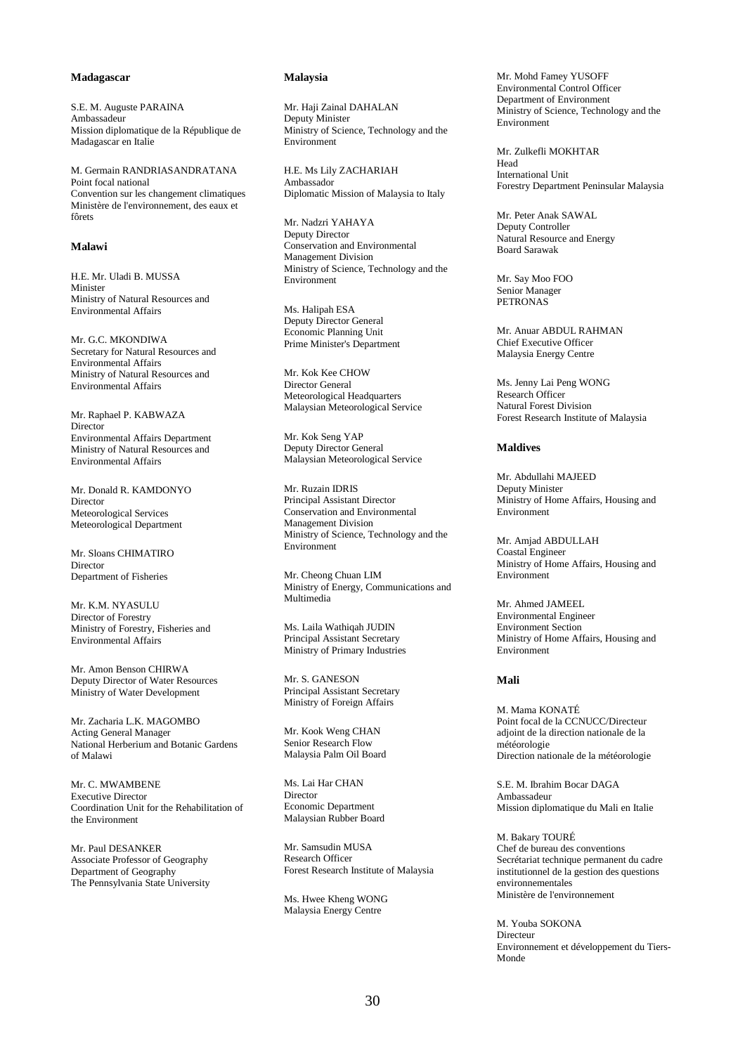**Madagascar**

S.E. M. Auguste PARAINA
Ambassadeur
Mission diplomatique de la République de Madagascar en Italie

M. Germain RANDRIASANDRATANA
Point focal national
Convention sur les changement climatiques
Ministère de l'environnement, des eaux et fôrets

**Malawi**

H.E. Mr. Uladi B. MUSSA
Minister
Ministry of Natural Resources and Environmental Affairs

Mr. G.C. MKONDIWA
Secretary for Natural Resources and Environmental Affairs
Ministry of Natural Resources and Environmental Affairs

Mr. Raphael P. KABWAZA
Director
Environmental Affairs Department
Ministry of Natural Resources and Environmental Affairs

Mr. Donald R. KAMDONYO
Director
Meteorological Services
Meteorological Department

Mr. Sloans CHIMATIRO
Director
Department of Fisheries

Mr. K.M. NYASULU
Director of Forestry
Ministry of Forestry, Fisheries and Environmental Affairs

Mr. Amon Benson CHIRWA
Deputy Director of Water Resources
Ministry of Water Development

Mr. Zacharia L.K. MAGOMBO
Acting General Manager
National Herberium and Botanic Gardens of Malawi

Mr. C. MWAMBENE
Executive Director
Coordination Unit for the Rehabilitation of the Environment

Mr. Paul DESANKER
Associate Professor of Geography
Department of Geography
The Pennsylvania State University

**Malaysia**

Mr. Haji Zainal DAHALAN
Deputy Minister
Ministry of Science, Technology and the Environment

H.E. Ms Lily ZACHARIAH
Ambassador
Diplomatic Mission of Malaysia to Italy

Mr. Nadzri YAHAYA
Deputy Director
Conservation and Environmental Management Division
Ministry of Science, Technology and the Environment

Ms. Halipah ESA
Deputy Director General
Economic Planning Unit
Prime Minister's Department

Mr. Kok Kee CHOW
Director General
Meteorological Headquarters
Malaysian Meteorological Service

Mr. Kok Seng YAP
Deputy Director General
Malaysian Meteorological Service

Mr. Ruzain IDRIS
Principal Assistant Director
Conservation and Environmental Management Division
Ministry of Science, Technology and the Environment

Mr. Cheong Chuan LIM
Ministry of Energy, Communications and Multimedia

Ms. Laila Wathiqah JUDIN
Principal Assistant Secretary
Ministry of Primary Industries

Mr. S. GANESON
Principal Assistant Secretary
Ministry of Foreign Affairs

Mr. Kook Weng CHAN
Senior Research Flow
Malaysia Palm Oil Board

Ms. Lai Har CHAN
Director
Economic Department
Malaysian Rubber Board

Mr. Samsudin MUSA
Research Officer
Forest Research Institute of Malaysia

Ms. Hwee Kheng WONG
Malaysia Energy Centre

Mr. Mohd Famey YUSOFF
Environmental Control Officer
Department of Environment
Ministry of Science, Technology and the Environment

Mr. Zulkefli MOKHTAR
Head
International Unit
Forestry Department Peninsular Malaysia

Mr. Peter Anak SAWAL
Deputy Controller
Natural Resource and Energy Board Sarawak

Mr. Say Moo FOO
Senior Manager
PETRONAS

Mr. Anuar ABDUL RAHMAN
Chief Executive Officer
Malaysia Energy Centre

Ms. Jenny Lai Peng WONG
Research Officer
Natural Forest Division
Forest Research Institute of Malaysia

**Maldives**

Mr. Abdullahi MAJEED
Deputy Minister
Ministry of Home Affairs, Housing and Environment

Mr. Amjad ABDULLAH
Coastal Engineer
Ministry of Home Affairs, Housing and Environment

Mr. Ahmed JAMEEL
Environmental Engineer
Environment Section
Ministry of Home Affairs, Housing and Environment

**Mali**

M. Mama KONATÉ
Point focal de la CCNUCC/Directeur adjoint de la direction nationale de la météorologie
Direction nationale de la météorologie

S.E. M. Ibrahim Bocar DAGA
Ambassadeur
Mission diplomatique du Mali en Italie

M. Bakary TOURÉ
Chef de bureau des conventions
Secrétariat technique permanent du cadre institutionnel de la gestion des questions environnementales
Ministère de l'environnement

M. Youba SOKONA
Directeur
Environnement et développement du Tiers-Monde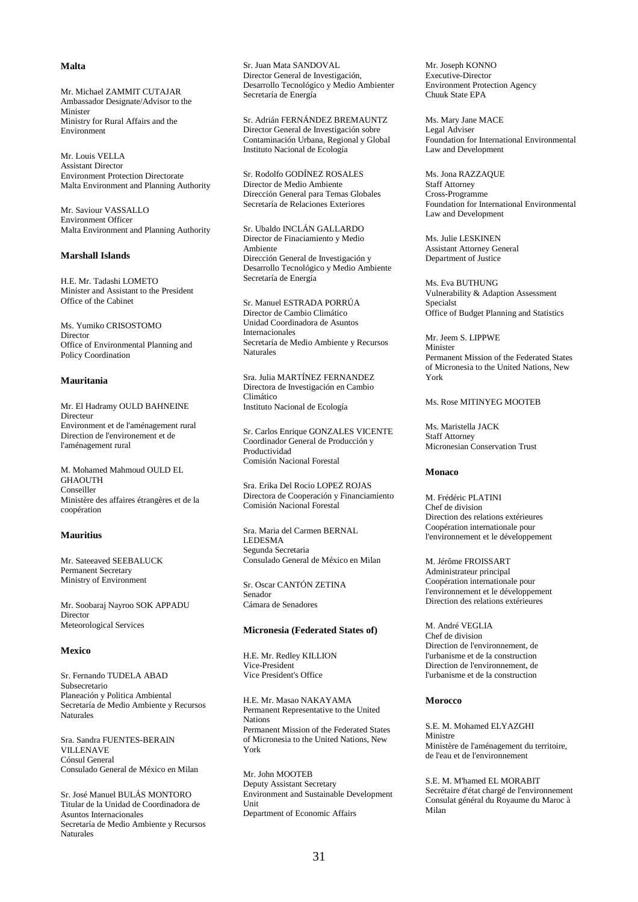**Malta**

Mr. Michael ZAMMIT CUTAJAR
Ambassador Designate/Advisor to the Minister
Ministry for Rural Affairs and the Environment

Mr. Louis VELLA
Assistant Director
Environment Protection Directorate
Malta Environment and Planning Authority

Mr. Saviour VASSALLO
Environment Officer
Malta Environment and Planning Authority

**Marshall Islands**

H.E. Mr. Tadashi LOMETO
Minister and Assistant to the President
Office of the Cabinet

Ms. Yumiko CRISOSTOMO
Director
Office of Environmental Planning and Policy Coordination

**Mauritania**

Mr. El Hadramy OULD BAHNEINE
Directeur
Environment et de l'aménagement rural
Direction de l'environement et de l'aménagement rural

M. Mohamed Mahmoud OULD EL GHAOUTH
Conseiller
Ministère des affaires étrangères et de la coopération

**Mauritius**

Mr. Sateeaved SEEBALUCK
Permanent Secretary
Ministry of Environment

Mr. Soobaraj Nayroo SOK APPADU
Director
Meteorological Services

**Mexico**

Sr. Fernando TUDELA ABAD
Subsecretario
Planeación y Politica Ambiental
Secretaría de Medio Ambiente y Recursos Naturales

Sra. Sandra FUENTES-BERAIN VILLENAVE
Cónsul General
Consulado General de México en Milan

Sr. José Manuel BULÁS MONTORO
Titular de la Unidad de Coordinadora de Asuntos Internacionales
Secretaría de Medio Ambiente y Recursos Naturales

Sr. Juan Mata SANDOVAL
Director General de Investigación, Desarrollo Tecnológico y Medio Ambienter
Secretaría de Energía

Sr. Adrián FERNÁNDEZ BREMAUNTZ
Director General de Investigación sobre Contaminación Urbana, Regional y Global
Instituto Nacional de Ecología

Sr. Rodolfo GODÍNEZ ROSALES
Director de Medio Ambiente
Dirección General para Temas Globales
Secretaría de Relaciones Exteriores

Sr. Ubaldo INCLÁN GALLARDO
Director de Finaciamiento y Medio Ambiente
Dirección General de Investigación y Desarrollo Tecnológico y Medio Ambiente
Secretaría de Energía

Sr. Manuel ESTRADA PORRÚA
Director de Cambio Climático
Unidad Coordinadora de Asuntos Internacionales
Secretaría de Medio Ambiente y Recursos Naturales

Sra. Julia MARTÍNEZ FERNANDEZ
Directora de Investigación en Cambio Climático
Instituto Nacional de Ecología

Sr. Carlos Enrique GONZALES VICENTE
Coordinador General de Producción y Productividad
Comisión Nacional Forestal

Sra. Erika Del Rocio LOPEZ ROJAS
Directora de Cooperación y Financiamiento
Comisión Nacional Forestal

Sra. Maria del Carmen BERNAL LEDESMA
Segunda Secretaria
Consulado General de México en Milan

Sr. Oscar CANTÓN ZETINA
Senador
Cámara de Senadores

**Micronesia (Federated States of)**

H.E. Mr. Redley KILLION
Vice-President
Vice President's Office

H.E. Mr. Masao NAKAYAMA
Permanent Representative to the United Nations
Permanent Mission of the Federated States of Micronesia to the United Nations, New York

Mr. John MOOTEB
Deputy Assistant Secretary
Environment and Sustainable Development Unit
Department of Economic Affairs

Mr. Joseph KONNO
Executive-Director
Environment Protection Agency
Chuuk State EPA

Ms. Mary Jane MACE
Legal Adviser
Foundation for International Environmental Law and Development

Ms. Jona RAZZAQUE
Staff Attorney
Cross-Programme
Foundation for International Environmental Law and Development

Ms. Julie LESKINEN
Assistant Attorney General
Department of Justice

Ms. Eva BUTHUNG
Vulnerability & Adaption Assessment Specialst
Office of Budget Planning and Statistics

Mr. Jeem S. LIPPWE
Minister
Permanent Mission of the Federated States of Micronesia to the United Nations, New York

Ms. Rose MITINYEG MOOTEB

Ms. Maristella JACK
Staff Attorney
Micronesian Conservation Trust

**Monaco**

M. Frédéric PLATINI
Chef de division
Direction des relations extérieures
Coopération internationale pour l'environnement et le développement

M. Jérôme FROISSART
Administrateur principal
Coopération internationale pour l'environnement et le développement
Direction des relations extérieures

M. André VEGLIA
Chef de division
Direction de l'environnement, de l'urbanisme et de la construction
Direction de l'environnement, de l'urbanisme et de la construction

**Morocco**

S.E. M. Mohamed ELYAZGHI
Ministre
Ministère de l'aménagement du territoire, de l'eau et de l'environnement

S.E. M. M'hamed EL MORABIT
Secrétaire d'état chargé de l'environnement
Consulat général du Royaume du Maroc à Milan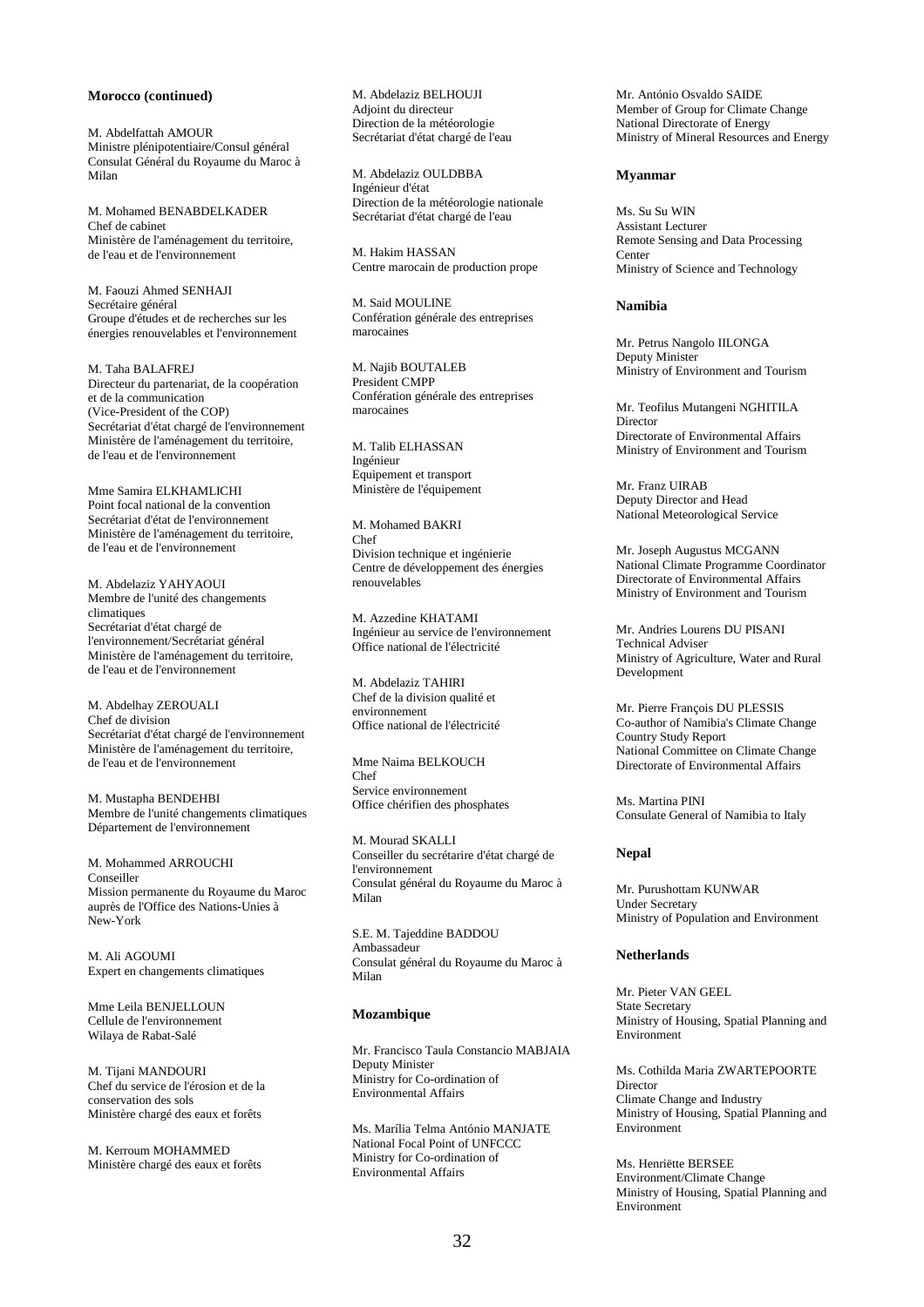**Morocco (continued)**

M. Abdelfattah AMOUR
Ministre plénipotentiaire/Consul général
Consulat Général du Royaume du Maroc à Milan

M. Mohamed BENABDELKADER
Chef de cabinet
Ministère de l'aménagement du territoire, de l'eau et de l'environnement

M. Faouzi Ahmed SENHAJI
Secrétaire général
Groupe d'études et de recherches sur les énergies renouvelables et l'environnement

M. Taha BALAFREJ
Directeur du partenariat, de la coopération et de la communication
(Vice-President of the COP)
Secrétariat d'état chargé de l'environnement
Ministère de l'aménagement du territoire, de l'eau et de l'environnement

Mme Samira ELKHAMLICHI
Point focal national de la convention
Secrétariat d'état de l'environnement
Ministère de l'aménagement du territoire, de l'eau et de l'environnement

M. Abdelaziz YAHYAOUI
Membre de l'unité des changements climatiques
Secrétariat d'état chargé de l'environnement/Secrétariat général
Ministère de l'aménagement du territoire, de l'eau et de l'environnement

M. Abdelhay ZEROUALI
Chef de division
Secrétariat d'état chargé de l'environnement
Ministère de l'aménagement du territoire, de l'eau et de l'environnement

M. Mustapha BENDEHBI
Membre de l'unité changements climatiques
Département de l'environnement

M. Mohammed ARROUCHI
Conseiller
Mission permanente du Royaume du Maroc auprès de l'Office des Nations-Unies à New-York

M. Ali AGOUMI
Expert en changements climatiques

Mme Leila BENJELLOUN
Cellule de l'environnement
Wilaya de Rabat-Salé

M. Tijani MANDOURI
Chef du service de l'érosion et de la conservation des sols
Ministère chargé des eaux et forêts

M. Kerroum MOHAMMED
Ministère chargé des eaux et forêts

M. Abdelaziz BELHOUJI
Adjoint du directeur
Direction de la météorologie
Secrétariat d'état chargé de l'eau

M. Abdelaziz OULDBBA
Ingénieur d'état
Direction de la météorologie nationale
Secrétariat d'état chargé de l'eau

M. Hakim HASSAN
Centre marocain de production prope

M. Said MOULINE
Confération générale des entreprises marocaines

M. Najib BOUTALEB
President CMPP
Confération générale des entreprises marocaines

M. Talib ELHASSAN
Ingénieur
Equipement et transport
Ministère de l'équipement

M. Mohamed BAKRI
Chef
Division technique et ingénierie
Centre de développement des énergies renouvelables

M. Azzedine KHATAMI
Ingénieur au service de l'environnement
Office national de l'électricité

M. Abdelaziz TAHIRI
Chef de la division qualité et environnement
Office national de l'électricité

Mme Naima BELKOUCH
Chef
Service environnement
Office chérifien des phosphates

M. Mourad SKALLI
Conseiller du secrétarire d'état chargé de l'environnement
Consulat général du Royaume du Maroc à Milan

S.E. M. Tajeddine BADDOU
Ambassadeur
Consulat général du Royaume du Maroc à Milan

**Mozambique**

Mr. Francisco Taula Constancio MABJAIA
Deputy Minister
Ministry for Co-ordination of Environmental Affairs

Ms. Marília Telma António MANJATE
National Focal Point of UNFCCC
Ministry for Co-ordination of Environmental Affairs

Mr. António Osvaldo SAIDE
Member of Group for Climate Change
National Directorate of Energy
Ministry of Mineral Resources and Energy

**Myanmar**

Ms. Su Su WIN
Assistant Lecturer
Remote Sensing and Data Processing Center
Ministry of Science and Technology

**Namibia**

Mr. Petrus Nangolo IILONGA
Deputy Minister
Ministry of Environment and Tourism

Mr. Teofilus Mutangeni NGHITILA
Director
Directorate of Environmental Affairs
Ministry of Environment and Tourism

Mr. Franz UIRAB
Deputy Director and Head
National Meteorological Service

Mr. Joseph Augustus MCGANN
National Climate Programme Coordinator
Directorate of Environmental Affairs
Ministry of Environment and Tourism

Mr. Andries Lourens DU PISANI
Technical Adviser
Ministry of Agriculture, Water and Rural Development

Mr. Pierre François DU PLESSIS
Co-author of Namibia's Climate Change Country Study Report
National Committee on Climate Change
Directorate of Environmental Affairs

Ms. Martina PINI
Consulate General of Namibia to Italy

**Nepal**

Mr. Purushottam KUNWAR
Under Secretary
Ministry of Population and Environment

**Netherlands**

Mr. Pieter VAN GEEL
State Secretary
Ministry of Housing, Spatial Planning and Environment

Ms. Cothilda Maria ZWARTEPOORTE
Director
Climate Change and Industry
Ministry of Housing, Spatial Planning and Environment

Ms. Henriëtte BERSEE
Environment/Climate Change
Ministry of Housing, Spatial Planning and Environment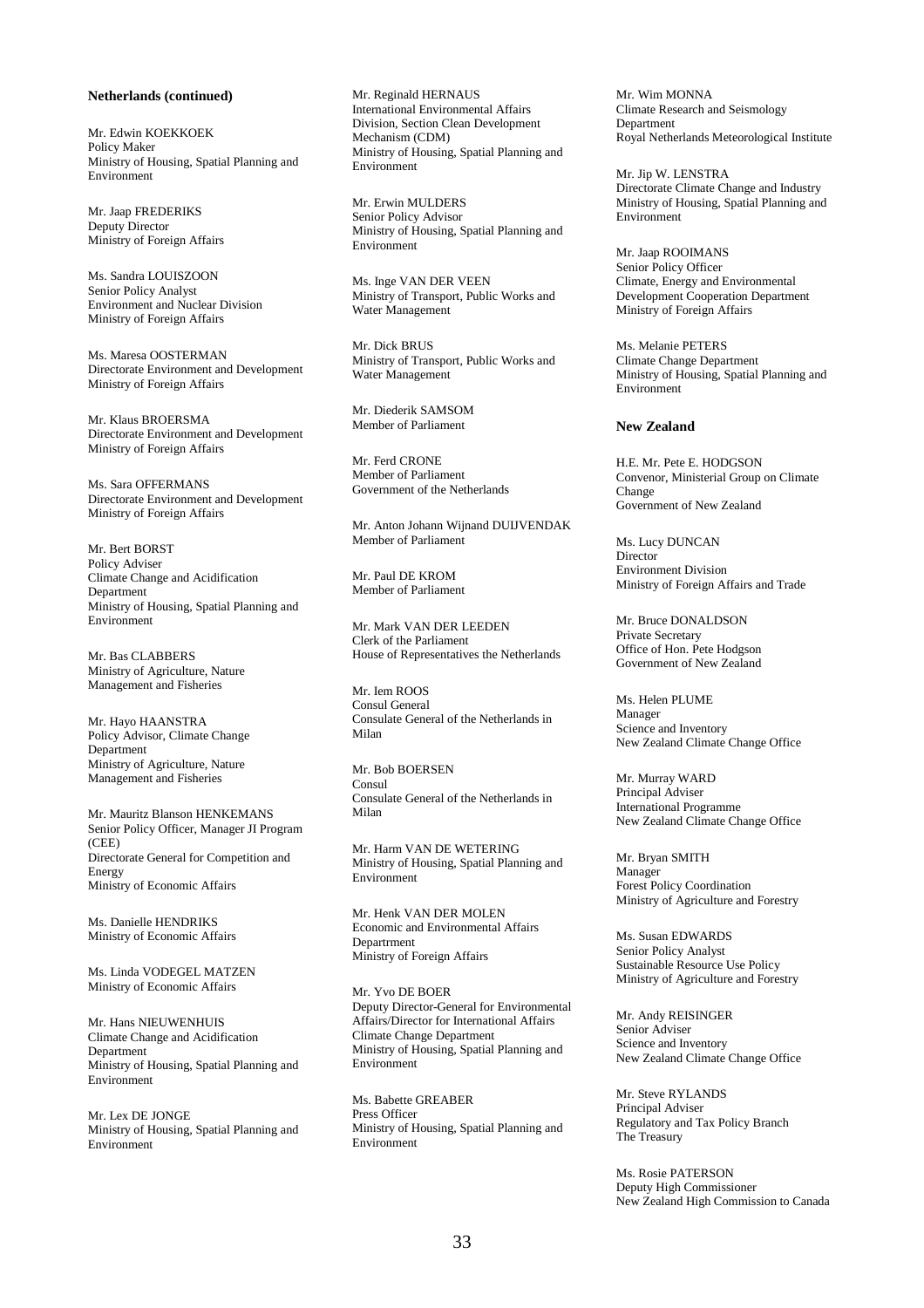**Netherlands (continued)**

Mr. Edwin KOEKKOEK
Policy Maker
Ministry of Housing, Spatial Planning and Environment

Mr. Jaap FREDERIKS
Deputy Director
Ministry of Foreign Affairs

Ms. Sandra LOUISZOON
Senior Policy Analyst
Environment and Nuclear Division
Ministry of Foreign Affairs

Ms. Maresa OOSTERMAN
Directorate Environment and Development
Ministry of Foreign Affairs

Mr. Klaus BROERSMA
Directorate Environment and Development
Ministry of Foreign Affairs

Ms. Sara OFFERMANS
Directorate Environment and Development
Ministry of Foreign Affairs

Mr. Bert BORST
Policy Adviser
Climate Change and Acidification Department
Ministry of Housing, Spatial Planning and Environment

Mr. Bas CLABBERS
Ministry of Agriculture, Nature Management and Fisheries

Mr. Hayo HAANSTRA
Policy Advisor, Climate Change Department
Ministry of Agriculture, Nature Management and Fisheries

Mr. Mauritz Blanson HENKEMANS
Senior Policy Officer, Manager JI Program (CEE)
Directorate General for Competition and Energy
Ministry of Economic Affairs

Ms. Danielle HENDRIKS
Ministry of Economic Affairs

Ms. Linda VODEGEL MATZEN
Ministry of Economic Affairs

Mr. Hans NIEUWENHUIS
Climate Change and Acidification Department
Ministry of Housing, Spatial Planning and Environment

Mr. Lex DE JONGE
Ministry of Housing, Spatial Planning and Environment

Mr. Reginald HERNAUS
International Environmental Affairs Division, Section Clean Development Mechanism (CDM)
Ministry of Housing, Spatial Planning and Environment

Mr. Erwin MULDERS
Senior Policy Advisor
Ministry of Housing, Spatial Planning and Environment

Ms. Inge VAN DER VEEN
Ministry of Transport, Public Works and Water Management

Mr. Dick BRUS
Ministry of Transport, Public Works and Water Management

Mr. Diederik SAMSOM
Member of Parliament

Mr. Ferd CRONE
Member of Parliament
Government of the Netherlands

Mr. Anton Johann Wijnand DUIJVENDAK
Member of Parliament

Mr. Paul DE KROM
Member of Parliament

Mr. Mark VAN DER LEEDEN
Clerk of the Parliament
House of Representatives the Netherlands

Mr. Iem ROOS
Consul General
Consulate General of the Netherlands in Milan

Mr. Bob BOERSEN
Consul
Consulate General of the Netherlands in Milan

Mr. Harm VAN DE WETERING
Ministry of Housing, Spatial Planning and Environment

Mr. Henk VAN DER MOLEN
Economic and Environmental Affairs Departrment
Ministry of Foreign Affairs

Mr. Yvo DE BOER
Deputy Director-General for Environmental Affairs/Director for International Affairs
Climate Change Department
Ministry of Housing, Spatial Planning and Environment

Ms. Babette GREABER
Press Officer
Ministry of Housing, Spatial Planning and Environment

Mr. Wim MONNA
Climate Research and Seismology Department
Royal Netherlands Meteorological Institute

Mr. Jip W. LENSTRA
Directorate Climate Change and Industry
Ministry of Housing, Spatial Planning and Environment

Mr. Jaap ROOIMANS
Senior Policy Officer
Climate, Energy and Environmental Development Cooperation Department
Ministry of Foreign Affairs

Ms. Melanie PETERS
Climate Change Department
Ministry of Housing, Spatial Planning and Environment

**New Zealand**

H.E. Mr. Pete E. HODGSON
Convenor, Ministerial Group on Climate Change
Government of New Zealand

Ms. Lucy DUNCAN
Director
Environment Division
Ministry of Foreign Affairs and Trade

Mr. Bruce DONALDSON
Private Secretary
Office of Hon. Pete Hodgson
Government of New Zealand

Ms. Helen PLUME
Manager
Science and Inventory
New Zealand Climate Change Office

Mr. Murray WARD
Principal Adviser
International Programme
New Zealand Climate Change Office

Mr. Bryan SMITH
Manager
Forest Policy Coordination
Ministry of Agriculture and Forestry

Ms. Susan EDWARDS
Senior Policy Analyst
Sustainable Resource Use Policy
Ministry of Agriculture and Forestry

Mr. Andy REISINGER
Senior Adviser
Science and Inventory
New Zealand Climate Change Office

Mr. Steve RYLANDS
Principal Adviser
Regulatory and Tax Policy Branch
The Treasury

Ms. Rosie PATERSON
Deputy High Commissioner
New Zealand High Commission to Canada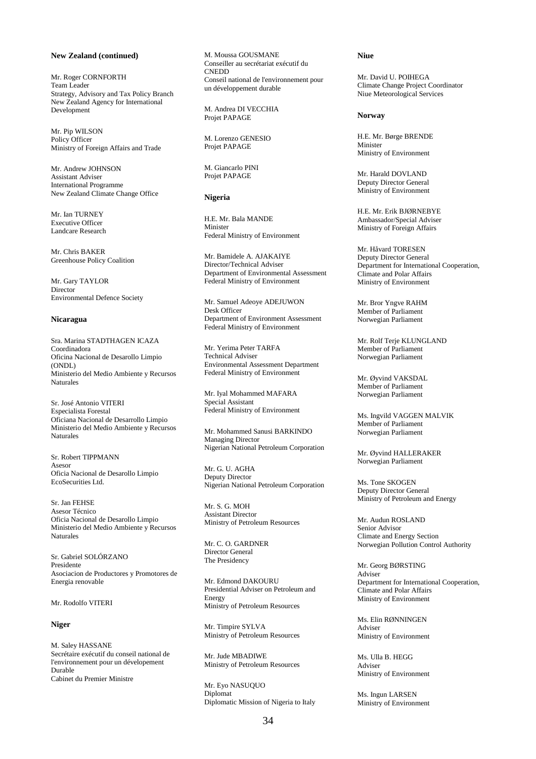**New Zealand (continued)**

Mr. Roger CORNFORTH
Team Leader
Strategy, Advisory and Tax Policy Branch
New Zealand Agency for International Development

Mr. Pip WILSON
Policy Officer
Ministry of Foreign Affairs and Trade

Mr. Andrew JOHNSON
Assistant Adviser
International Programme
New Zealand Climate Change Office

Mr. Ian TURNEY
Executive Officer
Landcare Research

Mr. Chris BAKER
Greenhouse Policy Coalition

Mr. Gary TAYLOR
Director
Environmental Defence Society

**Nicaragua**

Sra. Marina STADTHAGEN ICAZA
Coordinadora
Oficina Nacional de Desarollo Limpio (ONDL)
Ministerio del Medio Ambiente y Recursos Naturales

Sr. José Antonio VITERI
Especialista Forestal
Oficiana Nacional de Desarrollo Limpio
Ministerio del Medio Ambiente y Recursos Naturales

Sr. Robert TIPPMANN
Asesor
Oficia Nacional de Desarollo Limpio
EcoSecurities Ltd.

Sr. Jan FEHSE
Asesor Técnico
Oficia Nacional de Desarollo Limpio
Ministerio del Medio Ambiente y Recursos Naturales

Sr. Gabriel SOLÓRZANO
Presidente
Asociacion de Productores y Promotores de Energia renovable

Mr. Rodolfo VITERI

**Niger**

M. Saley HASSANE
Secrétaire exécutif du conseil national de l'environnement pour un dévelopement Durable
Cabinet du Premier Ministre

M. Moussa GOUSMANE
Conseiller au secrétariat exécutif du CNEDD
Conseil national de l'environnement pour un développement durable

M. Andrea DI VECCHIA
Projet PAPAGE

M. Lorenzo GENESIO
Projet PAPAGE

M. Giancarlo PINI
Projet PAPAGE

**Nigeria**

H.E. Mr. Bala MANDE
Minister
Federal Ministry of Environment

Mr. Bamidele A. AJAKAIYE
Director/Technical Adviser
Department of Environmental Assessment
Federal Ministry of Environment

Mr. Samuel Adeoye ADEJUWON
Desk Officer
Department of Environment Assessment
Federal Ministry of Environment

Mr. Yerima Peter TARFA
Technical Adviser
Environmental Assessment Department
Federal Ministry of Environment

Mr. Iyal Mohammed MAFARA
Special Assistant
Federal Ministry of Environment

Mr. Mohammed Sanusi BARKINDO
Managing Director
Nigerian National Petroleum Corporation

Mr. G. U. AGHA
Deputy Director
Nigerian National Petroleum Corporation

Mr. S. G. MOH
Assistant Director
Ministry of Petroleum Resources

Mr. C. O. GARDNER
Director General
The Presidency

Mr. Edmond DAKOURU
Presidential Adviser on Petroleum and Energy
Ministry of Petroleum Resources

Mr. Timpire SYLVA
Ministry of Petroleum Resources

Mr. Jude MBADIWE
Ministry of Petroleum Resources

Mr. Eyo NASUQUO
Diplomat
Diplomatic Mission of Nigeria to Italy

**Niue**

Mr. David U. POIHEGA
Climate Change Project Coordinator
Niue Meteorological Services

**Norway**

H.E. Mr. Børge BRENDE
Minister
Ministry of Environment

Mr. Harald DOVLAND
Deputy Director General
Ministry of Environment

H.E. Mr. Erik BJØRNEBYE
Ambassador/Special Adviser
Ministry of Foreign Affairs

Mr. Håvard TORESEN
Deputy Director General
Department for International Cooperation, Climate and Polar Affairs
Ministry of Environment

Mr. Bror Yngve RAHM
Member of Parliament
Norwegian Parliament

Mr. Rolf Terje KLUNGLAND
Member of Parliament
Norwegian Parliament

Mr. Øyvind VAKSDAL
Member of Parliament
Norwegian Parliament

Ms. Ingvild VAGGEN MALVIK
Member of Parliament
Norwegian Parliament

Mr. Øyvind HALLERAKER
Norwegian Parliament

Ms. Tone SKOGEN
Deputy Director General
Ministry of Petroleum and Energy

Mr. Audun ROSLAND
Senior Advisor
Climate and Energy Section
Norwegian Pollution Control Authority

Mr. Georg BØRSTING
Adviser
Department for International Cooperation, Climate and Polar Affairs
Ministry of Environment

Ms. Elin RØNNINGEN
Adviser
Ministry of Environment

Ms. Ulla B. HEGG
Adviser
Ministry of Environment

Ms. Ingun LARSEN
Ministry of Environment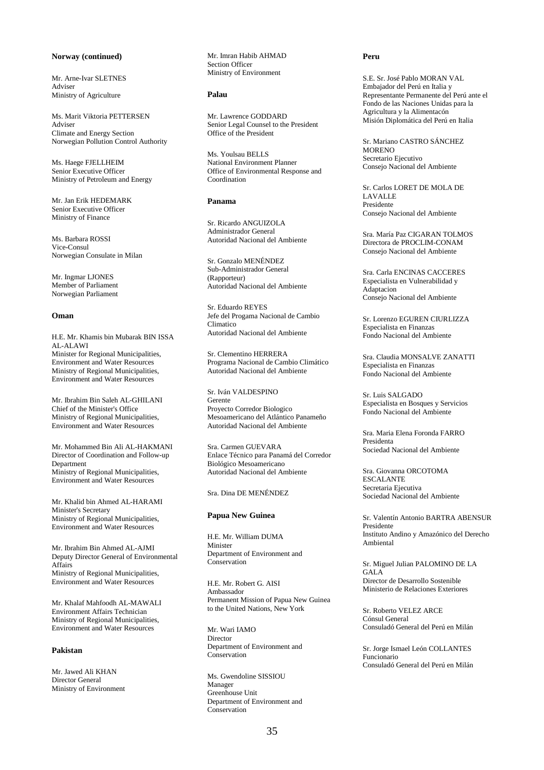**Norway (continued)**

Mr. Arne-Ivar SLETNES
Adviser
Ministry of Agriculture

Ms. Marit Viktoria PETTERSEN
Adviser
Climate and Energy Section
Norwegian Pollution Control Authority

Ms. Haege FJELLHEIM
Senior Executive Officer
Ministry of Petroleum and Energy

Mr. Jan Erik HEDEMARK
Senior Executive Officer
Ministry of Finance

Ms. Barbara ROSSI
Vice-Consul
Norwegian Consulate in Milan

Mr. Ingmar LJONES
Member of Parliament
Norwegian Parliament

**Oman**

H.E. Mr. Khamis bin Mubarak BIN ISSA AL-ALAWI
Minister for Regional Municipalities, Environment and Water Resources
Ministry of Regional Municipalities, Environment and Water Resources

Mr. Ibrahim Bin Saleh AL-GHILANI
Chief of the Minister's Office
Ministry of Regional Municipalities, Environment and Water Resources

Mr. Mohammed Bin Ali AL-HAKMANI
Director of Coordination and Follow-up Department
Ministry of Regional Municipalities, Environment and Water Resources

Mr. Khalid bin Ahmed AL-HARAMI
Minister's Secretary
Ministry of Regional Municipalities, Environment and Water Resources

Mr. Ibrahim Bin Ahmed AL-AJMI
Deputy Director General of Environmental Affairs
Ministry of Regional Municipalities, Environment and Water Resources

Mr. Khalaf Mahfoodh AL-MAWALI
Environment Affairs Technician
Ministry of Regional Municipalities, Environment and Water Resources

**Pakistan**

Mr. Jawed Ali KHAN
Director General
Ministry of Environment

Mr. Imran Habib AHMAD
Section Officer
Ministry of Environment

**Palau**

Mr. Lawrence GODDARD
Senior Legal Counsel to the President
Office of the President

Ms. Youlsau BELLS
National Environment Planner
Office of Environmental Response and Coordination

**Panama**

Sr. Ricardo ANGUIZOLA
Administrador General
Autoridad Nacional del Ambiente

Sr. Gonzalo MENÉNDEZ
Sub-Administrador General (Rapporteur)
Autoridad Nacional del Ambiente

Sr. Eduardo REYES
Jefe del Progama Nacional de Cambio Climatico
Autoridad Nacional del Ambiente

Sr. Clementino HERRERA
Programa Nacional de Cambio Climático
Autoridad Nacional del Ambiente

Sr. Iván VALDESPINO
Gerente
Proyecto Corredor Biologico Mesoamericano del Atlántico Panameño
Autoridad Nacional del Ambiente

Sra. Carmen GUEVARA
Enlace Técnico para Panamá del Corredor Biológico Mesoamericano
Autoridad Nacional del Ambiente

Sra. Dina DE MENÉNDEZ

**Papua New Guinea**

H.E. Mr. William DUMA
Minister
Department of Environment and Conservation

H.E. Mr. Robert G. AISI
Ambassador
Permanent Mission of Papua New Guinea to the United Nations, New York

Mr. Wari IAMO
Director
Department of Environment and Conservation

Ms. Gwendoline SISSIOU
Manager
Greenhouse Unit
Department of Environment and Conservation

**Peru**

S.E. Sr. José Pablo MORAN VAL
Embajador del Perú en Italia y Representante Permanente del Perú ante el Fondo de las Naciones Unidas para la Agricultura y la Alimentacón
Misión Diplomática del Perú en Italia

Sr. Mariano CASTRO SÁNCHEZ MORENO
Secretario Ejecutivo
Consejo Nacional del Ambiente

Sr. Carlos LORET DE MOLA DE LAVALLE
Presidente
Consejo Nacional del Ambiente

Sra. María Paz CIGARAN TOLMOS
Directora de PROCLIM-CONAM
Consejo Nacional del Ambiente

Sra. Carla ENCINAS CACCERES
Especialista en Vulnerabilidad y Adaptacion
Consejo Nacional del Ambiente

Sr. Lorenzo EGUREN CIURLIZZA
Especialista en Finanzas
Fondo Nacional del Ambiente

Sra. Claudia MONSALVE ZANATTI
Especialista en Finanzas
Fondo Nacional del Ambiente

Sr. Luis SALGADO
Especialista en Bosques y Servicios
Fondo Nacional del Ambiente

Sra. Maria Elena Foronda FARRO
Presidenta
Sociedad Nacional del Ambiente

Sra. Giovanna ORCOTOMA ESCALANTE
Secretaria Ejecutiva
Sociedad Nacional del Ambiente

Sr. Valentín Antonio BARTRA ABENSUR
Presidente
Instituto Andino y Amazónico del Derecho Ambiental

Sr. Miguel Julian PALOMINO DE LA GALA
Director de Desarrollo Sostenible
Ministerio de Relaciones Exteriores

Sr. Roberto VELEZ ARCE
Cónsul General
Consuladó General del Perú en Milán

Sr. Jorge Ismael León COLLANTES
Funcionario
Consuladó General del Perú en Milán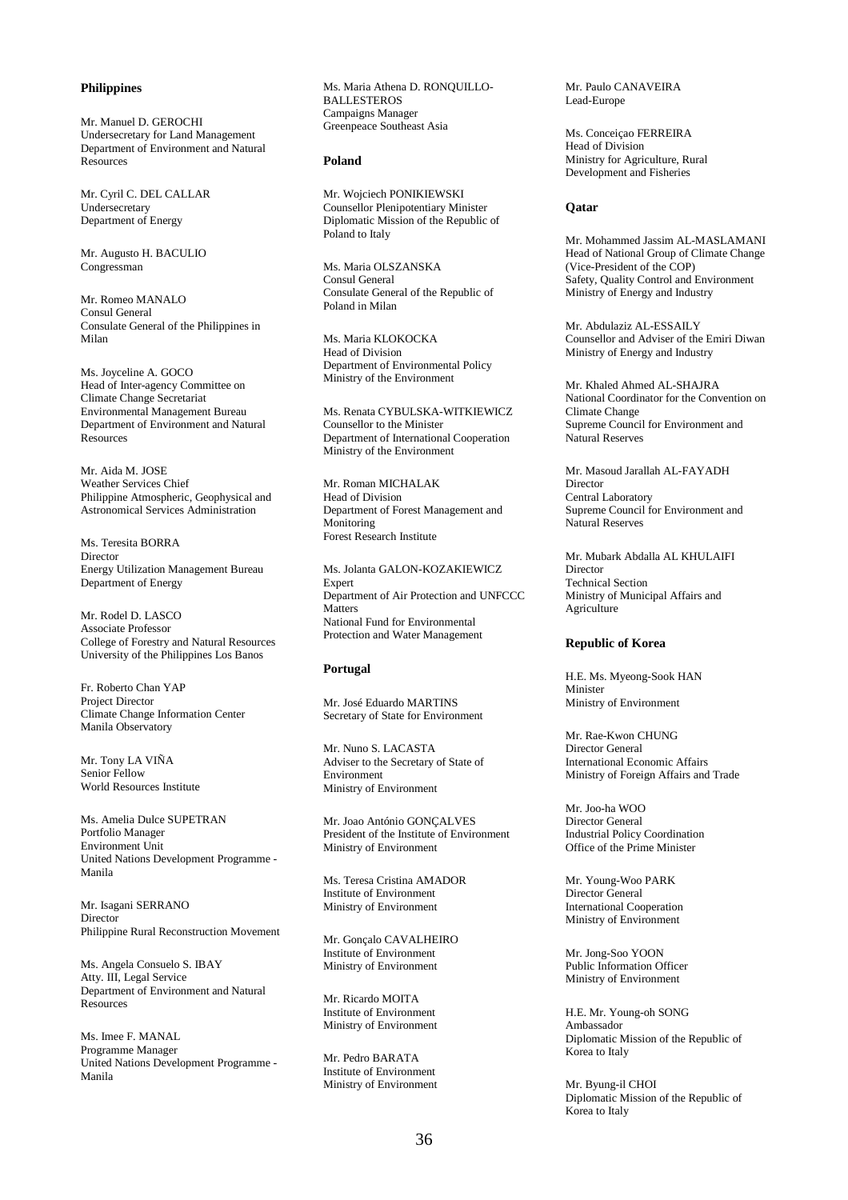**Philippines**

Mr. Manuel D. GEROCHI
Undersecretary for Land Management
Department of Environment and Natural Resources

Mr. Cyril C. DEL CALLAR
Undersecretary
Department of Energy

Mr. Augusto H. BACULIO
Congressman

Mr. Romeo MANALO
Consul General
Consulate General of the Philippines in Milan

Ms. Joyceline A. GOCO
Head of Inter-agency Committee on Climate Change Secretariat
Environmental Management Bureau
Department of Environment and Natural Resources

Mr. Aida M. JOSE
Weather Services Chief
Philippine Atmospheric, Geophysical and Astronomical Services Administration

Ms. Teresita BORRA
Director
Energy Utilization Management Bureau
Department of Energy

Mr. Rodel D. LASCO
Associate Professor
College of Forestry and Natural Resources
University of the Philippines Los Banos

Fr. Roberto Chan YAP
Project Director
Climate Change Information Center
Manila Observatory

Mr. Tony LA VIÑA
Senior Fellow
World Resources Institute

Ms. Amelia Dulce SUPETRAN
Portfolio Manager
Environment Unit
United Nations Development Programme - Manila

Mr. Isagani SERRANO
Director
Philippine Rural Reconstruction Movement

Ms. Angela Consuelo S. IBAY
Atty. III, Legal Service
Department of Environment and Natural Resources

Ms. Imee F. MANAL
Programme Manager
United Nations Development Programme - Manila

Ms. Maria Athena D. RONQUILLO-BALLESTEROS
Campaigns Manager
Greenpeace Southeast Asia

**Poland**

Mr. Wojciech PONIKIEWSKI
Counsellor Plenipotentiary Minister
Diplomatic Mission of the Republic of Poland to Italy

Ms. Maria OLSZANSKA
Consul General
Consulate General of the Republic of Poland in Milan

Ms. Maria KLOKOCKA
Head of Division
Department of Environmental Policy
Ministry of the Environment

Ms. Renata CYBULSKA-WITKIEWICZ
Counsellor to the Minister
Department of International Cooperation
Ministry of the Environment

Mr. Roman MICHALAK
Head of Division
Department of Forest Management and Monitoring
Forest Research Institute

Ms. Jolanta GALON-KOZAKIEWICZ
Expert
Department of Air Protection and UNFCCC Matters
National Fund for Environmental Protection and Water Management

**Portugal**

Mr. José Eduardo MARTINS
Secretary of State for Environment

Mr. Nuno S. LACASTA
Adviser to the Secretary of State of Environment
Ministry of Environment

Mr. Joao António GONÇALVES
President of the Institute of Environment
Ministry of Environment

Ms. Teresa Cristina AMADOR
Institute of Environment
Ministry of Environment

Mr. Gonçalo CAVALHEIRO
Institute of Environment
Ministry of Environment

Mr. Ricardo MOITA
Institute of Environment
Ministry of Environment

Mr. Pedro BARATA
Institute of Environment
Ministry of Environment

Mr. Paulo CANAVEIRA
Lead-Europe

Ms. Conceiçao FERREIRA
Head of Division
Ministry for Agriculture, Rural Development and Fisheries

**Qatar**

Mr. Mohammed Jassim AL-MASLAMANI
Head of National Group of Climate Change (Vice-President of the COP)
Safety, Quality Control and Environment
Ministry of Energy and Industry

Mr. Abdulaziz AL-ESSAILY
Counsellor and Adviser of the Emiri Diwan
Ministry of Energy and Industry

Mr. Khaled Ahmed AL-SHAJRA
National Coordinator for the Convention on Climate Change
Supreme Council for Environment and Natural Reserves

Mr. Masoud Jarallah AL-FAYADH
Director
Central Laboratory
Supreme Council for Environment and Natural Reserves

Mr. Mubark Abdalla AL KHULAIFI
Director
Technical Section
Ministry of Municipal Affairs and Agriculture

**Republic of Korea**

H.E. Ms. Myeong-Sook HAN
Minister
Ministry of Environment

Mr. Rae-Kwon CHUNG
Director General
International Economic Affairs
Ministry of Foreign Affairs and Trade

Mr. Joo-ha WOO
Director General
Industrial Policy Coordination
Office of the Prime Minister

Mr. Young-Woo PARK
Director General
International Cooperation
Ministry of Environment

Mr. Jong-Soo YOON
Public Information Officer
Ministry of Environment

H.E. Mr. Young-oh SONG
Ambassador
Diplomatic Mission of the Republic of Korea to Italy

Mr. Byung-il CHOI
Diplomatic Mission of the Republic of Korea to Italy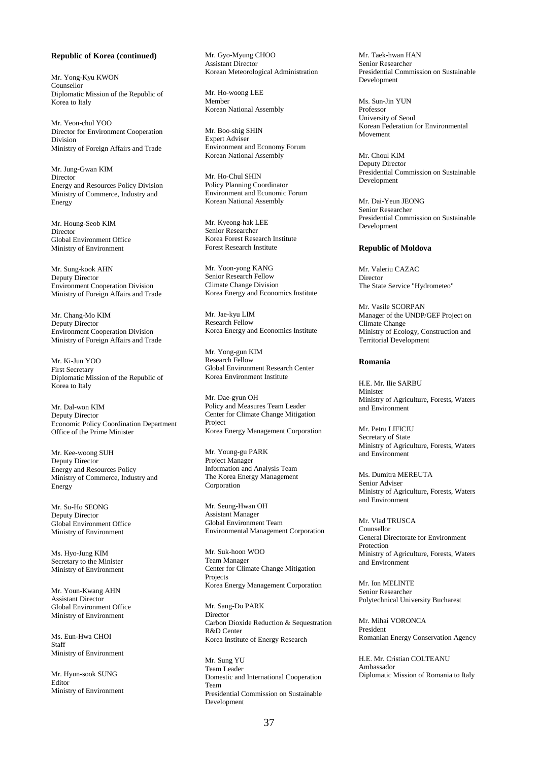**Republic of Korea (continued)**

Mr. Yong-Kyu KWON
Counsellor
Diplomatic Mission of the Republic of Korea to Italy

Mr. Yeon-chul YOO
Director for Environment Cooperation Division
Ministry of Foreign Affairs and Trade

Mr. Jung-Gwan KIM
Director
Energy and Resources Policy Division
Ministry of Commerce, Industry and Energy

Mr. Houng-Seob KIM
Director
Global Environment Office
Ministry of Environment

Mr. Sung-kook AHN
Deputy Director
Environment Cooperation Division
Ministry of Foreign Affairs and Trade

Mr. Chang-Mo KIM
Deputy Director
Environment Cooperation Division
Ministry of Foreign Affairs and Trade

Mr. Ki-Jun YOO
First Secretary
Diplomatic Mission of the Republic of Korea to Italy

Mr. Dal-won KIM
Deputy Director
Economic Policy Coordination Department
Office of the Prime Minister

Mr. Kee-woong SUH
Deputy Director
Energy and Resources Policy
Ministry of Commerce, Industry and Energy

Mr. Su-Ho SEONG
Deputy Director
Global Environment Office
Ministry of Environment

Ms. Hyo-Jung KIM
Secretary to the Minister
Ministry of Environment

Mr. Youn-Kwang AHN
Assistant Director
Global Environment Office
Ministry of Environment

Ms. Eun-Hwa CHOI
Staff
Ministry of Environment

Mr. Hyun-sook SUNG
Editor
Ministry of Environment

Mr. Gyo-Myung CHOO
Assistant Director
Korean Meteorological Administration

Mr. Ho-woong LEE
Member
Korean National Assembly

Mr. Boo-shig SHIN
Expert Adviser
Environment and Economy Forum
Korean National Assembly

Mr. Ho-Chul SHIN
Policy Planning Coordinator
Environment and Economic Forum
Korean National Assembly

Mr. Kyeong-hak LEE
Senior Researcher
Korea Forest Research Institute
Forest Research Institute

Mr. Yoon-yong KANG
Senior Research Fellow
Climate Change Division
Korea Energy and Economics Institute

Mr. Jae-kyu LIM
Research Fellow
Korea Energy and Economics Institute

Mr. Yong-gun KIM
Research Fellow
Global Environment Research Center
Korea Environment Institute

Mr. Dae-gyun OH
Policy and Measures Team Leader
Center for Climate Change Mitigation Project
Korea Energy Management Corporation

Mr. Young-gu PARK
Project Manager
Information and Analysis Team
The Korea Energy Management Corporation

Mr. Seung-Hwan OH
Assistant Manager
Global Environment Team
Environmental Management Corporation

Mr. Suk-hoon WOO
Team Manager
Center for Climate Change Mitigation Projects
Korea Energy Management Corporation

Mr. Sang-Do PARK
Director
Carbon Dioxide Reduction & Sequestration R&D Center
Korea Institute of Energy Research

Mr. Sung YU
Team Leader
Domestic and International Cooperation Team
Presidential Commission on Sustainable Development

Mr. Taek-hwan HAN
Senior Researcher
Presidential Commission on Sustainable Development

Ms. Sun-Jin YUN
Professor
University of Seoul
Korean Federation for Environmental Movement

Mr. Choul KIM
Deputy Director
Presidential Commission on Sustainable Development

Mr. Dai-Yeun JEONG
Senior Researcher
Presidential Commission on Sustainable Development

**Republic of Moldova**

Mr. Valeriu CAZAC
Director
The State Service "Hydrometeo"

Mr. Vasile SCORPAN
Manager of the UNDP/GEF Project on Climate Change
Ministry of Ecology, Construction and Territorial Development

**Romania**

H.E. Mr. Ilie SARBU
Minister
Ministry of Agriculture, Forests, Waters and Environment

Mr. Petru LIFICIU
Secretary of State
Ministry of Agriculture, Forests, Waters and Environment

Ms. Dumitra MEREUTA
Senior Adviser
Ministry of Agriculture, Forests, Waters and Environment

Mr. Vlad TRUSCA
Counsellor
General Directorate for Environment Protection
Ministry of Agriculture, Forests, Waters and Environment

Mr. Ion MELINTE
Senior Researcher
Polytechnical University Bucharest

Mr. Mihai VORONCA
President
Romanian Energy Conservation Agency

H.E. Mr. Cristian COLTEANU
Ambassador
Diplomatic Mission of Romania to Italy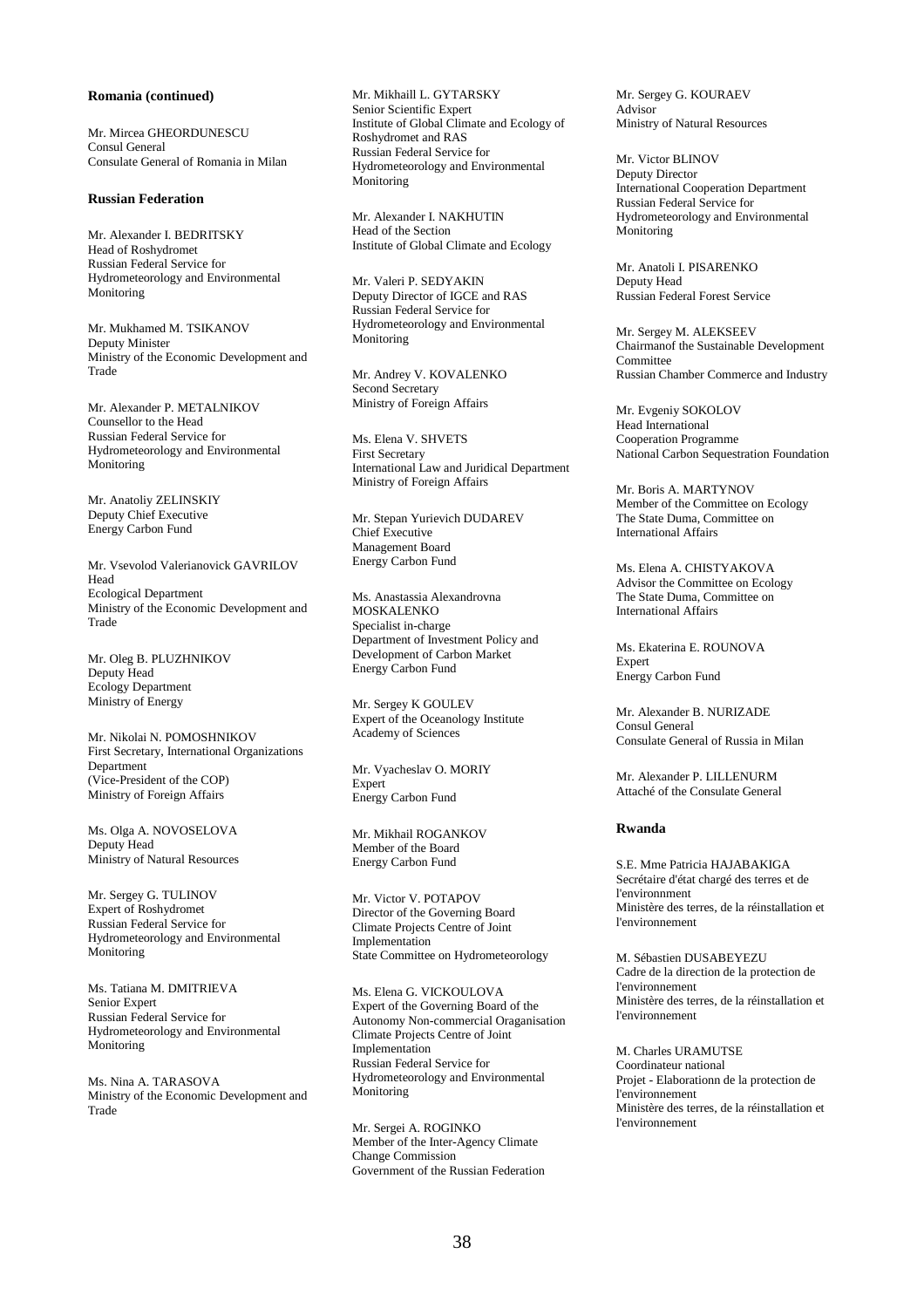**Romania (continued)**

Mr. Mircea GHEORDUNESCU
Consul General
Consulate General of Romania in Milan

**Russian Federation**

Mr. Alexander I. BEDRITSKY
Head of Roshydromet
Russian Federal Service for Hydrometeorology and Environmental Monitoring

Mr. Mukhamed M. TSIKANOV
Deputy Minister
Ministry of the Economic Development and Trade

Mr. Alexander P. METALNIKOV
Counsellor to the Head
Russian Federal Service for Hydrometeorology and Environmental Monitoring

Mr. Anatoliy ZELINSKIY
Deputy Chief Executive
Energy Carbon Fund

Mr. Vsevolod Valerianovick GAVRILOV
Head
Ecological Department
Ministry of the Economic Development and Trade

Mr. Oleg B. PLUZHNIKOV
Deputy Head
Ecology Department
Ministry of Energy

Mr. Nikolai N. POMOSHNIKOV
First Secretary, International Organizations Department
(Vice-President of the COP)
Ministry of Foreign Affairs

Ms. Olga A. NOVOSELOVA
Deputy Head
Ministry of Natural Resources

Mr. Sergey G. TULINOV
Expert of Roshydromet
Russian Federal Service for Hydrometeorology and Environmental Monitoring

Ms. Tatiana M. DMITRIEVA
Senior Expert
Russian Federal Service for Hydrometeorology and Environmental Monitoring

Ms. Nina A. TARASOVA
Ministry of the Economic Development and Trade

Mr. Mikhaill L. GYTARSKY
Senior Scientific Expert
Institute of Global Climate and Ecology of Roshydromet and RAS
Russian Federal Service for Hydrometeorology and Environmental Monitoring

Mr. Alexander I. NAKHUTIN
Head of the Section
Institute of Global Climate and Ecology

Mr. Valeri P. SEDYAKIN
Deputy Director of IGCE and RAS
Russian Federal Service for Hydrometeorology and Environmental Monitoring

Mr. Andrey V. KOVALENKO
Second Secretary
Ministry of Foreign Affairs

Ms. Elena V. SHVETS
First Secretary
International Law and Juridical Department
Ministry of Foreign Affairs

Mr. Stepan Yurievich DUDAREV
Chief Executive
Management Board
Energy Carbon Fund

Ms. Anastassia Alexandrovna MOSKALENKO
Specialist in-charge
Department of Investment Policy and Development of Carbon Market
Energy Carbon Fund

Mr. Sergey K GOULEV
Expert of the Oceanology Institute
Academy of Sciences

Mr. Vyacheslav O. MORIY
Expert
Energy Carbon Fund

Mr. Mikhail ROGANKOV
Member of the Board
Energy Carbon Fund

Mr. Victor V. POTAPOV
Director of the Governing Board
Climate Projects Centre of Joint Implementation
State Committee on Hydrometeorology

Ms. Elena G. VICKOULOVA
Expert of the Governing Board of the Autonomy Non-commercial Oraganisation
Climate Projects Centre of Joint Implementation
Russian Federal Service for Hydrometeorology and Environmental Monitoring

Mr. Sergei A. ROGINKO
Member of the Inter-Agency Climate Change Commission
Government of the Russian Federation

Mr. Sergey G. KOURAEV
Advisor
Ministry of Natural Resources

Mr. Victor BLINOV
Deputy Director
International Cooperation Department
Russian Federal Service for Hydrometeorology and Environmental Monitoring

Mr. Anatoli I. PISARENKO
Deputy Head
Russian Federal Forest Service

Mr. Sergey M. ALEKSEEV
Chairmanof the Sustainable Development Committee
Russian Chamber Commerce and Industry

Mr. Evgeniy SOKOLOV
Head International
Cooperation Programme
National Carbon Sequestration Foundation

Mr. Boris A. MARTYNOV
Member of the Committee on Ecology
The State Duma, Committee on International Affairs

Ms. Elena A. CHISTYAKOVA
Advisor the Committee on Ecology
The State Duma, Committee on International Affairs

Ms. Ekaterina E. ROUNOVA
Expert
Energy Carbon Fund

Mr. Alexander B. NURIZADE
Consul General
Consulate General of Russia in Milan

Mr. Alexander P. LILLENURM
Attaché of the Consulate General

**Rwanda**

S.E. Mme Patricia HAJABAKIGA
Secrétaire d'état chargé des terres et de l'environnment
Ministère des terres, de la réinstallation et l'environnement

M. Sébastien DUSABEYEZU
Cadre de la direction de la protection de l'environnement
Ministère des terres, de la réinstallation et l'environnement

M. Charles URAMUTSE
Coordinateur national
Projet - Elaborationn de la protection de l'environnement
Ministère des terres, de la réinstallation et l'environnement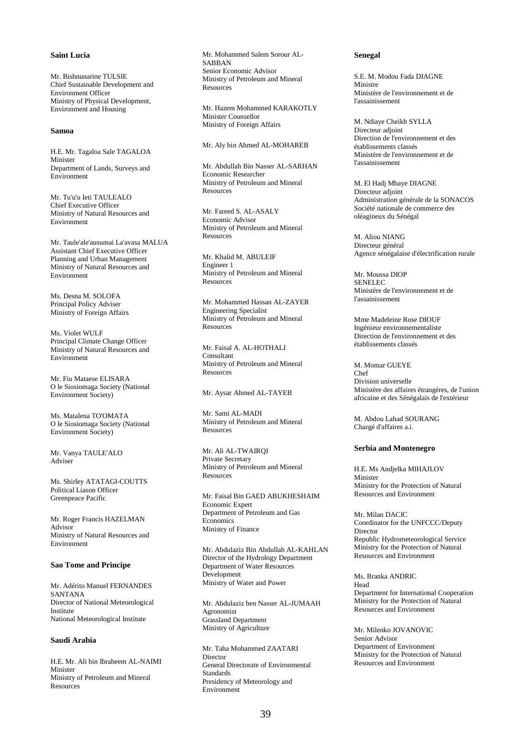**Saint Lucia**

Mr. Bishnunarine TULSIE
Chief Sustainable Development and Environment Officer
Ministry of Physical Development, Environment and Housing

**Samoa**

H.E. Mr. Tagaloa Sale TAGALOA
Minister
Department of Lands, Surveys and Environment

Mr. Tu'u'u Ieti TAULEALO
Chief Executive Officer
Ministry of Natural Resources and Environment

Mr. Taule'ale'ausumai La'avasa MALUA
Assistant Chief Executive Officer
Planning and Urban Management
Ministry of Natural Resources and Environment

Ms. Desna M. SOLOFA
Principal Policy Adviser
Ministry of Foreign Affairs

Ms. Violet WULF
Principal Climate Change Officer
Ministry of Natural Resources and Environment

Mr. Fiu Mataese ELISARA
O le Siosiomaga Society (National Environment Society)

Ms. Matalena TO'OMATA
O le Siosiomaga Society (National Environment Society)

Mr. Vanya TAULE'ALO
Adviser

Ms. Shirley ATATAGI-COUTTS
Political Liason Officer
Greenpeace Pacific

Mr. Roger Francis HAZELMAN
Advisor
Ministry of Natural Resources and Environment

**Sao Tome and Principe**

Mr. Adérito Manuel FERNANDES SANTANA
Director of National Meteorological Institute
National Meteorological Institute

**Saudi Arabia**

H.E. Mr. Ali bin Ibraheem AL-NAIMI
Minister
Ministry of Petroleum and Mineral Resources

Mr. Mohammed Salem Sorour AL-SABBAN
Senior Economic Advisor
Ministry of Petroleum and Mineral Resources

Mr. Hazem Mohammed KARAKOTLY
Minister Counsellor
Ministry of Foreign Affairs

Mr. Aly bin Ahmed AL-MOHAREB

Mr. Abdullah Bin Nasser AL-SARHAN
Economic Researcher
Ministry of Petroleum and Mineral Resources

Mr. Fareed S. AL-ASALY
Economic Advisor
Ministry of Petroleum and Mineral Resources

Mr. Khalid M. ABULEIF
Engineer 1
Ministry of Petroleum and Mineral Resources

Mr. Mohammed Hassan AL-ZAYER
Engineering Specialist
Ministry of Petroleum and Mineral Resources

Mr. Faisal A. AL-HOTHALI
Consultant
Ministry of Petroleum and Mineral Resources

Mr. Aysar Ahmed AL-TAYEB

Mr. Sami AL-MADI
Ministry of Petroleum and Mineral Resources

Mr. Ali AL-TWAIRQI
Private Secretary
Ministry of Petroleum and Mineral Resources

Mr. Faisal Bin GAED ABUKHESHAIM
Economic Expert
Department of Petroleum and Gas Economics
Ministry of Finance

Mr. Abdulaziz Bin Abdullah AL-KAHLAN
Director of the Hydrology Department
Department of Water Resources Development
Ministry of Water and Power

Mr. Abdulaziz ben Nasser AL-JUMAAH
Agronomist
Grassland Department
Ministry of Agriculture

Mr. Taha Mohammed ZAATARI
Director
General Directorate of Environmental Standards
Presidency of Meteorology and Environment

**Senegal**

S.E. M. Modou Fada DIAGNE
Ministre
Ministère de l'environnement et de l'assainissement

M. Ndiaye Cheikh SYLLA
Directeur adjoint
Direction de l'environnement et des établissements classés
Ministère de l'environnement et de l'assainissement

M. El Hadj Mbaye DIAGNE
Directeur adjoint
Administration générale de la SONACOS
Société nationale de commerce des oléagineux du Sénégal

M. Aliou NIANG
Directeur général
Agence sénégalaise d'électrification rurale

Mr. Moussa DIOP
SENELEC
Ministère de l'environnement et de l'assainissement

Mme Madeleine Rose DIOUF
Ingénieur environnementaliste
Direction de l'environnement et des établissements classés

M. Momar GUEYE
Chef
Division universelle
Ministère des affaires étrangères, de l'union africaine et des Sénégalais de l'extérieur

M. Abdou Lahad SOURANG
Chargé d'affaires a.i.

**Serbia and Montenegro**

H.E. Ms Andjelka MIHAJLOV
Minister
Ministry for the Protection of Natural Resources and Environment

Mr. Milan DACIC
Coordinator for the UNFCCC/Deputy Director
Republic Hydrometeorological Service
Ministry for the Protection of Natural Resources and Environment

Ms. Branka ANDRIC
Head
Department for International Cooperation
Ministry for the Protection of Natural Resources and Environment

Mr. Milenko JOVANOVIC
Senior Advisor
Department of Environment
Ministry for the Protection of Natural Resources and Environment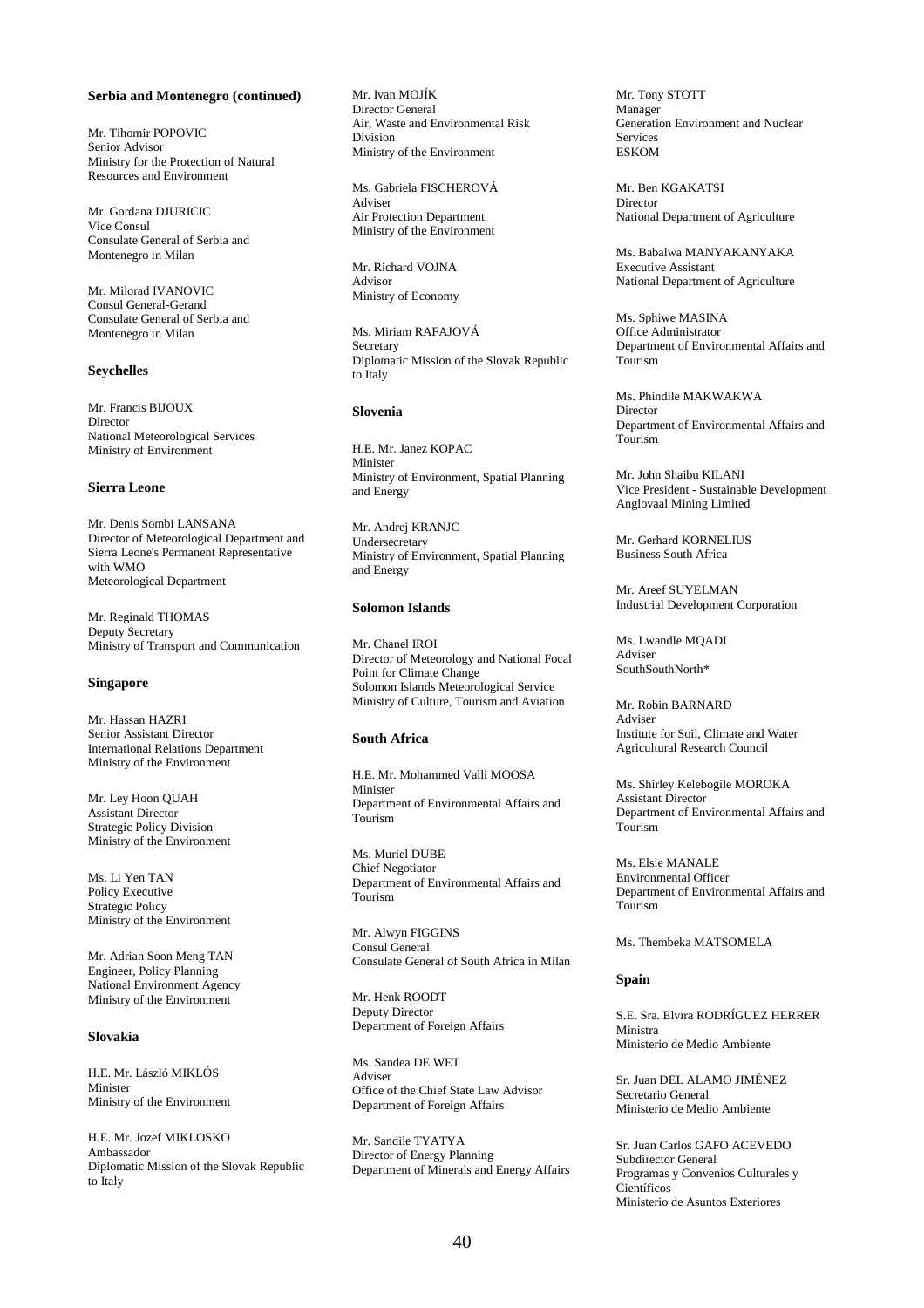**Serbia and Montenegro (continued)**

Mr. Tihomir POPOVIC
Senior Advisor
Ministry for the Protection of Natural Resources and Environment

Mr. Gordana DJURICIC
Vice Consul
Consulate General of Serbia and Montenegro in Milan

Mr. Milorad IVANOVIC
Consul General-Gerand
Consulate General of Serbia and Montenegro in Milan

**Seychelles**

Mr. Francis BIJOUX
Director
National Meteorological Services
Ministry of Environment

**Sierra Leone**

Mr. Denis Sombi LANSANA
Director of Meteorological Department and Sierra Leone's Permanent Representative with WMO
Meteorological Department

Mr. Reginald THOMAS
Deputy Secretary
Ministry of Transport and Communication

**Singapore**

Mr. Hassan HAZRI
Senior Assistant Director
International Relations Department
Ministry of the Environment

Mr. Ley Hoon QUAH
Assistant Director
Strategic Policy Division
Ministry of the Environment

Ms. Li Yen TAN
Policy Executive
Strategic Policy
Ministry of the Environment

Mr. Adrian Soon Meng TAN
Engineer, Policy Planning
National Environment Agency
Ministry of the Environment

**Slovakia**

H.E. Mr. László MIKLÓS
Minister
Ministry of the Environment

H.E. Mr. Jozef MIKLOSKO
Ambassador
Diplomatic Mission of the Slovak Republic to Italy

Mr. Ivan MOJÍK
Director General
Air, Waste and Environmental Risk Division
Ministry of the Environment

Ms. Gabriela FISCHEROVÁ
Adviser
Air Protection Department
Ministry of the Environment

Mr. Richard VOJNA
Advisor
Ministry of Economy

Ms. Miriam RAFAJOVÁ
Secretary
Diplomatic Mission of the Slovak Republic to Italy

**Slovenia**

H.E. Mr. Janez KOPAC
Minister
Ministry of Environment, Spatial Planning and Energy

Mr. Andrej KRANJC
Undersecretary
Ministry of Environment, Spatial Planning and Energy

**Solomon Islands**

Mr. Chanel IROI
Director of Meteorology and National Focal Point for Climate Change
Solomon Islands Meteorological Service
Ministry of Culture, Tourism and Aviation

**South Africa**

H.E. Mr. Mohammed Valli MOOSA
Minister
Department of Environmental Affairs and Tourism

Ms. Muriel DUBE
Chief Negotiator
Department of Environmental Affairs and Tourism

Mr. Alwyn FIGGINS
Consul General
Consulate General of South Africa in Milan

Mr. Henk ROODT
Deputy Director
Department of Foreign Affairs

Ms. Sandea DE WET
Adviser
Office of the Chief State Law Advisor
Department of Foreign Affairs

Mr. Sandile TYATYA
Director of Energy Planning
Department of Minerals and Energy Affairs

Mr. Tony STOTT
Manager
Generation Environment and Nuclear Services
ESKOM

Mr. Ben KGAKATSI
Director
National Department of Agriculture

Ms. Babalwa MANYAKANYAKA
Executive Assistant
National Department of Agriculture

Ms. Sphiwe MASINA
Office Administrator
Department of Environmental Affairs and Tourism

Ms. Phindile MAKWAKWA
Director
Department of Environmental Affairs and Tourism

Mr. John Shaibu KILANI
Vice President - Sustainable Development
Anglovaal Mining Limited

Mr. Gerhard KORNELIUS
Business South Africa

Mr. Areef SUYELMAN
Industrial Development Corporation

Ms. Lwandle MQADI
Adviser
SouthSouthNorth*

Mr. Robin BARNARD
Adviser
Institute for Soil, Climate and Water
Agricultural Research Council

Ms. Shirley Kelebogile MOROKA
Assistant Director
Department of Environmental Affairs and Tourism

Ms. Elsie MANALE
Environmental Officer
Department of Environmental Affairs and Tourism

Ms. Thembeka MATSOMELA

**Spain**

S.E. Sra. Elvira RODRÍGUEZ HERRER
Ministra
Ministerio de Medio Ambiente

Sr. Juan DEL ALAMO JIMÉNEZ
Secretario General
Ministerio de Medio Ambiente

Sr. Juan Carlos GAFO ACEVEDO
Subdirector General
Programas y Convenios Culturales y Científicos
Ministerio de Asuntos Exteriores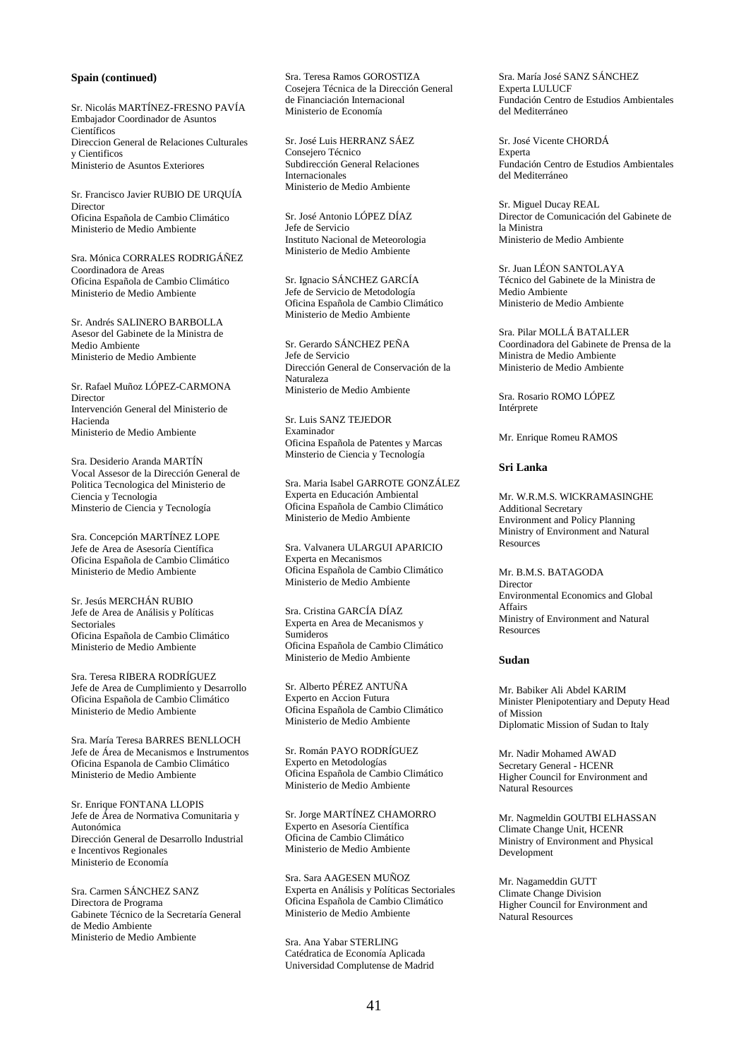**Spain (continued)**

Sr. Nicolás MARTÍNEZ-FRESNO PAVÍA
Embajador Coordinador de Asuntos Científicos
Direccion General de Relaciones Culturales y Cientificos
Ministerio de Asuntos Exteriores

Sr. Francisco Javier RUBIO DE URQUÍA
Director
Oficina Española de Cambio Climático
Ministerio de Medio Ambiente

Sra. Mónica CORRALES RODRIGÁÑEZ
Coordinadora de Areas
Oficina Española de Cambio Climático
Ministerio de Medio Ambiente

Sr. Andrés SALINERO BARBOLLA
Asesor del Gabinete de la Ministra de Medio Ambiente
Ministerio de Medio Ambiente

Sr. Rafael Muñoz LÓPEZ-CARMONA
Director
Intervención General del Ministerio de Hacienda
Ministerio de Medio Ambiente

Sra. Desiderio Aranda MARTÍN
Vocal Assesor de la Dirección General de Politica Tecnologica del Ministerio de Ciencia y Tecnologia
Minsterio de Ciencia y Tecnología

Sra. Concepción MARTÍNEZ LOPE
Jefe de Area de Asesoría Científica
Oficina Española de Cambio Climático
Ministerio de Medio Ambiente

Sr. Jesús MERCHÁN RUBIO
Jefe de Area de Análisis y Políticas Sectoriales
Oficina Española de Cambio Climático
Ministerio de Medio Ambiente

Sra. Teresa RIBERA RODRÍGUEZ
Jefe de Area de Cumplimiento y Desarrollo
Oficina Española de Cambio Climático
Ministerio de Medio Ambiente

Sra. María Teresa BARRES BENLLOCH
Jefe de Área de Mecanismos e Instrumentos
Oficina Espanola de Cambio Climático
Ministerio de Medio Ambiente

Sr. Enrique FONTANA LLOPIS
Jefe de Área de Normativa Comunitaria y Autonómica
Dirección General de Desarrollo Industrial e Incentivos Regionales
Ministerio de Economía

Sra. Carmen SÁNCHEZ SANZ
Directora de Programa
Gabinete Técnico de la Secretaría General de Medio Ambiente
Ministerio de Medio Ambiente

Sra. Teresa Ramos GOROSTIZA
Cosejera Técnica de la Dirección General de Financiación Internacional
Ministerio de Economía

Sr. José Luis HERRANZ SÁEZ
Consejero Técnico
Subdirección General Relaciones Internacionales
Ministerio de Medio Ambiente

Sr. José Antonio LÓPEZ DÍAZ
Jefe de Servicio
Instituto Nacional de Meteorologia
Ministerio de Medio Ambiente

Sr. Ignacio SÁNCHEZ GARCÍA
Jefe de Servicio de Metodología
Oficina Española de Cambio Climático
Ministerio de Medio Ambiente

Sr. Gerardo SÁNCHEZ PEÑA
Jefe de Servicio
Dirección General de Conservación de la Naturaleza
Ministerio de Medio Ambiente

Sr. Luis SANZ TEJEDOR
Examinador
Oficina Española de Patentes y Marcas
Minsterio de Ciencia y Tecnología

Sra. Maria Isabel GARROTE GONZÁLEZ
Experta en Educación Ambiental
Oficina Española de Cambio Climático
Ministerio de Medio Ambiente

Sra. Valvanera ULARGUI APARICIO
Experta en Mecanismos
Oficina Española de Cambio Climático
Ministerio de Medio Ambiente

Sra. Cristina GARCÍA DÍAZ
Experta en Area de Mecanismos y Sumideros
Oficina Española de Cambio Climático
Ministerio de Medio Ambiente

Sr. Alberto PÉREZ ANTUÑA
Experto en Accion Futura
Oficina Española de Cambio Climático
Ministerio de Medio Ambiente

Sr. Román PAYO RODRÍGUEZ
Experto en Metodologías
Oficina Española de Cambio Climático
Ministerio de Medio Ambiente

Sr. Jorge MARTÍNEZ CHAMORRO
Experto en Asesoría Científica
Oficina de Cambio Climático
Ministerio de Medio Ambiente

Sra. Sara AAGESEN MUÑOZ
Experta en Análisis y Políticas Sectoriales
Oficina Española de Cambio Climático
Ministerio de Medio Ambiente

Sra. Ana Yabar STERLING
Catédratica de Economía Aplicada
Universidad Complutense de Madrid

Sra. María José SANZ SÁNCHEZ
Experta LULUCF
Fundación Centro de Estudios Ambientales del Mediterráneo

Sr. José Vicente CHORDÁ
Experta
Fundación Centro de Estudios Ambientales del Mediterráneo

Sr. Miguel Ducay REAL
Director de Comunicación del Gabinete de la Ministra
Ministerio de Medio Ambiente

Sr. Juan LÉON SANTOLAYA
Técnico del Gabinete de la Ministra de Medio Ambiente
Ministerio de Medio Ambiente

Sra. Pilar MOLLÁ BATALLER
Coordinadora del Gabinete de Prensa de la Ministra de Medio Ambiente
Ministerio de Medio Ambiente

Sra. Rosario ROMO LÓPEZ
Intérprete

Mr. Enrique Romeu RAMOS

**Sri Lanka**

Mr. W.R.M.S. WICKRAMASINGHE
Additional Secretary
Environment and Policy Planning
Ministry of Environment and Natural Resources

Mr. B.M.S. BATAGODA
Director
Environmental Economics and Global Affairs
Ministry of Environment and Natural Resources

**Sudan**

Mr. Babiker Ali Abdel KARIM
Minister Plenipotentiary and Deputy Head of Mission
Diplomatic Mission of Sudan to Italy

Mr. Nadir Mohamed AWAD
Secretary General - HCENR
Higher Council for Environment and Natural Resources

Mr. Nagmeldin GOUTBI ELHASSAN
Climate Change Unit, HCENR
Ministry of Environment and Physical Development

Mr. Nagameddin GUTT
Climate Change Division
Higher Council for Environment and Natural Resources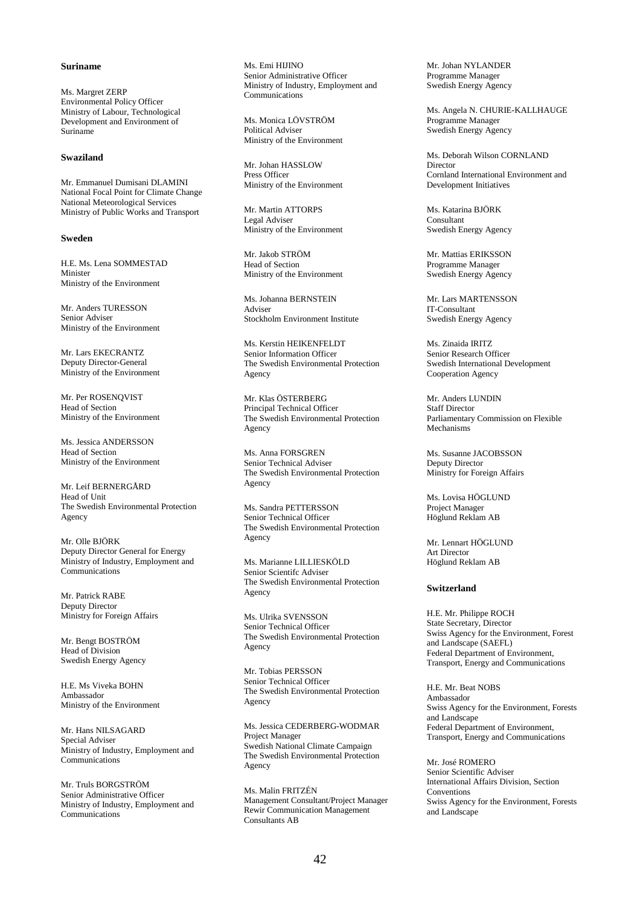### Suriname

Ms. Margret ZERP
Environmental Policy Officer
Ministry of Labour, Technological Development and Environment of Suriname

### Swaziland

Mr. Emmanuel Dumisani DLAMINI
National Focal Point for Climate Change
National Meteorological Services
Ministry of Public Works and Transport

### Sweden

H.E. Ms. Lena SOMMESTAD
Minister
Ministry of the Environment

Mr. Anders TURESSON
Senior Adviser
Ministry of the Environment

Mr. Lars EKECRANTZ
Deputy Director-General
Ministry of the Environment

Mr. Per ROSENQVIST
Head of Section
Ministry of the Environment

Ms. Jessica ANDERSSON
Head of Section
Ministry of the Environment

Mr. Leif BERNERGÅRD
Head of Unit
The Swedish Environmental Protection Agency

Mr. Olle BJÖRK
Deputy Director General for Energy
Ministry of Industry, Employment and Communications

Mr. Patrick RABE
Deputy Director
Ministry for Foreign Affairs

Mr. Bengt BOSTRÖM
Head of Division
Swedish Energy Agency

H.E. Ms Viveka BOHN
Ambassador
Ministry of the Environment

Mr. Hans NILSAGARD
Special Adviser
Ministry of Industry, Employment and Communications

Mr. Truls BORGSTRÖM
Senior Administrative Officer
Ministry of Industry, Employment and Communications

Ms. Emi HIJINO
Senior Administrative Officer
Ministry of Industry, Employment and Communications

Ms. Monica LÖVSTRÖM
Political Adviser
Ministry of the Environment

Mr. Johan HASSLOW
Press Officer
Ministry of the Environment

Mr. Martin ATTORPS
Legal Adviser
Ministry of the Environment

Mr. Jakob STRÖM
Head of Section
Ministry of the Environment

Ms. Johanna BERNSTEIN
Adviser
Stockholm Environment Institute

Ms. Kerstin HEIKENFELDT
Senior Information Officer
The Swedish Environmental Protection Agency

Mr. Klas ÖSTERBERG
Principal Technical Officer
The Swedish Environmental Protection Agency

Ms. Anna FORSGREN
Senior Technical Adviser
The Swedish Environmental Protection Agency

Ms. Sandra PETTERSSON
Senior Technical Officer
The Swedish Environmental Protection Agency

Ms. Marianne LILLIESKÖLD
Senior Scientifc Adviser
The Swedish Environmental Protection Agency

Ms. Ulrika SVENSSON
Senior Technical Officer
The Swedish Environmental Protection Agency

Mr. Tobias PERSSON
Senior Technical Officer
The Swedish Environmental Protection Agency

Ms. Jessica CEDERBERG-WODMAR
Project Manager
Swedish National Climate Campaign
The Swedish Environmental Protection Agency

Ms. Malin FRITZÉN
Management Consultant/Project Manager
Rewir Communication Management Consultants AB

Mr. Johan NYLANDER
Programme Manager
Swedish Energy Agency

Ms. Angela N. CHURIE-KALLHAUGE
Programme Manager
Swedish Energy Agency

Ms. Deborah Wilson CORNLAND
Director
Cornland International Environment and Development Initiatives

Ms. Katarina BJÖRK
Consultant
Swedish Energy Agency

Mr. Mattias ERIKSSON
Programme Manager
Swedish Energy Agency

Mr. Lars MARTENSSON
IT-Consultant
Swedish Energy Agency

Ms. Zinaida IRITZ
Senior Research Officer
Swedish International Development Cooperation Agency

Mr. Anders LUNDIN
Staff Director
Parliamentary Commission on Flexible Mechanisms

Ms. Susanne JACOBSSON
Deputy Director
Ministry for Foreign Affairs

Ms. Lovisa HÖGLUND
Project Manager
Höglund Reklam AB

Mr. Lennart HÖGLUND
Art Director
Höglund Reklam AB

### Switzerland

H.E. Mr. Philippe ROCH
State Secretary, Director
Swiss Agency for the Environment, Forest and Landscape (SAEFL)
Federal Department of Environment, Transport, Energy and Communications

H.E. Mr. Beat NOBS
Ambassador
Swiss Agency for the Environment, Forests and Landscape
Federal Department of Environment, Transport, Energy and Communications

Mr. José ROMERO
Senior Scientific Adviser
International Affairs Division, Section Conventions
Swiss Agency for the Environment, Forests and Landscape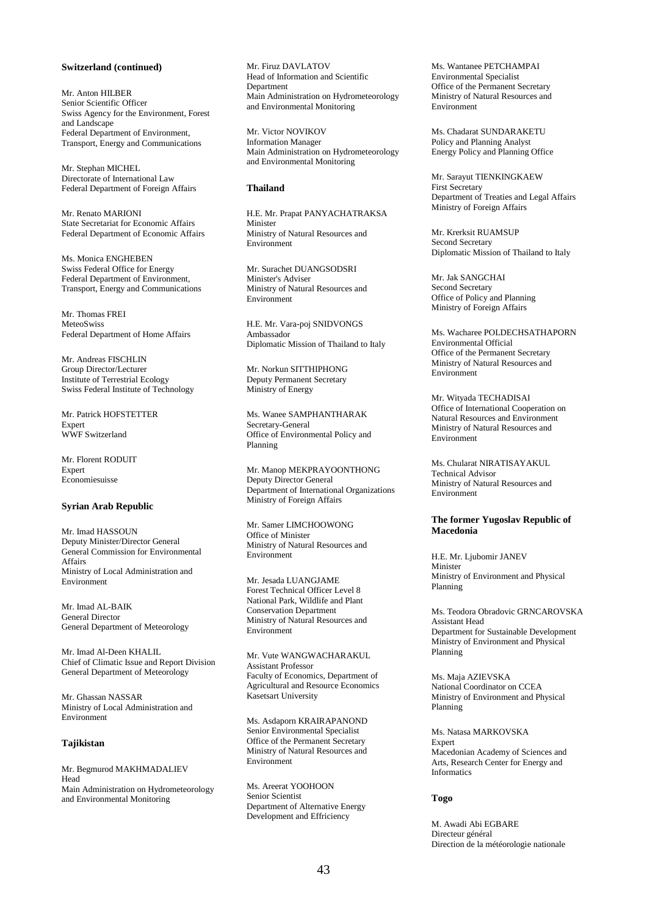**Switzerland (continued)**

Mr. Anton HILBER
Senior Scientific Officer
Swiss Agency for the Environment, Forest and Landscape
Federal Department of Environment, Transport, Energy and Communications

Mr. Stephan MICHEL
Directorate of International Law
Federal Department of Foreign Affairs

Mr. Renato MARIONI
State Secretariat for Economic Affairs
Federal Department of Economic Affairs

Ms. Monica ENGHEBEN
Swiss Federal Office for Energy
Federal Department of Environment, Transport, Energy and Communications

Mr. Thomas FREI
MeteoSwiss
Federal Department of Home Affairs

Mr. Andreas FISCHLIN
Group Director/Lecturer
Institute of Terrestrial Ecology
Swiss Federal Institute of Technology

Mr. Patrick HOFSTETTER
Expert
WWF Switzerland

Mr. Florent RODUIT
Expert
Economiesuisse

**Syrian Arab Republic**

Mr. Imad HASSOUN
Deputy Minister/Director General
General Commission for Environmental Affairs
Ministry of Local Administration and Environment

Mr. Imad AL-BAIK
General Director
General Department of Meteorology

Mr. Imad Al-Deen KHALIL
Chief of Climatic Issue and Report Division
General Department of Meteorology

Mr. Ghassan NASSAR
Ministry of Local Administration and Environment

**Tajikistan**

Mr. Begmurod MAKHMADALIEV
Head
Main Administration on Hydrometeorology and Environmental Monitoring

Mr. Firuz DAVLATOV
Head of Information and Scientific Department
Main Administration on Hydrometeorology and Environmental Monitoring

Mr. Victor NOVIKOV
Information Manager
Main Administration on Hydrometeorology and Environmental Monitoring

**Thailand**

H.E. Mr. Prapat PANYACHATRAKSA
Minister
Ministry of Natural Resources and Environment

Mr. Surachet DUANGSODSRI
Minister's Adviser
Ministry of Natural Resources and Environment

H.E. Mr. Vara-poj SNIDVONGS
Ambassador
Diplomatic Mission of Thailand to Italy

Mr. Norkun SITTHIPHONG
Deputy Permanent Secretary
Ministry of Energy

Ms. Wanee SAMPHANTHARAK
Secretary-General
Office of Environmental Policy and Planning

Mr. Manop MEKPRAYOONTHONG
Deputy Director General
Department of International Organizations
Ministry of Foreign Affairs

Mr. Samer LIMCHOOWONG
Office of Minister
Ministry of Natural Resources and Environment

Mr. Jesada LUANGJAME
Forest Technical Officer Level 8
National Park, Wildlife and Plant Conservation Department
Ministry of Natural Resources and Environment

Mr. Vute WANGWACHARAKUL
Assistant Professor
Faculty of Economics, Department of Agricultural and Resource Economics
Kasetsart University

Ms. Asdaporn KRAIRAPANOND
Senior Environmental Specialist
Office of the Permanent Secretary
Ministry of Natural Resources and Environment

Ms. Areerat YOOHOON
Senior Scientist
Department of Alternative Energy Development and Effriciency

Ms. Wantanee PETCHAMPAI
Environmental Specialist
Office of the Permanent Secretary
Ministry of Natural Resources and Environment

Ms. Chadarat SUNDARAKETU
Policy and Planning Analyst
Energy Policy and Planning Office

Mr. Sarayut TIENKINGKAEW
First Secretary
Department of Treaties and Legal Affairs
Ministry of Foreign Affairs

Mr. Krerksit RUAMSUP
Second Secretary
Diplomatic Mission of Thailand to Italy

Mr. Jak SANGCHAI
Second Secretary
Office of Policy and Planning
Ministry of Foreign Affairs

Ms. Wacharee POLDECHSATHAPORN
Environmental Official
Office of the Permanent Secretary
Ministry of Natural Resources and Environment

Mr. Wityada TECHADISAI
Office of International Cooperation on Natural Resources and Environment
Ministry of Natural Resources and Environment

Ms. Chularat NIRATISAYAKUL
Technical Advisor
Ministry of Natural Resources and Environment

**The former Yugoslav Republic of Macedonia**

H.E. Mr. Ljubomir JANEV
Minister
Ministry of Environment and Physical Planning

Ms. Teodora Obradovic GRNCAROVSKA
Assistant Head
Department for Sustainable Development
Ministry of Environment and Physical Planning

Ms. Maja AZIEVSKA
National Coordinator on CCEA
Ministry of Environment and Physical Planning

Ms. Natasa MARKOVSKA
Expert
Macedonian Academy of Sciences and Arts, Research Center for Energy and Informatics

**Togo**

M. Awadi Abi EGBARE
Directeur général
Direction de la météorologie nationale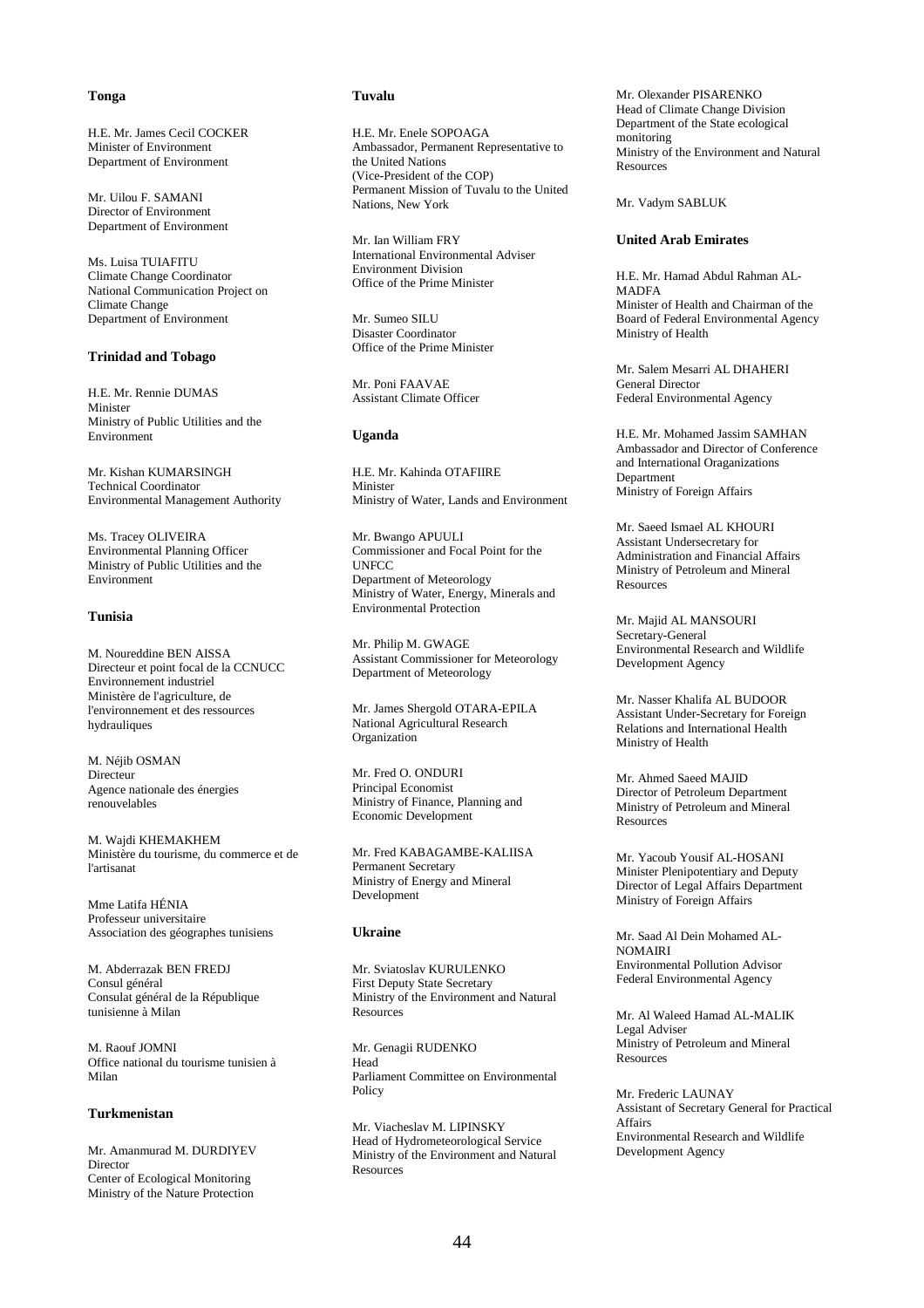**Tonga**

H.E. Mr. James Cecil COCKER
Minister of Environment
Department of Environment

Mr. Uilou F. SAMANI
Director of Environment
Department of Environment

Ms. Luisa TUIAFITU
Climate Change Coordinator
National Communication Project on Climate Change
Department of Environment

**Trinidad and Tobago**

H.E. Mr. Rennie DUMAS
Minister
Ministry of Public Utilities and the Environment

Mr. Kishan KUMARSINGH
Technical Coordinator
Environmental Management Authority

Ms. Tracey OLIVEIRA
Environmental Planning Officer
Ministry of Public Utilities and the Environment

**Tunisia**

M. Noureddine BEN AISSA
Directeur et point focal de la CCNUCC
Environnement industriel
Ministère de l'agriculture, de l'environnement et des ressources hydrauliques

M. Néjib OSMAN
Directeur
Agence nationale des énergies renouvelables

M. Wajdi KHEMAKHEM
Ministère du tourisme, du commerce et de l'artisanat

Mme Latifa HÉNIA
Professeur universitaire
Association des géographes tunisiens

M. Abderrazak BEN FREDJ
Consul général
Consulat général de la République tunisienne à Milan

M. Raouf JOMNI
Office national du tourisme tunisien à Milan

**Turkmenistan**

Mr. Amanmurad M. DURDIYEV
Director
Center of Ecological Monitoring
Ministry of the Nature Protection

**Tuvalu**

H.E. Mr. Enele SOPOAGA
Ambassador, Permanent Representative to the United Nations
(Vice-President of the COP)
Permanent Mission of Tuvalu to the United Nations, New York

Mr. Ian William FRY
International Environmental Adviser
Environment Division
Office of the Prime Minister

Mr. Sumeo SILU
Disaster Coordinator
Office of the Prime Minister

Mr. Poni FAAVAE
Assistant Climate Officer

**Uganda**

H.E. Mr. Kahinda OTAFIIRE
Minister
Ministry of Water, Lands and Environment

Mr. Bwango APUULI
Commissioner and Focal Point for the UNFCC
Department of Meteorology
Ministry of Water, Energy, Minerals and Environmental Protection

Mr. Philip M. GWAGE
Assistant Commissioner for Meteorology
Department of Meteorology

Mr. James Shergold OTARA-EPILA
National Agricultural Research Organization

Mr. Fred O. ONDURI
Principal Economist
Ministry of Finance, Planning and Economic Development

Mr. Fred KABAGAMBE-KALIISA
Permanent Secretary
Ministry of Energy and Mineral Development

**Ukraine**

Mr. Sviatoslav KURULENKO
First Deputy State Secretary
Ministry of the Environment and Natural Resources

Mr. Genagii RUDENKO
Head
Parliament Committee on Environmental Policy

Mr. Viacheslav M. LIPINSKY
Head of Hydrometeorological Service
Ministry of the Environment and Natural Resources

Mr. Olexander PISARENKO
Head of Climate Change Division
Department of the State ecological monitoring
Ministry of the Environment and Natural Resources

Mr. Vadym SABLUK

**United Arab Emirates**

H.E. Mr. Hamad Abdul Rahman AL-MADFA
Minister of Health and Chairman of the Board of Federal Environmental Agency
Ministry of Health

Mr. Salem Mesarri AL DHAHERI
General Director
Federal Environmental Agency

H.E. Mr. Mohamed Jassim SAMHAN
Ambassador and Director of Conference and International Oraganizations Department
Ministry of Foreign Affairs

Mr. Saeed Ismael AL KHOURI
Assistant Undersecretary for Administration and Financial Affairs
Ministry of Petroleum and Mineral Resources

Mr. Majid AL MANSOURI
Secretary-General
Environmental Research and Wildlife Development Agency

Mr. Nasser Khalifa AL BUDOOR
Assistant Under-Secretary for Foreign Relations and International Health
Ministry of Health

Mr. Ahmed Saeed MAJID
Director of Petroleum Department
Ministry of Petroleum and Mineral Resources

Mr. Yacoub Yousif AL-HOSANI
Minister Plenipotentiary and Deputy Director of Legal Affairs Department
Ministry of Foreign Affairs

Mr. Saad Al Dein Mohamed AL-NOMAIRI
Environmental Pollution Advisor
Federal Environmental Agency

Mr. Al Waleed Hamad AL-MALIK
Legal Adviser
Ministry of Petroleum and Mineral Resources

Mr. Frederic LAUNAY
Assistant of Secretary General for Practical Affairs
Environmental Research and Wildlife Development Agency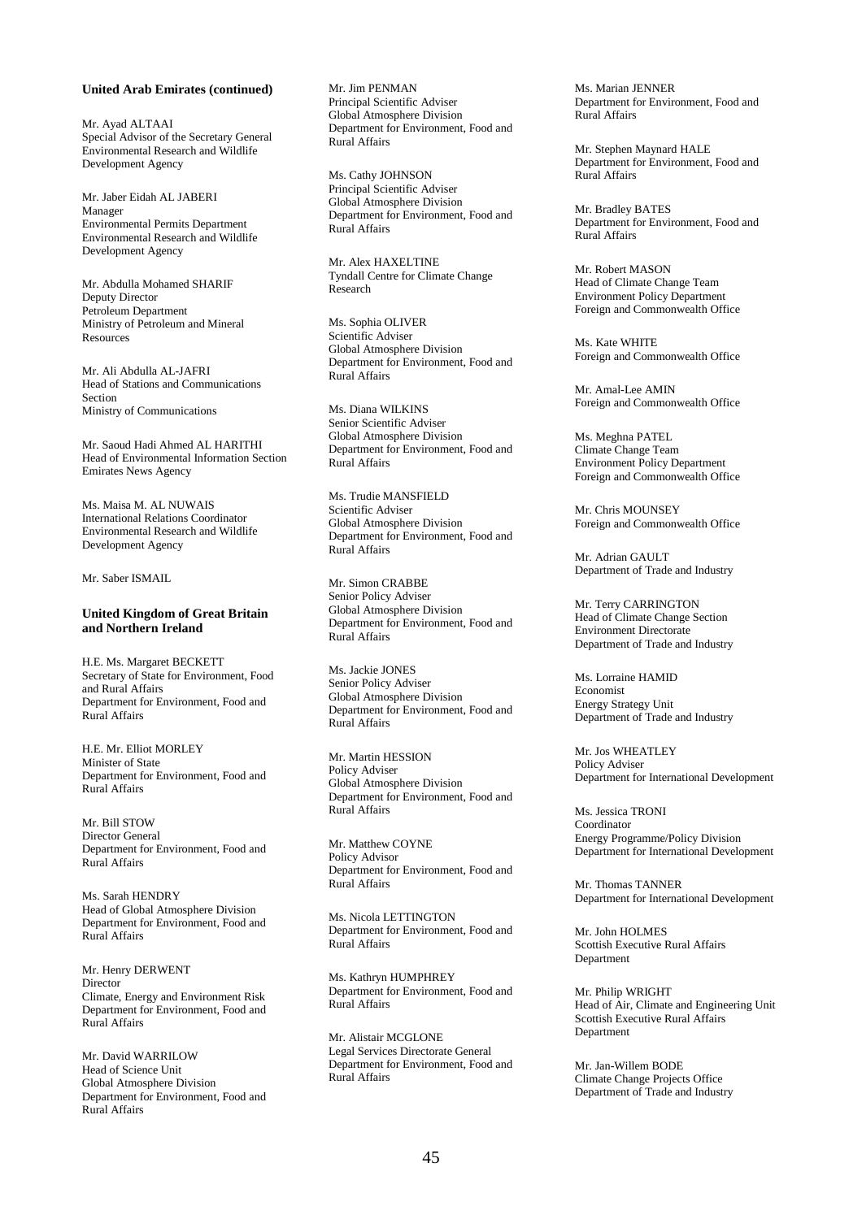**United Arab Emirates (continued)**

Mr. Ayad ALTAAI
Special Advisor of the Secretary General
Environmental Research and Wildlife Development Agency

Mr. Jaber Eidah AL JABERI
Manager
Environmental Permits Department
Environmental Research and Wildlife Development Agency

Mr. Abdulla Mohamed SHARIF
Deputy Director
Petroleum Department
Ministry of Petroleum and Mineral Resources

Mr. Ali Abdulla AL-JAFRI
Head of Stations and Communications Section
Ministry of Communications

Mr. Saoud Hadi Ahmed AL HARITHI
Head of Environmental Information Section
Emirates News Agency

Ms. Maisa M. AL NUWAIS
International Relations Coordinator
Environmental Research and Wildlife Development Agency

Mr. Saber ISMAIL

**United Kingdom of Great Britain and Northern Ireland**

H.E. Ms. Margaret BECKETT
Secretary of State for Environment, Food and Rural Affairs
Department for Environment, Food and Rural Affairs

H.E. Mr. Elliot MORLEY
Minister of State
Department for Environment, Food and Rural Affairs

Mr. Bill STOW
Director General
Department for Environment, Food and Rural Affairs

Ms. Sarah HENDRY
Head of Global Atmosphere Division
Department for Environment, Food and Rural Affairs

Mr. Henry DERWENT
Director
Climate, Energy and Environment Risk
Department for Environment, Food and Rural Affairs

Mr. David WARRILOW
Head of Science Unit
Global Atmosphere Division
Department for Environment, Food and Rural Affairs

Mr. Jim PENMAN
Principal Scientific Adviser
Global Atmosphere Division
Department for Environment, Food and Rural Affairs

Ms. Cathy JOHNSON
Principal Scientific Adviser
Global Atmosphere Division
Department for Environment, Food and Rural Affairs

Mr. Alex HAXELTINE
Tyndall Centre for Climate Change Research

Ms. Sophia OLIVER
Scientific Adviser
Global Atmosphere Division
Department for Environment, Food and Rural Affairs

Ms. Diana WILKINS
Senior Scientific Adviser
Global Atmosphere Division
Department for Environment, Food and Rural Affairs

Ms. Trudie MANSFIELD
Scientific Adviser
Global Atmosphere Division
Department for Environment, Food and Rural Affairs

Mr. Simon CRABBE
Senior Policy Adviser
Global Atmosphere Division
Department for Environment, Food and Rural Affairs

Ms. Jackie JONES
Senior Policy Adviser
Global Atmosphere Division
Department for Environment, Food and Rural Affairs

Mr. Martin HESSION
Policy Adviser
Global Atmosphere Division
Department for Environment, Food and Rural Affairs

Mr. Matthew COYNE
Policy Advisor
Department for Environment, Food and Rural Affairs

Ms. Nicola LETTINGTON
Department for Environment, Food and Rural Affairs

Ms. Kathryn HUMPHREY
Department for Environment, Food and Rural Affairs

Mr. Alistair MCGLONE
Legal Services Directorate General
Department for Environment, Food and Rural Affairs

Ms. Marian JENNER
Department for Environment, Food and Rural Affairs

Mr. Stephen Maynard HALE
Department for Environment, Food and Rural Affairs

Mr. Bradley BATES
Department for Environment, Food and Rural Affairs

Mr. Robert MASON
Head of Climate Change Team
Environment Policy Department
Foreign and Commonwealth Office

Ms. Kate WHITE
Foreign and Commonwealth Office

Mr. Amal-Lee AMIN
Foreign and Commonwealth Office

Ms. Meghna PATEL
Climate Change Team
Environment Policy Department
Foreign and Commonwealth Office

Mr. Chris MOUNSEY
Foreign and Commonwealth Office

Mr. Adrian GAULT
Department of Trade and Industry

Mr. Terry CARRINGTON
Head of Climate Change Section
Environment Directorate
Department of Trade and Industry

Ms. Lorraine HAMID
Economist
Energy Strategy Unit
Department of Trade and Industry

Mr. Jos WHEATLEY
Policy Adviser
Department for International Development

Ms. Jessica TRONI
Coordinator
Energy Programme/Policy Division
Department for International Development

Mr. Thomas TANNER
Department for International Development

Mr. John HOLMES
Scottish Executive Rural Affairs Department

Mr. Philip WRIGHT
Head of Air, Climate and Engineering Unit
Scottish Executive Rural Affairs Department

Mr. Jan-Willem BODE
Climate Change Projects Office
Department of Trade and Industry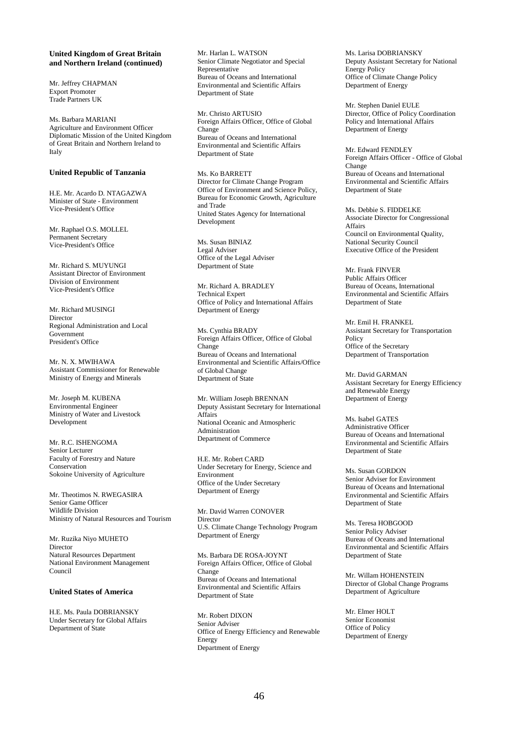**United Kingdom of Great Britain and Northern Ireland (continued)**

Mr. Jeffrey CHAPMAN
Export Promoter
Trade Partners UK

Ms. Barbara MARIANI
Agriculture and Environment Officer
Diplomatic Mission of the United Kingdom of Great Britain and Northern Ireland to Italy

**United Republic of Tanzania**

H.E. Mr. Acardo D. NTAGAZWA
Minister of State - Environment
Vice-President's Office

Mr. Raphael O.S. MOLLEL
Permanent Secretary
Vice-President's Office

Mr. Richard S. MUYUNGI
Assistant Director of Environment
Division of Environment
Vice-President's Office

Mr. Richard MUSINGI
Director
Regional Administration and Local Government
President's Office

Mr. N. X. MWIHAWA
Assistant Commissioner for Renewable
Ministry of Energy and Minerals

Mr. Joseph M. KUBENA
Environmental Engineer
Ministry of Water and Livestock Development

Mr. R.C. ISHENGOMA
Senior Lecturer
Faculty of Forestry and Nature Conservation
Sokoine University of Agriculture

Mr. Theotimos N. RWEGASIRA
Senior Game Officer
Wildlife Division
Ministry of Natural Resources and Tourism

Mr. Ruzika Niyo MUHETO
Director
Natural Resources Department
National Environment Management Council

**United States of America**

H.E. Ms. Paula DOBRIANSKY
Under Secretary for Global Affairs
Department of State

Mr. Harlan L. WATSON
Senior Climate Negotiator and Special Representative
Bureau of Oceans and International Environmental and Scientific Affairs
Department of State

Mr. Christo ARTUSIO
Foreign Affairs Officer, Office of Global Change
Bureau of Oceans and International Environmental and Scientific Affairs
Department of State

Ms. Ko BARRETT
Director for Climate Change Program
Office of Environment and Science Policy, Bureau for Economic Growth, Agriculture and Trade
United States Agency for International Development

Ms. Susan BINIAZ
Legal Adviser
Office of the Legal Adviser
Department of State

Mr. Richard A. BRADLEY
Technical Expert
Office of Policy and International Affairs
Department of Energy

Ms. Cynthia BRADY
Foreign Affairs Officer, Office of Global Change
Bureau of Oceans and International Environmental and Scientific Affairs/Office of Global Change
Department of State

Mr. William Joseph BRENNAN
Deputy Assistant Secretary for International Affairs
National Oceanic and Atmospheric Administration
Department of Commerce

H.E. Mr. Robert CARD
Under Secretary for Energy, Science and Environment
Office of the Under Secretary
Department of Energy

Mr. David Warren CONOVER
Director
U.S. Climate Change Technology Program
Department of Energy

Ms. Barbara DE ROSA-JOYNT
Foreign Affairs Officer, Office of Global Change
Bureau of Oceans and International Environmental and Scientific Affairs
Department of State

Mr. Robert DIXON
Senior Adviser
Office of Energy Efficiency and Renewable Energy
Department of Energy

Ms. Larisa DOBRIANSKY
Deputy Assistant Secretary for National Energy Policy
Office of Climate Change Policy
Department of Energy

Mr. Stephen Daniel EULE
Director, Office of Policy Coordination Policy and International Affairs
Department of Energy

Mr. Edward FENDLEY
Foreign Affairs Officer - Office of Global Change
Bureau of Oceans and International Environmental and Scientific Affairs
Department of State

Ms. Debbie S. FIDDELKE
Associate Director for Congressional Affairs
Council on Environmental Quality, National Security Council
Executive Office of the President

Mr. Frank FINVER
Public Affairs Officer
Bureau of Oceans, International Environmental and Scientific Affairs
Department of State

Mr. Emil H. FRANKEL
Assistant Secretary for Transportation Policy
Office of the Secretary
Department of Transportation

Mr. David GARMAN
Assistant Secretary for Energy Efficiency and Renewable Energy
Department of Energy

Ms. Isabel GATES
Administrative Officer
Bureau of Oceans and International Environmental and Scientific Affairs
Department of State

Ms. Susan GORDON
Senior Adviser for Environment
Bureau of Oceans and International Environmental and Scientific Affairs
Department of State

Ms. Teresa HOBGOOD
Senior Policy Adviser
Bureau of Oceans and International Environmental and Scientific Affairs
Department of State

Mr. Willam HOHENSTEIN
Director of Global Change Programs
Department of Agriculture

Mr. Elmer HOLT
Senior Economist
Office of Policy
Department of Energy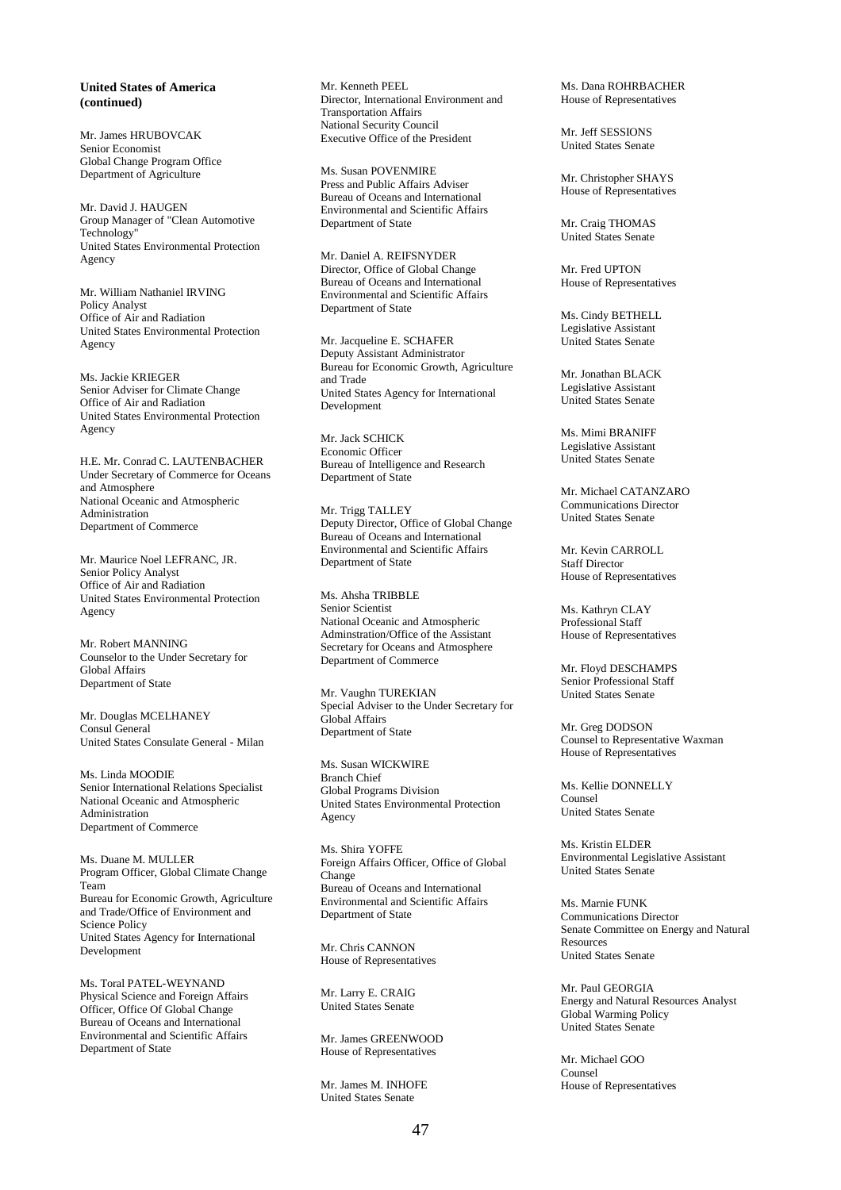**United States of America (continued)**

Mr. James HRUBOVCAK
Senior Economist
Global Change Program Office
Department of Agriculture

Mr. David J. HAUGEN
Group Manager of "Clean Automotive Technology"
United States Environmental Protection Agency

Mr. William Nathaniel IRVING
Policy Analyst
Office of Air and Radiation
United States Environmental Protection Agency

Ms. Jackie KRIEGER
Senior Adviser for Climate Change
Office of Air and Radiation
United States Environmental Protection Agency

H.E. Mr. Conrad C. LAUTENBACHER
Under Secretary of Commerce for Oceans and Atmosphere
National Oceanic and Atmospheric Administration
Department of Commerce

Mr. Maurice Noel LEFRANC, JR.
Senior Policy Analyst
Office of Air and Radiation
United States Environmental Protection Agency

Mr. Robert MANNING
Counselor to the Under Secretary for Global Affairs
Department of State

Mr. Douglas MCELHANEY
Consul General
United States Consulate General - Milan

Ms. Linda MOODIE
Senior International Relations Specialist
National Oceanic and Atmospheric Administration
Department of Commerce

Ms. Duane M. MULLER
Program Officer, Global Climate Change Team
Bureau for Economic Growth, Agriculture and Trade/Office of Environment and Science Policy
United States Agency for International Development

Ms. Toral PATEL-WEYNAND
Physical Science and Foreign Affairs Officer, Office Of Global Change
Bureau of Oceans and International Environmental and Scientific Affairs
Department of State

Mr. Kenneth PEEL
Director, International Environment and Transportation Affairs
National Security Council
Executive Office of the President

Ms. Susan POVENMIRE
Press and Public Affairs Adviser
Bureau of Oceans and International Environmental and Scientific Affairs
Department of State

Mr. Daniel A. REIFSNYDER
Director, Office of Global Change
Bureau of Oceans and International Environmental and Scientific Affairs
Department of State

Mr. Jacqueline E. SCHAFER
Deputy Assistant Administrator
Bureau for Economic Growth, Agriculture and Trade
United States Agency for International Development

Mr. Jack SCHICK
Economic Officer
Bureau of Intelligence and Research
Department of State

Mr. Trigg TALLEY
Deputy Director, Office of Global Change
Bureau of Oceans and International Environmental and Scientific Affairs
Department of State

Ms. Ahsha TRIBBLE
Senior Scientist
National Oceanic and Atmospheric Adminstration/Office of the Assistant Secretary for Oceans and Atmosphere
Department of Commerce

Mr. Vaughn TUREKIAN
Special Adviser to the Under Secretary for Global Affairs
Department of State

Ms. Susan WICKWIRE
Branch Chief
Global Programs Division
United States Environmental Protection Agency

Ms. Shira YOFFE
Foreign Affairs Officer, Office of Global Change
Bureau of Oceans and International Environmental and Scientific Affairs
Department of State

Mr. Chris CANNON
House of Representatives

Mr. Larry E. CRAIG
United States Senate

Mr. James GREENWOOD
House of Representatives

Mr. James M. INHOFE
United States Senate

Ms. Dana ROHRBACHER
House of Representatives

Mr. Jeff SESSIONS
United States Senate

Mr. Christopher SHAYS
House of Representatives

Mr. Craig THOMAS
United States Senate

Mr. Fred UPTON
House of Representatives

Ms. Cindy BETHELL
Legislative Assistant
United States Senate

Mr. Jonathan BLACK
Legislative Assistant
United States Senate

Ms. Mimi BRANIFF
Legislative Assistant
United States Senate

Mr. Michael CATANZARO
Communications Director
United States Senate

Mr. Kevin CARROLL
Staff Director
House of Representatives

Ms. Kathryn CLAY
Professional Staff
House of Representatives

Mr. Floyd DESCHAMPS
Senior Professional Staff
United States Senate

Mr. Greg DODSON
Counsel to Representative Waxman
House of Representatives

Ms. Kellie DONNELLY
Counsel
United States Senate

Ms. Kristin ELDER
Environmental Legislative Assistant
United States Senate

Ms. Marnie FUNK
Communications Director
Senate Committee on Energy and Natural Resources
United States Senate

Mr. Paul GEORGIA
Energy and Natural Resources Analyst
Global Warming Policy
United States Senate

Mr. Michael GOO
Counsel
House of Representatives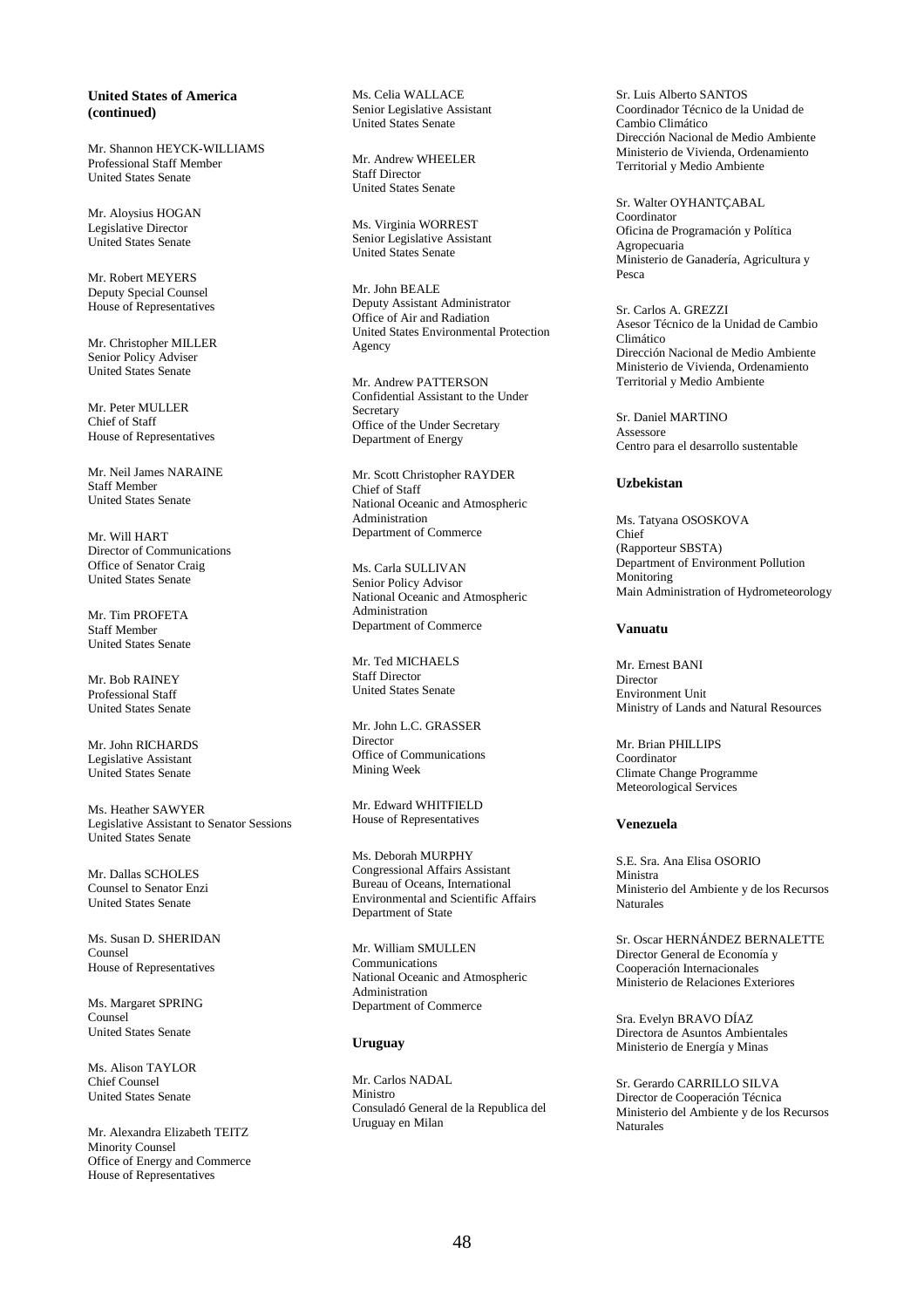**United States of America (continued)**

Mr. Shannon HEYCK-WILLIAMS
Professional Staff Member
United States Senate

Mr. Aloysius HOGAN
Legislative Director
United States Senate

Mr. Robert MEYERS
Deputy Special Counsel
House of Representatives

Mr. Christopher MILLER
Senior Policy Adviser
United States Senate

Mr. Peter MULLER
Chief of Staff
House of Representatives

Mr. Neil James NARAINE
Staff Member
United States Senate

Mr. Will HART
Director of Communications
Office of Senator Craig
United States Senate

Mr. Tim PROFETA
Staff Member
United States Senate

Mr. Bob RAINEY
Professional Staff
United States Senate

Mr. John RICHARDS
Legislative Assistant
United States Senate

Ms. Heather SAWYER
Legislative Assistant to Senator Sessions
United States Senate

Mr. Dallas SCHOLES
Counsel to Senator Enzi
United States Senate

Ms. Susan D. SHERIDAN
Counsel
House of Representatives

Ms. Margaret SPRING
Counsel
United States Senate

Ms. Alison TAYLOR
Chief Counsel
United States Senate

Mr. Alexandra Elizabeth TEITZ
Minority Counsel
Office of Energy and Commerce
House of Representatives

Ms. Celia WALLACE
Senior Legislative Assistant
United States Senate

Mr. Andrew WHEELER
Staff Director
United States Senate

Ms. Virginia WORREST
Senior Legislative Assistant
United States Senate

Mr. John BEALE
Deputy Assistant Administrator
Office of Air and Radiation
United States Environmental Protection Agency

Mr. Andrew PATTERSON
Confidential Assistant to the Under Secretary
Office of the Under Secretary
Department of Energy

Mr. Scott Christopher RAYDER
Chief of Staff
National Oceanic and Atmospheric Administration
Department of Commerce

Ms. Carla SULLIVAN
Senior Policy Advisor
National Oceanic and Atmospheric Administration
Department of Commerce

Mr. Ted MICHAELS
Staff Director
United States Senate

Mr. John L.C. GRASSER
Director
Office of Communications
Mining Week

Mr. Edward WHITFIELD
House of Representatives

Ms. Deborah MURPHY
Congressional Affairs Assistant
Bureau of Oceans, International Environmental and Scientific Affairs
Department of State

Mr. William SMULLEN
Communications
National Oceanic and Atmospheric Administration
Department of Commerce

**Uruguay**

Mr. Carlos NADAL
Ministro
Consuladó General de la Republica del Uruguay en Milan

Sr. Luis Alberto SANTOS
Coordinador Técnico de la Unidad de Cambio Climático
Dirección Nacional de Medio Ambiente
Ministerio de Vivienda, Ordenamiento Territorial y Medio Ambiente

Sr. Walter OYHANTÇABAL
Coordinator
Oficina de Programación y Política Agropecuaria
Ministerio de Ganadería, Agricultura y Pesca

Sr. Carlos A. GREZZI
Asesor Técnico de la Unidad de Cambio Climático
Dirección Nacional de Medio Ambiente
Ministerio de Vivienda, Ordenamiento Territorial y Medio Ambiente

Sr. Daniel MARTINO
Assessore
Centro para el desarrollo sustentable

**Uzbekistan**

Ms. Tatyana OSOSKOVA
Chief
(Rapporteur SBSTA)
Department of Environment Pollution Monitoring
Main Administration of Hydrometeorology

**Vanuatu**

Mr. Ernest BANI
Director
Environment Unit
Ministry of Lands and Natural Resources

Mr. Brian PHILLIPS
Coordinator
Climate Change Programme
Meteorological Services

**Venezuela**

S.E. Sra. Ana Elisa OSORIO
Ministra
Ministerio del Ambiente y de los Recursos Naturales

Sr. Oscar HERNÁNDEZ BERNALETTE
Director General de Economía y Cooperación Internacionales
Ministerio de Relaciones Exteriores

Sra. Evelyn BRAVO DÍAZ
Directora de Asuntos Ambientales
Ministerio de Energía y Minas

Sr. Gerardo CARRILLO SILVA
Director de Cooperación Técnica
Ministerio del Ambiente y de los Recursos Naturales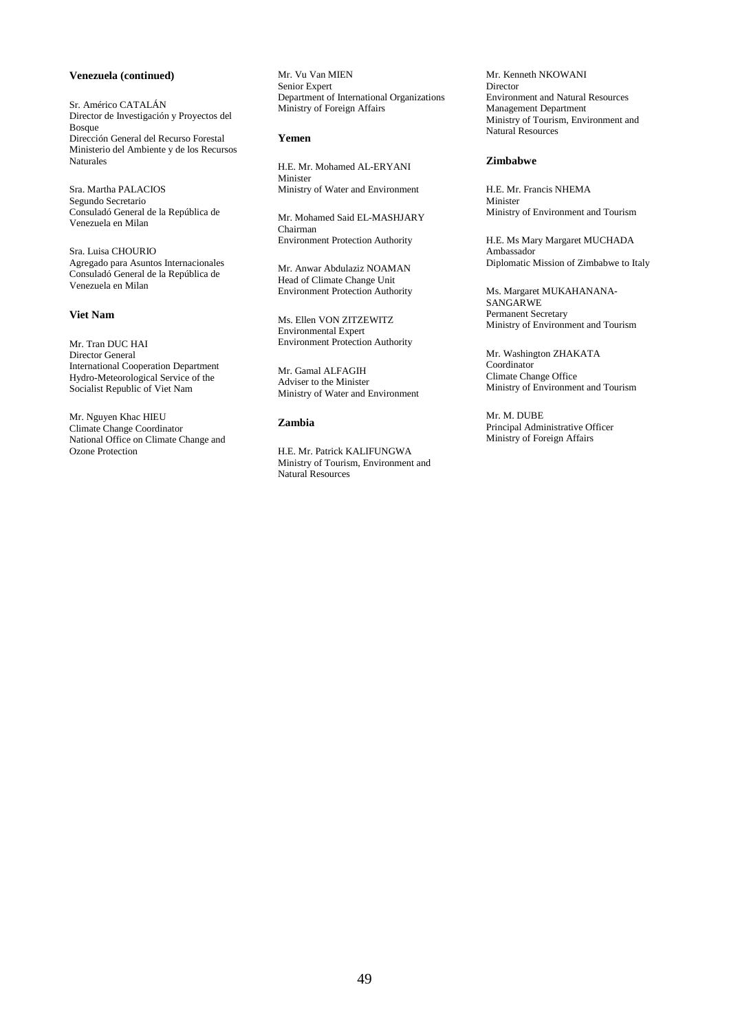**Venezuela (continued)**

Sr. Américo CATALÁN
Director de Investigación y Proyectos del Bosque
Dirección General del Recurso Forestal
Ministerio del Ambiente y de los Recursos Naturales

Sra. Martha PALACIOS
Segundo Secretario
Consuladó General de la República de Venezuela en Milan

Sra. Luisa CHOURIO
Agregado para Asuntos Internacionales
Consuladó General de la República de Venezuela en Milan

**Viet Nam**

Mr. Tran DUC HAI
Director General
International Cooperation Department
Hydro-Meteorological Service of the Socialist Republic of Viet Nam

Mr. Nguyen Khac HIEU
Climate Change Coordinator
National Office on Climate Change and Ozone Protection

Mr. Vu Van MIEN
Senior Expert
Department of International Organizations
Ministry of Foreign Affairs

**Yemen**

H.E. Mr. Mohamed AL-ERYANI
Minister
Ministry of Water and Environment

Mr. Mohamed Said EL-MASHJARY
Chairman
Environment Protection Authority

Mr. Anwar Abdulaziz NOAMAN
Head of Climate Change Unit
Environment Protection Authority

Ms. Ellen VON ZITZEWITZ
Environmental Expert
Environment Protection Authority

Mr. Gamal ALFAGIH
Adviser to the Minister
Ministry of Water and Environment

**Zambia**

H.E. Mr. Patrick KALIFUNGWA
Ministry of Tourism, Environment and Natural Resources

Mr. Kenneth NKOWANI
Director
Environment and Natural Resources Management Department
Ministry of Tourism, Environment and Natural Resources

**Zimbabwe**

H.E. Mr. Francis NHEMA
Minister
Ministry of Environment and Tourism

H.E. Ms Mary Margaret MUCHADA
Ambassador
Diplomatic Mission of Zimbabwe to Italy

Ms. Margaret MUKAHANANA-SANGARWE
Permanent Secretary
Ministry of Environment and Tourism

Mr. Washington ZHAKATA
Coordinator
Climate Change Office
Ministry of Environment and Tourism

Mr. M. DUBE
Principal Administrative Officer
Ministry of Foreign Affairs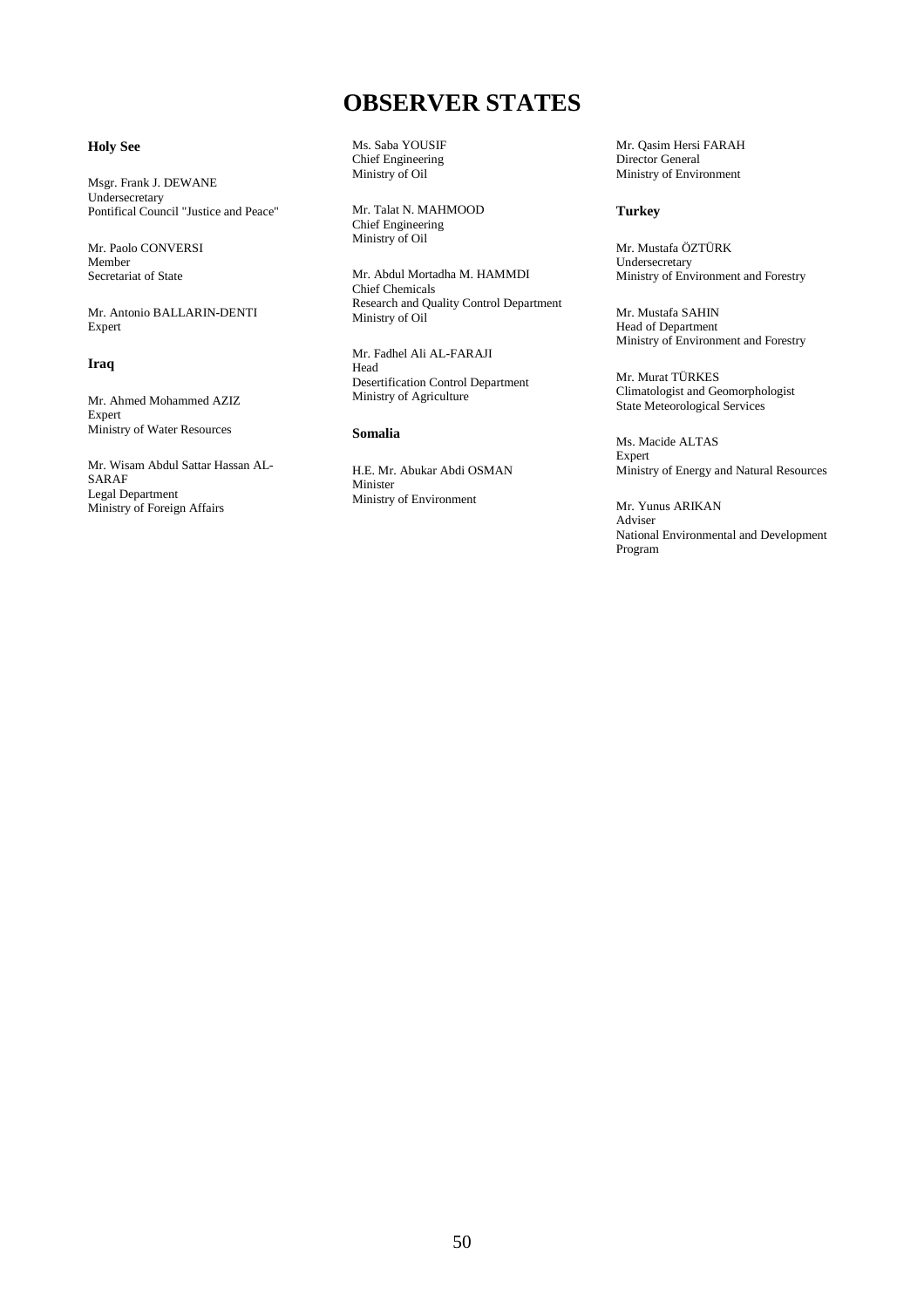# OBSERVER STATES

### Holy See

Msgr. Frank J. DEWANE
Undersecretary
Pontifical Council "Justice and Peace"

Mr. Paolo CONVERSI
Member
Secretariat of State

Mr. Antonio BALLARIN-DENTI
Expert

### Iraq

Mr. Ahmed Mohammed AZIZ
Expert
Ministry of Water Resources

Mr. Wisam Abdul Sattar Hassan AL-SARAF
Legal Department
Ministry of Foreign Affairs

Ms. Saba YOUSIF
Chief Engineering
Ministry of Oil

Mr. Talat N. MAHMOOD
Chief Engineering
Ministry of Oil

Mr. Abdul Mortadha M. HAMMDI
Chief Chemicals
Research and Quality Control Department
Ministry of Oil

Mr. Fadhel Ali AL-FARAJI
Head
Desertification Control Department
Ministry of Agriculture

### Somalia

H.E. Mr. Abukar Abdi OSMAN
Minister
Ministry of Environment

Mr. Qasim Hersi FARAH
Director General
Ministry of Environment

### Turkey

Mr. Mustafa ÖZTÜRK
Undersecretary
Ministry of Environment and Forestry

Mr. Mustafa SAHIN
Head of Department
Ministry of Environment and Forestry

Mr. Murat TÜRKES
Climatologist and Geomorphologist
State Meteorological Services

Ms. Macide ALTAS
Expert
Ministry of Energy and Natural Resources

Mr. Yunus ARIKAN
Adviser
National Environmental and Development Program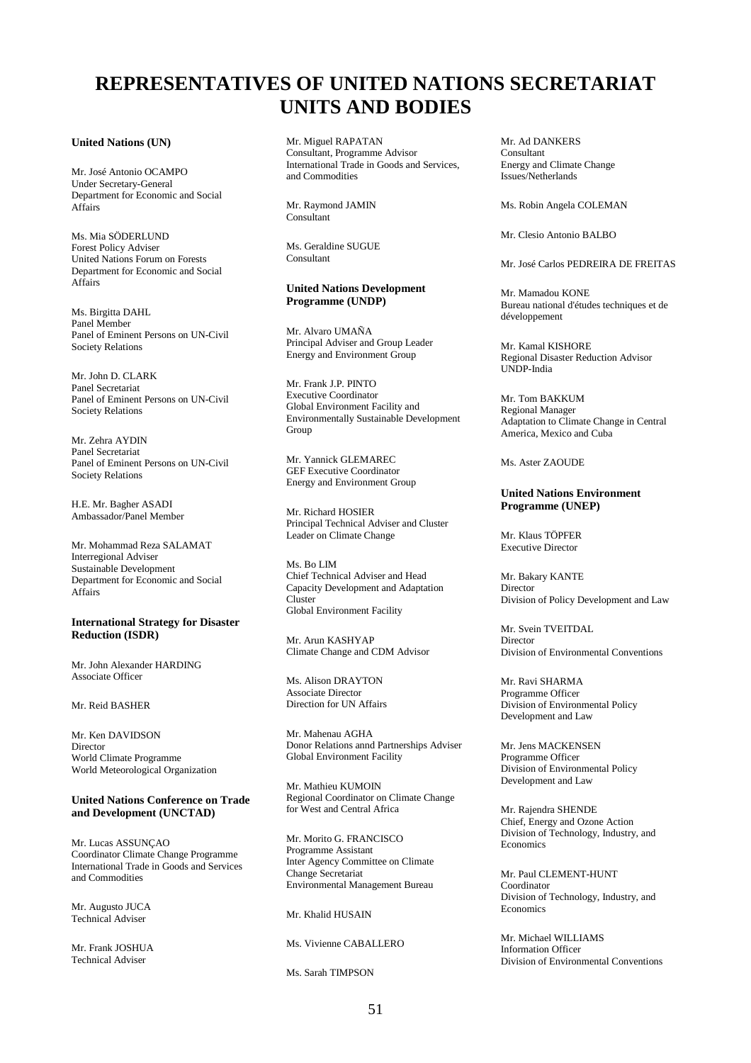# REPRESENTATIVES OF UNITED NATIONS SECRETARIAT UNITS AND BODIES

**United Nations (UN)**

Mr. José Antonio OCAMPO
Under Secretary-General
Department for Economic and Social Affairs

Ms. Mia SÖDERLUND
Forest Policy Adviser
United Nations Forum on Forests
Department for Economic and Social Affairs

Ms. Birgitta DAHL
Panel Member
Panel of Eminent Persons on UN-Civil Society Relations

Mr. John D. CLARK
Panel Secretariat
Panel of Eminent Persons on UN-Civil Society Relations

Mr. Zehra AYDIN
Panel Secretariat
Panel of Eminent Persons on UN-Civil Society Relations

H.E. Mr. Bagher ASADI
Ambassador/Panel Member

Mr. Mohammad Reza SALAMAT
Interregional Adviser
Sustainable Development
Department for Economic and Social Affairs

**International Strategy for Disaster Reduction (ISDR)**

Mr. John Alexander HARDING
Associate Officer

Mr. Reid BASHER

Mr. Ken DAVIDSON
Director
World Climate Programme
World Meteorological Organization

**United Nations Conference on Trade and Development (UNCTAD)**

Mr. Lucas ASSUNÇAO
Coordinator Climate Change Programme
International Trade in Goods and Services and Commodities

Mr. Augusto JUCA
Technical Adviser

Mr. Frank JOSHUA
Technical Adviser

Mr. Miguel RAPATAN
Consultant, Programme Advisor
International Trade in Goods and Services, and Commodities

Mr. Raymond JAMIN
Consultant

Ms. Geraldine SUGUE
Consultant

**United Nations Development Programme (UNDP)**

Mr. Alvaro UMAÑA
Principal Adviser and Group Leader
Energy and Environment Group

Mr. Frank J.P. PINTO
Executive Coordinator
Global Environment Facility and Environmentally Sustainable Development Group

Mr. Yannick GLEMAREC
GEF Executive Coordinator
Energy and Environment Group

Mr. Richard HOSIER
Principal Technical Adviser and Cluster Leader on Climate Change

Ms. Bo LIM
Chief Technical Adviser and Head
Capacity Development and Adaptation Cluster
Global Environment Facility

Mr. Arun KASHYAP
Climate Change and CDM Advisor

Ms. Alison DRAYTON
Associate Director
Direction for UN Affairs

Mr. Mahenau AGHA
Donor Relations annd Partnerships Adviser
Global Environment Facility

Mr. Mathieu KUMOIN
Regional Coordinator on Climate Change for West and Central Africa

Mr. Morito G. FRANCISCO
Programme Assistant
Inter Agency Committee on Climate Change Secretariat
Environmental Management Bureau

Mr. Khalid HUSAIN

Ms. Vivienne CABALLERO

Ms. Sarah TIMPSON

Mr. Ad DANKERS
Consultant
Energy and Climate Change Issues/Netherlands

Ms. Robin Angela COLEMAN

Mr. Clesio Antonio BALBO

Mr. José Carlos PEDREIRA DE FREITAS

Mr. Mamadou KONE
Bureau national d'études techniques et de développement

Mr. Kamal KISHORE
Regional Disaster Reduction Advisor
UNDP-India

Mr. Tom BAKKUM
Regional Manager
Adaptation to Climate Change in Central America, Mexico and Cuba

Ms. Aster ZAOUDE

**United Nations Environment Programme (UNEP)**

Mr. Klaus TÖPFER
Executive Director

Mr. Bakary KANTE
Director
Division of Policy Development and Law

Mr. Svein TVEITDAL
Director
Division of Environmental Conventions

Mr. Ravi SHARMA
Programme Officer
Division of Environmental Policy Development and Law

Mr. Jens MACKENSEN
Programme Officer
Division of Environmental Policy Development and Law

Mr. Rajendra SHENDE
Chief, Energy and Ozone Action
Division of Technology, Industry, and Economics

Mr. Paul CLEMENT-HUNT
Coordinator
Division of Technology, Industry, and Economics

Mr. Michael WILLIAMS
Information Officer
Division of Environmental Conventions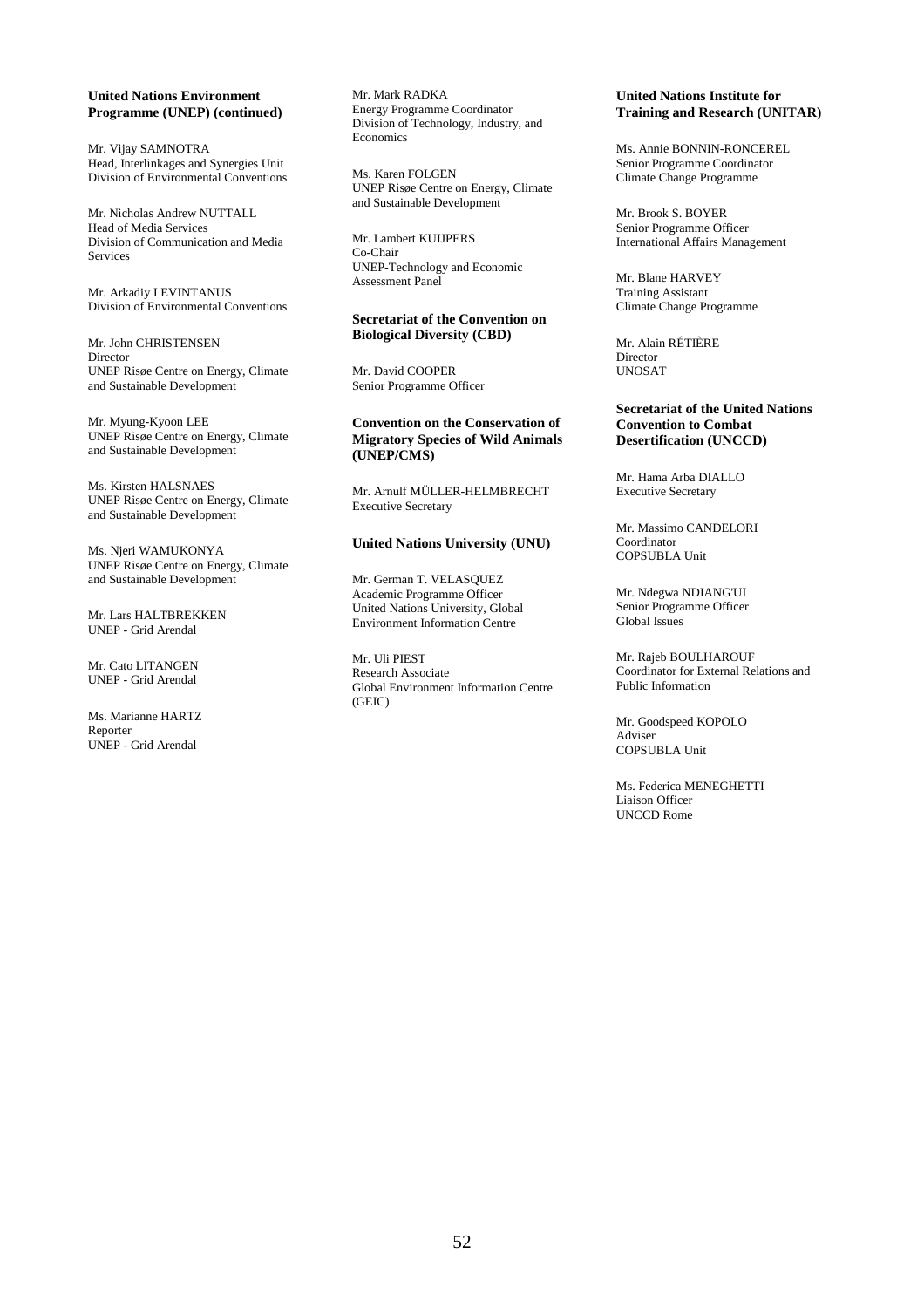**United Nations Environment Programme (UNEP) (continued)**

Mr. Vijay SAMNOTRA
Head, Interlinkages and Synergies Unit
Division of Environmental Conventions

Mr. Nicholas Andrew NUTTALL
Head of Media Services
Division of Communication and Media Services

Mr. Arkadiy LEVINTANUS
Division of Environmental Conventions

Mr. John CHRISTENSEN
Director
UNEP Risøe Centre on Energy, Climate and Sustainable Development

Mr. Myung-Kyoon LEE
UNEP Risøe Centre on Energy, Climate and Sustainable Development

Ms. Kirsten HALSNAES
UNEP Risøe Centre on Energy, Climate and Sustainable Development

Ms. Njeri WAMUKONYA
UNEP Risøe Centre on Energy, Climate and Sustainable Development

Mr. Lars HALTBREKKEN
UNEP - Grid Arendal

Mr. Cato LITANGEN
UNEP - Grid Arendal

Ms. Marianne HARTZ
Reporter
UNEP - Grid Arendal

Mr. Mark RADKA
Energy Programme Coordinator
Division of Technology, Industry, and Economics

Ms. Karen FOLGEN
UNEP Risøe Centre on Energy, Climate and Sustainable Development

Mr. Lambert KUIJPERS
Co-Chair
UNEP-Technology and Economic Assessment Panel

**Secretariat of the Convention on Biological Diversity (CBD)**

Mr. David COOPER
Senior Programme Officer

**Convention on the Conservation of Migratory Species of Wild Animals (UNEP/CMS)**

Mr. Arnulf MÜLLER-HELMBRECHT
Executive Secretary

**United Nations University (UNU)**

Mr. German T. VELASQUEZ
Academic Programme Officer
United Nations University, Global Environment Information Centre

Mr. Uli PIEST
Research Associate
Global Environment Information Centre (GEIC)

**United Nations Institute for Training and Research (UNITAR)**

Ms. Annie BONNIN-RONCEREL
Senior Programme Coordinator
Climate Change Programme

Mr. Brook S. BOYER
Senior Programme Officer
International Affairs Management

Mr. Blane HARVEY
Training Assistant
Climate Change Programme

Mr. Alain RÉTIÈRE
Director
UNOSAT

**Secretariat of the United Nations Convention to Combat Desertification (UNCCD)**

Mr. Hama Arba DIALLO
Executive Secretary

Mr. Massimo CANDELORI
Coordinator
COPSUBLA Unit

Mr. Ndegwa NDIANG'UI
Senior Programme Officer
Global Issues

Mr. Rajeb BOULHAROUF
Coordinator for External Relations and Public Information

Mr. Goodspeed KOPOLO
Adviser
COPSUBLA Unit

Ms. Federica MENEGHETTI
Liaison Officer
UNCCD Rome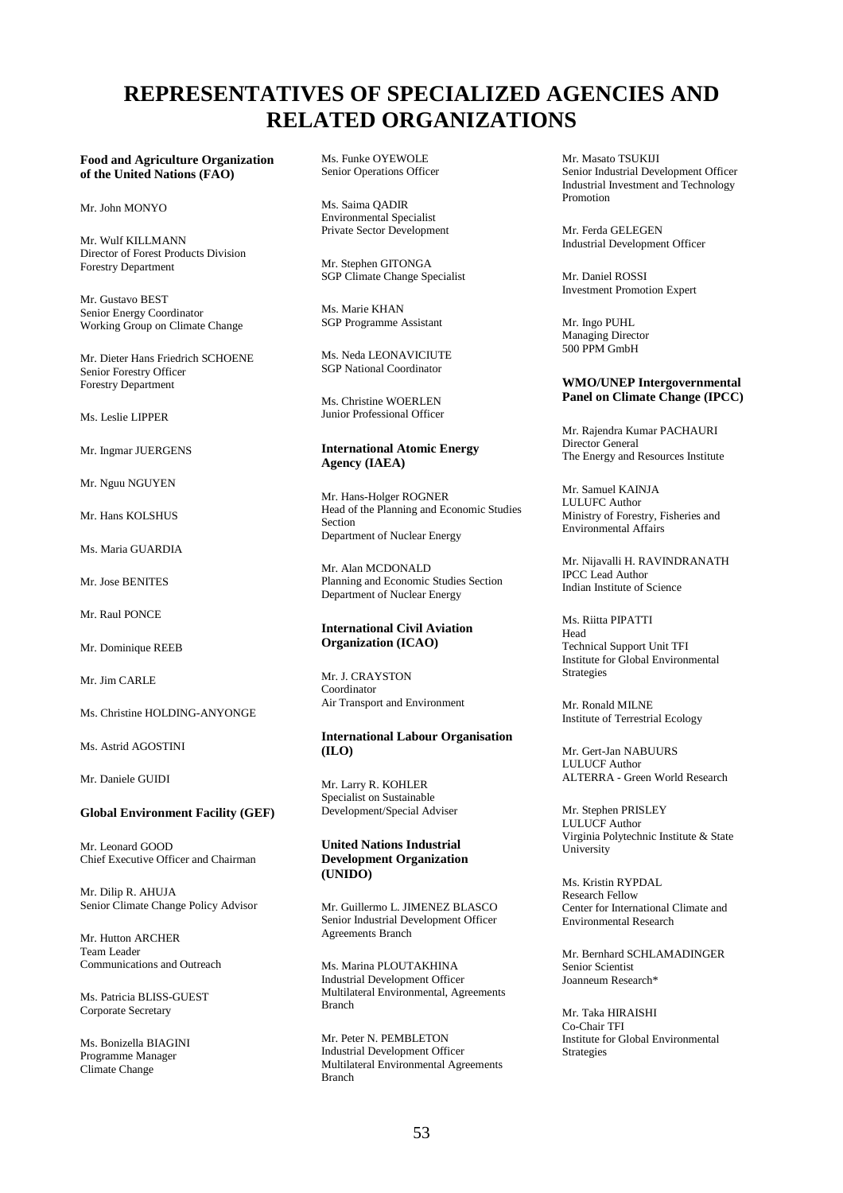# REPRESENTATIVES OF SPECIALIZED AGENCIES AND RELATED ORGANIZATIONS

**Food and Agriculture Organization of the United Nations (FAO)**

Mr. John MONYO

Mr. Wulf KILLMANN
Director of Forest Products Division
Forestry Department

Mr. Gustavo BEST
Senior Energy Coordinator
Working Group on Climate Change

Mr. Dieter Hans Friedrich SCHOENE
Senior Forestry Officer
Forestry Department

Ms. Leslie LIPPER

Mr. Ingmar JUERGENS

Mr. Nguu NGUYEN

Mr. Hans KOLSHUS

Ms. Maria GUARDIA

Mr. Jose BENITES

Mr. Raul PONCE

Mr. Dominique REEB

Mr. Jim CARLE

Ms. Christine HOLDING-ANYONGE

Ms. Astrid AGOSTINI

Mr. Daniele GUIDI

**Global Environment Facility (GEF)**

Mr. Leonard GOOD
Chief Executive Officer and Chairman

Mr. Dilip R. AHUJA
Senior Climate Change Policy Advisor

Mr. Hutton ARCHER
Team Leader
Communications and Outreach

Ms. Patricia BLISS-GUEST
Corporate Secretary

Ms. Bonizella BIAGINI
Programme Manager
Climate Change

Ms. Funke OYEWOLE
Senior Operations Officer

Ms. Saima QADIR
Environmental Specialist
Private Sector Development

Mr. Stephen GITONGA
SGP Climate Change Specialist

Ms. Marie KHAN
SGP Programme Assistant

Ms. Neda LEONAVICIUTE
SGP National Coordinator

Ms. Christine WOERLEN
Junior Professional Officer

**International Atomic Energy Agency (IAEA)**

Mr. Hans-Holger ROGNER
Head of the Planning and Economic Studies Section
Department of Nuclear Energy

Mr. Alan MCDONALD
Planning and Economic Studies Section
Department of Nuclear Energy

**International Civil Aviation Organization (ICAO)**

Mr. J. CRAYSTON
Coordinator
Air Transport and Environment

**International Labour Organisation (ILO)**

Mr. Larry R. KOHLER
Specialist on Sustainable Development/Special Adviser

**United Nations Industrial Development Organization (UNIDO)**

Mr. Guillermo L. JIMENEZ BLASCO
Senior Industrial Development Officer
Agreements Branch

Ms. Marina PLOUTAKHINA
Industrial Development Officer
Multilateral Environmental, Agreements Branch

Mr. Peter N. PEMBLETON
Industrial Development Officer
Multilateral Environmental Agreements Branch

Mr. Masato TSUKIJI
Senior Industrial Development Officer
Industrial Investment and Technology Promotion

Mr. Ferda GELEGEN
Industrial Development Officer

Mr. Daniel ROSSI
Investment Promotion Expert

Mr. Ingo PUHL
Managing Director
500 PPM GmbH

**WMO/UNEP Intergovernmental Panel on Climate Change (IPCC)**

Mr. Rajendra Kumar PACHAURI
Director General
The Energy and Resources Institute

Mr. Samuel KAINJA
LULUFC Author
Ministry of Forestry, Fisheries and Environmental Affairs

Mr. Nijavalli H. RAVINDRANATH
IPCC Lead Author
Indian Institute of Science

Ms. Riitta PIPATTI
Head
Technical Support Unit TFI
Institute for Global Environmental Strategies

Mr. Ronald MILNE
Institute of Terrestrial Ecology

Mr. Gert-Jan NABUURS
LULUCF Author
ALTERRA - Green World Research

Mr. Stephen PRISLEY
LULUCF Author
Virginia Polytechnic Institute & State University

Ms. Kristin RYPDAL
Research Fellow
Center for International Climate and Environmental Research

Mr. Bernhard SCHLAMADINGER
Senior Scientist
Joanneum Research*

Mr. Taka HIRAISHI
Co-Chair TFI
Institute for Global Environmental Strategies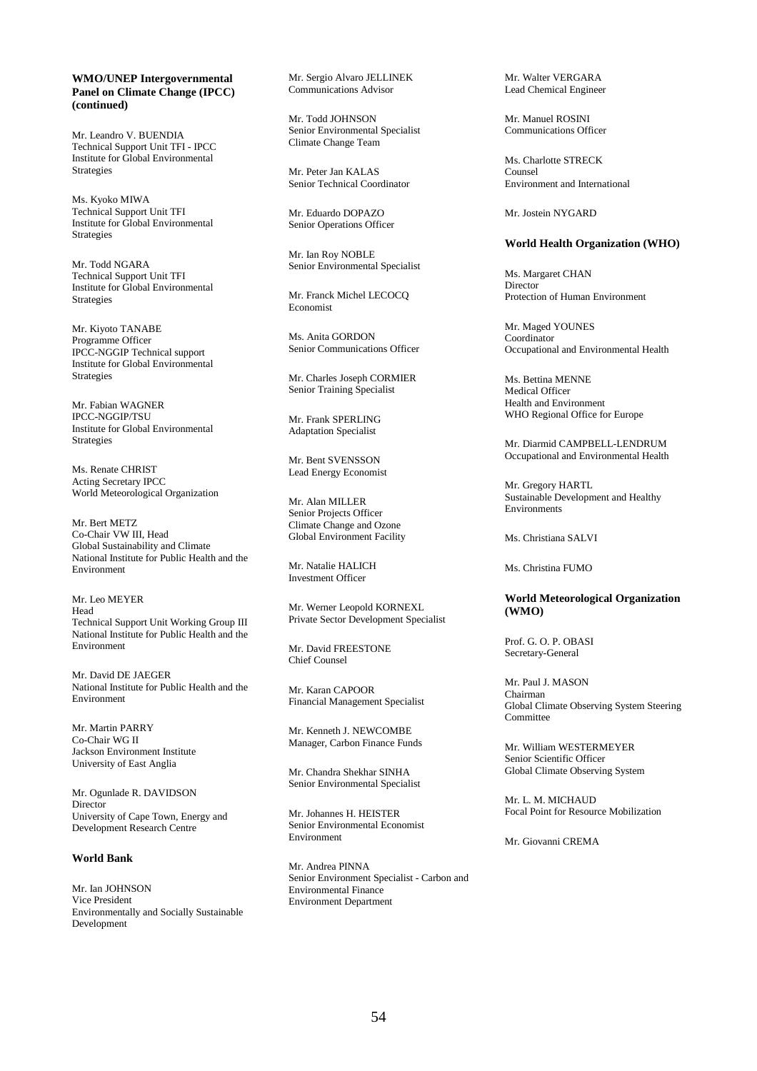**WMO/UNEP Intergovernmental Panel on Climate Change (IPCC) (continued)**

Mr. Leandro V. BUENDIA
Technical Support Unit TFI - IPCC
Institute for Global Environmental Strategies

Ms. Kyoko MIWA
Technical Support Unit TFI
Institute for Global Environmental Strategies

Mr. Todd NGARA
Technical Support Unit TFI
Institute for Global Environmental Strategies

Mr. Kiyoto TANABE
Programme Officer
IPCC-NGGIP Technical support
Institute for Global Environmental Strategies

Mr. Fabian WAGNER
IPCC-NGGIP/TSU
Institute for Global Environmental Strategies

Ms. Renate CHRIST
Acting Secretary IPCC
World Meteorological Organization

Mr. Bert METZ
Co-Chair VW III, Head
Global Sustainability and Climate
National Institute for Public Health and the Environment

Mr. Leo MEYER
Head
Technical Support Unit Working Group III
National Institute for Public Health and the Environment

Mr. David DE JAEGER
National Institute for Public Health and the Environment

Mr. Martin PARRY
Co-Chair WG II
Jackson Environment Institute
University of East Anglia

Mr. Ogunlade R. DAVIDSON
Director
University of Cape Town, Energy and Development Research Centre

**World Bank**

Mr. Ian JOHNSON
Vice President
Environmentally and Socially Sustainable Development

Mr. Sergio Alvaro JELLINEK
Communications Advisor

Mr. Todd JOHNSON
Senior Environmental Specialist
Climate Change Team

Mr. Peter Jan KALAS
Senior Technical Coordinator

Mr. Eduardo DOPAZO
Senior Operations Officer

Mr. Ian Roy NOBLE
Senior Environmental Specialist

Mr. Franck Michel LECOCQ
Economist

Ms. Anita GORDON
Senior Communications Officer

Mr. Charles Joseph CORMIER
Senior Training Specialist

Mr. Frank SPERLING
Adaptation Specialist

Mr. Bent SVENSSON
Lead Energy Economist

Mr. Alan MILLER
Senior Projects Officer
Climate Change and Ozone
Global Environment Facility

Mr. Natalie HALICH
Investment Officer

Mr. Werner Leopold KORNEXL
Private Sector Development Specialist

Mr. David FREESTONE
Chief Counsel

Mr. Karan CAPOOR
Financial Management Specialist

Mr. Kenneth J. NEWCOMBE
Manager, Carbon Finance Funds

Mr. Chandra Shekhar SINHA
Senior Environmental Specialist

Mr. Johannes H. HEISTER
Senior Environmental Economist
Environment

Mr. Andrea PINNA
Senior Environment Specialist - Carbon and Environmental Finance
Environment Department

Mr. Walter VERGARA
Lead Chemical Engineer

Mr. Manuel ROSINI
Communications Officer

Ms. Charlotte STRECK
Counsel
Environment and International

Mr. Jostein NYGARD

**World Health Organization (WHO)**

Ms. Margaret CHAN
Director
Protection of Human Environment

Mr. Maged YOUNES
Coordinator
Occupational and Environmental Health

Ms. Bettina MENNE
Medical Officer
Health and Environment
WHO Regional Office for Europe

Mr. Diarmid CAMPBELL-LENDRUM
Occupational and Environmental Health

Mr. Gregory HARTL
Sustainable Development and Healthy Environments

Ms. Christiana SALVI

Ms. Christina FUMO

**World Meteorological Organization (WMO)**

Prof. G. O. P. OBASI
Secretary-General

Mr. Paul J. MASON
Chairman
Global Climate Observing System Steering Committee

Mr. William WESTERMEYER
Senior Scientific Officer
Global Climate Observing System

Mr. L. M. MICHAUD
Focal Point for Resource Mobilization

Mr. Giovanni CREMA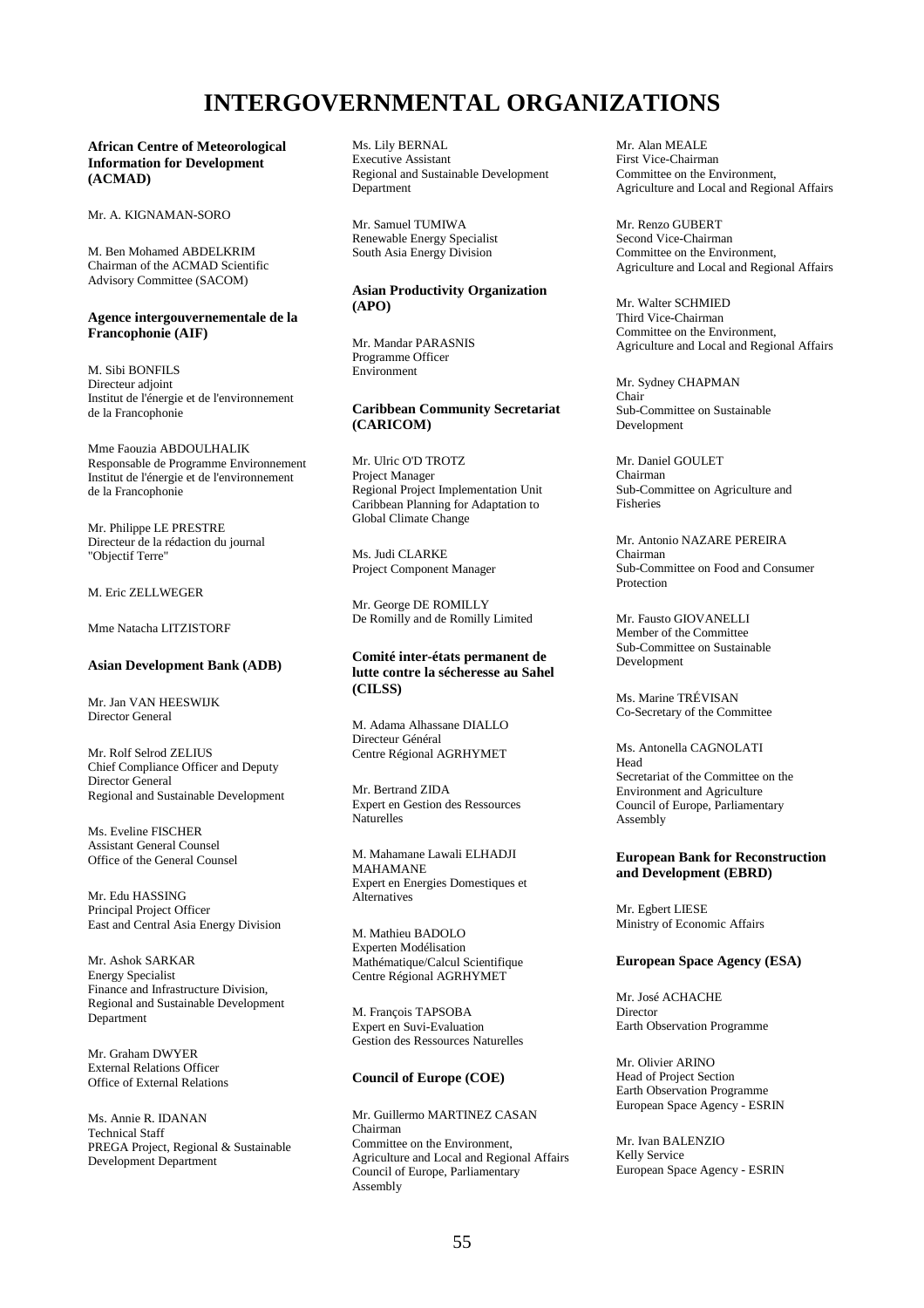# INTERGOVERNMENTAL ORGANIZATIONS

**African Centre of Meteorological Information for Development (ACMAD)**

Mr. A. KIGNAMAN-SORO

M. Ben Mohamed ABDELKRIM
Chairman of the ACMAD Scientific Advisory Committee (SACOM)

**Agence intergouvernementale de la Francophonie (AIF)**

M. Sibi BONFILS
Directeur adjoint
Institut de l'énergie et de l'environnement de la Francophonie

Mme Faouzia ABDOULHALIK
Responsable de Programme Environnement
Institut de l'énergie et de l'environnement de la Francophonie

Mr. Philippe LE PRESTRE
Directeur de la rédaction du journal "Objectif Terre"

M. Eric ZELLWEGER

Mme Natacha LITZISTORF

**Asian Development Bank (ADB)**

Mr. Jan VAN HEESWIJK
Director General

Mr. Rolf Selrod ZELIUS
Chief Compliance Officer and Deputy Director General
Regional and Sustainable Development

Ms. Eveline FISCHER
Assistant General Counsel
Office of the General Counsel

Mr. Edu HASSING
Principal Project Officer
East and Central Asia Energy Division

Mr. Ashok SARKAR
Energy Specialist
Finance and Infrastructure Division, Regional and Sustainable Development Department

Mr. Graham DWYER
External Relations Officer
Office of External Relations

Ms. Annie R. IDANAN
Technical Staff
PREGA Project, Regional & Sustainable Development Department

Ms. Lily BERNAL
Executive Assistant
Regional and Sustainable Development Department

Mr. Samuel TUMIWA
Renewable Energy Specialist
South Asia Energy Division

**Asian Productivity Organization (APO)**

Mr. Mandar PARASNIS
Programme Officer
Environment

**Caribbean Community Secretariat (CARICOM)**

Mr. Ulric O'D TROTZ
Project Manager
Regional Project Implementation Unit
Caribbean Planning for Adaptation to Global Climate Change

Ms. Judi CLARKE
Project Component Manager

Mr. George DE ROMILLY
De Romilly and de Romilly Limited

**Comité inter-états permanent de lutte contre la sécheresse au Sahel (CILSS)**

M. Adama Alhassane DIALLO
Directeur Général
Centre Régional AGRHYMET

Mr. Bertrand ZIDA
Expert en Gestion des Ressources Naturelles

M. Mahamane Lawali ELHADJI MAHAMANE
Expert en Energies Domestiques et Alternatives

M. Mathieu BADOLO
Experten Modélisation Mathématique/Calcul Scientifique
Centre Régional AGRHYMET

M. François TAPSOBA
Expert en Suvi-Evaluation
Gestion des Ressources Naturelles

**Council of Europe (COE)**

Mr. Guillermo MARTINEZ CASAN
Chairman
Committee on the Environment, Agriculture and Local and Regional Affairs
Council of Europe, Parliamentary Assembly

Mr. Alan MEALE
First Vice-Chairman
Committee on the Environment, Agriculture and Local and Regional Affairs

Mr. Renzo GUBERT
Second Vice-Chairman
Committee on the Environment, Agriculture and Local and Regional Affairs

Mr. Walter SCHMIED
Third Vice-Chairman
Committee on the Environment, Agriculture and Local and Regional Affairs

Mr. Sydney CHAPMAN
Chair
Sub-Committee on Sustainable Development

Mr. Daniel GOULET
Chairman
Sub-Committee on Agriculture and Fisheries

Mr. Antonio NAZARE PEREIRA
Chairman
Sub-Committee on Food and Consumer Protection

Mr. Fausto GIOVANELLI
Member of the Committee
Sub-Committee on Sustainable Development

Ms. Marine TRÉVISAN
Co-Secretary of the Committee

Ms. Antonella CAGNOLATI
Head
Secretariat of the Committee on the Environment and Agriculture
Council of Europe, Parliamentary Assembly

**European Bank for Reconstruction and Development (EBRD)**

Mr. Egbert LIESE
Ministry of Economic Affairs

**European Space Agency (ESA)**

Mr. José ACHACHE
Director
Earth Observation Programme

Mr. Olivier ARINO
Head of Project Section
Earth Observation Programme
European Space Agency - ESRIN

Mr. Ivan BALENZIO
Kelly Service
European Space Agency - ESRIN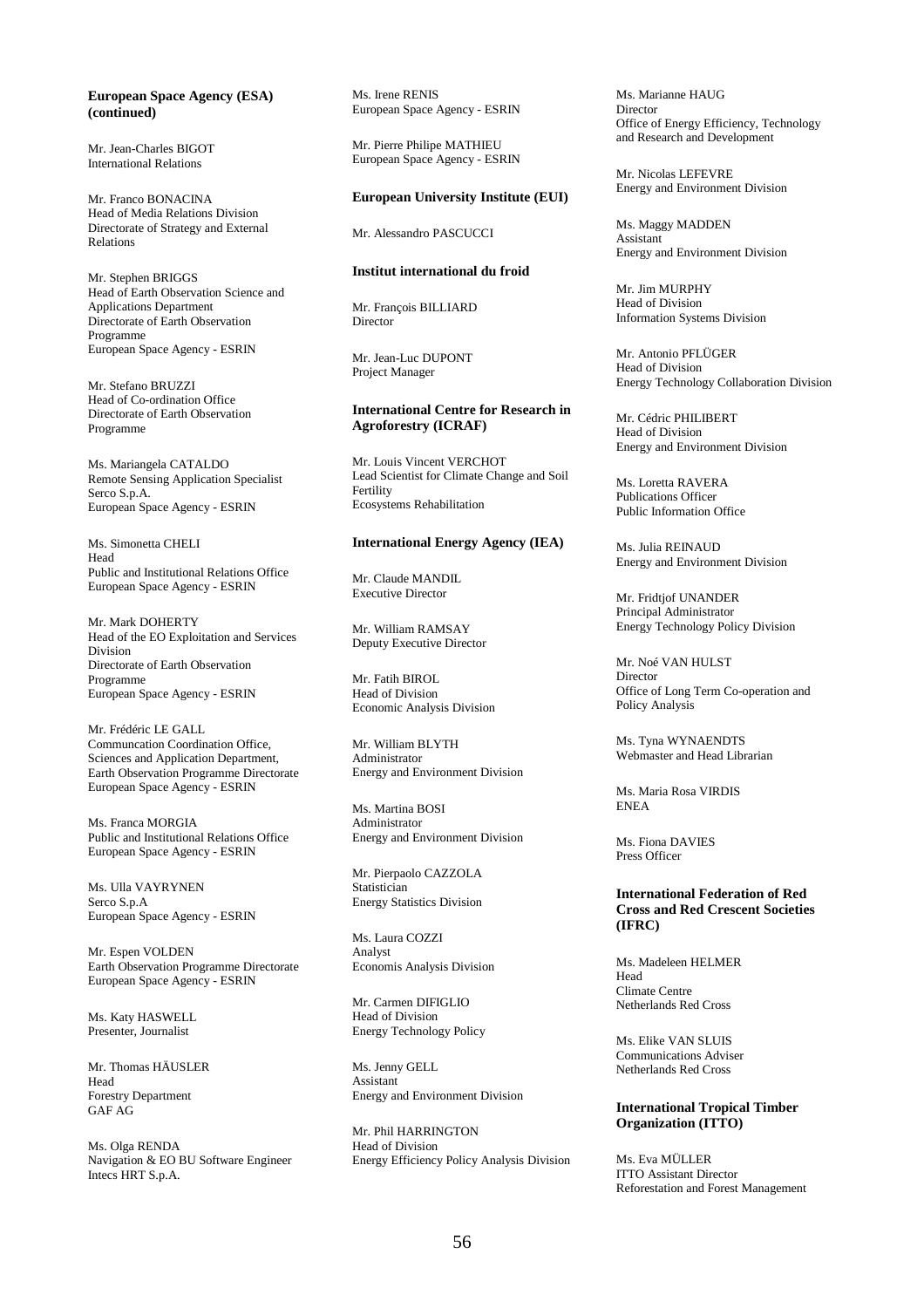**European Space Agency (ESA) (continued)**

Mr. Jean-Charles BIGOT
International Relations

Mr. Franco BONACINA
Head of Media Relations Division
Directorate of Strategy and External Relations

Mr. Stephen BRIGGS
Head of Earth Observation Science and Applications Department
Directorate of Earth Observation Programme
European Space Agency - ESRIN

Mr. Stefano BRUZZI
Head of Co-ordination Office
Directorate of Earth Observation Programme

Ms. Mariangela CATALDO
Remote Sensing Application Specialist
Serco S.p.A.
European Space Agency - ESRIN

Ms. Simonetta CHELI
Head
Public and Institutional Relations Office
European Space Agency - ESRIN

Mr. Mark DOHERTY
Head of the EO Exploitation and Services Division
Directorate of Earth Observation Programme
European Space Agency - ESRIN

Mr. Frédéric LE GALL
Communcation Coordination Office, Sciences and Application Department, Earth Observation Programme Directorate
European Space Agency - ESRIN

Ms. Franca MORGIA
Public and Institutional Relations Office
European Space Agency - ESRIN

Ms. Ulla VAYRYNEN
Serco S.p.A
European Space Agency - ESRIN

Mr. Espen VOLDEN
Earth Observation Programme Directorate
European Space Agency - ESRIN

Ms. Katy HASWELL
Presenter, Journalist

Mr. Thomas HÄUSLER
Head
Forestry Department
GAF AG

Ms. Olga RENDA
Navigation & EO BU Software Engineer
Intecs HRT S.p.A.

Ms. Irene RENIS
European Space Agency - ESRIN

Mr. Pierre Philipe MATHIEU
European Space Agency - ESRIN

**European University Institute (EUI)**

Mr. Alessandro PASCUCCI

**Institut international du froid**

Mr. François BILLIARD
Director

Mr. Jean-Luc DUPONT
Project Manager

**International Centre for Research in Agroforestry (ICRAF)**

Mr. Louis Vincent VERCHOT
Lead Scientist for Climate Change and Soil Fertility
Ecosystems Rehabilitation

**International Energy Agency (IEA)**

Mr. Claude MANDIL
Executive Director

Mr. William RAMSAY
Deputy Executive Director

Mr. Fatih BIROL
Head of Division
Economic Analysis Division

Mr. William BLYTH
Administrator
Energy and Environment Division

Ms. Martina BOSI
Administrator
Energy and Environment Division

Mr. Pierpaolo CAZZOLA
Statistician
Energy Statistics Division

Ms. Laura COZZI
Analyst
Economis Analysis Division

Mr. Carmen DIFIGLIO
Head of Division
Energy Technology Policy

Ms. Jenny GELL
Assistant
Energy and Environment Division

Mr. Phil HARRINGTON
Head of Division
Energy Efficiency Policy Analysis Division

Ms. Marianne HAUG
Director
Office of Energy Efficiency, Technology and Research and Development

Mr. Nicolas LEFEVRE
Energy and Environment Division

Ms. Maggy MADDEN
Assistant
Energy and Environment Division

Mr. Jim MURPHY
Head of Division
Information Systems Division

Mr. Antonio PFLÜGER
Head of Division
Energy Technology Collaboration Division

Mr. Cédric PHILIBERT
Head of Division
Energy and Environment Division

Ms. Loretta RAVERA
Publications Officer
Public Information Office

Ms. Julia REINAUD
Energy and Environment Division

Mr. Fridtjof UNANDER
Principal Administrator
Energy Technology Policy Division

Mr. Noé VAN HULST
Director
Office of Long Term Co-operation and Policy Analysis

Ms. Tyna WYNAENDTS
Webmaster and Head Librarian

Ms. Maria Rosa VIRDIS
ENEA

Ms. Fiona DAVIES
Press Officer

**International Federation of Red Cross and Red Crescent Societies (IFRC)**

Ms. Madeleen HELMER
Head
Climate Centre
Netherlands Red Cross

Ms. Elike VAN SLUIS
Communications Adviser
Netherlands Red Cross

**International Tropical Timber Organization (ITTO)**

Ms. Eva MÜLLER
ITTO Assistant Director
Reforestation and Forest Management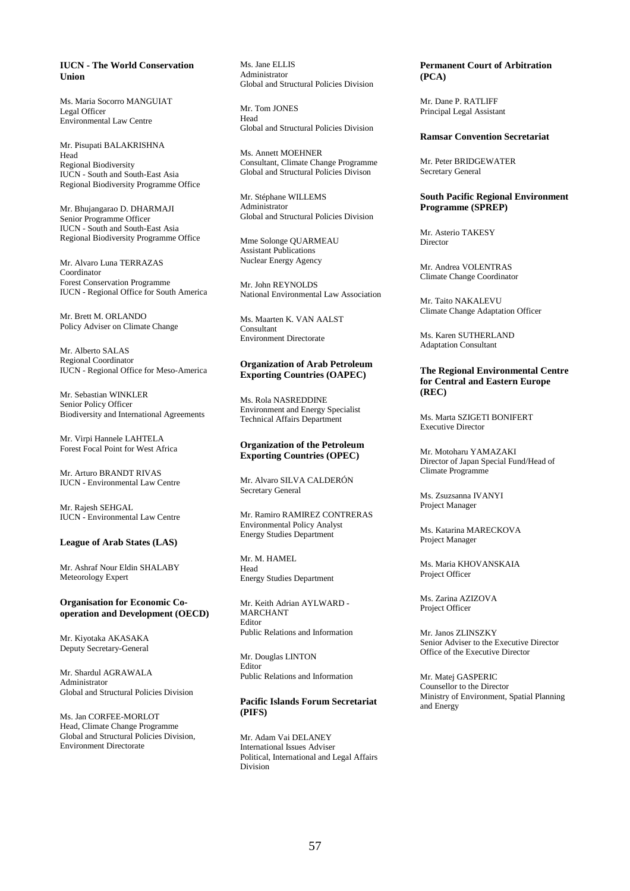**IUCN - The World Conservation Union**

Ms. Maria Socorro MANGUIAT
Legal Officer
Environmental Law Centre

Mr. Pisupati BALAKRISHNA
Head
Regional Biodiversity
IUCN - South and South-East Asia
Regional Biodiversity Programme Office

Mr. Bhujangarao D. DHARMAJI
Senior Programme Officer
IUCN - South and South-East Asia
Regional Biodiversity Programme Office

Mr. Alvaro Luna TERRAZAS
Coordinator
Forest Conservation Programme
IUCN - Regional Office for South America

Mr. Brett M. ORLANDO
Policy Adviser on Climate Change

Mr. Alberto SALAS
Regional Coordinator
IUCN - Regional Office for Meso-America

Mr. Sebastian WINKLER
Senior Policy Officer
Biodiversity and International Agreements

Mr. Virpi Hannele LAHTELA
Forest Focal Point for West Africa

Mr. Arturo BRANDT RIVAS
IUCN - Environmental Law Centre

Mr. Rajesh SEHGAL
IUCN - Environmental Law Centre

**League of Arab States (LAS)**

Mr. Ashraf Nour Eldin SHALABY
Meteorology Expert

**Organisation for Economic Co-operation and Development (OECD)**

Mr. Kiyotaka AKASAKA
Deputy Secretary-General

Mr. Shardul AGRAWALA
Administrator
Global and Structural Policies Division

Ms. Jan CORFEE-MORLOT
Head, Climate Change Programme
Global and Structural Policies Division,
Environment Directorate

Ms. Jane ELLIS
Administrator
Global and Structural Policies Division

Mr. Tom JONES
Head
Global and Structural Policies Division

Ms. Annett MOEHNER
Consultant, Climate Change Programme
Global and Structural Policies Divison

Mr. Stéphane WILLEMS
Administrator
Global and Structural Policies Division

Mme Solonge QUARMEAU
Assistant Publications
Nuclear Energy Agency

Mr. John REYNOLDS
National Environmental Law Association

Ms. Maarten K. VAN AALST
Consultant
Environment Directorate

**Organization of Arab Petroleum Exporting Countries (OAPEC)**

Ms. Rola NASREDDINE
Environment and Energy Specialist
Technical Affairs Department

**Organization of the Petroleum Exporting Countries (OPEC)**

Mr. Alvaro SILVA CALDERÓN
Secretary General

Mr. Ramiro RAMIREZ CONTRERAS
Environmental Policy Analyst
Energy Studies Department

Mr. M. HAMEL
Head
Energy Studies Department

Mr. Keith Adrian AYLWARD - MARCHANT
Editor
Public Relations and Information

Mr. Douglas LINTON
Editor
Public Relations and Information

**Pacific Islands Forum Secretariat (PIFS)**

Mr. Adam Vai DELANEY
International Issues Adviser
Political, International and Legal Affairs Division

**Permanent Court of Arbitration (PCA)**

Mr. Dane P. RATLIFF
Principal Legal Assistant

**Ramsar Convention Secretariat**

Mr. Peter BRIDGEWATER
Secretary General

**South Pacific Regional Environment Programme (SPREP)**

Mr. Asterio TAKESY
Director

Mr. Andrea VOLENTRAS
Climate Change Coordinator

Mr. Taito NAKALEVU
Climate Change Adaptation Officer

Ms. Karen SUTHERLAND
Adaptation Consultant

**The Regional Environmental Centre for Central and Eastern Europe (REC)**

Ms. Marta SZIGETI BONIFERT
Executive Director

Mr. Motoharu YAMAZAKI
Director of Japan Special Fund/Head of Climate Programme

Ms. Zsuzsanna IVANYI
Project Manager

Ms. Katarina MARECKOVA
Project Manager

Ms. Maria KHOVANSKAIA
Project Officer

Ms. Zarina AZIZOVA
Project Officer

Mr. Janos ZLINSZKY
Senior Adviser to the Executive Director
Office of the Executive Director

Mr. Matej GASPERIC
Counsellor to the Director
Ministry of Environment, Spatial Planning and Energy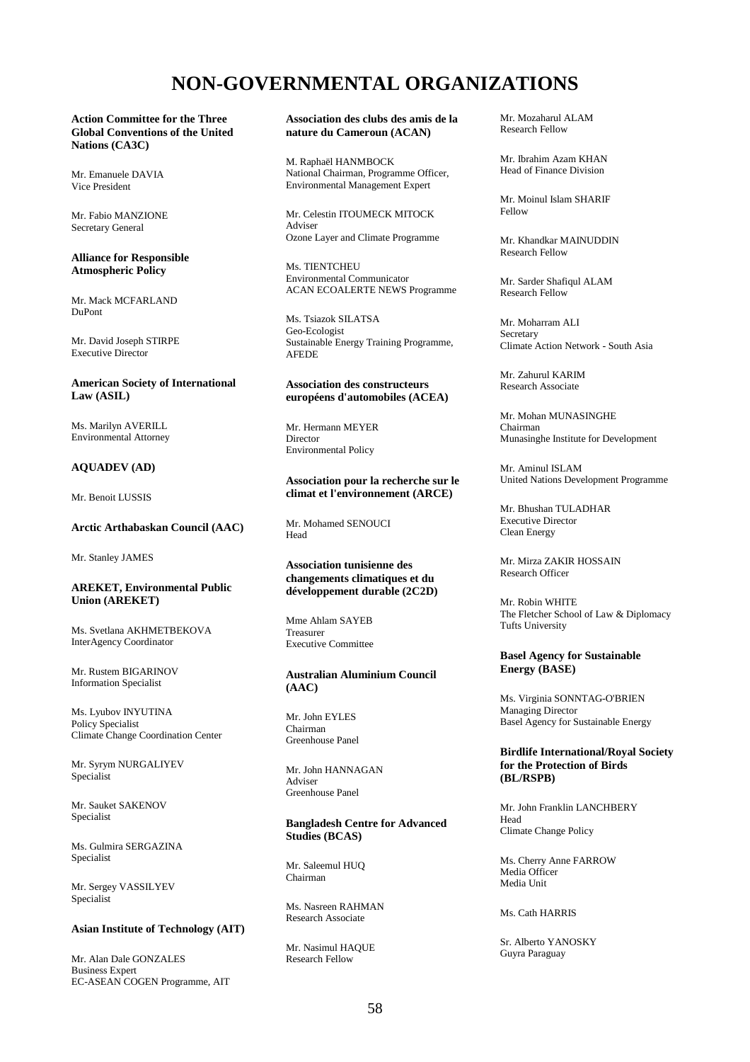# NON-GOVERNMENTAL ORGANIZATIONS

**Action Committee for the Three Global Conventions of the United Nations (CA3C)**

Mr. Emanuele DAVIA
Vice President

Mr. Fabio MANZIONE
Secretary General

**Alliance for Responsible Atmospheric Policy**

Mr. Mack MCFARLAND
DuPont

Mr. David Joseph STIRPE
Executive Director

**American Society of International Law (ASIL)**

Ms. Marilyn AVERILL
Environmental Attorney

**AQUADEV (AD)**

Mr. Benoit LUSSIS

**Arctic Arthabaskan Council (AAC)**

Mr. Stanley JAMES

**AREKET, Environmental Public Union (AREKET)**

Ms. Svetlana AKHMETBEKOVA
InterAgency Coordinator

Mr. Rustem BIGARINOV
Information Specialist

Ms. Lyubov INYUTINA
Policy Specialist
Climate Change Coordination Center

Mr. Syrym NURGALIYEV
Specialist

Mr. Sauket SAKENOV
Specialist

Ms. Gulmira SERGAZINA
Specialist

Mr. Sergey VASSILYEV
Specialist

**Asian Institute of Technology (AIT)**

Mr. Alan Dale GONZALES
Business Expert
EC-ASEAN COGEN Programme, AIT

**Association des clubs des amis de la nature du Cameroun (ACAN)**

M. Raphaël HANMBOCK
National Chairman, Programme Officer, Environmental Management Expert

Mr. Celestin ITOUMECK MITOCK
Adviser
Ozone Layer and Climate Programme

Ms. TIENTCHEU
Environmental Communicator
ACAN ECOALERTE NEWS Programme

Ms. Tsiazok SILATSA
Geo-Ecologist
Sustainable Energy Training Programme, AFEDE

**Association des constructeurs européens d'automobiles (ACEA)**

Mr. Hermann MEYER
Director
Environmental Policy

**Association pour la recherche sur le climat et l'environnement (ARCE)**

Mr. Mohamed SENOUCI
Head

**Association tunisienne des changements climatiques et du développement durable (2C2D)**

Mme Ahlam SAYEB
Treasurer
Executive Committee

**Australian Aluminium Council (AAC)**

Mr. John EYLES
Chairman
Greenhouse Panel

Mr. John HANNAGAN
Adviser
Greenhouse Panel

**Bangladesh Centre for Advanced Studies (BCAS)**

Mr. Saleemul HUQ
Chairman

Ms. Nasreen RAHMAN
Research Associate

Mr. Nasimul HAQUE
Research Fellow

Mr. Mozaharul ALAM
Research Fellow

Mr. Ibrahim Azam KHAN
Head of Finance Division

Mr. Moinul Islam SHARIF
Fellow

Mr. Khandkar MAINUDDIN
Research Fellow

Mr. Sarder Shafiqul ALAM
Research Fellow

Mr. Moharram ALI
Secretary
Climate Action Network - South Asia

Mr. Zahurul KARIM
Research Associate

Mr. Mohan MUNASINGHE
Chairman
Munasinghe Institute for Development

Mr. Aminul ISLAM
United Nations Development Programme

Mr. Bhushan TULADHAR
Executive Director
Clean Energy

Mr. Mirza ZAKIR HOSSAIN
Research Officer

Mr. Robin WHITE
The Fletcher School of Law & Diplomacy
Tufts University

**Basel Agency for Sustainable Energy (BASE)**

Ms. Virginia SONNTAG-O'BRIEN
Managing Director
Basel Agency for Sustainable Energy

**Birdlife International/Royal Society for the Protection of Birds (BL/RSPB)**

Mr. John Franklin LANCHBERY
Head
Climate Change Policy

Ms. Cherry Anne FARROW
Media Officer
Media Unit

Ms. Cath HARRIS

Sr. Alberto YANOSKY
Guyra Paraguay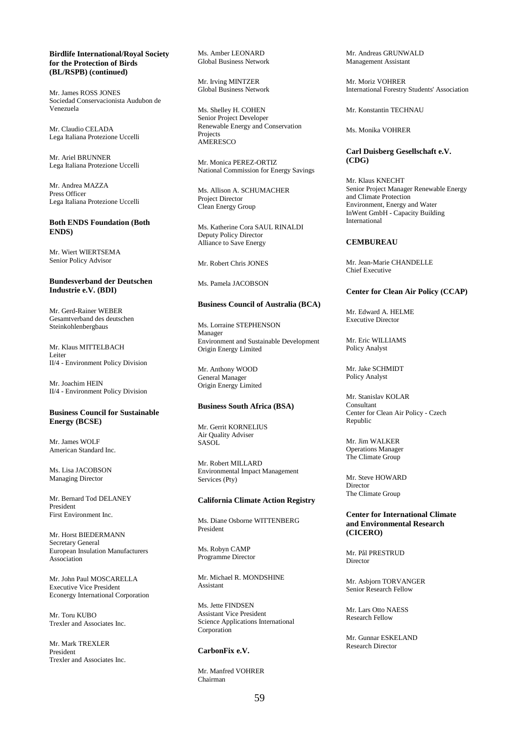**Birdlife International/Royal Society for the Protection of Birds (BL/RSPB) (continued)**

Mr. James ROSS JONES
Sociedad Conservacionista Audubon de Venezuela

Mr. Claudio CELADA
Lega Italiana Protezione Uccelli

Mr. Ariel BRUNNER
Lega Italiana Protezione Uccelli

Mr. Andrea MAZZA
Press Officer
Lega Italiana Protezione Uccelli

**Both ENDS Foundation (Both ENDS)**

Mr. Wiert WIERTSEMA
Senior Policy Advisor

**Bundesverband der Deutschen Industrie e.V. (BDI)**

Mr. Gerd-Rainer WEBER
Gesamtverband des deutschen Steinkohlenbergbaus

Mr. Klaus MITTELBACH
Leiter
II/4 - Environment Policy Division

Mr. Joachim HEIN
II/4 - Environment Policy Division

**Business Council for Sustainable Energy (BCSE)**

Mr. James WOLF
American Standard Inc.

Ms. Lisa JACOBSON
Managing Director

Mr. Bernard Tod DELANEY
President
First Environment Inc.

Mr. Horst BIEDERMANN
Secretary General
European Insulation Manufacturers Association

Mr. John Paul MOSCARELLA
Executive Vice President
Econergy International Corporation

Mr. Toru KUBO
Trexler and Associates Inc.

Mr. Mark TREXLER
President
Trexler and Associates Inc.

Ms. Amber LEONARD
Global Business Network

Mr. Irving MINTZER
Global Business Network

Ms. Shelley H. COHEN
Senior Project Developer
Renewable Energy and Conservation Projects
AMERESCO

Mr. Monica PEREZ-ORTIZ
National Commission for Energy Savings

Ms. Allison A. SCHUMACHER
Project Director
Clean Energy Group

Ms. Katherine Cora SAUL RINALDI
Deputy Policy Director
Alliance to Save Energy

Mr. Robert Chris JONES

Ms. Pamela JACOBSON

**Business Council of Australia (BCA)**

Ms. Lorraine STEPHENSON
Manager
Environment and Sustainable Development
Origin Energy Limited

Mr. Anthony WOOD
General Manager
Origin Energy Limited

**Business South Africa (BSA)**

Mr. Gerrit KORNELIUS
Air Quality Adviser
SASOL

Mr. Robert MILLARD
Environmental Impact Management Services (Pty)

**California Climate Action Registry**

Ms. Diane Osborne WITTENBERG
President

Ms. Robyn CAMP
Programme Director

Mr. Michael R. MONDSHINE
Assistant

Ms. Jette FINDSEN
Assistant Vice President
Science Applications International Corporation

**CarbonFix e.V.**

Mr. Manfred VOHRER
Chairman

Mr. Andreas GRUNWALD
Management Assistant

Mr. Moriz VOHRER
International Forestry Students' Association

Mr. Konstantin TECHNAU

Ms. Monika VOHRER

**Carl Duisberg Gesellschaft e.V. (CDG)**

Mr. Klaus KNECHT
Senior Project Manager Renewable Energy and Climate Protection
Environment, Energy and Water
InWent GmbH - Capacity Building International

**CEMBUREAU**

Mr. Jean-Marie CHANDELLE
Chief Executive

**Center for Clean Air Policy (CCAP)**

Mr. Edward A. HELME
Executive Director

Mr. Eric WILLIAMS
Policy Analyst

Mr. Jake SCHMIDT
Policy Analyst

Mr. Stanislav KOLAR
Consultant
Center for Clean Air Policy - Czech Republic

Mr. Jim WALKER
Operations Manager
The Climate Group

Mr. Steve HOWARD
Director
The Climate Group

**Center for International Climate and Environmental Research (CICERO)**

Mr. Pål PRESTRUD
Director

Mr. Asbjorn TORVANGER
Senior Research Fellow

Mr. Lars Otto NAESS
Research Fellow

Mr. Gunnar ESKELAND
Research Director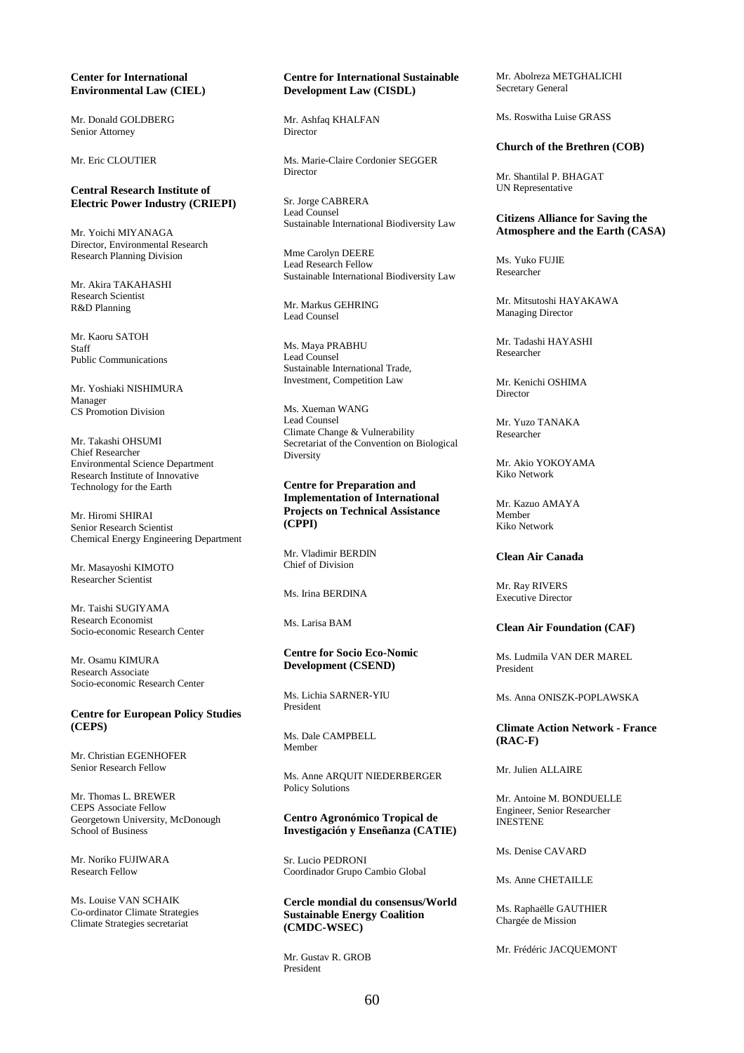**Center for International Environmental Law (CIEL)**

Mr. Donald GOLDBERG
Senior Attorney

Mr. Eric CLOUTIER

**Central Research Institute of Electric Power Industry (CRIEPI)**

Mr. Yoichi MIYANAGA
Director, Environmental Research
Research Planning Division

Mr. Akira TAKAHASHI
Research Scientist
R&D Planning

Mr. Kaoru SATOH
Staff
Public Communications

Mr. Yoshiaki NISHIMURA
Manager
CS Promotion Division

Mr. Takashi OHSUMI
Chief Researcher
Environmental Science Department
Research Institute of Innovative Technology for the Earth

Mr. Hiromi SHIRAI
Senior Research Scientist
Chemical Energy Engineering Department

Mr. Masayoshi KIMOTO
Researcher Scientist

Mr. Taishi SUGIYAMA
Research Economist
Socio-economic Research Center

Mr. Osamu KIMURA
Research Associate
Socio-economic Research Center

**Centre for European Policy Studies (CEPS)**

Mr. Christian EGENHOFER
Senior Research Fellow

Mr. Thomas L. BREWER
CEPS Associate Fellow
Georgetown University, McDonough School of Business

Mr. Noriko FUJIWARA
Research Fellow

Ms. Louise VAN SCHAIK
Co-ordinator Climate Strategies
Climate Strategies secretariat

**Centre for International Sustainable Development Law (CISDL)**

Mr. Ashfaq KHALFAN
Director

Ms. Marie-Claire Cordonier SEGGER
Director

Sr. Jorge CABRERA
Lead Counsel
Sustainable International Biodiversity Law

Mme Carolyn DEERE
Lead Research Fellow
Sustainable International Biodiversity Law

Mr. Markus GEHRING
Lead Counsel

Ms. Maya PRABHU
Lead Counsel
Sustainable International Trade, Investment, Competition Law

Ms. Xueman WANG
Lead Counsel
Climate Change & Vulnerability
Secretariat of the Convention on Biological Diversity

**Centre for Preparation and Implementation of International Projects on Technical Assistance (CPPI)**

Mr. Vladimir BERDIN
Chief of Division

Ms. Irina BERDINA

Ms. Larisa BAM

**Centre for Socio Eco-Nomic Development (CSEND)**

Ms. Lichia SARNER-YIU
President

Ms. Dale CAMPBELL
Member

Ms. Anne ARQUIT NIEDERBERGER
Policy Solutions

**Centro Agronómico Tropical de Investigación y Enseñanza (CATIE)**

Sr. Lucio PEDRONI
Coordinador Grupo Cambio Global

**Cercle mondial du consensus/World Sustainable Energy Coalition (CMDC-WSEC)**

Mr. Gustav R. GROB
President

Mr. Abolreza METGHALICHI
Secretary General

Ms. Roswitha Luise GRASS

**Church of the Brethren (COB)**

Mr. Shantilal P. BHAGAT
UN Representative

**Citizens Alliance for Saving the Atmosphere and the Earth (CASA)**

Ms. Yuko FUJIE
Researcher

Mr. Mitsutoshi HAYAKAWA
Managing Director

Mr. Tadashi HAYASHI
Researcher

Mr. Kenichi OSHIMA
Director

Mr. Yuzo TANAKA
Researcher

Mr. Akio YOKOYAMA
Kiko Network

Mr. Kazuo AMAYA
Member
Kiko Network

**Clean Air Canada**

Mr. Ray RIVERS
Executive Director

**Clean Air Foundation (CAF)**

Ms. Ludmila VAN DER MAREL
President

Ms. Anna ONISZK-POPLAWSKA

**Climate Action Network - France (RAC-F)**

Mr. Julien ALLAIRE

Mr. Antoine M. BONDUELLE
Engineer, Senior Researcher
INESTENE

Ms. Denise CAVARD

Ms. Anne CHETAILLE

Ms. Raphaëlle GAUTHIER
Chargée de Mission

Mr. Frédéric JACQUEMONT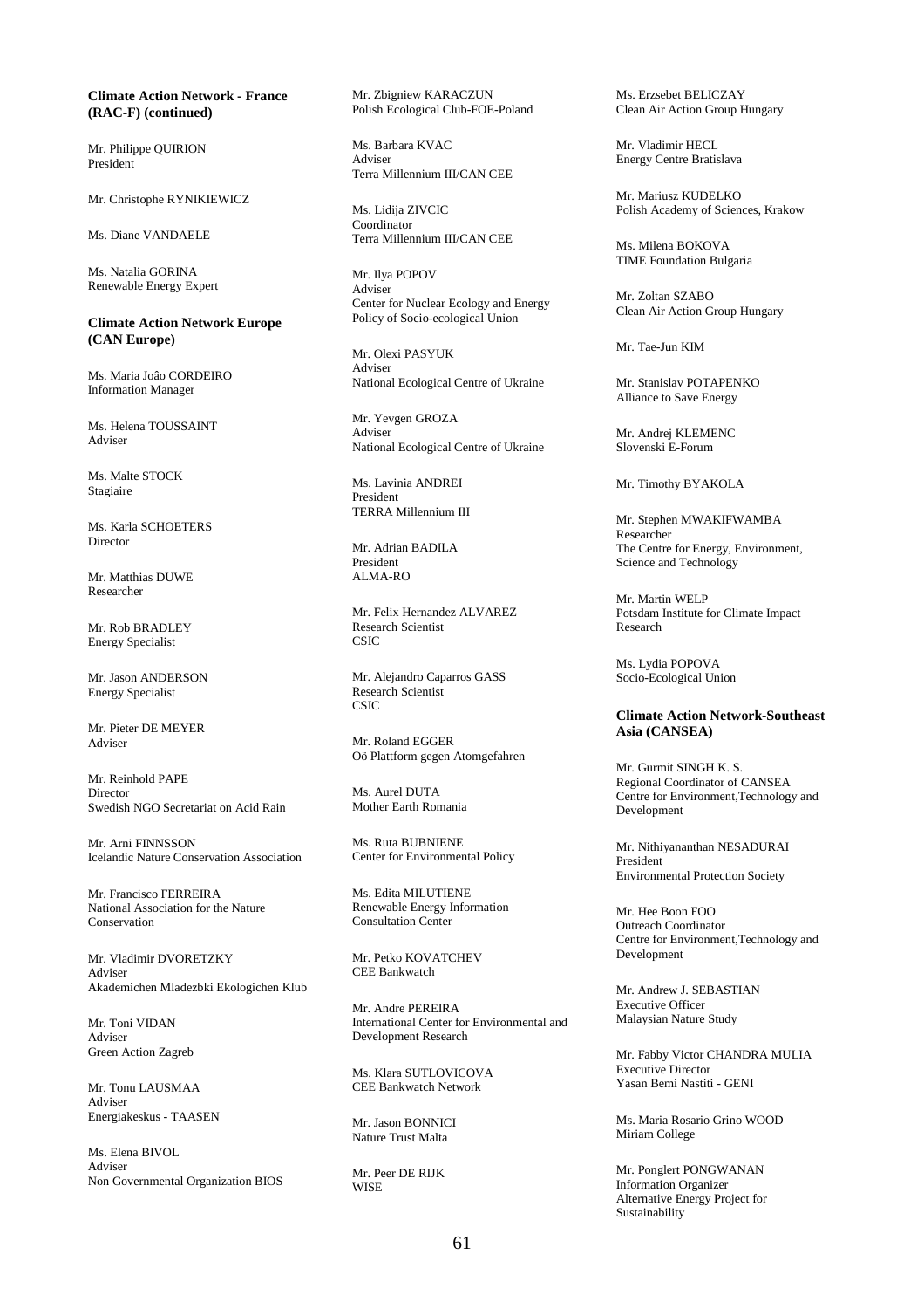**Climate Action Network - France (RAC-F) (continued)**

Mr. Philippe QUIRION
President

Mr. Christophe RYNIKIEWICZ

Ms. Diane VANDAELE

Ms. Natalia GORINA
Renewable Energy Expert

**Climate Action Network Europe (CAN Europe)**

Ms. Maria Joâo CORDEIRO
Information Manager

Ms. Helena TOUSSAINT
Adviser

Ms. Malte STOCK
Stagiaire

Ms. Karla SCHOETERS
Director

Mr. Matthias DUWE
Researcher

Mr. Rob BRADLEY
Energy Specialist

Mr. Jason ANDERSON
Energy Specialist

Mr. Pieter DE MEYER
Adviser

Mr. Reinhold PAPE
Director
Swedish NGO Secretariat on Acid Rain

Mr. Arni FINNSSON
Icelandic Nature Conservation Association

Mr. Francisco FERREIRA
National Association for the Nature Conservation

Mr. Vladimir DVORETZKY
Adviser
Akademichen Mladezbki Ekologichen Klub

Mr. Toni VIDAN
Adviser
Green Action Zagreb

Mr. Tonu LAUSMAA
Adviser
Energiakeskus - TAASEN

Ms. Elena BIVOL
Adviser
Non Governmental Organization BIOS

Mr. Zbigniew KARACZUN
Polish Ecological Club-FOE-Poland

Ms. Barbara KVAC
Adviser
Terra Millennium III/CAN CEE

Ms. Lidija ZIVCIC
Coordinator
Terra Millennium III/CAN CEE

Mr. Ilya POPOV
Adviser
Center for Nuclear Ecology and Energy Policy of Socio-ecological Union

Mr. Olexi PASYUK
Adviser
National Ecological Centre of Ukraine

Mr. Yevgen GROZA
Adviser
National Ecological Centre of Ukraine

Ms. Lavinia ANDREI
President
TERRA Millennium III

Mr. Adrian BADILA
President
ALMA-RO

Mr. Felix Hernandez ALVAREZ
Research Scientist
CSIC

Mr. Alejandro Caparros GASS
Research Scientist
CSIC

Mr. Roland EGGER
Oö Plattform gegen Atomgefahren

Ms. Aurel DUTA
Mother Earth Romania

Ms. Ruta BUBNIENE
Center for Environmental Policy

Ms. Edita MILUTIENE
Renewable Energy Information Consultation Center

Mr. Petko KOVATCHEV
CEE Bankwatch

Mr. Andre PEREIRA
International Center for Environmental and Development Research

Ms. Klara SUTLOVICOVA
CEE Bankwatch Network

Mr. Jason BONNICI
Nature Trust Malta

Mr. Peer DE RIJK
WISE

Ms. Erzsebet BELICZAY
Clean Air Action Group Hungary

Mr. Vladimir HECL
Energy Centre Bratislava

Mr. Mariusz KUDELKO
Polish Academy of Sciences, Krakow

Ms. Milena BOKOVA
TIME Foundation Bulgaria

Mr. Zoltan SZABO
Clean Air Action Group Hungary

Mr. Tae-Jun KIM

Mr. Stanislav POTAPENKO
Alliance to Save Energy

Mr. Andrej KLEMENC
Slovenski E-Forum

Mr. Timothy BYAKOLA

Mr. Stephen MWAKIFWAMBA
Researcher
The Centre for Energy, Environment, Science and Technology

Mr. Martin WELP
Potsdam Institute for Climate Impact Research

Ms. Lydia POPOVA
Socio-Ecological Union

**Climate Action Network-Southeast Asia (CANSEA)**

Mr. Gurmit SINGH K. S.
Regional Coordinator of CANSEA
Centre for Environment,Technology and Development

Mr. Nithiyananthan NESADURAI
President
Environmental Protection Society

Mr. Hee Boon FOO
Outreach Coordinator
Centre for Environment,Technology and Development

Mr. Andrew J. SEBASTIAN
Executive Officer
Malaysian Nature Study

Mr. Fabby Victor CHANDRA MULIA
Executive Director
Yasan Bemi Nastiti - GENI

Ms. Maria Rosario Grino WOOD
Miriam College

Mr. Ponglert PONGWANAN
Information Organizer
Alternative Energy Project for Sustainability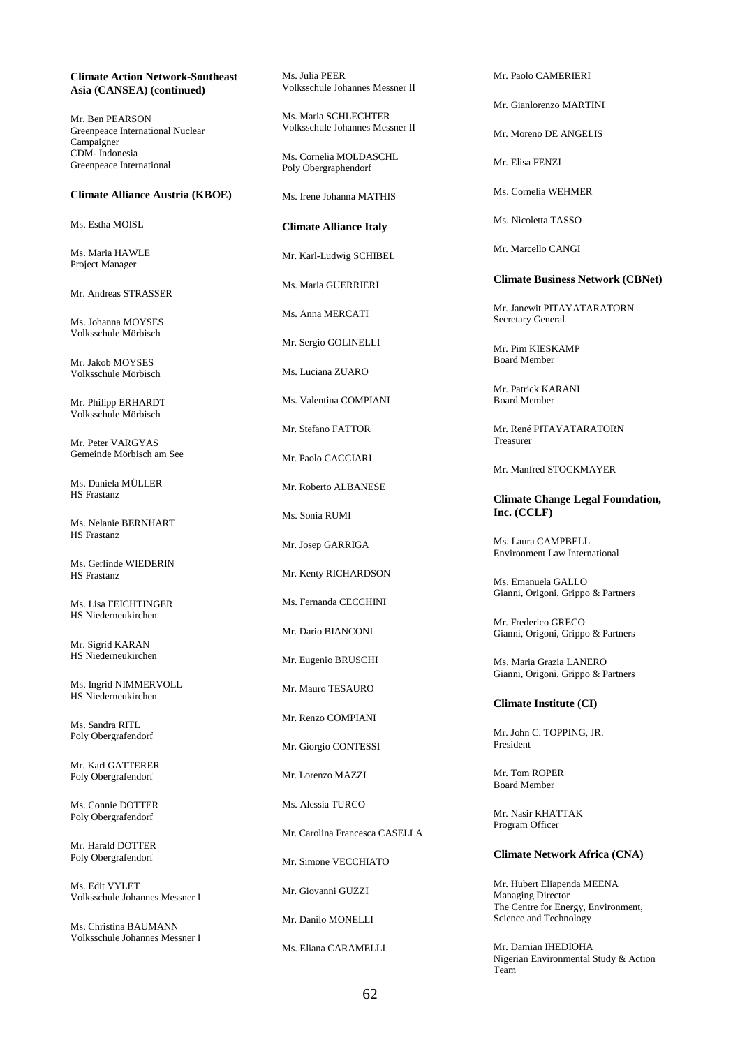**Climate Action Network-Southeast Asia (CANSEA) (continued)**

Mr. Ben PEARSON
Greenpeace International Nuclear Campaigner
CDM- Indonesia
Greenpeace International

**Climate Alliance Austria (KBOE)**

Ms. Estha MOISL

Ms. Maria HAWLE
Project Manager

Mr. Andreas STRASSER

Ms. Johanna MOYSES
Volksschule Mörbisch

Mr. Jakob MOYSES
Volksschule Mörbisch

Mr. Philipp ERHARDT
Volksschule Mörbisch

Mr. Peter VARGYAS
Gemeinde Mörbisch am See

Ms. Daniela MÜLLER
HS Frastanz

Ms. Nelanie BERNHART
HS Frastanz

Ms. Gerlinde WIEDERIN
HS Frastanz

Ms. Lisa FEICHTINGER
HS Niederneukirchen

Mr. Sigrid KARAN
HS Niederneukirchen

Ms. Ingrid NIMMERVOLL
HS Niederneukirchen

Ms. Sandra RITL
Poly Obergrafendorf

Mr. Karl GATTERER
Poly Obergrafendorf

Ms. Connie DOTTER
Poly Obergrafendorf

Mr. Harald DOTTER
Poly Obergrafendorf

Ms. Edit VYLET
Volksschule Johannes Messner I

Ms. Christina BAUMANN
Volksschule Johannes Messner I

Ms. Julia PEER
Volksschule Johannes Messner II

Ms. Maria SCHLECHTER
Volksschule Johannes Messner II

Ms. Cornelia MOLDASCHL
Poly Obergraphendorf

Ms. Irene Johanna MATHIS

**Climate Alliance Italy**

Mr. Karl-Ludwig SCHIBEL

Ms. Maria GUERRIERI

Ms. Anna MERCATI

Mr. Sergio GOLINELLI

Ms. Luciana ZUARO

Ms. Valentina COMPIANI

Mr. Stefano FATTOR

Mr. Paolo CACCIARI

Mr. Roberto ALBANESE

Ms. Sonia RUMI

Mr. Josep GARRIGA

Mr. Kenty RICHARDSON

Ms. Fernanda CECCHINI

Mr. Dario BIANCONI

Mr. Eugenio BRUSCHI

Mr. Mauro TESAURO

Mr. Renzo COMPIANI

Mr. Giorgio CONTESSI

Mr. Lorenzo MAZZI

Ms. Alessia TURCO

Mr. Carolina Francesca CASELLA

Mr. Simone VECCHIATO

Mr. Giovanni GUZZI

Mr. Danilo MONELLI

Ms. Eliana CARAMELLI

Mr. Paolo CAMERIERI

Mr. Gianlorenzo MARTINI

Mr. Moreno DE ANGELIS

Mr. Elisa FENZI

Ms. Cornelia WEHMER

Ms. Nicoletta TASSO

Mr. Marcello CANGI

**Climate Business Network (CBNet)**

Mr. Janewit PITAYATARATORN
Secretary General

Mr. Pim KIESKAMP
Board Member

Mr. Patrick KARANI
Board Member

Mr. René PITAYATARATORN
Treasurer

Mr. Manfred STOCKMAYER

**Climate Change Legal Foundation, Inc. (CCLF)**

Ms. Laura CAMPBELL
Environment Law International

Ms. Emanuela GALLO
Gianni, Origoni, Grippo & Partners

Mr. Frederico GRECO
Gianni, Origoni, Grippo & Partners

Ms. Maria Grazia LANERO
Gianni, Origoni, Grippo & Partners

**Climate Institute (CI)**

Mr. John C. TOPPING, JR.
President

Mr. Tom ROPER
Board Member

Mr. Nasir KHATTAK
Program Officer

**Climate Network Africa (CNA)**

Mr. Hubert Eliapenda MEENA
Managing Director
The Centre for Energy, Environment, Science and Technology

Mr. Damian IHEDIOHA
Nigerian Environmental Study & Action Team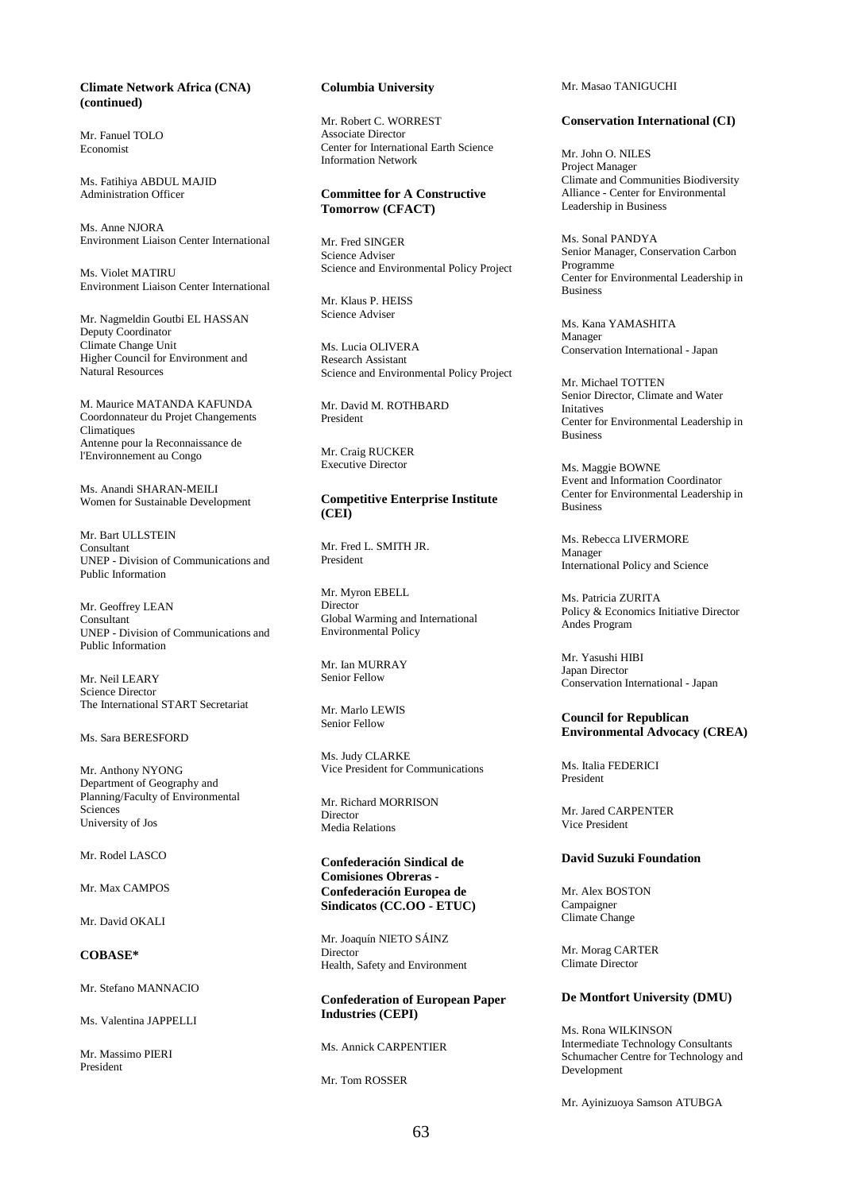**Climate Network Africa (CNA) (continued)**

Mr. Fanuel TOLO
Economist

Ms. Fatihiya ABDUL MAJID
Administration Officer

Ms. Anne NJORA
Environment Liaison Center International

Ms. Violet MATIRU
Environment Liaison Center International

Mr. Nagmeldin Goutbi EL HASSAN
Deputy Coordinator
Climate Change Unit
Higher Council for Environment and Natural Resources

M. Maurice MATANDA KAFUNDA
Coordonnateur du Projet Changements Climatiques
Antenne pour la Reconnaissance de l'Environnement au Congo

Ms. Anandi SHARAN-MEILI
Women for Sustainable Development

Mr. Bart ULLSTEIN
Consultant
UNEP - Division of Communications and Public Information

Mr. Geoffrey LEAN
Consultant
UNEP - Division of Communications and Public Information

Mr. Neil LEARY
Science Director
The International START Secretariat

Ms. Sara BERESFORD

Mr. Anthony NYONG
Department of Geography and Planning/Faculty of Environmental Sciences
University of Jos

Mr. Rodel LASCO

Mr. Max CAMPOS

Mr. David OKALI

**COBASE***

Mr. Stefano MANNACIO

Ms. Valentina JAPPELLI

Mr. Massimo PIERI
President

**Columbia University**

Mr. Robert C. WORREST
Associate Director
Center for International Earth Science Information Network

**Committee for A Constructive Tomorrow (CFACT)**

Mr. Fred SINGER
Science Adviser
Science and Environmental Policy Project

Mr. Klaus P. HEISS
Science Adviser

Ms. Lucia OLIVERA
Research Assistant
Science and Environmental Policy Project

Mr. David M. ROTHBARD
President

Mr. Craig RUCKER
Executive Director

**Competitive Enterprise Institute (CEI)**

Mr. Fred L. SMITH JR.
President

Mr. Myron EBELL
Director
Global Warming and International Environmental Policy

Mr. Ian MURRAY
Senior Fellow

Mr. Marlo LEWIS
Senior Fellow

Ms. Judy CLARKE
Vice President for Communications

Mr. Richard MORRISON
Director
Media Relations

**Confederación Sindical de Comisiones Obreras - Confederación Europea de Sindicatos (CC.OO - ETUC)**

Mr. Joaquín NIETO SÁINZ
Director
Health, Safety and Environment

**Confederation of European Paper Industries (CEPI)**

Ms. Annick CARPENTIER

Mr. Tom ROSSER

Mr. Masao TANIGUCHI

**Conservation International (CI)**

Mr. John O. NILES
Project Manager
Climate and Communities Biodiversity Alliance - Center for Environmental Leadership in Business

Ms. Sonal PANDYA
Senior Manager, Conservation Carbon Programme
Center for Environmental Leadership in Business

Ms. Kana YAMASHITA
Manager
Conservation International - Japan

Mr. Michael TOTTEN
Senior Director, Climate and Water Initatives
Center for Environmental Leadership in Business

Ms. Maggie BOWNE
Event and Information Coordinator
Center for Environmental Leadership in Business

Ms. Rebecca LIVERMORE
Manager
International Policy and Science

Ms. Patricia ZURITA
Policy & Economics Initiative Director
Andes Program

Mr. Yasushi HIBI
Japan Director
Conservation International - Japan

**Council for Republican Environmental Advocacy (CREA)**

Ms. Italia FEDERICI
President

Mr. Jared CARPENTER
Vice President

**David Suzuki Foundation**

Mr. Alex BOSTON
Campaigner
Climate Change

Mr. Morag CARTER
Climate Director

**De Montfort University (DMU)**

Ms. Rona WILKINSON
Intermediate Technology Consultants
Schumacher Centre for Technology and Development

Mr. Ayinizuoya Samson ATUBGA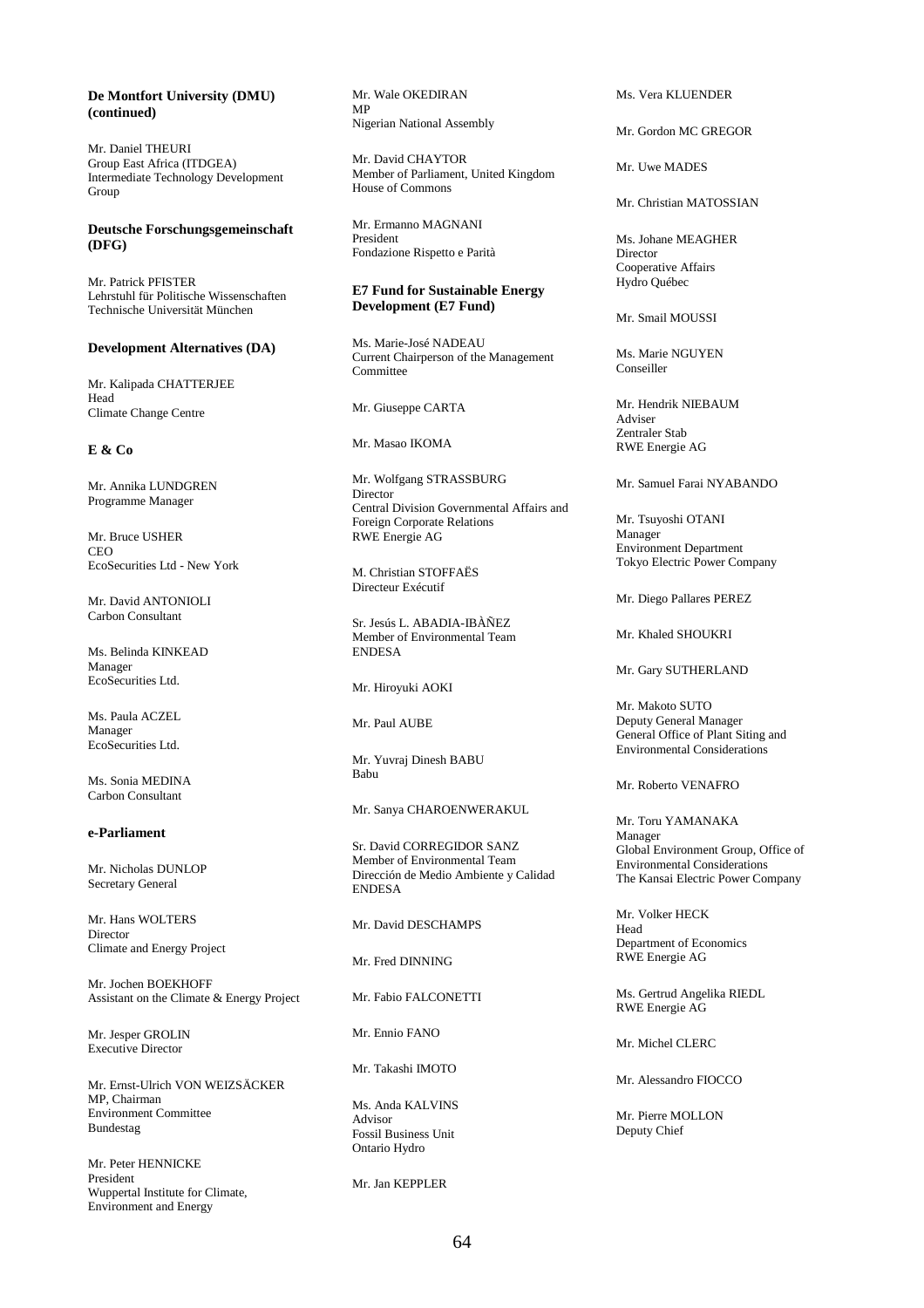**De Montfort University (DMU) (continued)**

Mr. Daniel THEURI
Group East Africa (ITDGEA)
Intermediate Technology Development Group

**Deutsche Forschungsgemeinschaft (DFG)**

Mr. Patrick PFISTER
Lehrstuhl für Politische Wissenschaften
Technische Universität München

**Development Alternatives (DA)**

Mr. Kalipada CHATTERJEE
Head
Climate Change Centre

**E & Co**

Mr. Annika LUNDGREN
Programme Manager

Mr. Bruce USHER
CEO
EcoSecurities Ltd - New York

Mr. David ANTONIOLI
Carbon Consultant

Ms. Belinda KINKEAD
Manager
EcoSecurities Ltd.

Ms. Paula ACZEL
Manager
EcoSecurities Ltd.

Ms. Sonia MEDINA
Carbon Consultant

**e-Parliament**

Mr. Nicholas DUNLOP
Secretary General

Mr. Hans WOLTERS
Director
Climate and Energy Project

Mr. Jochen BOEKHOFF
Assistant on the Climate & Energy Project

Mr. Jesper GROLIN
Executive Director

Mr. Ernst-Ulrich VON WEIZSÄCKER
MP, Chairman
Environment Committee
Bundestag

Mr. Peter HENNICKE
President
Wuppertal Institute for Climate, Environment and Energy

Mr. Wale OKEDIRAN
MP
Nigerian National Assembly

Mr. David CHAYTOR
Member of Parliament, United Kingdom House of Commons

Mr. Ermanno MAGNANI
President
Fondazione Rispetto e Parità

**E7 Fund for Sustainable Energy Development (E7 Fund)**

Ms. Marie-José NADEAU
Current Chairperson of the Management Committee

Mr. Giuseppe CARTA

Mr. Masao IKOMA

Mr. Wolfgang STRASSBURG
Director
Central Division Governmental Affairs and Foreign Corporate Relations
RWE Energie AG

M. Christian STOFFAËS
Directeur Exécutif

Sr. Jesús L. ABADIA-IBÀÑEZ
Member of Environmental Team
ENDESA

Mr. Hiroyuki AOKI

Mr. Paul AUBE

Mr. Yuvraj Dinesh BABU
Babu

Mr. Sanya CHAROENWERAKUL

Sr. David CORREGIDOR SANZ
Member of Environmental Team
Dirección de Medio Ambiente y Calidad
ENDESA

Mr. David DESCHAMPS

Mr. Fred DINNING

Mr. Fabio FALCONETTI

Mr. Ennio FANO

Mr. Takashi IMOTO

Ms. Anda KALVINS
Advisor
Fossil Business Unit
Ontario Hydro

Mr. Jan KEPPLER

Ms. Vera KLUENDER

Mr. Gordon MC GREGOR

Mr. Uwe MADES

Mr. Christian MATOSSIAN

Ms. Johane MEAGHER
Director
Cooperative Affairs
Hydro Québec

Mr. Smail MOUSSI

Ms. Marie NGUYEN
Conseiller

Mr. Hendrik NIEBAUM
Adviser
Zentraler Stab
RWE Energie AG

Mr. Samuel Farai NYABANDO

Mr. Tsuyoshi OTANI
Manager
Environment Department
Tokyo Electric Power Company

Mr. Diego Pallares PEREZ

Mr. Khaled SHOUKRI

Mr. Gary SUTHERLAND

Mr. Makoto SUTO
Deputy General Manager
General Office of Plant Siting and Environmental Considerations

Mr. Roberto VENAFRO

Mr. Toru YAMANAKA
Manager
Global Environment Group, Office of Environmental Considerations
The Kansai Electric Power Company

Mr. Volker HECK
Head
Department of Economics
RWE Energie AG

Ms. Gertrud Angelika RIEDL
RWE Energie AG

Mr. Michel CLERC

Mr. Alessandro FIOCCO

Mr. Pierre MOLLON
Deputy Chief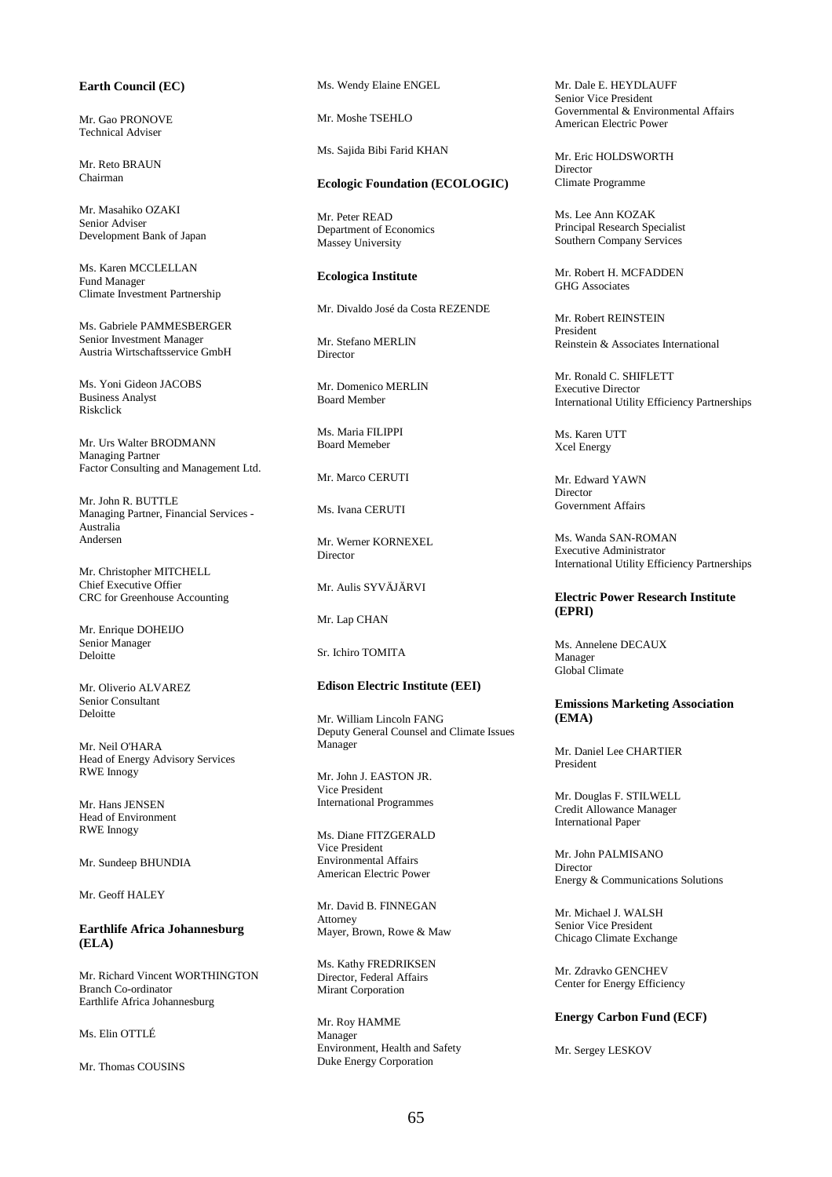**Earth Council (EC)**

Mr. Gao PRONOVE
Technical Adviser

Mr. Reto BRAUN
Chairman

Mr. Masahiko OZAKI
Senior Adviser
Development Bank of Japan

Ms. Karen MCCLELLAN
Fund Manager
Climate Investment Partnership

Ms. Gabriele PAMMESBERGER
Senior Investment Manager
Austria Wirtschaftsservice GmbH

Ms. Yoni Gideon JACOBS
Business Analyst
Riskclick

Mr. Urs Walter BRODMANN
Managing Partner
Factor Consulting and Management Ltd.

Mr. John R. BUTTLE
Managing Partner, Financial Services - Australia
Andersen

Mr. Christopher MITCHELL
Chief Executive Offier
CRC for Greenhouse Accounting

Mr. Enrique DOHEIJO
Senior Manager
Deloitte

Mr. Oliverio ALVAREZ
Senior Consultant
Deloitte

Mr. Neil O'HARA
Head of Energy Advisory Services
RWE Innogy

Mr. Hans JENSEN
Head of Environment
RWE Innogy

Mr. Sundeep BHUNDIA

Mr. Geoff HALEY

**Earthlife Africa Johannesburg (ELA)**

Mr. Richard Vincent WORTHINGTON
Branch Co-ordinator
Earthlife Africa Johannesburg

Ms. Elin OTTLÉ

Mr. Thomas COUSINS

Ms. Wendy Elaine ENGEL

Mr. Moshe TSEHLO

Ms. Sajida Bibi Farid KHAN

**Ecologic Foundation (ECOLOGIC)**

Mr. Peter READ
Department of Economics
Massey University

**Ecologica Institute**

Mr. Divaldo José da Costa REZENDE

Mr. Stefano MERLIN
Director

Mr. Domenico MERLIN
Board Member

Ms. Maria FILIPPI
Board Memeber

Mr. Marco CERUTI

Ms. Ivana CERUTI

Mr. Werner KORNEXEL
Director

Mr. Aulis SYVÄJÄRVI

Mr. Lap CHAN

Sr. Ichiro TOMITA

**Edison Electric Institute (EEI)**

Mr. William Lincoln FANG
Deputy General Counsel and Climate Issues Manager

Mr. John J. EASTON JR.
Vice President
International Programmes

Ms. Diane FITZGERALD
Vice President
Environmental Affairs
American Electric Power

Mr. David B. FINNEGAN
Attorney
Mayer, Brown, Rowe & Maw

Ms. Kathy FREDRIKSEN
Director, Federal Affairs
Mirant Corporation

Mr. Roy HAMME
Manager
Environment, Health and Safety
Duke Energy Corporation

Mr. Dale E. HEYDLAUFF
Senior Vice President
Governmental & Environmental Affairs
American Electric Power

Mr. Eric HOLDSWORTH
Director
Climate Programme

Ms. Lee Ann KOZAK
Principal Research Specialist
Southern Company Services

Mr. Robert H. MCFADDEN
GHG Associates

Mr. Robert REINSTEIN
President
Reinstein & Associates International

Mr. Ronald C. SHIFLETT
Executive Director
International Utility Efficiency Partnerships

Ms. Karen UTT
Xcel Energy

Mr. Edward YAWN
Director
Government Affairs

Ms. Wanda SAN-ROMAN
Executive Administrator
International Utility Efficiency Partnerships

**Electric Power Research Institute (EPRI)**

Ms. Annelene DECAUX
Manager
Global Climate

**Emissions Marketing Association (EMA)**

Mr. Daniel Lee CHARTIER
President

Mr. Douglas F. STILWELL
Credit Allowance Manager
International Paper

Mr. John PALMISANO
Director
Energy & Communications Solutions

Mr. Michael J. WALSH
Senior Vice President
Chicago Climate Exchange

Mr. Zdravko GENCHEV
Center for Energy Efficiency

**Energy Carbon Fund (ECF)**

Mr. Sergey LESKOV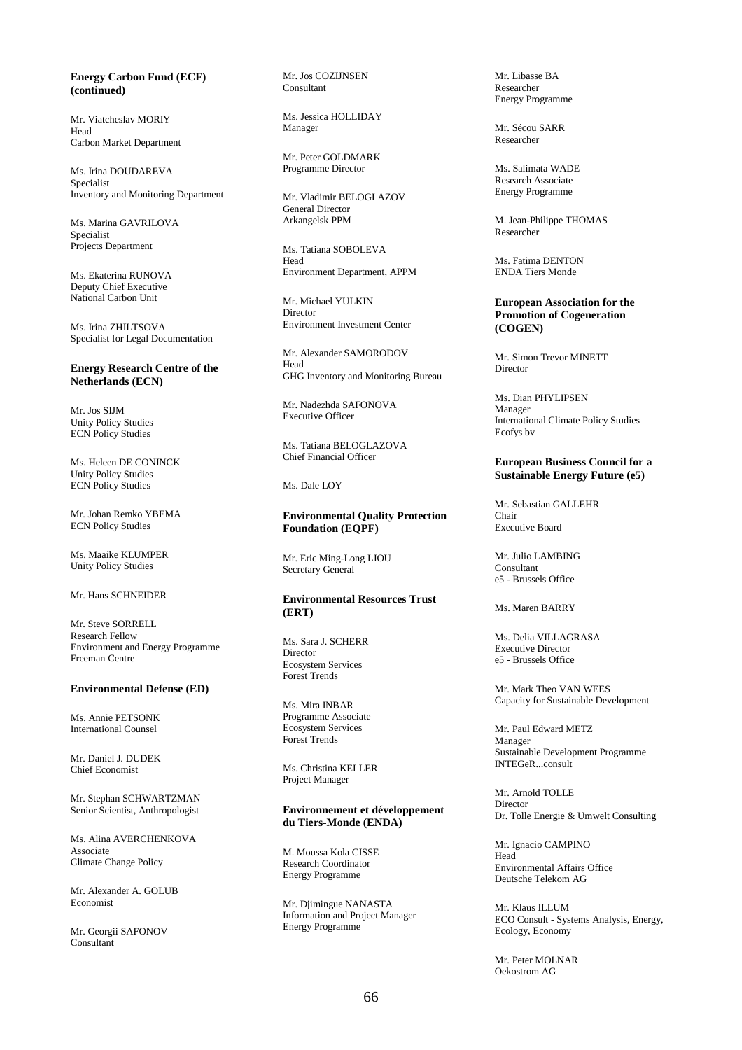**Energy Carbon Fund (ECF) (continued)**

Mr. Viatcheslav MORIY
Head
Carbon Market Department

Ms. Irina DOUDAREVA
Specialist
Inventory and Monitoring Department

Ms. Marina GAVRILOVA
Specialist
Projects Department

Ms. Ekaterina RUNOVA
Deputy Chief Executive
National Carbon Unit

Ms. Irina ZHILTSOVA
Specialist for Legal Documentation

**Energy Research Centre of the Netherlands (ECN)**

Mr. Jos SIJM
Unity Policy Studies
ECN Policy Studies

Ms. Heleen DE CONINCK
Unity Policy Studies
ECN Policy Studies

Mr. Johan Remko YBEMA
ECN Policy Studies

Ms. Maaike KLUMPER
Unity Policy Studies

Mr. Hans SCHNEIDER

Mr. Steve SORRELL
Research Fellow
Environment and Energy Programme
Freeman Centre

**Environmental Defense (ED)**

Ms. Annie PETSONK
International Counsel

Mr. Daniel J. DUDEK
Chief Economist

Mr. Stephan SCHWARTZMAN
Senior Scientist, Anthropologist

Ms. Alina AVERCHENKOVA
Associate
Climate Change Policy

Mr. Alexander A. GOLUB
Economist

Mr. Georgii SAFONOV
Consultant

Mr. Jos COZIJNSEN
Consultant

Ms. Jessica HOLLIDAY
Manager

Mr. Peter GOLDMARK
Programme Director

Mr. Vladimir BELOGLAZOV
General Director
Arkangelsk PPM

Ms. Tatiana SOBOLEVA
Head
Environment Department, APPM

Mr. Michael YULKIN
Director
Environment Investment Center

Mr. Alexander SAMORODOV
Head
GHG Inventory and Monitoring Bureau

Mr. Nadezhda SAFONOVA
Executive Officer

Ms. Tatiana BELOGLAZOVA
Chief Financial Officer

Ms. Dale LOY

**Environmental Quality Protection Foundation (EQPF)**

Mr. Eric Ming-Long LIOU
Secretary General

**Environmental Resources Trust (ERT)**

Ms. Sara J. SCHERR
Director
Ecosystem Services
Forest Trends

Ms. Mira INBAR
Programme Associate
Ecosystem Services
Forest Trends

Ms. Christina KELLER
Project Manager

**Environnement et développement du Tiers-Monde (ENDA)**

M. Moussa Kola CISSE
Research Coordinator
Energy Programme

Mr. Djimingue NANASTA
Information and Project Manager
Energy Programme

Mr. Libasse BA
Researcher
Energy Programme

Mr. Sécou SARR
Researcher

Ms. Salimata WADE
Research Associate
Energy Programme

M. Jean-Philippe THOMAS
Researcher

Ms. Fatima DENTON
ENDA Tiers Monde

**European Association for the Promotion of Cogeneration (COGEN)**

Mr. Simon Trevor MINETT
Director

Ms. Dian PHYLIPSEN
Manager
International Climate Policy Studies
Ecofys bv

**European Business Council for a Sustainable Energy Future (e5)**

Mr. Sebastian GALLEHR
Chair
Executive Board

Mr. Julio LAMBING
Consultant
e5 - Brussels Office

Ms. Maren BARRY

Ms. Delia VILLAGRASA
Executive Director
e5 - Brussels Office

Mr. Mark Theo VAN WEES
Capacity for Sustainable Development

Mr. Paul Edward METZ
Manager
Sustainable Development Programme
INTEGeR...consult

Mr. Arnold TOLLE
Director
Dr. Tolle Energie & Umwelt Consulting

Mr. Ignacio CAMPINO
Head
Environmental Affairs Office
Deutsche Telekom AG

Mr. Klaus ILLUM
ECO Consult - Systems Analysis, Energy, Ecology, Economy

Mr. Peter MOLNAR
Oekostrom AG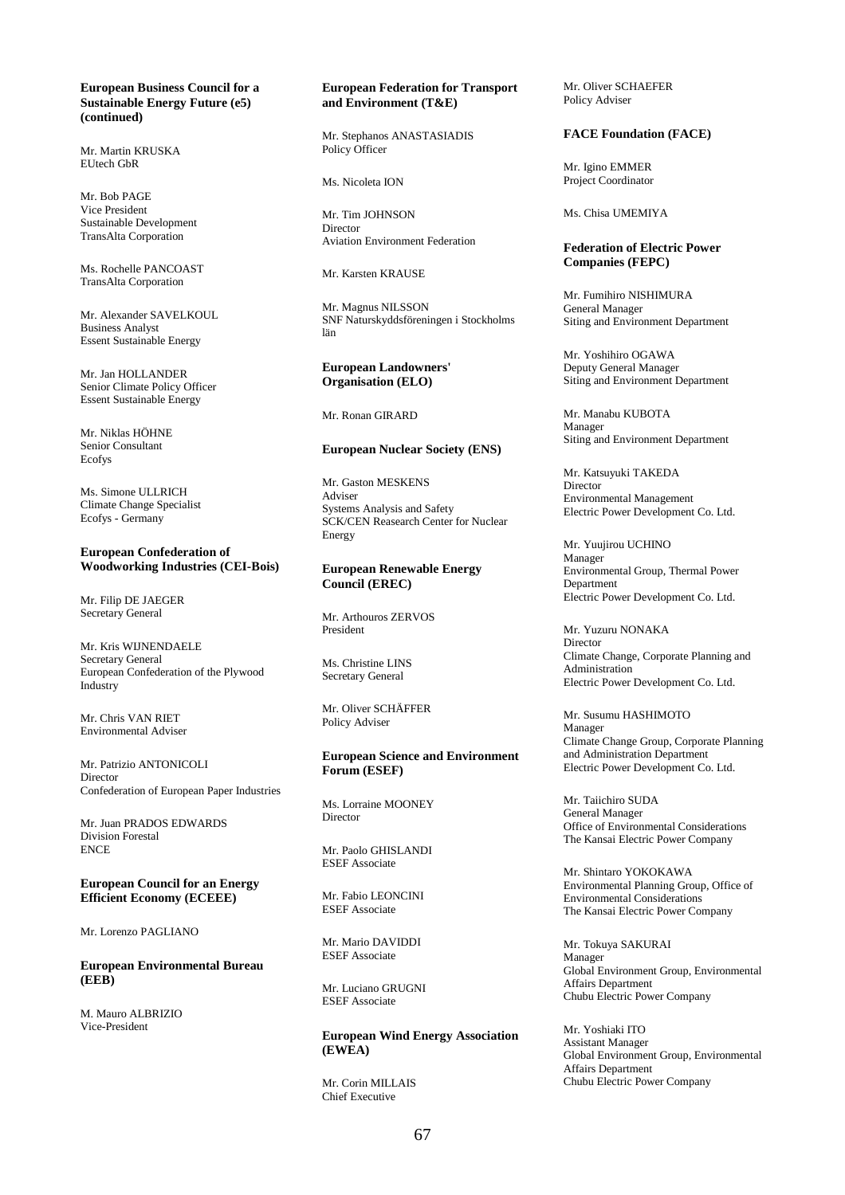**European Business Council for a Sustainable Energy Future (e5) (continued)**

Mr. Martin KRUSKA
EUtech GbR

Mr. Bob PAGE
Vice President
Sustainable Development
TransAlta Corporation

Ms. Rochelle PANCOAST
TransAlta Corporation

Mr. Alexander SAVELKOUL
Business Analyst
Essent Sustainable Energy

Mr. Jan HOLLANDER
Senior Climate Policy Officer
Essent Sustainable Energy

Mr. Niklas HÖHNE
Senior Consultant
Ecofys

Ms. Simone ULLRICH
Climate Change Specialist
Ecofys - Germany

**European Confederation of Woodworking Industries (CEI-Bois)**

Mr. Filip DE JAEGER
Secretary General

Mr. Kris WIJNENDAELE
Secretary General
European Confederation of the Plywood Industry

Mr. Chris VAN RIET
Environmental Adviser

Mr. Patrizio ANTONICOLI
Director
Confederation of European Paper Industries

Mr. Juan PRADOS EDWARDS
Division Forestal
ENCE

**European Council for an Energy Efficient Economy (ECEEE)**

Mr. Lorenzo PAGLIANO

**European Environmental Bureau (EEB)**

M. Mauro ALBRIZIO
Vice-President

**European Federation for Transport and Environment (T&E)**

Mr. Stephanos ANASTASIADIS
Policy Officer

Ms. Nicoleta ION

Mr. Tim JOHNSON
Director
Aviation Environment Federation

Mr. Karsten KRAUSE

Mr. Magnus NILSSON
SNF Naturskyddsföreningen i Stockholms län

**European Landowners' Organisation (ELO)**

Mr. Ronan GIRARD

**European Nuclear Society (ENS)**

Mr. Gaston MESKENS
Adviser
Systems Analysis and Safety
SCK/CEN Reasearch Center for Nuclear Energy

**European Renewable Energy Council (EREC)**

Mr. Arthouros ZERVOS
President

Ms. Christine LINS
Secretary General

Mr. Oliver SCHÄFFER
Policy Adviser

**European Science and Environment Forum (ESEF)**

Ms. Lorraine MOONEY
Director

Mr. Paolo GHISLANDI
ESEF Associate

Mr. Fabio LEONCINI
ESEF Associate

Mr. Mario DAVIDDI
ESEF Associate

Mr. Luciano GRUGNI
ESEF Associate

**European Wind Energy Association (EWEA)**

Mr. Corin MILLAIS
Chief Executive

Mr. Oliver SCHAEFER
Policy Adviser

**FACE Foundation (FACE)**

Mr. Igino EMMER
Project Coordinator

Ms. Chisa UMEMIYA

**Federation of Electric Power Companies (FEPC)**

Mr. Fumihiro NISHIMURA
General Manager
Siting and Environment Department

Mr. Yoshihiro OGAWA
Deputy General Manager
Siting and Environment Department

Mr. Manabu KUBOTA
Manager
Siting and Environment Department

Mr. Katsuyuki TAKEDA
Director
Environmental Management
Electric Power Development Co. Ltd.

Mr. Yuujirou UCHINO
Manager
Environmental Group, Thermal Power Department
Electric Power Development Co. Ltd.

Mr. Yuzuru NONAKA
Director
Climate Change, Corporate Planning and Administration
Electric Power Development Co. Ltd.

Mr. Susumu HASHIMOTO
Manager
Climate Change Group, Corporate Planning and Administration Department
Electric Power Development Co. Ltd.

Mr. Taiichiro SUDA
General Manager
Office of Environmental Considerations
The Kansai Electric Power Company

Mr. Shintaro YOKOKAWA
Environmental Planning Group, Office of Environmental Considerations
The Kansai Electric Power Company

Mr. Tokuya SAKURAI
Manager
Global Environment Group, Environmental Affairs Department
Chubu Electric Power Company

Mr. Yoshiaki ITO
Assistant Manager
Global Environment Group, Environmental Affairs Department
Chubu Electric Power Company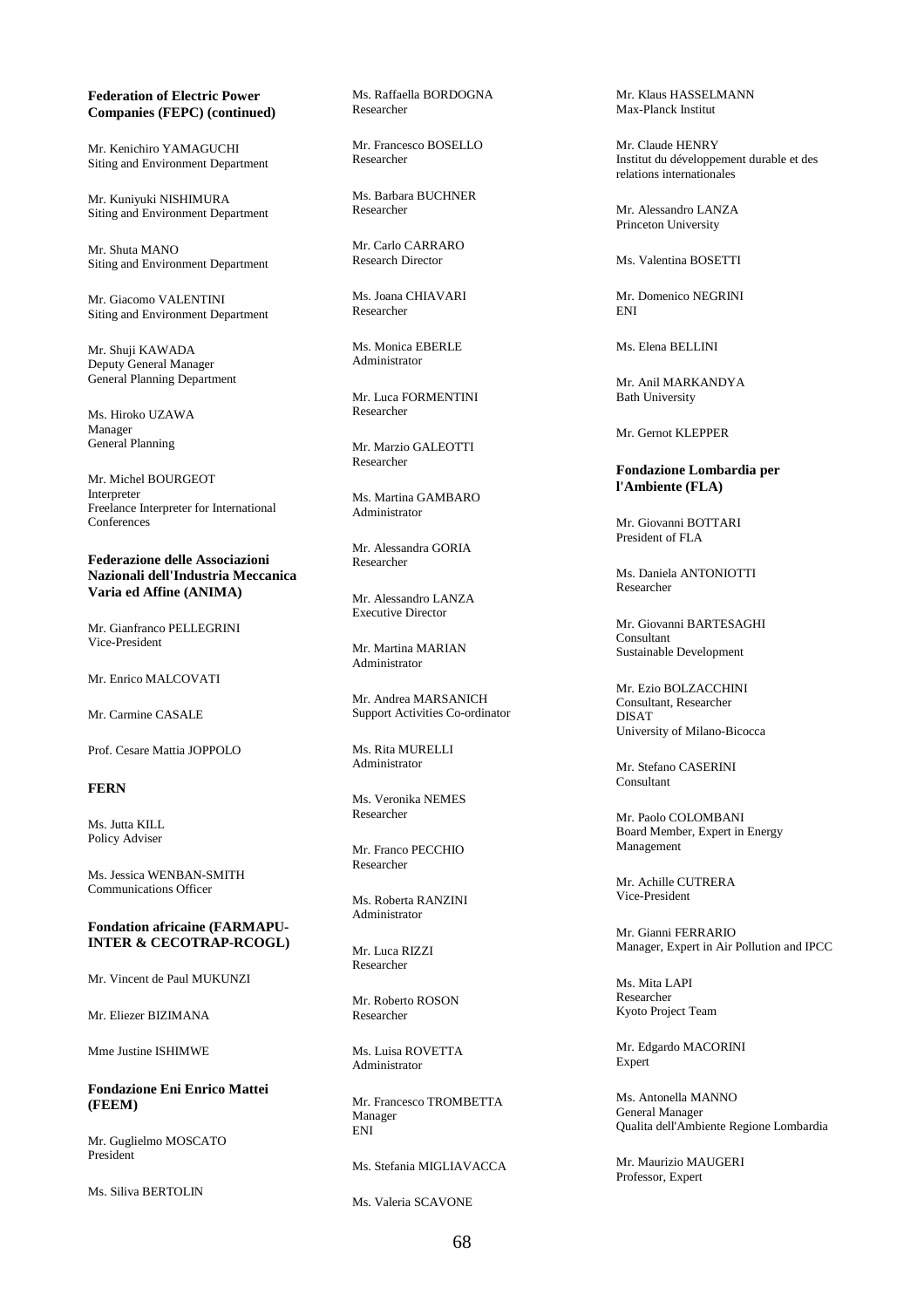**Federation of Electric Power Companies (FEPC) (continued)**

Mr. Kenichiro YAMAGUCHI
Siting and Environment Department

Mr. Kuniyuki NISHIMURA
Siting and Environment Department

Mr. Shuta MANO
Siting and Environment Department

Mr. Giacomo VALENTINI
Siting and Environment Department

Mr. Shuji KAWADA
Deputy General Manager
General Planning Department

Ms. Hiroko UZAWA
Manager
General Planning

Mr. Michel BOURGEOT
Interpreter
Freelance Interpreter for International Conferences

**Federazione delle Associazioni Nazionali dell'Industria Meccanica Varia ed Affine (ANIMA)**

Mr. Gianfranco PELLEGRINI
Vice-President

Mr. Enrico MALCOVATI

Mr. Carmine CASALE

Prof. Cesare Mattia JOPPOLO

**FERN**

Ms. Jutta KILL
Policy Adviser

Ms. Jessica WENBAN-SMITH
Communications Officer

**Fondation africaine (FARMAPU-INTER & CECOTRAP-RCOGL)**

Mr. Vincent de Paul MUKUNZI

Mr. Eliezer BIZIMANA

Mme Justine ISHIMWE

**Fondazione Eni Enrico Mattei (FEEM)**

Mr. Guglielmo MOSCATO
President

Ms. Siliva BERTOLIN

Ms. Raffaella BORDOGNA
Researcher

Mr. Francesco BOSELLO
Researcher

Ms. Barbara BUCHNER
Researcher

Mr. Carlo CARRARO
Research Director

Ms. Joana CHIAVARI
Researcher

Ms. Monica EBERLE
Administrator

Mr. Luca FORMENTINI
Researcher

Mr. Marzio GALEOTTI
Researcher

Ms. Martina GAMBARO
Administrator

Mr. Alessandra GORIA
Researcher

Mr. Alessandro LANZA
Executive Director

Mr. Martina MARIAN
Administrator

Mr. Andrea MARSANICH
Support Activities Co-ordinator

Ms. Rita MURELLI
Administrator

Ms. Veronika NEMES
Researcher

Mr. Franco PECCHIO
Researcher

Ms. Roberta RANZINI
Administrator

Mr. Luca RIZZI
Researcher

Mr. Roberto ROSON
Researcher

Ms. Luisa ROVETTA
Administrator

Mr. Francesco TROMBETTA
Manager
ENI

Ms. Stefania MIGLIAVACCA

Ms. Valeria SCAVONE

Mr. Klaus HASSELMANN
Max-Planck Institut

Mr. Claude HENRY
Institut du développement durable et des relations internationales

Mr. Alessandro LANZA
Princeton University

Ms. Valentina BOSETTI

Mr. Domenico NEGRINI
ENI

Ms. Elena BELLINI

Mr. Anil MARKANDYA
Bath University

Mr. Gernot KLEPPER

**Fondazione Lombardia per l'Ambiente (FLA)**

Mr. Giovanni BOTTARI
President of FLA

Ms. Daniela ANTONIOTTI
Researcher

Mr. Giovanni BARTESAGHI
Consultant
Sustainable Development

Mr. Ezio BOLZACCHINI
Consultant, Researcher
DISAT
University of Milano-Bicocca

Mr. Stefano CASERINI
Consultant

Mr. Paolo COLOMBANI
Board Member, Expert in Energy Management

Mr. Achille CUTRERA
Vice-President

Mr. Gianni FERRARIO
Manager, Expert in Air Pollution and IPCC

Ms. Mita LAPI
Researcher
Kyoto Project Team

Mr. Edgardo MACORINI
Expert

Ms. Antonella MANNO
General Manager
Qualita dell'Ambiente Regione Lombardia

Mr. Maurizio MAUGERI
Professor, Expert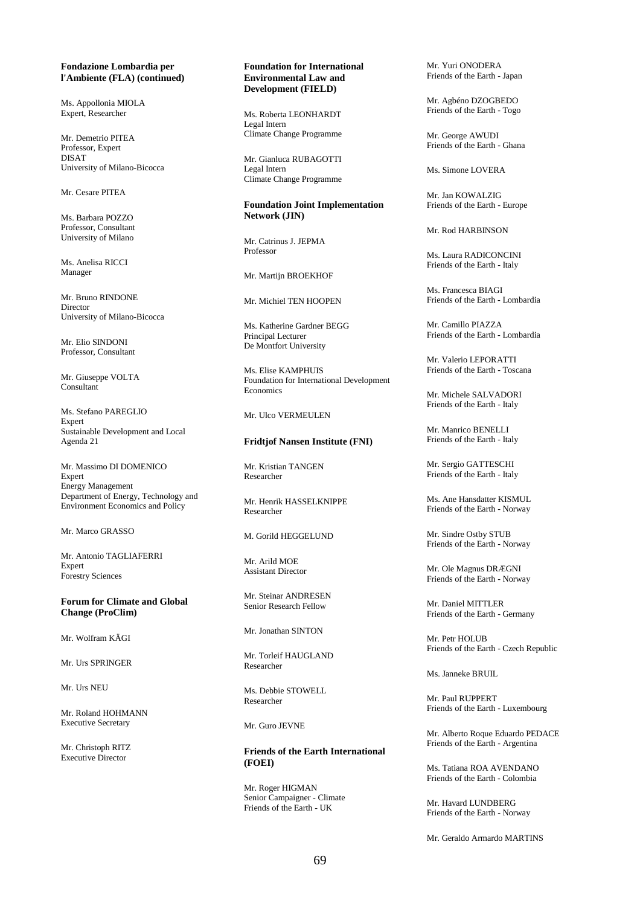**Fondazione Lombardia per l'Ambiente (FLA) (continued)**

Ms. Appollonia MIOLA
Expert, Researcher

Mr. Demetrio PITEA
Professor, Expert
DISAT
University of Milano-Bicocca

Mr. Cesare PITEA

Ms. Barbara POZZO
Professor, Consultant
University of Milano

Ms. Anelisa RICCI
Manager

Mr. Bruno RINDONE
Director
University of Milano-Bicocca

Mr. Elio SINDONI
Professor, Consultant

Mr. Giuseppe VOLTA
Consultant

Ms. Stefano PAREGLIO
Expert
Sustainable Development and Local Agenda 21

Mr. Massimo DI DOMENICO
Expert
Energy Management
Department of Energy, Technology and Environment Economics and Policy

Mr. Marco GRASSO

Mr. Antonio TAGLIAFERRI
Expert
Forestry Sciences

**Forum for Climate and Global Change (ProClim)**

Mr. Wolfram KÄGI

Mr. Urs SPRINGER

Mr. Urs NEU

Mr. Roland HOHMANN
Executive Secretary

Mr. Christoph RITZ
Executive Director

**Foundation for International Environmental Law and Development (FIELD)**

Ms. Roberta LEONHARDT
Legal Intern
Climate Change Programme

Mr. Gianluca RUBAGOTTI
Legal Intern
Climate Change Programme

**Foundation Joint Implementation Network (JIN)**

Mr. Catrinus J. JEPMA
Professor

Mr. Martijn BROEKHOF

Mr. Michiel TEN HOOPEN

Ms. Katherine Gardner BEGG
Principal Lecturer
De Montfort University

Ms. Elise KAMPHUIS
Foundation for International Development Economics

Mr. Ulco VERMEULEN

**Fridtjof Nansen Institute (FNI)**

Mr. Kristian TANGEN
Researcher

Mr. Henrik HASSELKNIPPE
Researcher

M. Gorild HEGGELUND

Mr. Arild MOE
Assistant Director

Mr. Steinar ANDRESEN
Senior Research Fellow

Mr. Jonathan SINTON

Mr. Torleif HAUGLAND
Researcher

Ms. Debbie STOWELL
Researcher

Mr. Guro JEVNE

**Friends of the Earth International (FOEI)**

Mr. Roger HIGMAN
Senior Campaigner - Climate
Friends of the Earth - UK

Mr. Yuri ONODERA
Friends of the Earth - Japan

Mr. Agbéno DZOGBEDO
Friends of the Earth - Togo

Mr. George AWUDI
Friends of the Earth - Ghana

Ms. Simone LOVERA

Mr. Jan KOWALZIG
Friends of the Earth - Europe

Mr. Rod HARBINSON

Ms. Laura RADICONCINI
Friends of the Earth - Italy

Ms. Francesca BIAGI
Friends of the Earth - Lombardia

Mr. Camillo PIAZZA
Friends of the Earth - Lombardia

Mr. Valerio LEPORATTI
Friends of the Earth - Toscana

Mr. Michele SALVADORI
Friends of the Earth - Italy

Mr. Manrico BENELLI
Friends of the Earth - Italy

Mr. Sergio GATTESCHI
Friends of the Earth - Italy

Ms. Ane Hansdatter KISMUL
Friends of the Earth - Norway

Mr. Sindre Ostby STUB
Friends of the Earth - Norway

Mr. Ole Magnus DRÆGNI
Friends of the Earth - Norway

Mr. Daniel MITTLER
Friends of the Earth - Germany

Mr. Petr HOLUB
Friends of the Earth - Czech Republic

Ms. Janneke BRUIL

Mr. Paul RUPPERT
Friends of the Earth - Luxembourg

Mr. Alberto Roque Eduardo PEDACE
Friends of the Earth - Argentina

Ms. Tatiana ROA AVENDANO
Friends of the Earth - Colombia

Mr. Havard LUNDBERG
Friends of the Earth - Norway

Mr. Geraldo Armardo MARTINS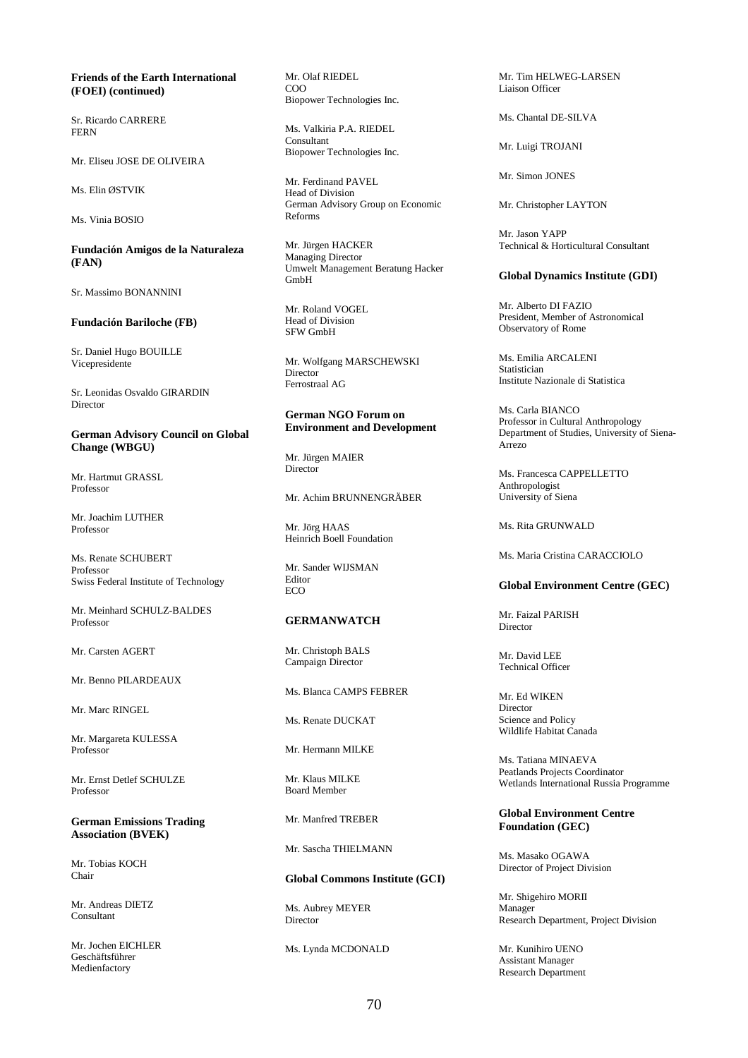**Friends of the Earth International (FOEI) (continued)**

Sr. Ricardo CARRERE
FERN

Mr. Eliseu JOSE DE OLIVEIRA

Ms. Elin ØSTVIK

Ms. Vinia BOSIO

**Fundación Amigos de la Naturaleza (FAN)**

Sr. Massimo BONANNINI

**Fundación Bariloche (FB)**

Sr. Daniel Hugo BOUILLE
Vicepresidente

Sr. Leonidas Osvaldo GIRARDIN
Director

**German Advisory Council on Global Change (WBGU)**

Mr. Hartmut GRASSL
Professor

Mr. Joachim LUTHER
Professor

Ms. Renate SCHUBERT
Professor
Swiss Federal Institute of Technology

Mr. Meinhard SCHULZ-BALDES
Professor

Mr. Carsten AGERT

Mr. Benno PILARDEAUX

Mr. Marc RINGEL

Mr. Margareta KULESSA
Professor

Mr. Ernst Detlef SCHULZE
Professor

**German Emissions Trading Association (BVEK)**

Mr. Tobias KOCH
Chair

Mr. Andreas DIETZ
Consultant

Mr. Jochen EICHLER
Geschäftsführer
Medienfactory

Mr. Olaf RIEDEL
COO
Biopower Technologies Inc.

Ms. Valkiria P.A. RIEDEL
Consultant
Biopower Technologies Inc.

Mr. Ferdinand PAVEL
Head of Division
German Advisory Group on Economic Reforms

Mr. Jürgen HACKER
Managing Director
Umwelt Management Beratung Hacker GmbH

Mr. Roland VOGEL
Head of Division
SFW GmbH

Mr. Wolfgang MARSCHEWSKI
Director
Ferrostraal AG

**German NGO Forum on Environment and Development**

Mr. Jürgen MAIER
Director

Mr. Achim BRUNNENGRÄBER

Mr. Jörg HAAS
Heinrich Boell Foundation

Mr. Sander WIJSMAN
Editor
ECO

**GERMANWATCH**

Mr. Christoph BALS
Campaign Director

Ms. Blanca CAMPS FEBRER

Ms. Renate DUCKAT

Mr. Hermann MILKE

Mr. Klaus MILKE
Board Member

Mr. Manfred TREBER

Mr. Sascha THIELMANN

**Global Commons Institute (GCI)**

Ms. Aubrey MEYER
Director

Ms. Lynda MCDONALD

Mr. Tim HELWEG-LARSEN
Liaison Officer

Ms. Chantal DE-SILVA

Mr. Luigi TROJANI

Mr. Simon JONES

Mr. Christopher LAYTON

Mr. Jason YAPP
Technical & Horticultural Consultant

**Global Dynamics Institute (GDI)**

Mr. Alberto DI FAZIO
President, Member of Astronomical Observatory of Rome

Ms. Emilia ARCALENI
Statistician
Institute Nazionale di Statistica

Ms. Carla BIANCO
Professor in Cultural Anthropology
Department of Studies, University of Siena-Arrezo

Ms. Francesca CAPPELLETTO
Anthropologist
University of Siena

Ms. Rita GRUNWALD

Ms. Maria Cristina CARACCIOLO

**Global Environment Centre (GEC)**

Mr. Faizal PARISH
Director

Mr. David LEE
Technical Officer

Mr. Ed WIKEN
Director
Science and Policy
Wildlife Habitat Canada

Ms. Tatiana MINAEVA
Peatlands Projects Coordinator
Wetlands International Russia Programme

**Global Environment Centre Foundation (GEC)**

Ms. Masako OGAWA
Director of Project Division

Mr. Shigehiro MORII
Manager
Research Department, Project Division

Mr. Kunihiro UENO
Assistant Manager
Research Department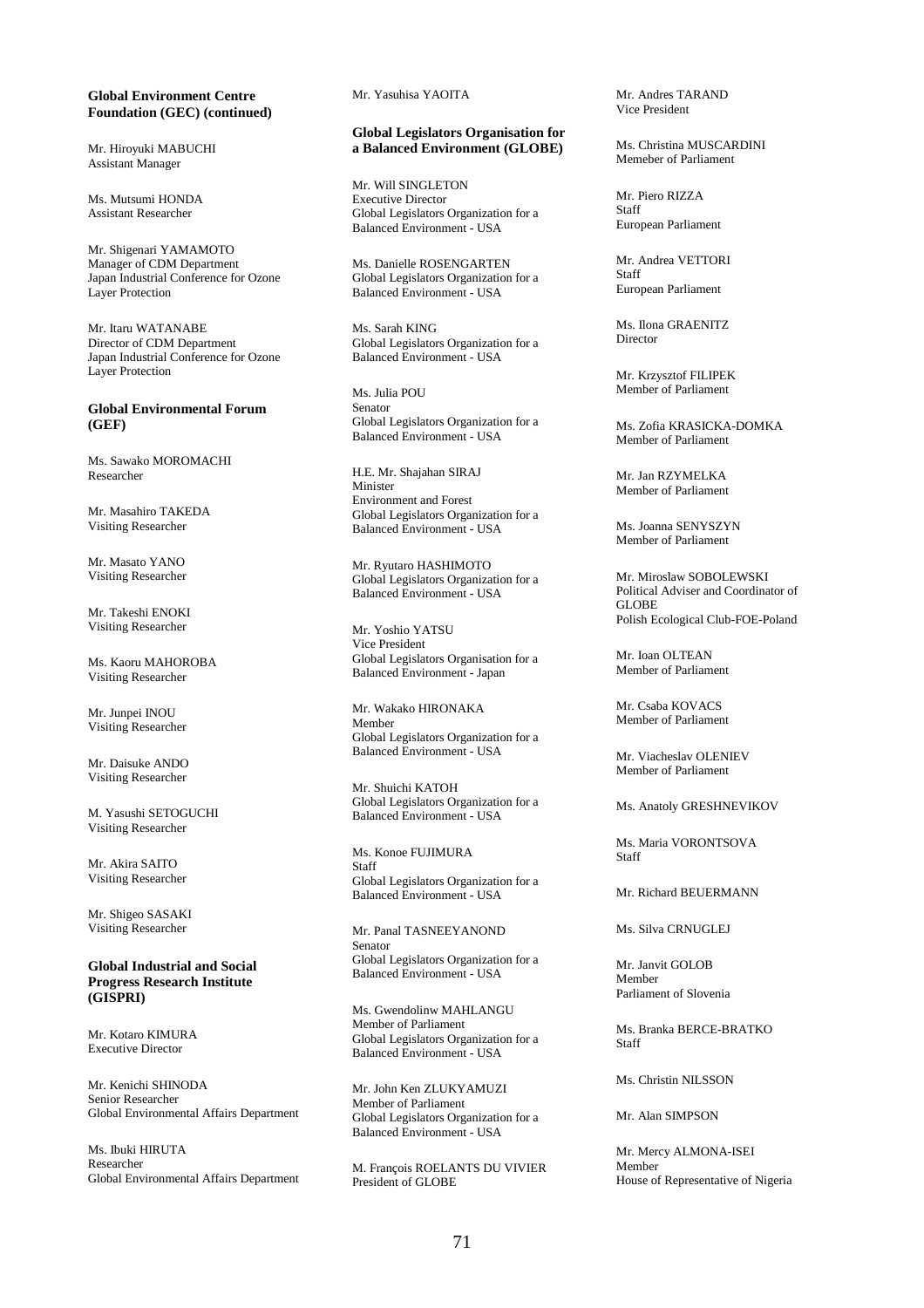**Global Environment Centre Foundation (GEC) (continued)**

Mr. Hiroyuki MABUCHI
Assistant Manager

Ms. Mutsumi HONDA
Assistant Researcher

Mr. Shigenari YAMAMOTO
Manager of CDM Department
Japan Industrial Conference for Ozone Layer Protection

Mr. Itaru WATANABE
Director of CDM Department
Japan Industrial Conference for Ozone Layer Protection

**Global Environmental Forum (GEF)**

Ms. Sawako MOROMACHI
Researcher

Mr. Masahiro TAKEDA
Visiting Researcher

Mr. Masato YANO
Visiting Researcher

Mr. Takeshi ENOKI
Visiting Researcher

Ms. Kaoru MAHOROBA
Visiting Researcher

Mr. Junpei INOU
Visiting Researcher

Mr. Daisuke ANDO
Visiting Researcher

M. Yasushi SETOGUCHI
Visiting Researcher

Mr. Akira SAITO
Visiting Researcher

Mr. Shigeo SASAKI
Visiting Researcher

**Global Industrial and Social Progress Research Institute (GISPRI)**

Mr. Kotaro KIMURA
Executive Director

Mr. Kenichi SHINODA
Senior Researcher
Global Environmental Affairs Department

Ms. Ibuki HIRUTA
Researcher
Global Environmental Affairs Department

Mr. Yasuhisa YAOITA

**Global Legislators Organisation for a Balanced Environment (GLOBE)**

Mr. Will SINGLETON
Executive Director
Global Legislators Organization for a Balanced Environment - USA

Ms. Danielle ROSENGARTEN
Global Legislators Organization for a Balanced Environment - USA

Ms. Sarah KING
Global Legislators Organization for a Balanced Environment - USA

Ms. Julia POU
Senator
Global Legislators Organization for a Balanced Environment - USA

H.E. Mr. Shajahan SIRAJ
Minister
Environment and Forest
Global Legislators Organization for a Balanced Environment - USA

Mr. Ryutaro HASHIMOTO
Global Legislators Organization for a Balanced Environment - USA

Mr. Yoshio YATSU
Vice President
Global Legislators Organisation for a Balanced Environment - Japan

Mr. Wakako HIRONAKA
Member
Global Legislators Organization for a Balanced Environment - USA

Mr. Shuichi KATOH
Global Legislators Organization for a Balanced Environment - USA

Ms. Konoe FUJIMURA
Staff
Global Legislators Organization for a Balanced Environment - USA

Mr. Panal TASNEEYANOND
Senator
Global Legislators Organization for a Balanced Environment - USA

Ms. Gwendolinw MAHLANGU
Member of Parliament
Global Legislators Organization for a Balanced Environment - USA

Mr. John Ken ZLUKYAMUZI
Member of Parliament
Global Legislators Organization for a Balanced Environment - USA

M. François ROELANTS DU VIVIER
President of GLOBE

Mr. Andres TARAND
Vice President

Ms. Christina MUSCARDINI
Memeber of Parliament

Mr. Piero RIZZA
Staff
European Parliament

Mr. Andrea VETTORI
Staff
European Parliament

Ms. Ilona GRAENITZ
Director

Mr. Krzysztof FILIPEK
Member of Parliament

Ms. Zofia KRASICKA-DOMKA
Member of Parliament

Mr. Jan RZYMELKA
Member of Parliament

Ms. Joanna SENYSZYN
Member of Parliament

Mr. Miroslaw SOBOLEWSKI
Political Adviser and Coordinator of GLOBE
Polish Ecological Club-FOE-Poland

Mr. Ioan OLTEAN
Member of Parliament

Mr. Csaba KOVACS
Member of Parliament

Mr. Viacheslav OLENIEV
Member of Parliament

Ms. Anatoly GRESHNEVIKOV

Ms. Maria VORONTSOVA
Staff

Mr. Richard BEUERMANN

Ms. Silva CRNUGLEJ

Mr. Janvit GOLOB
Member
Parliament of Slovenia

Ms. Branka BERCE-BRATKO
Staff

Ms. Christin NILSSON

Mr. Alan SIMPSON

Mr. Mercy ALMONA-ISEI
Member
House of Representative of Nigeria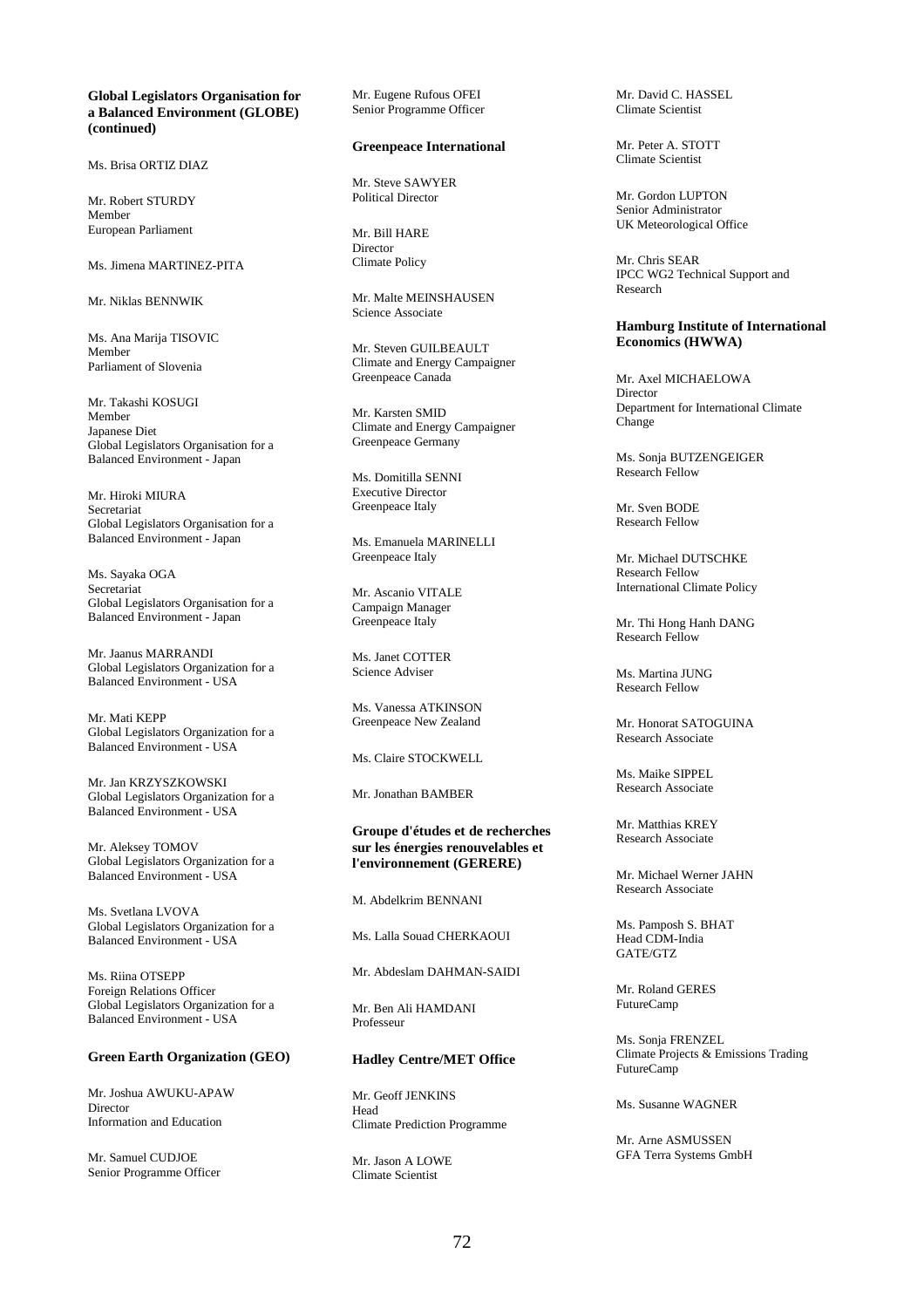**Global Legislators Organisation for a Balanced Environment (GLOBE) (continued)**

Ms. Brisa ORTIZ DIAZ

Mr. Robert STURDY
Member
European Parliament

Ms. Jimena MARTINEZ-PITA

Mr. Niklas BENNWIK

Ms. Ana Marija TISOVIC
Member
Parliament of Slovenia

Mr. Takashi KOSUGI
Member
Japanese Diet
Global Legislators Organisation for a Balanced Environment - Japan

Mr. Hiroki MIURA
Secretariat
Global Legislators Organisation for a Balanced Environment - Japan

Ms. Sayaka OGA
Secretariat
Global Legislators Organisation for a Balanced Environment - Japan

Mr. Jaanus MARRANDI
Global Legislators Organization for a Balanced Environment - USA

Mr. Mati KEPP
Global Legislators Organization for a Balanced Environment - USA

Mr. Jan KRZYSZKOWSKI
Global Legislators Organization for a Balanced Environment - USA

Mr. Aleksey TOMOV
Global Legislators Organization for a Balanced Environment - USA

Ms. Svetlana LVOVA
Global Legislators Organization for a Balanced Environment - USA

Ms. Riina OTSEPP
Foreign Relations Officer
Global Legislators Organization for a Balanced Environment - USA

**Green Earth Organization (GEO)**

Mr. Joshua AWUKU-APAW
Director
Information and Education

Mr. Samuel CUDJOE
Senior Programme Officer

Mr. Eugene Rufous OFEI
Senior Programme Officer

**Greenpeace International**

Mr. Steve SAWYER
Political Director

Mr. Bill HARE
Director
Climate Policy

Mr. Malte MEINSHAUSEN
Science Associate

Mr. Steven GUILBEAULT
Climate and Energy Campaigner
Greenpeace Canada

Mr. Karsten SMID
Climate and Energy Campaigner
Greenpeace Germany

Ms. Domitilla SENNI
Executive Director
Greenpeace Italy

Ms. Emanuela MARINELLI
Greenpeace Italy

Mr. Ascanio VITALE
Campaign Manager
Greenpeace Italy

Ms. Janet COTTER
Science Adviser

Ms. Vanessa ATKINSON
Greenpeace New Zealand

Ms. Claire STOCKWELL

Mr. Jonathan BAMBER

**Groupe d'études et de recherches sur les énergies renouvelables et l'environnement (GERERE)**

M. Abdelkrim BENNANI

Ms. Lalla Souad CHERKAOUI

Mr. Abdeslam DAHMAN-SAIDI

Mr. Ben Ali HAMDANI
Professeur

**Hadley Centre/MET Office**

Mr. Geoff JENKINS
Head
Climate Prediction Programme

Mr. Jason A LOWE
Climate Scientist

Mr. David C. HASSEL
Climate Scientist

Mr. Peter A. STOTT
Climate Scientist

Mr. Gordon LUPTON
Senior Administrator
UK Meteorological Office

Mr. Chris SEAR
IPCC WG2 Technical Support and Research

**Hamburg Institute of International Economics (HWWA)**

Mr. Axel MICHAELOWA
Director
Department for International Climate Change

Ms. Sonja BUTZENGEIGER
Research Fellow

Mr. Sven BODE
Research Fellow

Mr. Michael DUTSCHKE
Research Fellow
International Climate Policy

Mr. Thi Hong Hanh DANG
Research Fellow

Ms. Martina JUNG
Research Fellow

Mr. Honorat SATOGUINA
Research Associate

Ms. Maike SIPPEL
Research Associate

Mr. Matthias KREY
Research Associate

Mr. Michael Werner JAHN
Research Associate

Ms. Pamposh S. BHAT
Head CDM-India
GATE/GTZ

Mr. Roland GERES
FutureCamp

Ms. Sonja FRENZEL
Climate Projects & Emissions Trading
FutureCamp

Ms. Susanne WAGNER

Mr. Arne ASMUSSEN
GFA Terra Systems GmbH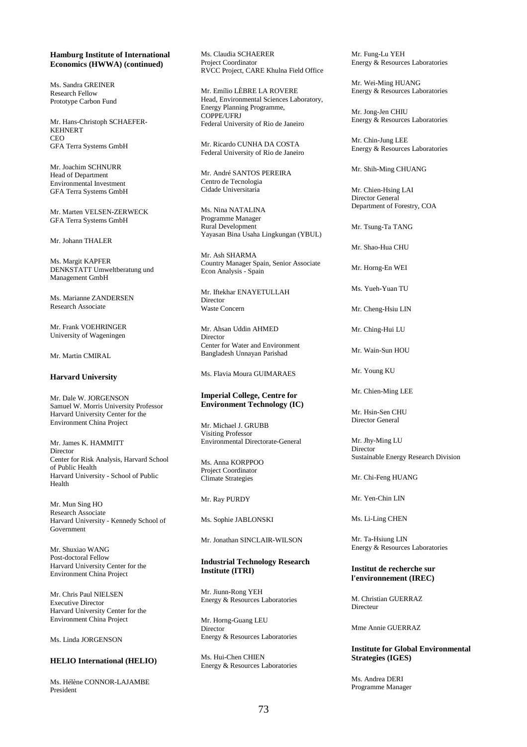**Hamburg Institute of International Economics (HWWA) (continued)**

Ms. Sandra GREINER
Research Fellow
Prototype Carbon Fund

Mr. Hans-Christoph SCHAEFER-KEHNERT
CEO
GFA Terra Systems GmbH

Mr. Joachim SCHNURR
Head of Department
Environmental Investment
GFA Terra Systems GmbH

Mr. Marten VELSEN-ZERWECK
GFA Terra Systems GmbH

Mr. Johann THALER

Ms. Margit KAPFER
DENKSTATT Umweltberatung und Management GmbH

Ms. Marianne ZANDERSEN
Research Associate

Mr. Frank VOEHRINGER
University of Wageningen

Mr. Martin CMIRAL

**Harvard University**

Mr. Dale W. JORGENSON
Samuel W. Morris University Professor
Harvard University Center for the Environment China Project

Mr. James K. HAMMITT
Director
Center for Risk Analysis, Harvard School of Public Health
Harvard University - School of Public Health

Mr. Mun Sing HO
Research Associate
Harvard University - Kennedy School of Government

Mr. Shuxiao WANG
Post-doctoral Fellow
Harvard University Center for the Environment China Project

Mr. Chris Paul NIELSEN
Executive Director
Harvard University Center for the Environment China Project

Ms. Linda JORGENSON

**HELIO International (HELIO)**

Ms. Hélène CONNOR-LAJAMBE
President

Ms. Claudia SCHAERER
Project Coordinator
RVCC Project, CARE Khulna Field Office

Mr. Emílio LÈBRE LA ROVERE
Head, Environmental Sciences Laboratory, Energy Planning Programme, COPPE/UFRJ
Federal University of Rio de Janeiro

Mr. Ricardo CUNHA DA COSTA
Federal University of Rio de Janeiro

Mr. André SANTOS PEREIRA
Centro de Tecnologia
Cidade Universitaria

Ms. Nina NATALINA
Programme Manager
Rural Development
Yayasan Bina Usaha Lingkungan (YBUL)

Mr. Ash SHARMA
Country Manager Spain, Senior Associate
Econ Analysis - Spain

Mr. Iftekhar ENAYETULLAH
Director
Waste Concern

Mr. Ahsan Uddin AHMED
Director
Center for Water and Environment
Bangladesh Unnayan Parishad

Ms. Flavia Moura GUIMARAES

**Imperial College, Centre for Environment Technology (IC)**

Mr. Michael J. GRUBB
Visiting Professor
Environmental Directorate-General

Ms. Anna KORPPOO
Project Coordinator
Climate Strategies

Mr. Ray PURDY

Ms. Sophie JABLONSKI

Mr. Jonathan SINCLAIR-WILSON

**Industrial Technology Research Institute (ITRI)**

Mr. Jiunn-Rong YEH
Energy & Resources Laboratories

Mr. Horng-Guang LEU
Director
Energy & Resources Laboratories

Ms. Hui-Chen CHIEN
Energy & Resources Laboratories

Mr. Fung-Lu YEH
Energy & Resources Laboratories

Mr. Wei-Ming HUANG
Energy & Resources Laboratories

Mr. Jong-Jen CHIU
Energy & Resources Laboratories

Mr. Chin-Jung LEE
Energy & Resources Laboratories

Mr. Shih-Ming CHUANG

Mr. Chien-Hsing LAI
Director General
Department of Forestry, COA

Mr. Tsung-Ta TANG

Mr. Shao-Hua CHU

Mr. Horng-En WEI

Ms. Yueh-Yuan TU

Mr. Cheng-Hsiu LIN

Mr. Ching-Hui LU

Mr. Wain-Sun HOU

Mr. Young KU

Mr. Chien-Ming LEE

Mr. Hsin-Sen CHU
Director General

Mr. Jhy-Ming LU
Director
Sustainable Energy Research Division

Mr. Chi-Feng HUANG

Mr. Yen-Chin LIN

Ms. Li-Ling CHEN

Mr. Ta-Hsiung LIN
Energy & Resources Laboratories

**Institut de recherche sur l'environnement (IREC)**

M. Christian GUERRAZ
Directeur

Mme Annie GUERRAZ

**Institute for Global Environmental Strategies (IGES)**

Ms. Andrea DERI
Programme Manager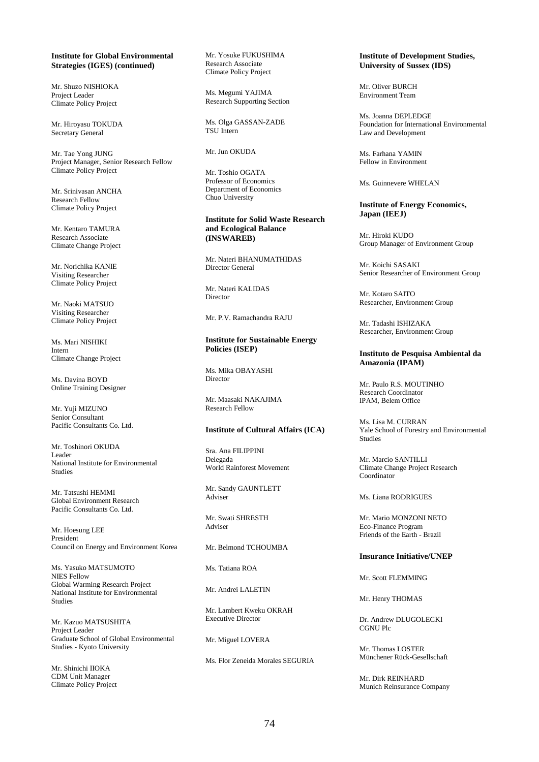**Institute for Global Environmental Strategies (IGES) (continued)**

Mr. Shuzo NISHIOKA
Project Leader
Climate Policy Project

Mr. Hiroyasu TOKUDA
Secretary General

Mr. Tae Yong JUNG
Project Manager, Senior Research Fellow
Climate Policy Project

Mr. Srinivasan ANCHA
Research Fellow
Climate Policy Project

Mr. Kentaro TAMURA
Research Associate
Climate Change Project

Mr. Norichika KANIE
Visiting Researcher
Climate Policy Project

Mr. Naoki MATSUO
Visiting Researcher
Climate Policy Project

Ms. Mari NISHIKI
Intern
Climate Change Project

Ms. Davina BOYD
Online Training Designer

Mr. Yuji MIZUNO
Senior Consultant
Pacific Consultants Co. Ltd.

Mr. Toshinori OKUDA
Leader
National Institute for Environmental Studies

Mr. Tatsushi HEMMI
Global Environment Research
Pacific Consultants Co. Ltd.

Mr. Hoesung LEE
President
Council on Energy and Environment Korea

Ms. Yasuko MATSUMOTO
NIES Fellow
Global Warming Research Project
National Institute for Environmental Studies

Mr. Kazuo MATSUSHITA
Project Leader
Graduate School of Global Environmental Studies - Kyoto University

Mr. Shinichi IIOKA
CDM Unit Manager
Climate Policy Project

Mr. Yosuke FUKUSHIMA
Research Associate
Climate Policy Project

Ms. Megumi YAJIMA
Research Supporting Section

Ms. Olga GASSAN-ZADE
TSU Intern

Mr. Jun OKUDA

Mr. Toshio OGATA
Professor of Economics
Department of Economics
Chuo University

**Institute for Solid Waste Research and Ecological Balance (INSWAREB)**

Mr. Nateri BHANUMATHIDAS
Director General

Mr. Nateri KALIDAS
Director

Mr. P.V. Ramachandra RAJU

**Institute for Sustainable Energy Policies (ISEP)**

Ms. Mika OBAYASHI
Director

Mr. Maasaki NAKAJIMA
Research Fellow

**Institute of Cultural Affairs (ICA)**

Sra. Ana FILIPPINI
Delegada
World Rainforest Movement

Mr. Sandy GAUNTLETT
Adviser

Mr. Swati SHRESTH
Adviser

Mr. Belmond TCHOUMBA

Ms. Tatiana ROA

Mr. Andrei LALETIN

Mr. Lambert Kweku OKRAH
Executive Director

Mr. Miguel LOVERA

Ms. Flor Zeneida Morales SEGURIA

**Institute of Development Studies, University of Sussex (IDS)**

Mr. Oliver BURCH
Environment Team

Ms. Joanna DEPLEDGE
Foundation for International Environmental Law and Development

Ms. Farhana YAMIN
Fellow in Environment

Ms. Guinnevere WHELAN

**Institute of Energy Economics, Japan (IEEJ)**

Mr. Hiroki KUDO
Group Manager of Environment Group

Mr. Koichi SASAKI
Senior Researcher of Environment Group

Mr. Kotaro SAITO
Researcher, Environment Group

Mr. Tadashi ISHIZAKA
Researcher, Environment Group

**Instituto de Pesquisa Ambiental da Amazonia (IPAM)**

Mr. Paulo R.S. MOUTINHO
Research Coordinator
IPAM, Belem Office

Ms. Lisa M. CURRAN
Yale School of Forestry and Environmental Studies

Mr. Marcio SANTILLI
Climate Change Project Research Coordinator

Ms. Liana RODRIGUES

Mr. Mario MONZONI NETO
Eco-Finance Program
Friends of the Earth - Brazil

**Insurance Initiative/UNEP**

Mr. Scott FLEMMING

Mr. Henry THOMAS

Dr. Andrew DLUGOLECKI
CGNU Plc

Mr. Thomas LOSTER
Münchener Rück-Gesellschaft

Mr. Dirk REINHARD
Munich Reinsurance Company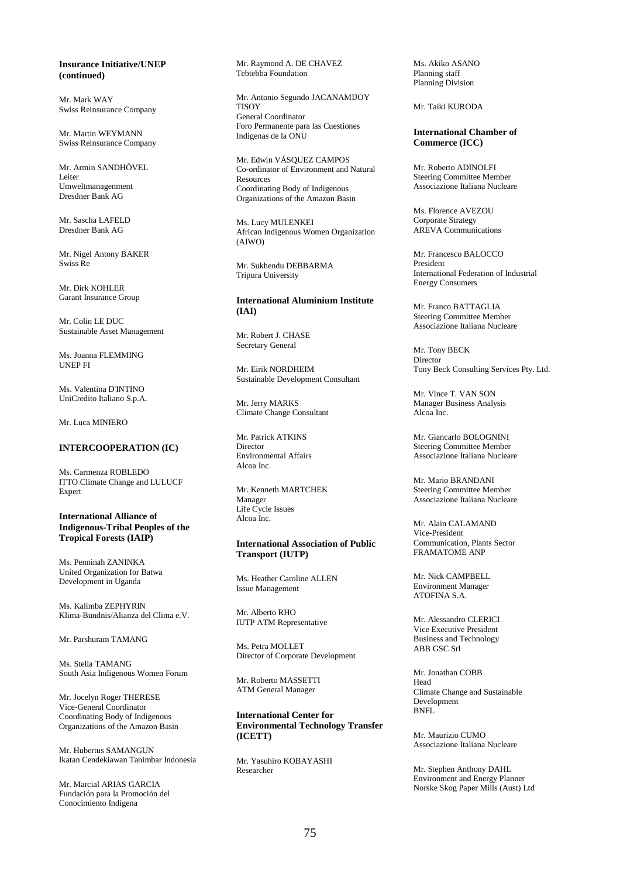**Insurance Initiative/UNEP (continued)**

Mr. Mark WAY
Swiss Reinsurance Company

Mr. Martin WEYMANN
Swiss Reinsurance Company

Mr. Armin SANDHÖVEL
Leiter
Umweltmanagenment
Dresdner Bank AG

Mr. Sascha LAFELD
Dresdner Bank AG

Mr. Nigel Antony BAKER
Swiss Re

Mr. Dirk KOHLER
Garant Insurance Group

Mr. Colin LE DUC
Sustainable Asset Management

Ms. Joanna FLEMMING
UNEP FI

Ms. Valentina D'INTINO
UniCredito Italiano S.p.A.

Mr. Luca MINIERO

**INTERCOOPERATION (IC)**

Ms. Carmenza ROBLEDO
ITTO Climate Change and LULUCF Expert

**International Alliance of Indigenous-Tribal Peoples of the Tropical Forests (IAIP)**

Ms. Penninah ZANINKA
United Organization for Batwa Development in Uganda

Ms. Kalimba ZEPHYRIN
Klima-Bündnis/Alianza del Clima e.V.

Mr. Parshuram TAMANG

Ms. Stella TAMANG
South Asia Indigenous Women Forum

Mr. Jocelyn Roger THERESE
Vice-General Coordinator
Coordinating Body of Indigenous Organizations of the Amazon Basin

Mr. Hubertus SAMANGUN
Ikatan Cendekiawan Tanimbar Indonesia

Mr. Marcial ARIAS GARCIA
Fundación para la Promoción del Conocimiento Indígena

Mr. Raymond A. DE CHAVEZ
Tebtebba Foundation

Mr. Antonio Segundo JACANAMIJOY TISOY
General Coordinator
Foro Permanente para las Cuestiones Indigenas de la ONU

Mr. Edwin VÁSQUEZ CAMPOS
Co-ordinator of Environment and Natural Resources
Coordinating Body of Indigenous Organizations of the Amazon Basin

Ms. Lucy MULENKEI
African Indigenous Women Organization (AIWO)

Mr. Sukhendu DEBBARMA
Tripura University

**International Aluminium Institute (IAI)**

Mr. Robert J. CHASE
Secretary General

Mr. Eirik NORDHEIM
Sustainable Development Consultant

Mr. Jerry MARKS
Climate Change Consultant

Mr. Patrick ATKINS
Director
Environmental Affairs
Alcoa Inc.

Mr. Kenneth MARTCHEK
Manager
Life Cycle Issues
Alcoa Inc.

**International Association of Public Transport (IUTP)**

Ms. Heather Caroline ALLEN
Issue Management

Mr. Alberto RHO
IUTP ATM Representative

Ms. Petra MOLLET
Director of Corporate Development

Mr. Roberto MASSETTI
ATM General Manager

**International Center for Environmental Technology Transfer (ICETT)**

Mr. Yasuhiro KOBAYASHI
Researcher

Ms. Akiko ASANO
Planning staff
Planning Division

Mr. Taiki KURODA

**International Chamber of Commerce (ICC)**

Mr. Roberto ADINOLFI
Steering Committee Member
Associazione Italiana Nucleare

Ms. Florence AVEZOU
Corporate Strategy
AREVA Communications

Mr. Francesco BALOCCO
President
International Federation of Industrial Energy Consumers

Mr. Franco BATTAGLIA
Steering Committee Member
Associazione Italiana Nucleare

Mr. Tony BECK
Director
Tony Beck Consulting Services Pty. Ltd.

Mr. Vince T. VAN SON
Manager Business Analysis
Alcoa Inc.

Mr. Giancarlo BOLOGNINI
Steering Committee Member
Associazione Italiana Nucleare

Mr. Mario BRANDANI
Steering Committee Member
Associazione Italiana Nucleare

Mr. Alain CALAMAND
Vice-President
Communication, Plants Sector
FRAMATOME ANP

Mr. Nick CAMPBELL
Environment Manager
ATOFINA S.A.

Mr. Alessandro CLERICI
Vice Executive President
Business and Technology
ABB GSC Srl

Mr. Jonathan COBB
Head
Climate Change and Sustainable Development
BNFL

Mr. Maurizio CUMO
Associazione Italiana Nucleare

Mr. Stephen Anthony DAHL
Environment and Energy Planner
Norske Skog Paper Mills (Aust) Ltd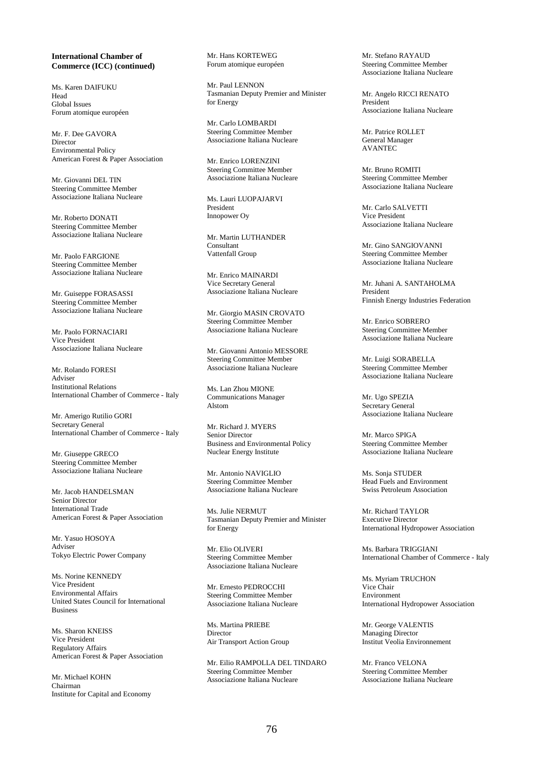**International Chamber of Commerce (ICC) (continued)**

Ms. Karen DAIFUKU
Head
Global Issues
Forum atomique européen

Mr. F. Dee GAVORA
Director
Environmental Policy
American Forest & Paper Association

Mr. Giovanni DEL TIN
Steering Committee Member
Associazione Italiana Nucleare

Mr. Roberto DONATI
Steering Committee Member
Associazione Italiana Nucleare

Mr. Paolo FARGIONE
Steering Committee Member
Associazione Italiana Nucleare

Mr. Guiseppe FORASASSI
Steering Committee Member
Associazione Italiana Nucleare

Mr. Paolo FORNACIARI
Vice President
Associazione Italiana Nucleare

Mr. Rolando FORESI
Adviser
Institutional Relations
International Chamber of Commerce - Italy

Mr. Amerigo Rutilio GORI
Secretary General
International Chamber of Commerce - Italy

Mr. Giuseppe GRECO
Steering Committee Member
Associazione Italiana Nucleare

Mr. Jacob HANDELSMAN
Senior Director
International Trade
American Forest & Paper Association

Mr. Yasuo HOSOYA
Adviser
Tokyo Electric Power Company

Ms. Norine KENNEDY
Vice President
Environmental Affairs
United States Council for International Business

Ms. Sharon KNEISS
Vice President
Regulatory Affairs
American Forest & Paper Association

Mr. Michael KOHN
Chairman
Institute for Capital and Economy

Mr. Hans KORTEWEG
Forum atomique européen

Mr. Paul LENNON
Tasmanian Deputy Premier and Minister for Energy

Mr. Carlo LOMBARDI
Steering Committee Member
Associazione Italiana Nucleare

Mr. Enrico LORENZINI
Steering Committee Member
Associazione Italiana Nucleare

Ms. Lauri LUOPAJARVI
President
Innopower Oy

Mr. Martin LUTHANDER
Consultant
Vattenfall Group

Mr. Enrico MAINARDI
Vice Secretary General
Associazione Italiana Nucleare

Mr. Giorgio MASIN CROVATO
Steering Committee Member
Associazione Italiana Nucleare

Mr. Giovanni Antonio MESSORE
Steering Committee Member
Associazione Italiana Nucleare

Ms. Lan Zhou MIONE
Communications Manager
Alstom

Mr. Richard J. MYERS
Senior Director
Business and Environmental Policy
Nuclear Energy Institute

Mr. Antonio NAVIGLIO
Steering Committee Member
Associazione Italiana Nucleare

Ms. Julie NERMUT
Tasmanian Deputy Premier and Minister for Energy

Mr. Elio OLIVERI
Steering Committee Member
Associazione Italiana Nucleare

Mr. Ernesto PEDROCCHI
Steering Committee Member
Associazione Italiana Nucleare

Ms. Martina PRIEBE
Director
Air Transport Action Group

Mr. Eilio RAMPOLLA DEL TINDARO
Steering Committee Member
Associazione Italiana Nucleare

Mr. Stefano RAYAUD
Steering Committee Member
Associazione Italiana Nucleare

Mr. Angelo RICCI RENATO
President
Associazione Italiana Nucleare

Mr. Patrice ROLLET
General Manager
AVANTEC

Mr. Bruno ROMITI
Steering Committee Member
Associazione Italiana Nucleare

Mr. Carlo SALVETTI
Vice President
Associazione Italiana Nucleare

Mr. Gino SANGIOVANNI
Steering Committee Member
Associazione Italiana Nucleare

Mr. Juhani A. SANTAHOLMA
President
Finnish Energy Industries Federation

Mr. Enrico SOBRERO
Steering Committee Member
Associazione Italiana Nucleare

Mr. Luigi SORABELLA
Steering Committee Member
Associazione Italiana Nucleare

Mr. Ugo SPEZIA
Secretary General
Associazione Italiana Nucleare

Mr. Marco SPIGA
Steering Committee Member
Associazione Italiana Nucleare

Ms. Sonja STUDER
Head Fuels and Environment
Swiss Petroleum Association

Mr. Richard TAYLOR
Executive Director
International Hydropower Association

Ms. Barbara TRIGGIANI
International Chamber of Commerce - Italy

Ms. Myriam TRUCHON
Vice Chair
Environment
International Hydropower Association

Mr. George VALENTIS
Managing Director
Institut Veolia Environnement

Mr. Franco VELONA
Steering Committee Member
Associazione Italiana Nucleare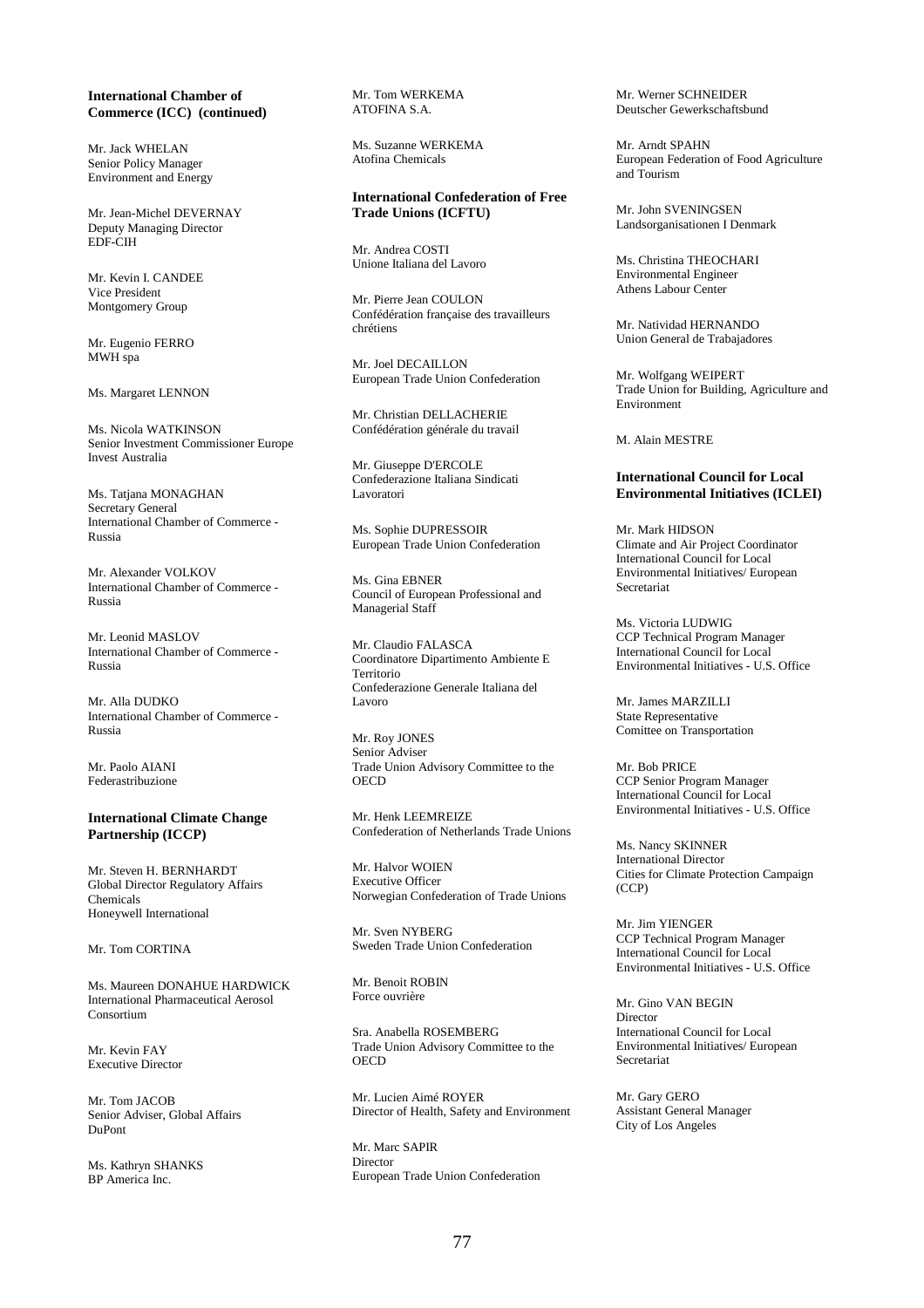**International Chamber of Commerce (ICC) (continued)**

Mr. Jack WHELAN
Senior Policy Manager
Environment and Energy

Mr. Jean-Michel DEVERNAY
Deputy Managing Director
EDF-CIH

Mr. Kevin I. CANDEE
Vice President
Montgomery Group

Mr. Eugenio FERRO
MWH spa

Ms. Margaret LENNON

Ms. Nicola WATKINSON
Senior Investment Commissioner Europe
Invest Australia

Ms. Tatjana MONAGHAN
Secretary General
International Chamber of Commerce - Russia

Mr. Alexander VOLKOV
International Chamber of Commerce - Russia

Mr. Leonid MASLOV
International Chamber of Commerce - Russia

Mr. Alla DUDKO
International Chamber of Commerce - Russia

Mr. Paolo AIANI
Federastribuzione

**International Climate Change Partnership (ICCP)**

Mr. Steven H. BERNHARDT
Global Director Regulatory Affairs Chemicals
Honeywell International

Mr. Tom CORTINA

Ms. Maureen DONAHUE HARDWICK
International Pharmaceutical Aerosol Consortium

Mr. Kevin FAY
Executive Director

Mr. Tom JACOB
Senior Adviser, Global Affairs
DuPont

Ms. Kathryn SHANKS
BP America Inc.

Mr. Tom WERKEMA
ATOFINA S.A.

Ms. Suzanne WERKEMA
Atofina Chemicals

**International Confederation of Free Trade Unions (ICFTU)**

Mr. Andrea COSTI
Unione Italiana del Lavoro

Mr. Pierre Jean COULON
Confédération française des travailleurs chrétiens

Mr. Joel DECAILLON
European Trade Union Confederation

Mr. Christian DELLACHERIE
Confédération générale du travail

Mr. Giuseppe D'ERCOLE
Confederazione Italiana Sindicati Lavoratori

Ms. Sophie DUPRESSOIR
European Trade Union Confederation

Ms. Gina EBNER
Council of European Professional and Managerial Staff

Mr. Claudio FALASCA
Coordinatore Dipartimento Ambiente E Territorio
Confederazione Generale Italiana del Lavoro

Mr. Roy JONES
Senior Adviser
Trade Union Advisory Committee to the OECD

Mr. Henk LEEMREIZE
Confederation of Netherlands Trade Unions

Mr. Halvor WOIEN
Executive Officer
Norwegian Confederation of Trade Unions

Mr. Sven NYBERG
Sweden Trade Union Confederation

Mr. Benoit ROBIN
Force ouvrière

Sra. Anabella ROSEMBERG
Trade Union Advisory Committee to the OECD

Mr. Lucien Aimé ROYER
Director of Health, Safety and Environment

Mr. Marc SAPIR
Director
European Trade Union Confederation

Mr. Werner SCHNEIDER
Deutscher Gewerkschaftsbund

Mr. Arndt SPAHN
European Federation of Food Agriculture and Tourism

Mr. John SVENINGSEN
Landsorganisationen I Denmark

Ms. Christina THEOCHARI
Environmental Engineer
Athens Labour Center

Mr. Natividad HERNANDO
Union General de Trabajadores

Mr. Wolfgang WEIPERT
Trade Union for Building, Agriculture and Environment

M. Alain MESTRE

**International Council for Local Environmental Initiatives (ICLEI)**

Mr. Mark HIDSON
Climate and Air Project Coordinator
International Council for Local Environmental Initiatives/ European Secretariat

Ms. Victoria LUDWIG
CCP Technical Program Manager
International Council for Local Environmental Initiatives - U.S. Office

Mr. James MARZILLI
State Representative
Comittee on Transportation

Mr. Bob PRICE
CCP Senior Program Manager
International Council for Local Environmental Initiatives - U.S. Office

Ms. Nancy SKINNER
International Director
Cities for Climate Protection Campaign (CCP)

Mr. Jim YIENGER
CCP Technical Program Manager
International Council for Local Environmental Initiatives - U.S. Office

Mr. Gino VAN BEGIN
Director
International Council for Local Environmental Initiatives/ European Secretariat

Mr. Gary GERO
Assistant General Manager
City of Los Angeles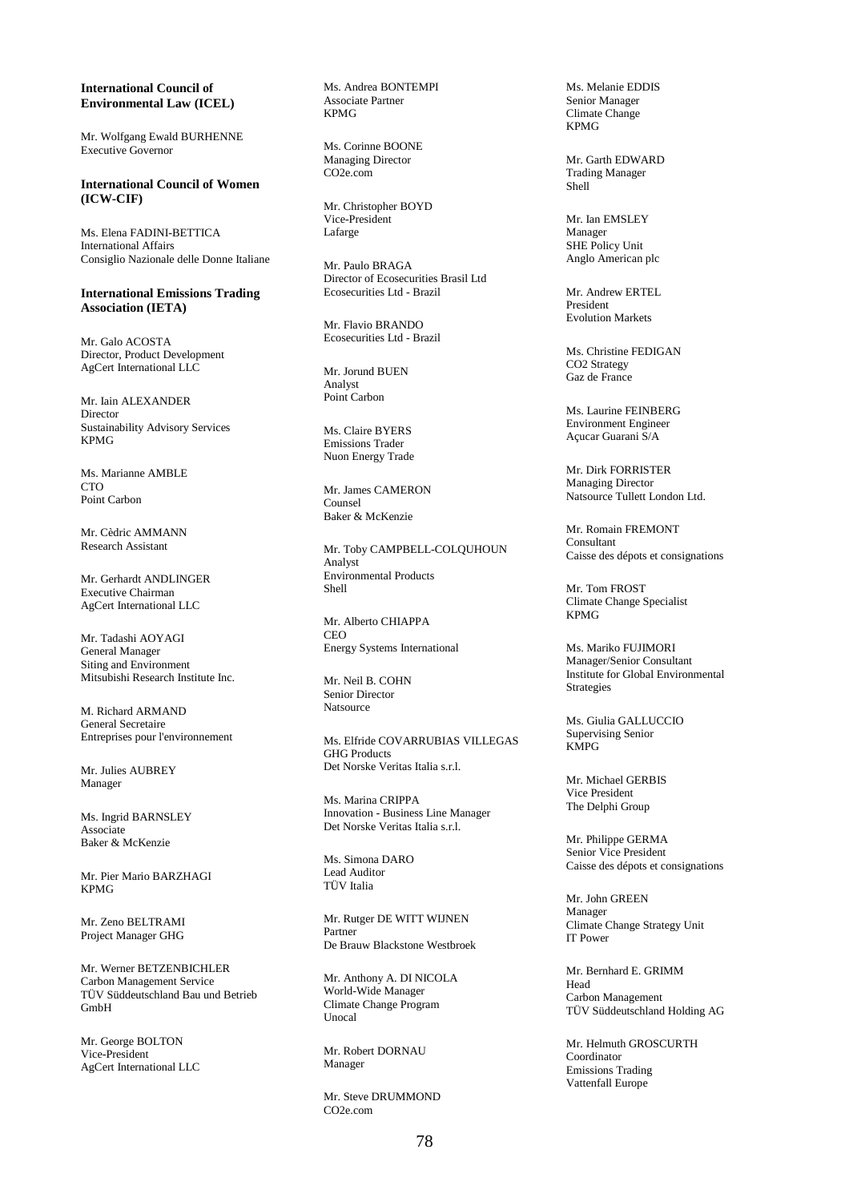**International Council of Environmental Law (ICEL)**

Mr. Wolfgang Ewald BURHENNE
Executive Governor

**International Council of Women (ICW-CIF)**

Ms. Elena FADINI-BETTICA
International Affairs
Consiglio Nazionale delle Donne Italiane

**International Emissions Trading Association (IETA)**

Mr. Galo ACOSTA
Director, Product Development
AgCert International LLC

Mr. Iain ALEXANDER
Director
Sustainability Advisory Services
KPMG

Ms. Marianne AMBLE
CTO
Point Carbon

Mr. Cèdric AMMANN
Research Assistant

Mr. Gerhardt ANDLINGER
Executive Chairman
AgCert International LLC

Mr. Tadashi AOYAGI
General Manager
Siting and Environment
Mitsubishi Research Institute Inc.

M. Richard ARMAND
General Secretaire
Entreprises pour l'environnement

Mr. Julies AUBREY
Manager

Ms. Ingrid BARNSLEY
Associate
Baker & McKenzie

Mr. Pier Mario BARZHAGI
KPMG

Mr. Zeno BELTRAMI
Project Manager GHG

Mr. Werner BETZENBICHLER
Carbon Management Service
TÜV Süddeutschland Bau und Betrieb GmbH

Mr. George BOLTON
Vice-President
AgCert International LLC

Ms. Andrea BONTEMPI
Associate Partner
KPMG

Ms. Corinne BOONE
Managing Director
CO2e.com

Mr. Christopher BOYD
Vice-President
Lafarge

Mr. Paulo BRAGA
Director of Ecosecurities Brasil Ltd
Ecosecurities Ltd - Brazil

Mr. Flavio BRANDO
Ecosecurities Ltd - Brazil

Mr. Jorund BUEN
Analyst
Point Carbon

Ms. Claire BYERS
Emissions Trader
Nuon Energy Trade

Mr. James CAMERON
Counsel
Baker & McKenzie

Mr. Toby CAMPBELL-COLQUHOUN
Analyst
Environmental Products
Shell

Mr. Alberto CHIAPPA
CEO
Energy Systems International

Mr. Neil B. COHN
Senior Director
Natsource

Ms. Elfride COVARRUBIAS VILLEGAS
GHG Products
Det Norske Veritas Italia s.r.l.

Ms. Marina CRIPPA
Innovation - Business Line Manager
Det Norske Veritas Italia s.r.l.

Ms. Simona DARO
Lead Auditor
TÜV Italia

Mr. Rutger DE WITT WIJNEN
Partner
De Brauw Blackstone Westbroek

Mr. Anthony A. DI NICOLA
World-Wide Manager
Climate Change Program
Unocal

Mr. Robert DORNAU
Manager

Mr. Steve DRUMMOND
CO2e.com

Ms. Melanie EDDIS
Senior Manager
Climate Change
KPMG

Mr. Garth EDWARD
Trading Manager
Shell

Mr. Ian EMSLEY
Manager
SHE Policy Unit
Anglo American plc

Mr. Andrew ERTEL
President
Evolution Markets

Ms. Christine FEDIGAN
CO2 Strategy
Gaz de France

Ms. Laurine FEINBERG
Environment Engineer
Açucar Guarani S/A

Mr. Dirk FORRISTER
Managing Director
Natsource Tullett London Ltd.

Mr. Romain FREMONT
Consultant
Caisse des dépots et consignations

Mr. Tom FROST
Climate Change Specialist
KPMG

Ms. Mariko FUJIMORI
Manager/Senior Consultant
Institute for Global Environmental Strategies

Ms. Giulia GALLUCCIO
Supervising Senior
KMPG

Mr. Michael GERBIS
Vice President
The Delphi Group

Mr. Philippe GERMA
Senior Vice President
Caisse des dépots et consignations

Mr. John GREEN
Manager
Climate Change Strategy Unit
IT Power

Mr. Bernhard E. GRIMM
Head
Carbon Management
TÜV Süddeutschland Holding AG

Mr. Helmuth GROSCURTH
Coordinator
Emissions Trading
Vattenfall Europe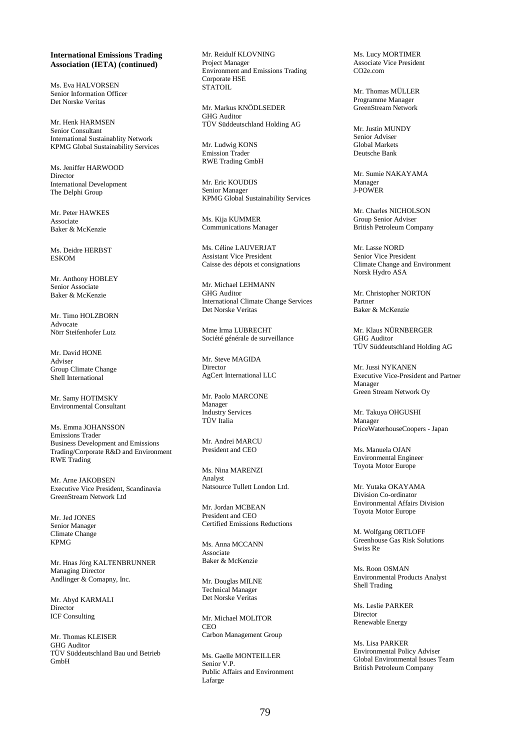**International Emissions Trading Association (IETA) (continued)**

Ms. Eva HALVORSEN
Senior Information Officer
Det Norske Veritas

Mr. Henk HARMSEN
Senior Consultant
International Sustainablity Network
KPMG Global Sustainability Services

Ms. Jeniffer HARWOOD
Director
International Development
The Delphi Group

Mr. Peter HAWKES
Associate
Baker & McKenzie

Ms. Deidre HERBST
ESKOM

Mr. Anthony HOBLEY
Senior Associate
Baker & McKenzie

Mr. Timo HOLZBORN
Advocate
Nörr Steifenhofer Lutz

Mr. David HONE
Adviser
Group Climate Change
Shell International

Mr. Samy HOTIMSKY
Environmental Consultant

Ms. Emma JOHANSSON
Emissions Trader
Business Development and Emissions Trading/Corporate R&D and Environment
RWE Trading

Mr. Arne JAKOBSEN
Executive Vice President, Scandinavia
GreenStream Network Ltd

Mr. Jed JONES
Senior Manager
Climate Change
KPMG

Mr. Hnas Jörg KALTENBRUNNER
Managing Director
Andlinger & Comapny, Inc.

Mr. Abyd KARMALI
Director
ICF Consulting

Mr. Thomas KLEISER
GHG Auditor
TÜV Süddeutschland Bau und Betrieb GmbH

Mr. Reidulf KLOVNING
Project Manager
Environment and Emissions Trading
Corporate HSE
STATOIL

Mr. Markus KNÖDLSEDER
GHG Auditor
TÜV Süddeutschland Holding AG

Mr. Ludwig KONS
Emission Trader
RWE Trading GmbH

Mr. Eric KOUDIJS
Senior Manager
KPMG Global Sustainability Services

Ms. Kija KUMMER
Communications Manager

Ms. Céline LAUVERJAT
Assistant Vice President
Caisse des dépots et consignations

Mr. Michael LEHMANN
GHG Auditor
International Climate Change Services
Det Norske Veritas

Mme Irma LUBRECHT
Société générale de surveillance

Mr. Steve MAGIDA
Director
AgCert International LLC

Mr. Paolo MARCONE
Manager
Industry Services
TÜV Italia

Mr. Andrei MARCU
President and CEO

Ms. Nina MARENZI
Analyst
Natsource Tullett London Ltd.

Mr. Jordan MCBEAN
President and CEO
Certified Emissions Reductions

Ms. Anna MCCANN
Associate
Baker & McKenzie

Mr. Douglas MILNE
Technical Manager
Det Norske Veritas

Mr. Michael MOLITOR
CEO
Carbon Management Group

Ms. Gaelle MONTEILLER
Senior V.P.
Public Affairs and Environment
Lafarge

Ms. Lucy MORTIMER
Associate Vice President
CO2e.com

Mr. Thomas MÜLLER
Programme Manager
GreenStream Network

Mr. Justin MUNDY
Senior Adviser
Global Markets
Deutsche Bank

Mr. Sumie NAKAYAMA
Manager
J-POWER

Mr. Charles NICHOLSON
Group Senior Adviser
British Petroleum Company

Mr. Lasse NORD
Senior Vice President
Climate Change and Environment
Norsk Hydro ASA

Mr. Christopher NORTON
Partner
Baker & McKenzie

Mr. Klaus NÜRNBERGER
GHG Auditor
TÜV Süddeutschland Holding AG

Mr. Jussi NYKANEN
Executive Vice-President and Partner
Manager
Green Stream Network Oy

Mr. Takuya OHGUSHI
Manager
PriceWaterhouseCoopers - Japan

Ms. Manuela OJAN
Environmental Engineer
Toyota Motor Europe

Mr. Yutaka OKAYAMA
Division Co-ordinator
Environmental Affairs Division
Toyota Motor Europe

M. Wolfgang ORTLOFF
Greenhouse Gas Risk Solutions
Swiss Re

Ms. Roon OSMAN
Environmental Products Analyst
Shell Trading

Ms. Leslie PARKER
Director
Renewable Energy

Ms. Lisa PARKER
Environmental Policy Adviser
Global Environmental Issues Team
British Petroleum Company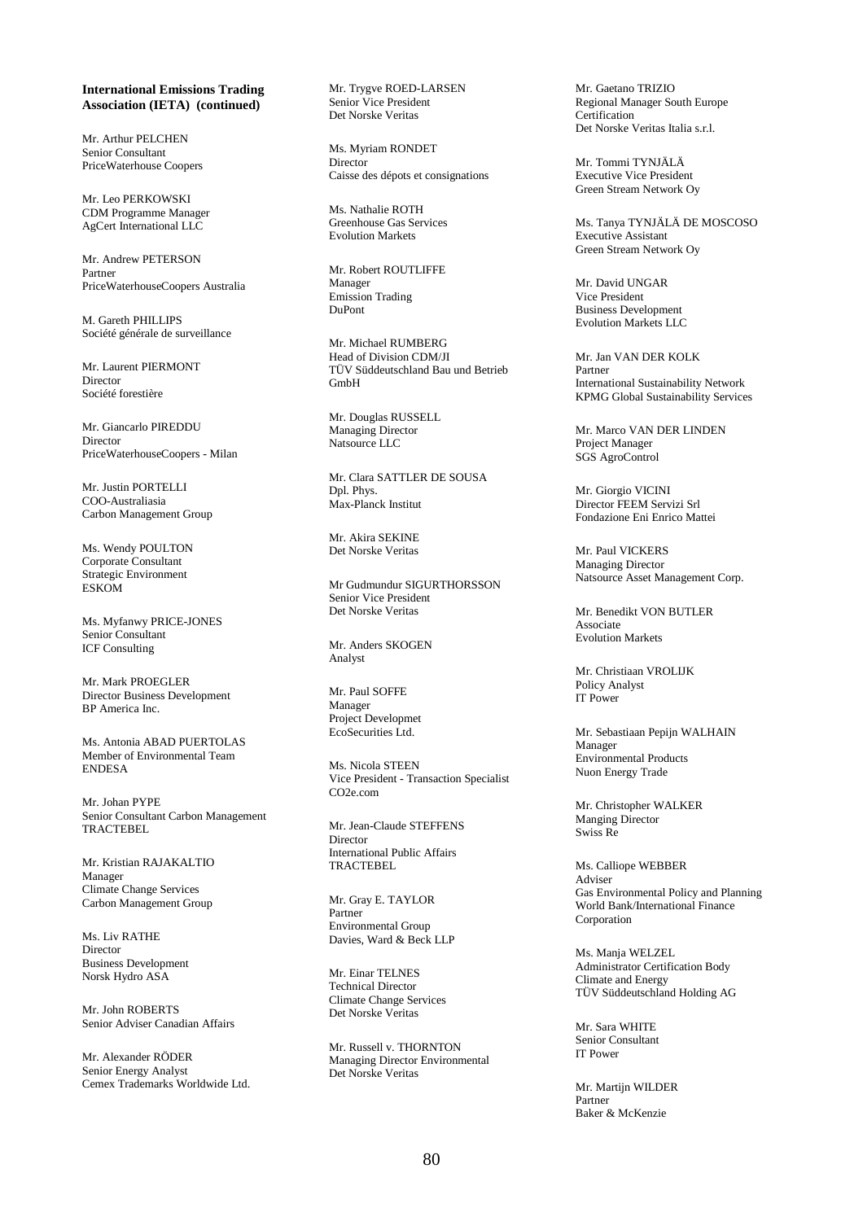**International Emissions Trading Association (IETA) (continued)**

Mr. Arthur PELCHEN
Senior Consultant
PriceWaterhouse Coopers

Mr. Leo PERKOWSKI
CDM Programme Manager
AgCert International LLC

Mr. Andrew PETERSON
Partner
PriceWaterhouseCoopers Australia

M. Gareth PHILLIPS
Société générale de surveillance

Mr. Laurent PIERMONT
Director
Société forestière

Mr. Giancarlo PIREDDU
Director
PriceWaterhouseCoopers - Milan

Mr. Justin PORTELLI
COO-Australiasia
Carbon Management Group

Ms. Wendy POULTON
Corporate Consultant
Strategic Environment
ESKOM

Ms. Myfanwy PRICE-JONES
Senior Consultant
ICF Consulting

Mr. Mark PROEGLER
Director Business Development
BP America Inc.

Ms. Antonia ABAD PUERTOLAS
Member of Environmental Team
ENDESA

Mr. Johan PYPE
Senior Consultant Carbon Management
TRACTEBEL

Mr. Kristian RAJAKALTIO
Manager
Climate Change Services
Carbon Management Group

Ms. Liv RATHE
Director
Business Development
Norsk Hydro ASA

Mr. John ROBERTS
Senior Adviser Canadian Affairs

Mr. Alexander RÖDER
Senior Energy Analyst
Cemex Trademarks Worldwide Ltd.

Mr. Trygve ROED-LARSEN
Senior Vice President
Det Norske Veritas

Ms. Myriam RONDET
Director
Caisse des dépots et consignations

Ms. Nathalie ROTH
Greenhouse Gas Services
Evolution Markets

Mr. Robert ROUTLIFFE
Manager
Emission Trading
DuPont

Mr. Michael RUMBERG
Head of Division CDM/JI
TÜV Süddeutschland Bau und Betrieb GmbH

Mr. Douglas RUSSELL
Managing Director
Natsource LLC

Mr. Clara SATTLER DE SOUSA
Dpl. Phys.
Max-Planck Institut

Mr. Akira SEKINE
Det Norske Veritas

Mr Gudmundur SIGURTHORSSON
Senior Vice President
Det Norske Veritas

Mr. Anders SKOGEN
Analyst

Mr. Paul SOFFE
Manager
Project Developmet
EcoSecurities Ltd.

Ms. Nicola STEEN
Vice President - Transaction Specialist
CO2e.com

Mr. Jean-Claude STEFFENS
Director
International Public Affairs
TRACTEBEL

Mr. Gray E. TAYLOR
Partner
Environmental Group
Davies, Ward & Beck LLP

Mr. Einar TELNES
Technical Director
Climate Change Services
Det Norske Veritas

Mr. Russell v. THORNTON
Managing Director Environmental
Det Norske Veritas

Mr. Gaetano TRIZIO
Regional Manager South Europe
Certification
Det Norske Veritas Italia s.r.l.

Mr. Tommi TYNJÄLÄ
Executive Vice President
Green Stream Network Oy

Ms. Tanya TYNJÄLÄ DE MOSCOSO
Executive Assistant
Green Stream Network Oy

Mr. David UNGAR
Vice President
Business Development
Evolution Markets LLC

Mr. Jan VAN DER KOLK
Partner
International Sustainability Network
KPMG Global Sustainability Services

Mr. Marco VAN DER LINDEN
Project Manager
SGS AgroControl

Mr. Giorgio VICINI
Director FEEM Servizi Srl
Fondazione Eni Enrico Mattei

Mr. Paul VICKERS
Managing Director
Natsource Asset Management Corp.

Mr. Benedikt VON BUTLER
Associate
Evolution Markets

Mr. Christiaan VROLIJK
Policy Analyst
IT Power

Mr. Sebastiaan Pepijn WALHAIN
Manager
Environmental Products
Nuon Energy Trade

Mr. Christopher WALKER
Manging Director
Swiss Re

Ms. Calliope WEBBER
Adviser
Gas Environmental Policy and Planning
World Bank/International Finance Corporation

Ms. Manja WELZEL
Administrator Certification Body
Climate and Energy
TÜV Süddeutschland Holding AG

Mr. Sara WHITE
Senior Consultant
IT Power

Mr. Martijn WILDER
Partner
Baker & McKenzie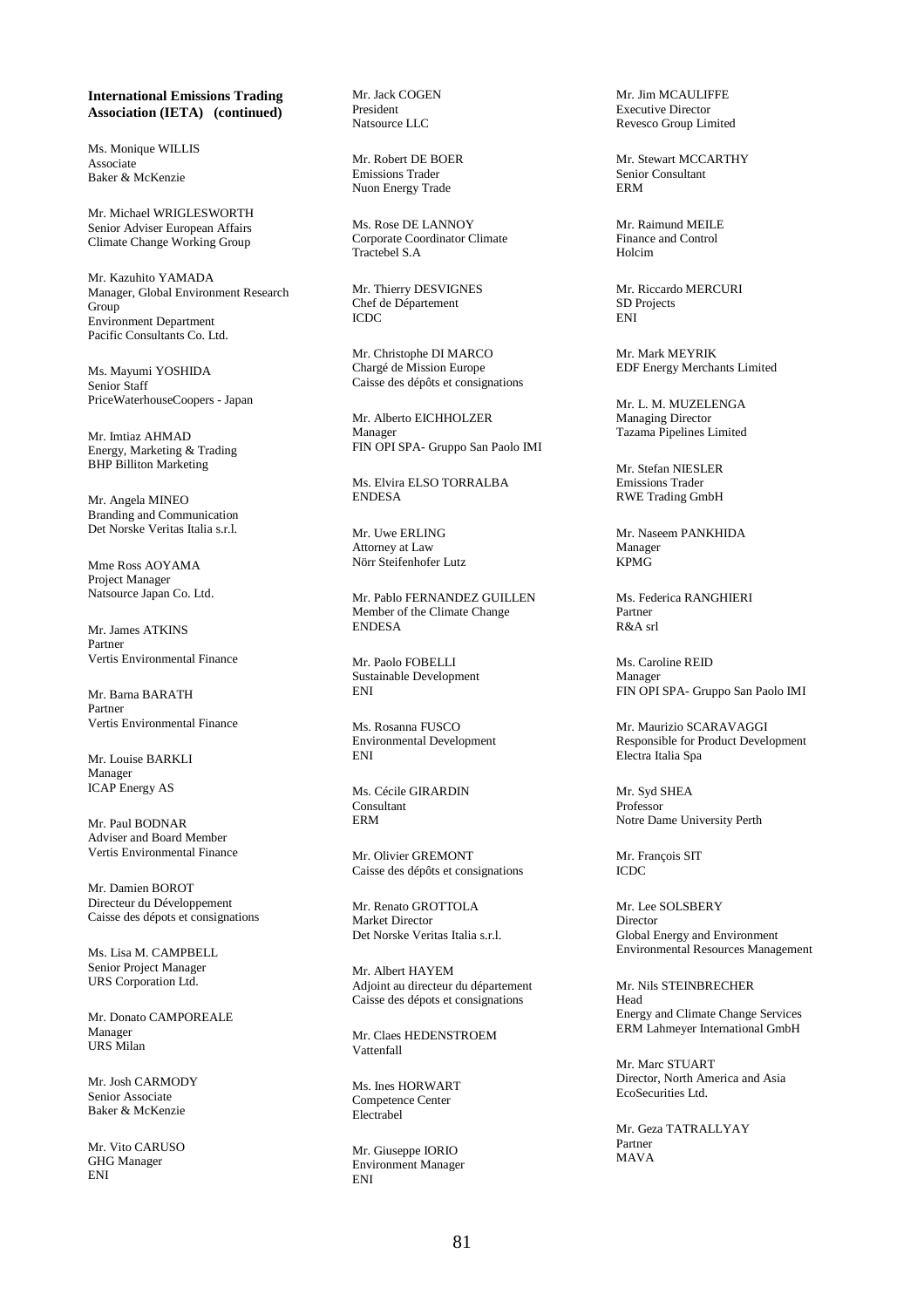**International Emissions Trading Association (IETA) (continued)**

Ms. Monique WILLIS
Associate
Baker & McKenzie

Mr. Michael WRIGLESWORTH
Senior Adviser European Affairs
Climate Change Working Group

Mr. Kazuhito YAMADA
Manager, Global Environment Research Group
Environment Department
Pacific Consultants Co. Ltd.

Ms. Mayumi YOSHIDA
Senior Staff
PriceWaterhouseCoopers - Japan

Mr. Imtiaz AHMAD
Energy, Marketing & Trading
BHP Billiton Marketing

Mr. Angela MINEO
Branding and Communication
Det Norske Veritas Italia s.r.l.

Mme Ross AOYAMA
Project Manager
Natsource Japan Co. Ltd.

Mr. James ATKINS
Partner
Vertis Environmental Finance

Mr. Barna BARATH
Partner
Vertis Environmental Finance

Mr. Louise BARKLI
Manager
ICAP Energy AS

Mr. Paul BODNAR
Adviser and Board Member
Vertis Environmental Finance

Mr. Damien BOROT
Directeur du Développement
Caisse des dépots et consignations

Ms. Lisa M. CAMPBELL
Senior Project Manager
URS Corporation Ltd.

Mr. Donato CAMPOREALE
Manager
URS Milan

Mr. Josh CARMODY
Senior Associate
Baker & McKenzie

Mr. Vito CARUSO
GHG Manager
ENI

Mr. Jack COGEN
President
Natsource LLC

Mr. Robert DE BOER
Emissions Trader
Nuon Energy Trade

Ms. Rose DE LANNOY
Corporate Coordinator Climate
Tractebel S.A

Mr. Thierry DESVIGNES
Chef de Département
ICDC

Mr. Christophe DI MARCO
Chargé de Mission Europe
Caisse des dépôts et consignations

Mr. Alberto EICHHOLZER
Manager
FIN OPI SPA- Gruppo San Paolo IMI

Ms. Elvira ELSO TORRALBA
ENDESA

Mr. Uwe ERLING
Attorney at Law
Nörr Steifenhofer Lutz

Mr. Pablo FERNANDEZ GUILLEN
Member of the Climate Change
ENDESA

Mr. Paolo FOBELLI
Sustainable Development
ENI

Ms. Rosanna FUSCO
Environmental Development
ENI

Ms. Cécile GIRARDIN
Consultant
ERM

Mr. Olivier GREMONT
Caisse des dépôts et consignations

Mr. Renato GROTTOLA
Market Director
Det Norske Veritas Italia s.r.l.

Mr. Albert HAYEM
Adjoint au directeur du département
Caisse des dépôts et consignations

Mr. Claes HEDENSTROEM
Vattenfall

Ms. Ines HORWART
Competence Center
Electrabel

Mr. Giuseppe IORIO
Environment Manager
ENI

Mr. Jim MCAULIFFE
Executive Director
Revesco Group Limited

Mr. Stewart MCCARTHY
Senior Consultant
ERM

Mr. Raimund MEILE
Finance and Control
Holcim

Mr. Riccardo MERCURI
SD Projects
ENI

Mr. Mark MEYRIK
EDF Energy Merchants Limited

Mr. L. M. MUZELENGA
Managing Director
Tazama Pipelines Limited

Mr. Stefan NIESLER
Emissions Trader
RWE Trading GmbH

Mr. Naseem PANKHIDA
Manager
KPMG

Ms. Federica RANGHIERI
Partner
R&A srl

Ms. Caroline REID
Manager
FIN OPI SPA- Gruppo San Paolo IMI

Mr. Maurizio SCARAVAGGI
Responsible for Product Development
Electra Italia Spa

Mr. Syd SHEA
Professor
Notre Dame University Perth

Mr. François SIT
ICDC

Mr. Lee SOLSBERY
Director
Global Energy and Environment
Environmental Resources Management

Mr. Nils STEINBRECHER
Head
Energy and Climate Change Services
ERM Lahmeyer International GmbH

Mr. Marc STUART
Director, North America and Asia
EcoSecurities Ltd.

Mr. Geza TATRALLYAY
Partner
MAVA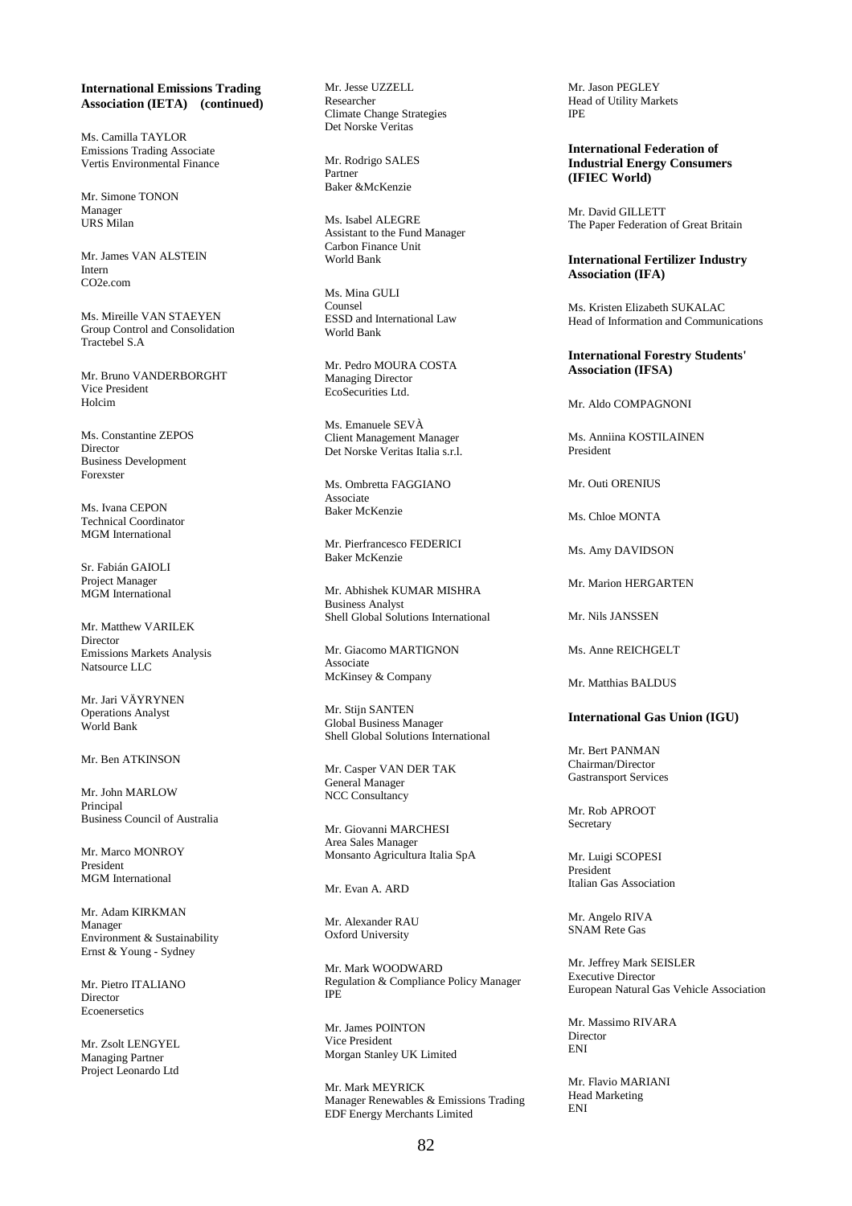**International Emissions Trading Association (IETA) (continued)**

Ms. Camilla TAYLOR
Emissions Trading Associate
Vertis Environmental Finance

Mr. Simone TONON
Manager
URS Milan

Mr. James VAN ALSTEIN
Intern
CO2e.com

Ms. Mireille VAN STAEYEN
Group Control and Consolidation
Tractebel S.A

Mr. Bruno VANDERBORGHT
Vice President
Holcim

Ms. Constantine ZEPOS
Director
Business Development
Forexster

Ms. Ivana CEPON
Technical Coordinator
MGM International

Sr. Fabián GAIOLI
Project Manager
MGM International

Mr. Matthew VARILEK
Director
Emissions Markets Analysis
Natsource LLC

Mr. Jari VÄYRYNEN
Operations Analyst
World Bank

Mr. Ben ATKINSON

Mr. John MARLOW
Principal
Business Council of Australia

Mr. Marco MONROY
President
MGM International

Mr. Adam KIRKMAN
Manager
Environment & Sustainability
Ernst & Young - Sydney

Mr. Pietro ITALIANO
Director
Ecoenersetics

Mr. Zsolt LENGYEL
Managing Partner
Project Leonardo Ltd

Mr. Jesse UZZELL
Researcher
Climate Change Strategies
Det Norske Veritas

Mr. Rodrigo SALES
Partner
Baker &McKenzie

Ms. Isabel ALEGRE
Assistant to the Fund Manager
Carbon Finance Unit
World Bank

Ms. Mina GULI
Counsel
ESSD and International Law
World Bank

Mr. Pedro MOURA COSTA
Managing Director
EcoSecurities Ltd.

Ms. Emanuele SEVÀ
Client Management Manager
Det Norske Veritas Italia s.r.l.

Ms. Ombretta FAGGIANO
Associate
Baker McKenzie

Mr. Pierfrancesco FEDERICI
Baker McKenzie

Mr. Abhishek KUMAR MISHRA
Business Analyst
Shell Global Solutions International

Mr. Giacomo MARTIGNON
Associate
McKinsey & Company

Mr. Stijn SANTEN
Global Business Manager
Shell Global Solutions International

Mr. Casper VAN DER TAK
General Manager
NCC Consultancy

Mr. Giovanni MARCHESI
Area Sales Manager
Monsanto Agricultura Italia SpA

Mr. Evan A. ARD

Mr. Alexander RAU
Oxford University

Mr. Mark WOODWARD
Regulation & Compliance Policy Manager
IPE

Mr. James POINTON
Vice President
Morgan Stanley UK Limited

Mr. Mark MEYRICK
Manager Renewables & Emissions Trading
EDF Energy Merchants Limited

Mr. Jason PEGLEY
Head of Utility Markets
IPE

**International Federation of Industrial Energy Consumers (IFIEC World)**

Mr. David GILLETT
The Paper Federation of Great Britain

**International Fertilizer Industry Association (IFA)**

Ms. Kristen Elizabeth SUKALAC
Head of Information and Communications

**International Forestry Students' Association (IFSA)**

Mr. Aldo COMPAGNONI

Ms. Anniina KOSTILAINEN
President

Mr. Outi ORENIUS

Ms. Chloe MONTA

Ms. Amy DAVIDSON

Mr. Marion HERGARTEN

Mr. Nils JANSSEN

Ms. Anne REICHGELT

Mr. Matthias BALDUS

**International Gas Union (IGU)**

Mr. Bert PANMAN
Chairman/Director
Gastransport Services

Mr. Rob APROOT
Secretary

Mr. Luigi SCOPESI
President
Italian Gas Association

Mr. Angelo RIVA
SNAM Rete Gas

Mr. Jeffrey Mark SEISLER
Executive Director
European Natural Gas Vehicle Association

Mr. Massimo RIVARA
Director
ENI

Mr. Flavio MARIANI
Head Marketing
ENI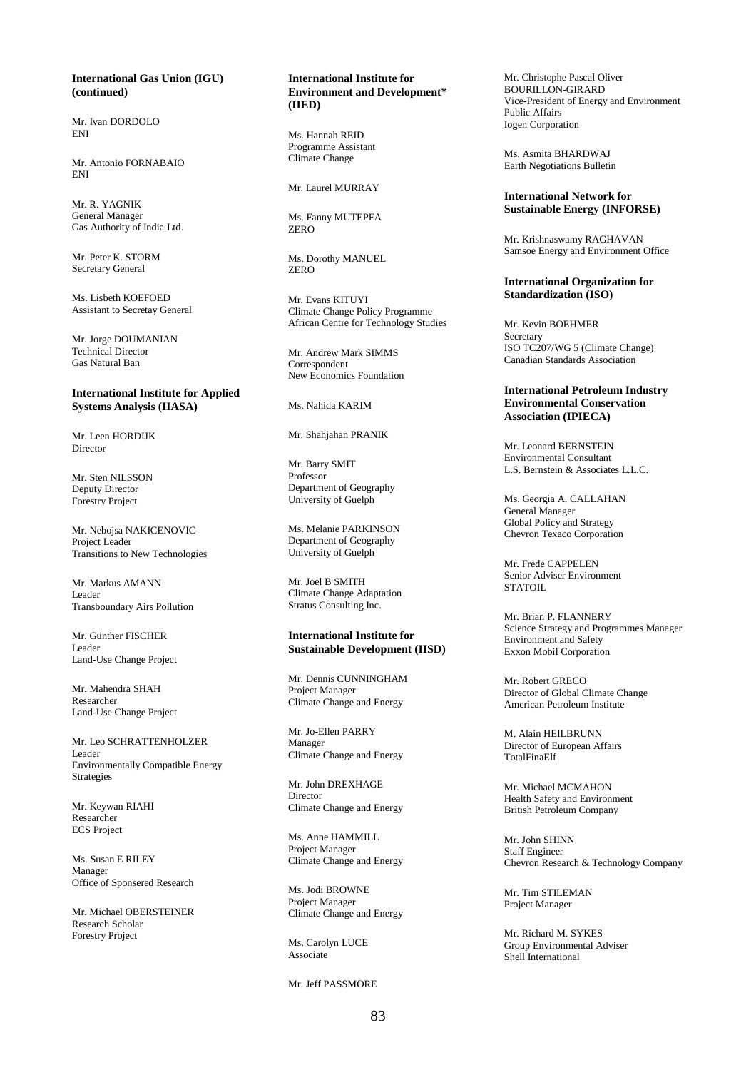**International Gas Union (IGU) (continued)**

Mr. Ivan DORDOLO
ENI

Mr. Antonio FORNABAIO
ENI

Mr. R. YAGNIK
General Manager
Gas Authority of India Ltd.

Mr. Peter K. STORM
Secretary General

Ms. Lisbeth KOEFOED
Assistant to Secretay General

Mr. Jorge DOUMANIAN
Technical Director
Gas Natural Ban

**International Institute for Applied Systems Analysis (IIASA)**

Mr. Leen HORDIJK
Director

Mr. Sten NILSSON
Deputy Director
Forestry Project

Mr. Nebojsa NAKICENOVIC
Project Leader
Transitions to New Technologies

Mr. Markus AMANN
Leader
Transboundary Airs Pollution

Mr. Günther FISCHER
Leader
Land-Use Change Project

Mr. Mahendra SHAH
Researcher
Land-Use Change Project

Mr. Leo SCHRATTENHOLZER
Leader
Environmentally Compatible Energy Strategies

Mr. Keywan RIAHI
Researcher
ECS Project

Ms. Susan E RILEY
Manager
Office of Sponsered Research

Mr. Michael OBERSTEINER
Research Scholar
Forestry Project

**International Institute for Environment and Development* (IIED)**

Ms. Hannah REID
Programme Assistant
Climate Change

Mr. Laurel MURRAY

Ms. Fanny MUTEPFA
ZERO

Ms. Dorothy MANUEL
ZERO

Mr. Evans KITUYI
Climate Change Policy Programme
African Centre for Technology Studies

Mr. Andrew Mark SIMMS
Correspondent
New Economics Foundation

Ms. Nahida KARIM

Mr. Shahjahan PRANIK

Mr. Barry SMIT
Professor
Department of Geography
University of Guelph

Ms. Melanie PARKINSON
Department of Geography
University of Guelph

Mr. Joel B SMITH
Climate Change Adaptation
Stratus Consulting Inc.

**International Institute for Sustainable Development (IISD)**

Mr. Dennis CUNNINGHAM
Project Manager
Climate Change and Energy

Mr. Jo-Ellen PARRY
Manager
Climate Change and Energy

Mr. John DREXHAGE
Director
Climate Change and Energy

Ms. Anne HAMMILL
Project Manager
Climate Change and Energy

Ms. Jodi BROWNE
Project Manager
Climate Change and Energy

Ms. Carolyn LUCE
Associate

Mr. Jeff PASSMORE

Mr. Christophe Pascal Oliver BOURILLON-GIRARD
Vice-President of Energy and Environment Public Affairs
Iogen Corporation

Ms. Asmita BHARDWAJ
Earth Negotiations Bulletin

**International Network for Sustainable Energy (INFORSE)**

Mr. Krishnaswamy RAGHAVAN
Samsoe Energy and Environment Office

**International Organization for Standardization (ISO)**

Mr. Kevin BOEHMER
Secretary
ISO TC207/WG 5 (Climate Change)
Canadian Standards Association

**International Petroleum Industry Environmental Conservation Association (IPIECA)**

Mr. Leonard BERNSTEIN
Environmental Consultant
L.S. Bernstein & Associates L.L.C.

Ms. Georgia A. CALLAHAN
General Manager
Global Policy and Strategy
Chevron Texaco Corporation

Mr. Frede CAPPELEN
Senior Adviser Environment
STATOIL

Mr. Brian P. FLANNERY
Science Strategy and Programmes Manager
Environment and Safety
Exxon Mobil Corporation

Mr. Robert GRECO
Director of Global Climate Change
American Petroleum Institute

M. Alain HEILBRUNN
Director of European Affairs
TotalFinaElf

Mr. Michael MCMAHON
Health Safety and Environment
British Petroleum Company

Mr. John SHINN
Staff Engineer
Chevron Research & Technology Company

Mr. Tim STILEMAN
Project Manager

Mr. Richard M. SYKES
Group Environmental Adviser
Shell International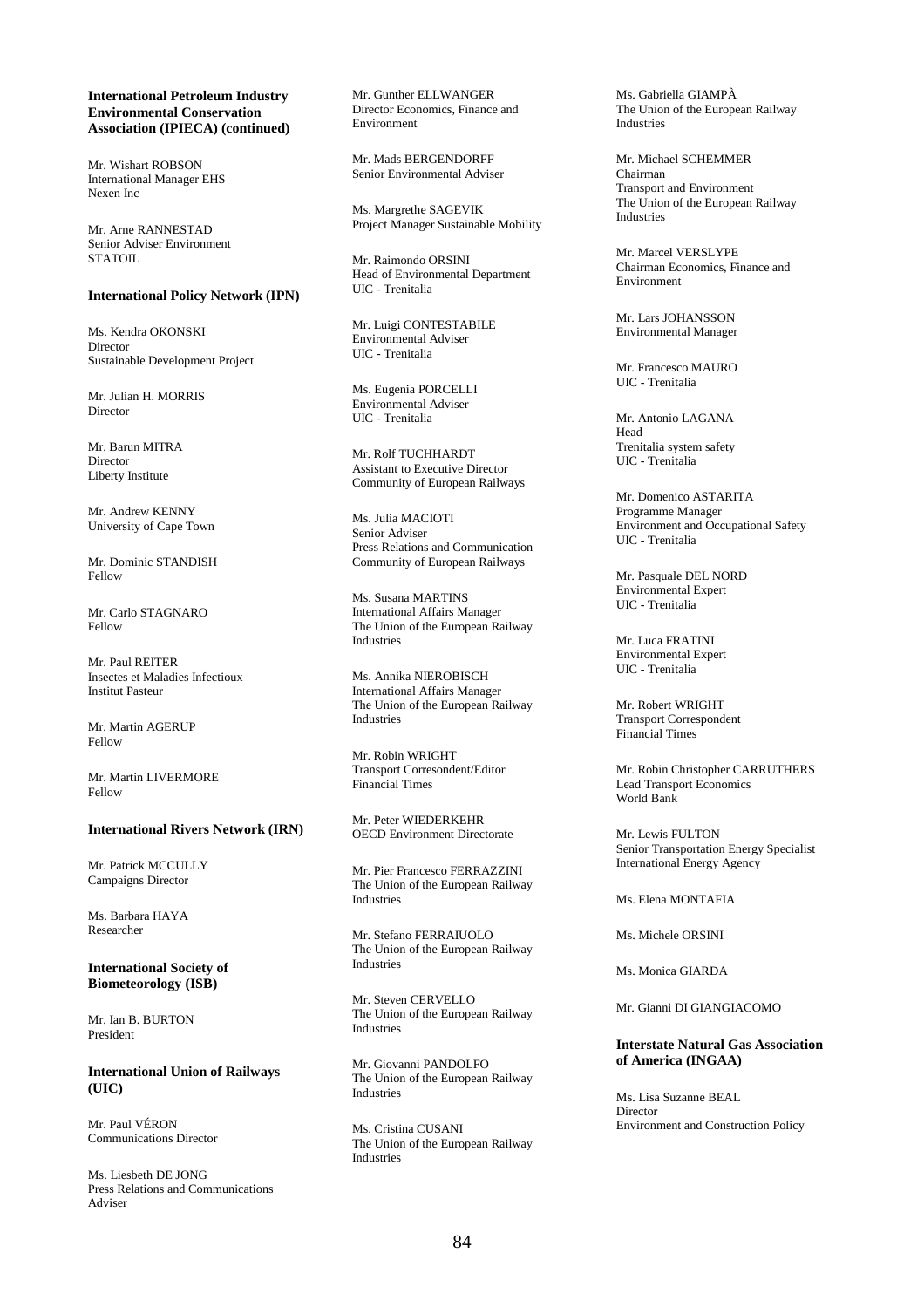**International Petroleum Industry Environmental Conservation Association (IPIECA) (continued)**

Mr. Wishart ROBSON
International Manager EHS
Nexen Inc

Mr. Arne RANNESTAD
Senior Adviser Environment
STATOIL

**International Policy Network (IPN)**

Ms. Kendra OKONSKI
Director
Sustainable Development Project

Mr. Julian H. MORRIS
Director

Mr. Barun MITRA
Director
Liberty Institute

Mr. Andrew KENNY
University of Cape Town

Mr. Dominic STANDISH
Fellow

Mr. Carlo STAGNARO
Fellow

Mr. Paul REITER
Insectes et Maladies Infectioux
Institut Pasteur

Mr. Martin AGERUP
Fellow

Mr. Martin LIVERMORE
Fellow

**International Rivers Network (IRN)**

Mr. Patrick MCCULLY
Campaigns Director

Ms. Barbara HAYA
Researcher

**International Society of Biometeorology (ISB)**

Mr. Ian B. BURTON
President

**International Union of Railways (UIC)**

Mr. Paul VÉRON
Communications Director

Ms. Liesbeth DE JONG
Press Relations and Communications Adviser

Mr. Gunther ELLWANGER
Director Economics, Finance and Environment

Mr. Mads BERGENDORFF
Senior Environmental Adviser

Ms. Margrethe SAGEVIK
Project Manager Sustainable Mobility

Mr. Raimondo ORSINI
Head of Environmental Department
UIC - Trenitalia

Mr. Luigi CONTESTABILE
Environmental Adviser
UIC - Trenitalia

Ms. Eugenia PORCELLI
Environmental Adviser
UIC - Trenitalia

Mr. Rolf TUCHHARDT
Assistant to Executive Director
Community of European Railways

Ms. Julia MACIOTI
Senior Adviser
Press Relations and Communication
Community of European Railways

Ms. Susana MARTINS
International Affairs Manager
The Union of the European Railway Industries

Ms. Annika NIEROBISCH
International Affairs Manager
The Union of the European Railway Industries

Mr. Robin WRIGHT
Transport Corresondent/Editor
Financial Times

Mr. Peter WIEDERKEHR
OECD Environment Directorate

Mr. Pier Francesco FERRAZZINI
The Union of the European Railway Industries

Mr. Stefano FERRAIUOLO
The Union of the European Railway Industries

Mr. Steven CERVELLO
The Union of the European Railway Industries

Mr. Giovanni PANDOLFO
The Union of the European Railway Industries

Ms. Cristina CUSANI
The Union of the European Railway Industries

Ms. Gabriella GIAMPÀ
The Union of the European Railway Industries

Mr. Michael SCHEMMER
Chairman
Transport and Environment
The Union of the European Railway Industries

Mr. Marcel VERSLYPE
Chairman Economics, Finance and Environment

Mr. Lars JOHANSSON
Environmental Manager

Mr. Francesco MAURO
UIC - Trenitalia

Mr. Antonio LAGANA
Head
Trenitalia system safety
UIC - Trenitalia

Mr. Domenico ASTARITA
Programme Manager
Environment and Occupational Safety
UIC - Trenitalia

Mr. Pasquale DEL NORD
Environmental Expert
UIC - Trenitalia

Mr. Luca FRATINI
Environmental Expert
UIC - Trenitalia

Mr. Robert WRIGHT
Transport Correspondent
Financial Times

Mr. Robin Christopher CARRUTHERS
Lead Transport Economics
World Bank

Mr. Lewis FULTON
Senior Transportation Energy Specialist
International Energy Agency

Ms. Elena MONTAFIA

Ms. Michele ORSINI

Ms. Monica GIARDA

Mr. Gianni DI GIANGIACOMO

**Interstate Natural Gas Association of America (INGAA)**

Ms. Lisa Suzanne BEAL
Director
Environment and Construction Policy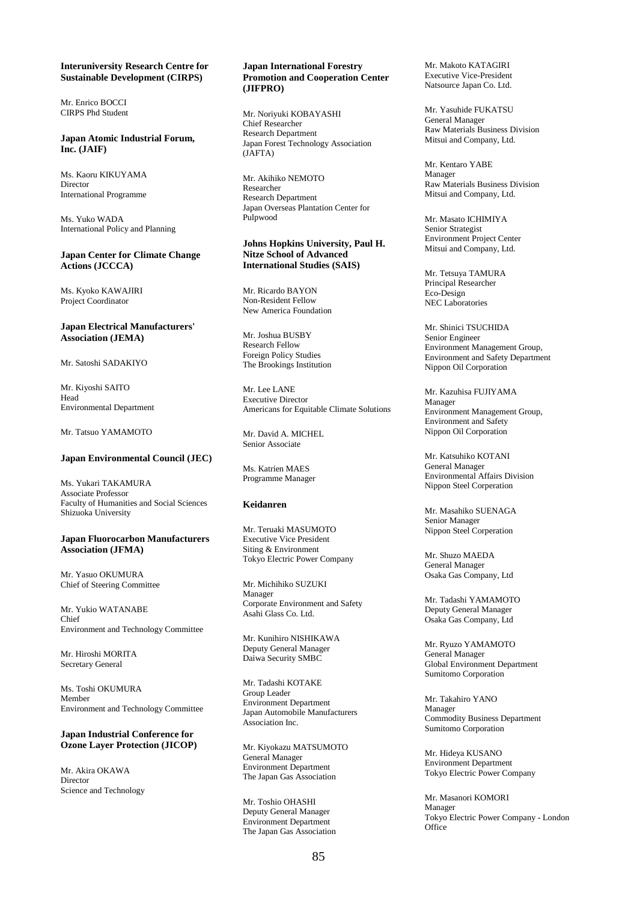**Interuniversity Research Centre for Sustainable Development (CIRPS)**

Mr. Enrico BOCCI
CIRPS Phd Student

**Japan Atomic Industrial Forum, Inc. (JAIF)**

Ms. Kaoru KIKUYAMA
Director
International Programme

Ms. Yuko WADA
International Policy and Planning

**Japan Center for Climate Change Actions (JCCCA)**

Ms. Kyoko KAWAJIRI
Project Coordinator

**Japan Electrical Manufacturers' Association (JEMA)**

Mr. Satoshi SADAKIYO

Mr. Kiyoshi SAITO
Head
Environmental Department

Mr. Tatsuo YAMAMOTO

**Japan Environmental Council (JEC)**

Ms. Yukari TAKAMURA
Associate Professor
Faculty of Humanities and Social Sciences
Shizuoka University

**Japan Fluorocarbon Manufacturers Association (JFMA)**

Mr. Yasuo OKUMURA
Chief of Steering Committee

Mr. Yukio WATANABE
Chief
Environment and Technology Committee

Mr. Hiroshi MORITA
Secretary General

Ms. Toshi OKUMURA
Member
Environment and Technology Committee

**Japan Industrial Conference for Ozone Layer Protection (JICOP)**

Mr. Akira OKAWA
Director
Science and Technology

**Japan International Forestry Promotion and Cooperation Center (JIFPRO)**

Mr. Noriyuki KOBAYASHI
Chief Researcher
Research Department
Japan Forest Technology Association (JAFTA)

Mr. Akihiko NEMOTO
Researcher
Research Department
Japan Overseas Plantation Center for Pulpwood

**Johns Hopkins University, Paul H. Nitze School of Advanced International Studies (SAIS)**

Mr. Ricardo BAYON
Non-Resident Fellow
New America Foundation

Mr. Joshua BUSBY
Research Fellow
Foreign Policy Studies
The Brookings Institution

Mr. Lee LANE
Executive Director
Americans for Equitable Climate Solutions

Mr. David A. MICHEL
Senior Associate

Ms. Katrien MAES
Programme Manager

**Keidanren**

Mr. Teruaki MASUMOTO
Executive Vice President
Siting & Environment
Tokyo Electric Power Company

Mr. Michihiko SUZUKI
Manager
Corporate Environment and Safety
Asahi Glass Co. Ltd.

Mr. Kunihiro NISHIKAWA
Deputy General Manager
Daiwa Security SMBC

Mr. Tadashi KOTAKE
Group Leader
Environment Department
Japan Automobile Manufacturers Association Inc.

Mr. Kiyokazu MATSUMOTO
General Manager
Environment Department
The Japan Gas Association

Mr. Toshio OHASHI
Deputy General Manager
Environment Department
The Japan Gas Association

Mr. Makoto KATAGIRI
Executive Vice-President
Natsource Japan Co. Ltd.

Mr. Yasuhide FUKATSU
General Manager
Raw Materials Business Division
Mitsui and Company, Ltd.

Mr. Kentaro YABE
Manager
Raw Materials Business Division
Mitsui and Company, Ltd.

Mr. Masato ICHIMIYA
Senior Strategist
Environment Project Center
Mitsui and Company, Ltd.

Mr. Tetsuya TAMURA
Principal Researcher
Eco-Design
NEC Laboratories

Mr. Shinici TSUCHIDA
Senior Engineer
Environment Management Group,
Environment and Safety Department
Nippon Oil Corporation

Mr. Kazuhisa FUJIYAMA
Manager
Environment Management Group,
Environment and Safety
Nippon Oil Corporation

Mr. Katsuhiko KOTANI
General Manager
Environmental Affairs Division
Nippon Steel Corperation

Mr. Masahiko SUENAGA
Senior Manager
Nippon Steel Corperation

Mr. Shuzo MAEDA
General Manager
Osaka Gas Company, Ltd

Mr. Tadashi YAMAMOTO
Deputy General Manager
Osaka Gas Company, Ltd

Mr. Ryuzo YAMAMOTO
General Manager
Global Environment Department
Sumitomo Corporation

Mr. Takahiro YANO
Manager
Commodity Business Department
Sumitomo Corporation

Mr. Hideya KUSANO
Environment Department
Tokyo Electric Power Company

Mr. Masanori KOMORI
Manager
Tokyo Electric Power Company - London Office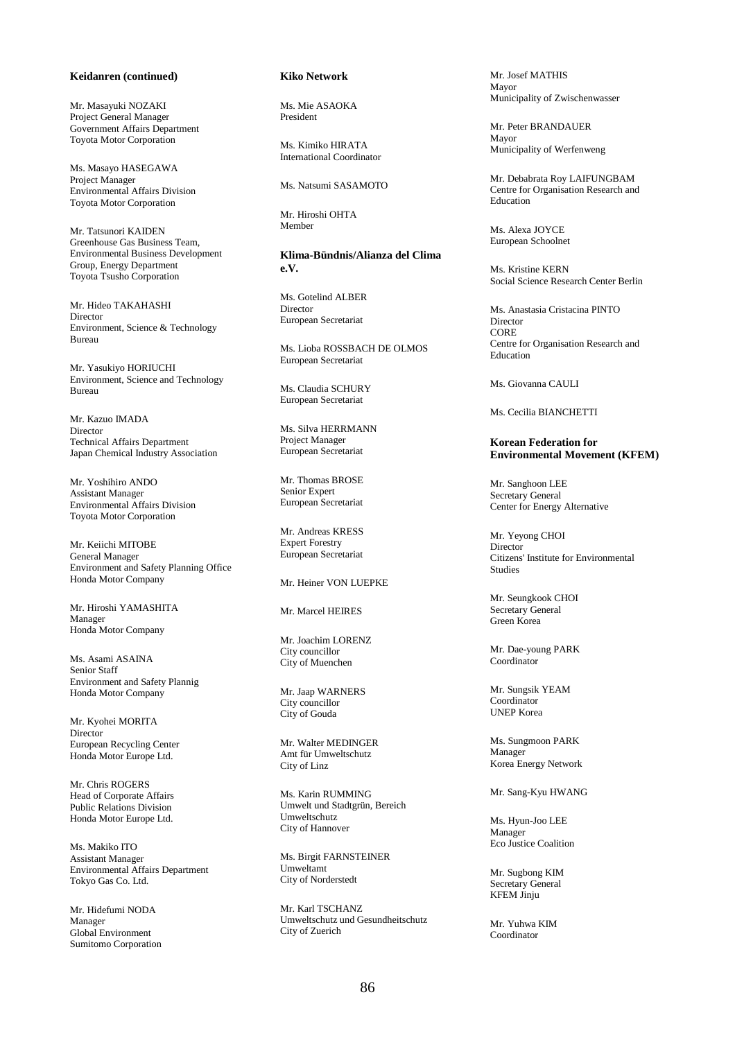**Keidanren (continued)**

Mr. Masayuki NOZAKI
Project General Manager
Government Affairs Department
Toyota Motor Corporation

Ms. Masayo HASEGAWA
Project Manager
Environmental Affairs Division
Toyota Motor Corporation

Mr. Tatsunori KAIDEN
Greenhouse Gas Business Team,
Environmental Business Development
Group, Energy Department
Toyota Tsusho Corporation

Mr. Hideo TAKAHASHI
Director
Environment, Science & Technology
Bureau

Mr. Yasukiyo HORIUCHI
Environment, Science and Technology
Bureau

Mr. Kazuo IMADA
Director
Technical Affairs Department
Japan Chemical Industry Association

Mr. Yoshihiro ANDO
Assistant Manager
Environmental Affairs Division
Toyota Motor Corporation

Mr. Keiichi MITOBE
General Manager
Environment and Safety Planning Office
Honda Motor Company

Mr. Hiroshi YAMASHITA
Manager
Honda Motor Company

Ms. Asami ASAINA
Senior Staff
Environment and Safety Plannig
Honda Motor Company

Mr. Kyohei MORITA
Director
European Recycling Center
Honda Motor Europe Ltd.

Mr. Chris ROGERS
Head of Corporate Affairs
Public Relations Division
Honda Motor Europe Ltd.

Ms. Makiko ITO
Assistant Manager
Environmental Affairs Department
Tokyo Gas Co. Ltd.

Mr. Hidefumi NODA
Manager
Global Environment
Sumitomo Corporation

**Kiko Network**

Ms. Mie ASAOKA
President

Ms. Kimiko HIRATA
International Coordinator

Ms. Natsumi SASAMOTO

Mr. Hiroshi OHTA
Member

**Klima-Bündnis/Alianza del Clima e.V.**

Ms. Gotelind ALBER
Director
European Secretariat

Ms. Lioba ROSSBACH DE OLMOS
European Secretariat

Ms. Claudia SCHURY
European Secretariat

Ms. Silva HERRMANN
Project Manager
European Secretariat

Mr. Thomas BROSE
Senior Expert
European Secretariat

Mr. Andreas KRESS
Expert Forestry
European Secretariat

Mr. Heiner VON LUEPKE

Mr. Marcel HEIRES

Mr. Joachim LORENZ
City councillor
City of Muenchen

Mr. Jaap WARNERS
City councillor
City of Gouda

Mr. Walter MEDINGER
Amt für Umweltschutz
City of Linz

Ms. Karin RUMMING
Umwelt und Stadtgrün, Bereich
Umweltschutz
City of Hannover

Ms. Birgit FARNSTEINER
Umweltamt
City of Norderstedt

Mr. Karl TSCHANZ
Umweltschutz und Gesundheitschutz
City of Zuerich

Mr. Josef MATHIS
Mayor
Municipality of Zwischenwasser

Mr. Peter BRANDAUER
Mayor
Municipality of Werfenweng

Mr. Debabrata Roy LAIFUNGBAM
Centre for Organisation Research and
Education

Ms. Alexa JOYCE
European Schoolnet

Ms. Kristine KERN
Social Science Research Center Berlin

Ms. Anastasia Cristacina PINTO
Director
CORE
Centre for Organisation Research and
Education

Ms. Giovanna CAULI

Ms. Cecilia BIANCHETTI

**Korean Federation for Environmental Movement (KFEM)**

Mr. Sanghoon LEE
Secretary General
Center for Energy Alternative

Mr. Yeyong CHOI
Director
Citizens' Institute for Environmental
Studies

Mr. Seungkook CHOI
Secretary General
Green Korea

Mr. Dae-young PARK
Coordinator

Mr. Sungsik YEAM
Coordinator
UNEP Korea

Ms. Sungmoon PARK
Manager
Korea Energy Network

Mr. Sang-Kyu HWANG

Ms. Hyun-Joo LEE
Manager
Eco Justice Coalition

Mr. Sugbong KIM
Secretary General
KFEM Jinju

Mr. Yuhwa KIM
Coordinator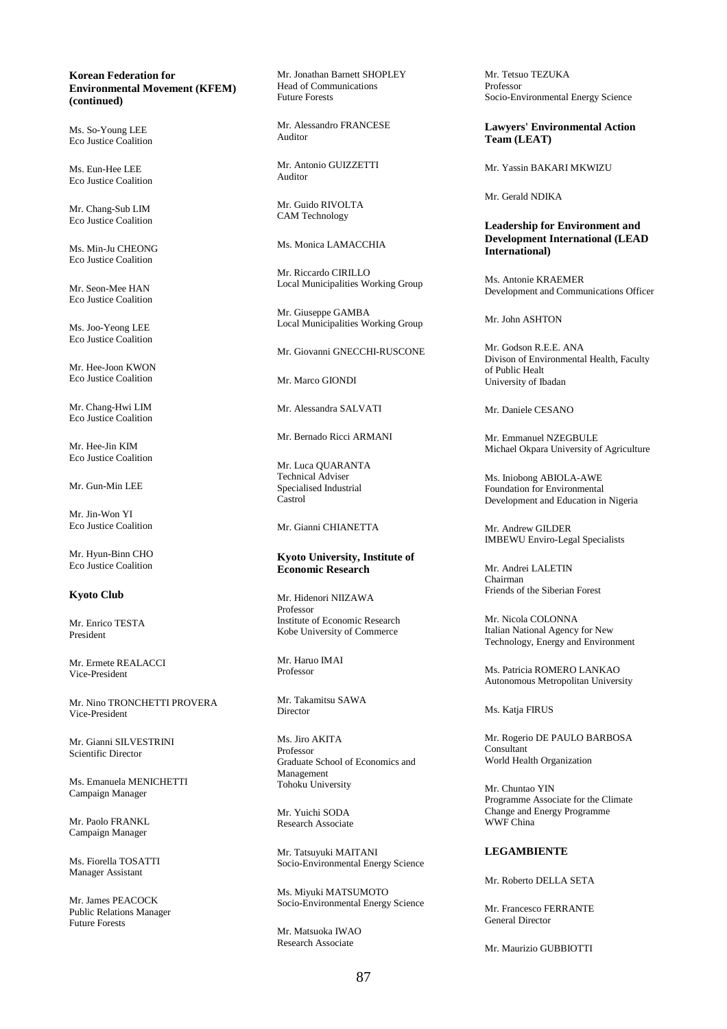**Korean Federation for Environmental Movement (KFEM) (continued)**

Ms. So-Young LEE
Eco Justice Coalition

Ms. Eun-Hee LEE
Eco Justice Coalition

Mr. Chang-Sub LIM
Eco Justice Coalition

Ms. Min-Ju CHEONG
Eco Justice Coalition

Mr. Seon-Mee HAN
Eco Justice Coalition

Ms. Joo-Yeong LEE
Eco Justice Coalition

Mr. Hee-Joon KWON
Eco Justice Coalition

Mr. Chang-Hwi LIM
Eco Justice Coalition

Mr. Hee-Jin KIM
Eco Justice Coalition

Mr. Gun-Min LEE

Mr. Jin-Won YI
Eco Justice Coalition

Mr. Hyun-Binn CHO
Eco Justice Coalition

**Kyoto Club**

Mr. Enrico TESTA
President

Mr. Ermete REALACCI
Vice-President

Mr. Nino TRONCHETTI PROVERA
Vice-President

Mr. Gianni SILVESTRINI
Scientific Director

Ms. Emanuela MENICHETTI
Campaign Manager

Mr. Paolo FRANKL
Campaign Manager

Ms. Fiorella TOSATTI
Manager Assistant

Mr. James PEACOCK
Public Relations Manager
Future Forests

Mr. Jonathan Barnett SHOPLEY
Head of Communications
Future Forests

Mr. Alessandro FRANCESE
Auditor

Mr. Antonio GUIZZETTI
Auditor

Mr. Guido RIVOLTA
CAM Technology

Ms. Monica LAMACCHIA

Mr. Riccardo CIRILLO
Local Municipalities Working Group

Mr. Giuseppe GAMBA
Local Municipalities Working Group

Mr. Giovanni GNECCHI-RUSCONE

Mr. Marco GIONDI

Mr. Alessandra SALVATI

Mr. Bernado Ricci ARMANI

Mr. Luca QUARANTA
Technical Adviser
Specialised Industrial
Castrol

Mr. Gianni CHIANETTA

**Kyoto University, Institute of Economic Research**

Mr. Hidenori NIIZAWA
Professor
Institute of Economic Research
Kobe University of Commerce

Mr. Haruo IMAI
Professor

Mr. Takamitsu SAWA
Director

Ms. Jiro AKITA
Professor
Graduate School of Economics and Management
Tohoku University

Mr. Yuichi SODA
Research Associate

Mr. Tatsuyuki MAITANI
Socio-Environmental Energy Science

Ms. Miyuki MATSUMOTO
Socio-Environmental Energy Science

Mr. Matsuoka IWAO
Research Associate

Mr. Tetsuo TEZUKA
Professor
Socio-Environmental Energy Science

**Lawyers' Environmental Action Team (LEAT)**

Mr. Yassin BAKARI MKWIZU

Mr. Gerald NDIKA

**Leadership for Environment and Development International (LEAD International)**

Ms. Antonie KRAEMER
Development and Communications Officer

Mr. John ASHTON

Mr. Godson R.E.E. ANA
Divison of Environmental Health, Faculty of Public Healt
University of Ibadan

Mr. Daniele CESANO

Mr. Emmanuel NZEGBULE
Michael Okpara University of Agriculture

Ms. Iniobong ABIOLA-AWE
Foundation for Environmental Development and Education in Nigeria

Mr. Andrew GILDER
IMBEWU Enviro-Legal Specialists

Mr. Andrei LALETIN
Chairman
Friends of the Siberian Forest

Mr. Nicola COLONNA
Italian National Agency for New Technology, Energy and Environment

Ms. Patricia ROMERO LANKAO
Autonomous Metropolitan University

Ms. Katja FIRUS

Mr. Rogerio DE PAULO BARBOSA
Consultant
World Health Organization

Mr. Chuntao YIN
Programme Associate for the Climate Change and Energy Programme
WWF China

**LEGAMBIENTE**

Mr. Roberto DELLA SETA

Mr. Francesco FERRANTE
General Director

Mr. Maurizio GUBBIOTTI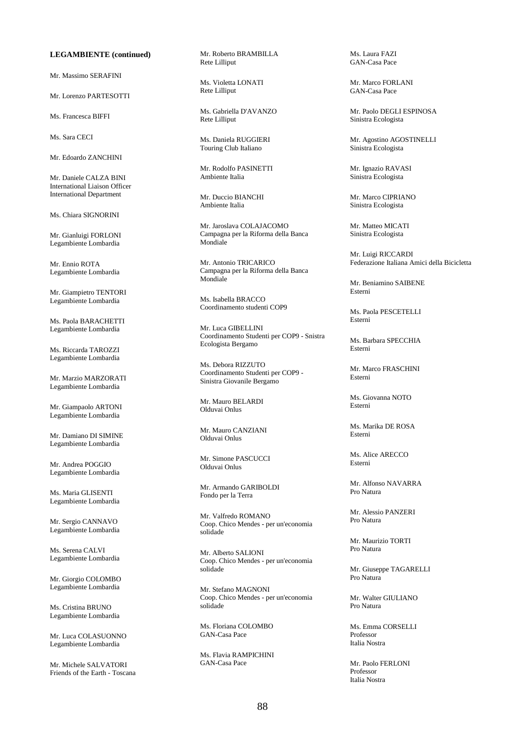**LEGAMBIENTE (continued)**

Mr. Massimo SERAFINI

Mr. Lorenzo PARTESOTTI

Ms. Francesca BIFFI

Ms. Sara CECI

Mr. Edoardo ZANCHINI

Mr. Daniele CALZA BINI
International Liaison Officer
International Department

Ms. Chiara SIGNORINI

Mr. Gianluigi FORLONI
Legambiente Lombardia

Mr. Ennio ROTA
Legambiente Lombardia

Mr. Giampietro TENTORI
Legambiente Lombardia

Ms. Paola BARACHETTI
Legambiente Lombardia

Ms. Riccarda TAROZZI
Legambiente Lombardia

Mr. Marzio MARZORATI
Legambiente Lombardia

Mr. Giampaolo ARTONI
Legambiente Lombardia

Mr. Damiano DI SIMINE
Legambiente Lombardia

Mr. Andrea POGGIO
Legambiente Lombardia

Ms. Maria GLISENTI
Legambiente Lombardia

Mr. Sergio CANNAVO
Legambiente Lombardia

Ms. Serena CALVI
Legambiente Lombardia

Mr. Giorgio COLOMBO
Legambiente Lombardia

Ms. Cristina BRUNO
Legambiente Lombardia

Mr. Luca COLASUONNO
Legambiente Lombardia

Mr. Michele SALVATORI
Friends of the Earth - Toscana

Mr. Roberto BRAMBILLA
Rete Lilliput

Ms. Violetta LONATI
Rete Lilliput

Ms. Gabriella D'AVANZO
Rete Lilliput

Ms. Daniela RUGGIERI
Touring Club Italiano

Mr. Rodolfo PASINETTI
Ambiente Italia

Mr. Duccio BIANCHI
Ambiente Italia

Mr. Jaroslava COLAJACOMO
Campagna per la Riforma della Banca Mondiale

Mr. Antonio TRICARICO
Campagna per la Riforma della Banca Mondiale

Ms. Isabella BRACCO
Coordinamento studenti COP9

Mr. Luca GIBELLINI
Coordinamento Studenti per COP9 - Snistra Ecologista Bergamo

Ms. Debora RIZZUTO
Coordinamento Studenti per COP9 - Sinistra Giovanile Bergamo

Mr. Mauro BELARDI
Olduvai Onlus

Mr. Mauro CANZIANI
Olduvai Onlus

Mr. Simone PASCUCCI
Olduvai Onlus

Mr. Armando GARIBOLDI
Fondo per la Terra

Mr. Valfredo ROMANO
Coop. Chico Mendes - per un'economia solidade

Mr. Alberto SALIONI
Coop. Chico Mendes - per un'economia solidade

Mr. Stefano MAGNONI
Coop. Chico Mendes - per un'economia solidade

Ms. Floriana COLOMBO
GAN-Casa Pace

Ms. Flavia RAMPICHINI
GAN-Casa Pace

Ms. Laura FAZI
GAN-Casa Pace

Mr. Marco FORLANI
GAN-Casa Pace

Mr. Paolo DEGLI ESPINOSA
Sinistra Ecologista

Mr. Agostino AGOSTINELLI
Sinistra Ecologista

Mr. Ignazio RAVASI
Sinistra Ecologista

Mr. Marco CIPRIANO
Sinistra Ecologista

Mr. Matteo MICATI
Sinistra Ecologista

Mr. Luigi RICCARDI
Federazione Italiana Amici della Bicicletta

Mr. Beniamino SAIBENE
Esterni

Ms. Paola PESCETELLI
Esterni

Ms. Barbara SPECCHIA
Esterni

Mr. Marco FRASCHINI
Esterni

Ms. Giovanna NOTO
Esterni

Ms. Marika DE ROSA
Esterni

Ms. Alice ARECCO
Esterni

Mr. Alfonso NAVARRA
Pro Natura

Mr. Alessio PANZERI
Pro Natura

Mr. Maurizio TORTI
Pro Natura

Mr. Giuseppe TAGARELLI
Pro Natura

Mr. Walter GIULIANO
Pro Natura

Ms. Emma CORSELLI
Professor
Italia Nostra

Mr. Paolo FERLONI
Professor
Italia Nostra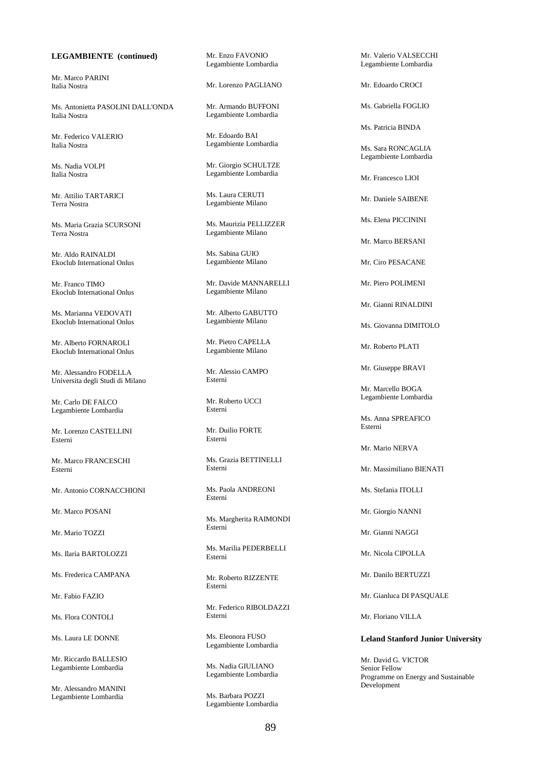**LEGAMBIENTE (continued)**

Mr. Marco PARINI
Italia Nostra

Ms. Antonietta PASOLINI DALL'ONDA
Italia Nostra

Mr. Federico VALERIO
Italia Nostra

Ms. Nadia VOLPI
Italia Nostra

Mr. Attilio TARTARICI
Terra Nostra

Ms. Maria Grazia SCURSONI
Terra Nostra

Mr. Aldo RAINALDI
Ekoclub International Onlus

Mr. Franco TIMO
Ekoclub International Onlus

Ms. Marianna VEDOVATI
Ekoclub International Onlus

Mr. Alberto FORNAROLI
Ekoclub International Onlus

Mr. Alessandro FODELLA
Universita degli Studi di Milano

Mr. Carlo DE FALCO
Legambiente Lombardia

Mr. Lorenzo CASTELLINI
Esterni

Mr. Marco FRANCESCHI
Esterni

Mr. Antonio CORNACCHIONI

Mr. Marco POSANI

Mr. Mario TOZZI

Ms. Ilaria BARTOLOZZI

Ms. Frederica CAMPANA

Mr. Fabio FAZIO

Ms. Flora CONTOLI

Ms. Laura LE DONNE

Mr. Riccardo BALLESIO
Legambiente Lombardia

Mr. Alessandro MANINI
Legambiente Lombardia

Mr. Enzo FAVONIO
Legambiente Lombardia

Mr. Lorenzo PAGLIANO

Mr. Armando BUFFONI
Legambiente Lombardia

Mr. Edoardo BAI
Legambiente Lombardia

Mr. Giorgio SCHULTZE
Legambiente Lombardia

Ms. Laura CERUTI
Legambiente Milano

Ms. Maurizia PELLIZZER
Legambiente Milano

Ms. Sabina GUIO
Legambiente Milano

Mr. Davide MANNARELLI
Legambiente Milano

Mr. Alberto GABUTTO
Legambiente Milano

Mr. Pietro CAPELLA
Legambiente Milano

Mr. Alessio CAMPO
Esterni

Mr. Roberto UCCI
Esterni

Mr. Duilio FORTE
Esterni

Ms. Grazia BETTINELLI
Esterni

Ms. Paola ANDREONI
Esterni

Ms. Margherita RAIMONDI
Esterni

Ms. Marilia PEDERBELLI
Esterni

Mr. Roberto RIZZENTE
Esterni

Mr. Federico RIBOLDAZZI
Esterni

Ms. Eleonora FUSO
Legambiente Lombardia

Ms. Nadia GIULIANO
Legambiente Lombardia

Ms. Barbara POZZI
Legambiente Lombardia

Mr. Valerio VALSECCHI
Legambiente Lombardia

Mr. Edoardo CROCI

Ms. Gabriella FOGLIO

Ms. Patricia BINDA

Ms. Sara RONCAGLIA
Legambiente Lombardia

Mr. Francesco LIOI

Mr. Daniele SAIBENE

Ms. Elena PICCININI

Mr. Marco BERSANI

Mr. Ciro PESACANE

Mr. Piero POLIMENI

Mr. Gianni RINALDINI

Ms. Giovanna DIMITOLO

Mr. Roberto PLATI

Mr. Giuseppe BRAVI

Mr. Marcello BOGA
Legambiente Lombardia

Ms. Anna SPREAFICO
Esterni

Mr. Mario NERVA

Mr. Massimiliano BIENATI

Ms. Stefania ITOLLI

Mr. Giorgio NANNI

Mr. Gianni NAGGI

Mr. Nicola CIPOLLA

Mr. Danilo BERTUZZI

Mr. Gianluca DI PASQUALE

Mr. Floriano VILLA

**Leland Stanford Junior University**

Mr. David G. VICTOR
Senior Fellow
Programme on Energy and Sustainable Development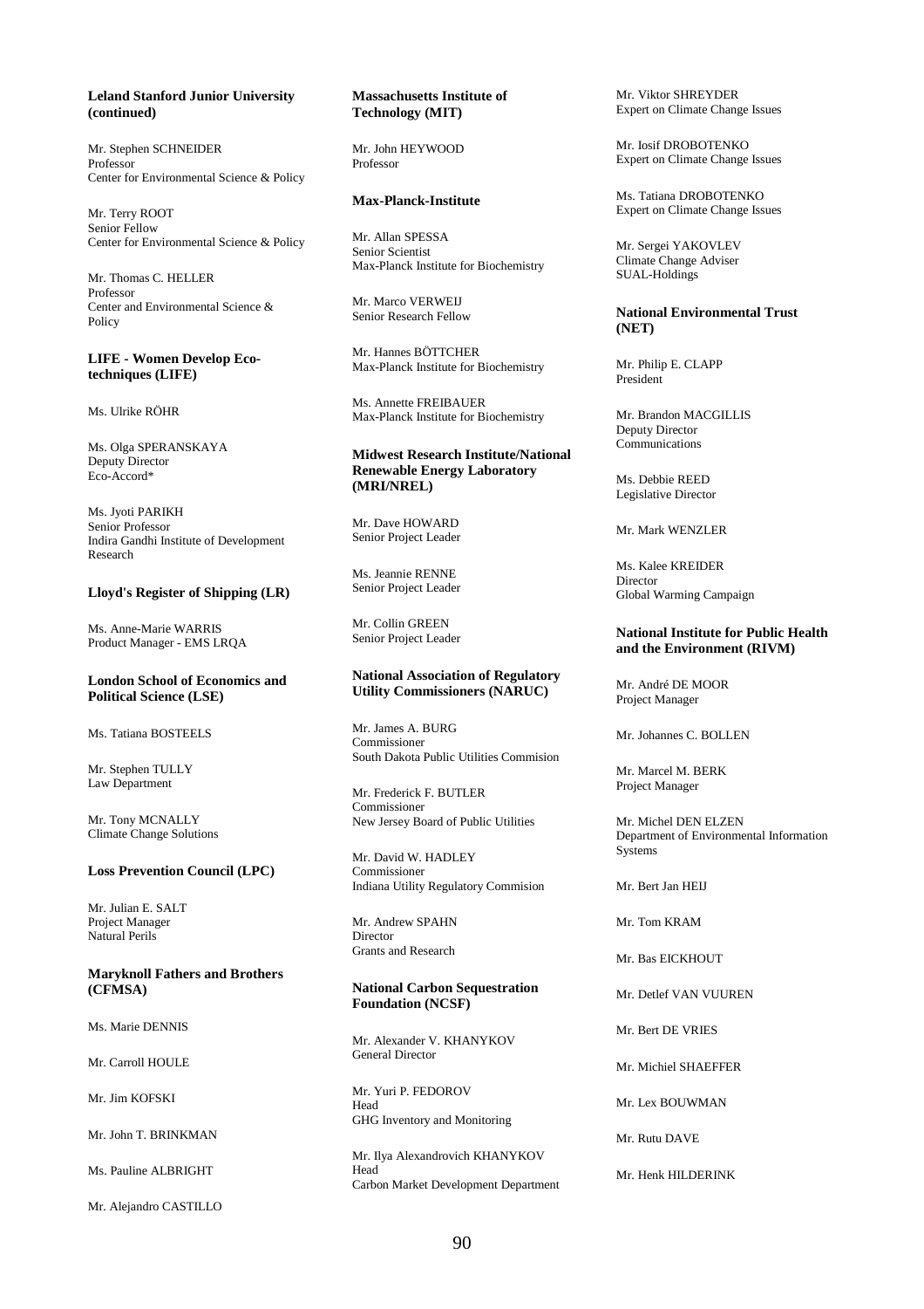**Leland Stanford Junior University (continued)**

Mr. Stephen SCHNEIDER
Professor
Center for Environmental Science & Policy

Mr. Terry ROOT
Senior Fellow
Center for Environmental Science & Policy

Mr. Thomas C. HELLER
Professor
Center and Environmental Science & Policy

**LIFE - Women Develop Eco-techniques (LIFE)**

Ms. Ulrike RÖHR

Ms. Olga SPERANSKAYA
Deputy Director
Eco-Accord*

Ms. Jyoti PARIKH
Senior Professor
Indira Gandhi Institute of Development Research

**Lloyd's Register of Shipping (LR)**

Ms. Anne-Marie WARRIS
Product Manager - EMS LRQA

**London School of Economics and Political Science (LSE)**

Ms. Tatiana BOSTEELS

Mr. Stephen TULLY
Law Department

Mr. Tony MCNALLY
Climate Change Solutions

**Loss Prevention Council (LPC)**

Mr. Julian E. SALT
Project Manager
Natural Perils

**Maryknoll Fathers and Brothers (CFMSA)**

Ms. Marie DENNIS

Mr. Carroll HOULE

Mr. Jim KOFSKI

Mr. John T. BRINKMAN

Ms. Pauline ALBRIGHT

Mr. Alejandro CASTILLO

**Massachusetts Institute of Technology (MIT)**

Mr. John HEYWOOD
Professor

**Max-Planck-Institute**

Mr. Allan SPESSA
Senior Scientist
Max-Planck Institute for Biochemistry

Mr. Marco VERWEIJ
Senior Research Fellow

Mr. Hannes BÖTTCHER
Max-Planck Institute for Biochemistry

Ms. Annette FREIBAUER
Max-Planck Institute for Biochemistry

**Midwest Research Institute/National Renewable Energy Laboratory (MRI/NREL)**

Mr. Dave HOWARD
Senior Project Leader

Ms. Jeannie RENNE
Senior Project Leader

Mr. Collin GREEN
Senior Project Leader

**National Association of Regulatory Utility Commissioners (NARUC)**

Mr. James A. BURG
Commissioner
South Dakota Public Utilities Commision

Mr. Frederick F. BUTLER
Commissioner
New Jersey Board of Public Utilities

Mr. David W. HADLEY
Commissioner
Indiana Utility Regulatory Commision

Mr. Andrew SPAHN
Director
Grants and Research

**National Carbon Sequestration Foundation (NCSF)**

Mr. Alexander V. KHANYKOV
General Director

Mr. Yuri P. FEDOROV
Head
GHG Inventory and Monitoring

Mr. Ilya Alexandrovich KHANYKOV
Head
Carbon Market Development Department

Mr. Viktor SHREYDER
Expert on Climate Change Issues

Mr. Iosif DROBOTENKO
Expert on Climate Change Issues

Ms. Tatiana DROBOTENKO
Expert on Climate Change Issues

Mr. Sergei YAKOVLEV
Climate Change Adviser
SUAL-Holdings

**National Environmental Trust (NET)**

Mr. Philip E. CLAPP
President

Mr. Brandon MACGILLIS
Deputy Director
Communications

Ms. Debbie REED
Legislative Director

Mr. Mark WENZLER

Ms. Kalee KREIDER
Director
Global Warming Campaign

**National Institute for Public Health and the Environment (RIVM)**

Mr. André DE MOOR
Project Manager

Mr. Johannes C. BOLLEN

Mr. Marcel M. BERK
Project Manager

Mr. Michel DEN ELZEN
Department of Environmental Information Systems

Mr. Bert Jan HEIJ

Mr. Tom KRAM

Mr. Bas EICKHOUT

Mr. Detlef VAN VUUREN

Mr. Bert DE VRIES

Mr. Michiel SHAEFFER

Mr. Lex BOUWMAN

Mr. Rutu DAVE

Mr. Henk HILDERINK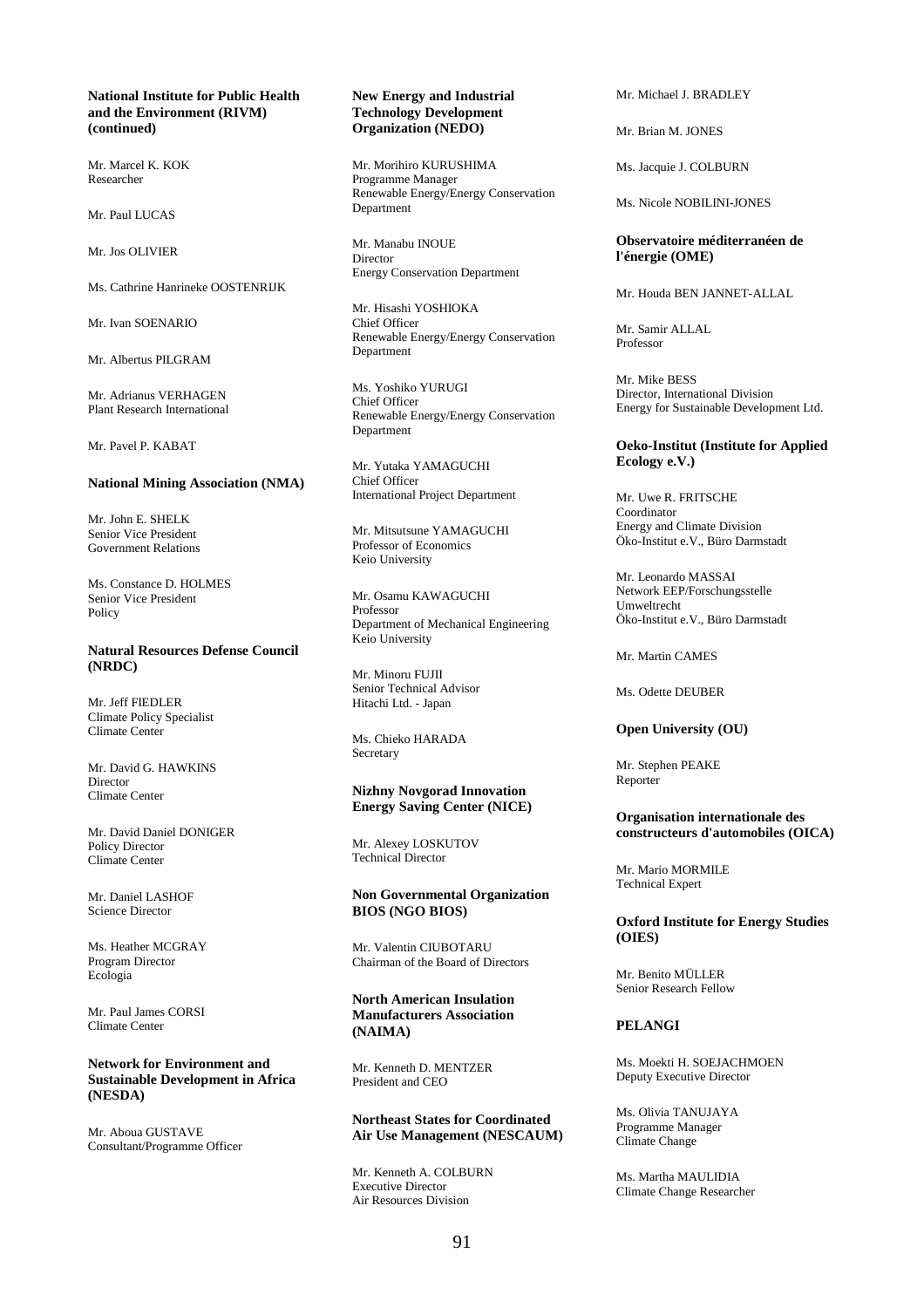**National Institute for Public Health and the Environment (RIVM) (continued)**

Mr. Marcel K. KOK
Researcher

Mr. Paul LUCAS

Mr. Jos OLIVIER

Ms. Cathrine Hanrineke OOSTENRIJK

Mr. Ivan SOENARIO

Mr. Albertus PILGRAM

Mr. Adrianus VERHAGEN
Plant Research International

Mr. Pavel P. KABAT

**National Mining Association (NMA)**

Mr. John E. SHELK
Senior Vice President
Government Relations

Ms. Constance D. HOLMES
Senior Vice President
Policy

**Natural Resources Defense Council (NRDC)**

Mr. Jeff FIEDLER
Climate Policy Specialist
Climate Center

Mr. David G. HAWKINS
Director
Climate Center

Mr. David Daniel DONIGER
Policy Director
Climate Center

Mr. Daniel LASHOF
Science Director

Ms. Heather MCGRAY
Program Director
Ecologia

Mr. Paul James CORSI
Climate Center

**Network for Environment and Sustainable Development in Africa (NESDA)**

Mr. Aboua GUSTAVE
Consultant/Programme Officer

**New Energy and Industrial Technology Development Organization (NEDO)**

Mr. Morihiro KURUSHIMA
Programme Manager
Renewable Energy/Energy Conservation Department

Mr. Manabu INOUE
Director
Energy Conservation Department

Mr. Hisashi YOSHIOKA
Chief Officer
Renewable Energy/Energy Conservation Department

Ms. Yoshiko YURUGI
Chief Officer
Renewable Energy/Energy Conservation Department

Mr. Yutaka YAMAGUCHI
Chief Officer
International Project Department

Mr. Mitsutsune YAMAGUCHI
Professor of Economics
Keio University

Mr. Osamu KAWAGUCHI
Professor
Department of Mechanical Engineering
Keio University

Mr. Minoru FUJII
Senior Technical Advisor
Hitachi Ltd. - Japan

Ms. Chieko HARADA
Secretary

**Nizhny Novgorad Innovation Energy Saving Center (NICE)**

Mr. Alexey LOSKUTOV
Technical Director

**Non Governmental Organization BIOS (NGO BIOS)**

Mr. Valentin CIUBOTARU
Chairman of the Board of Directors

**North American Insulation Manufacturers Association (NAIMA)**

Mr. Kenneth D. MENTZER
President and CEO

**Northeast States for Coordinated Air Use Management (NESCAUM)**

Mr. Kenneth A. COLBURN
Executive Director
Air Resources Division

Mr. Michael J. BRADLEY

Mr. Brian M. JONES

Ms. Jacquie J. COLBURN

Ms. Nicole NOBILINI-JONES

**Observatoire méditerranéen de l'énergie (OME)**

Mr. Houda BEN JANNET-ALLAL

Mr. Samir ALLAL
Professor

Mr. Mike BESS
Director, International Division
Energy for Sustainable Development Ltd.

**Oeko-Institut (Institute for Applied Ecology e.V.)**

Mr. Uwe R. FRITSCHE
Coordinator
Energy and Climate Division
Öko-Institut e.V., Büro Darmstadt

Mr. Leonardo MASSAI
Network EEP/Forschungsstelle Umweltrecht
Öko-Institut e.V., Büro Darmstadt

Mr. Martin CAMES

Ms. Odette DEUBER

**Open University (OU)**

Mr. Stephen PEAKE
Reporter

**Organisation internationale des constructeurs d'automobiles (OICA)**

Mr. Mario MORMILE
Technical Expert

**Oxford Institute for Energy Studies (OIES)**

Mr. Benito MÜLLER
Senior Research Fellow

**PELANGI**

Ms. Moekti H. SOEJACHMOEN
Deputy Executive Director

Ms. Olivia TANUJAYA
Programme Manager
Climate Change

Ms. Martha MAULIDIA
Climate Change Researcher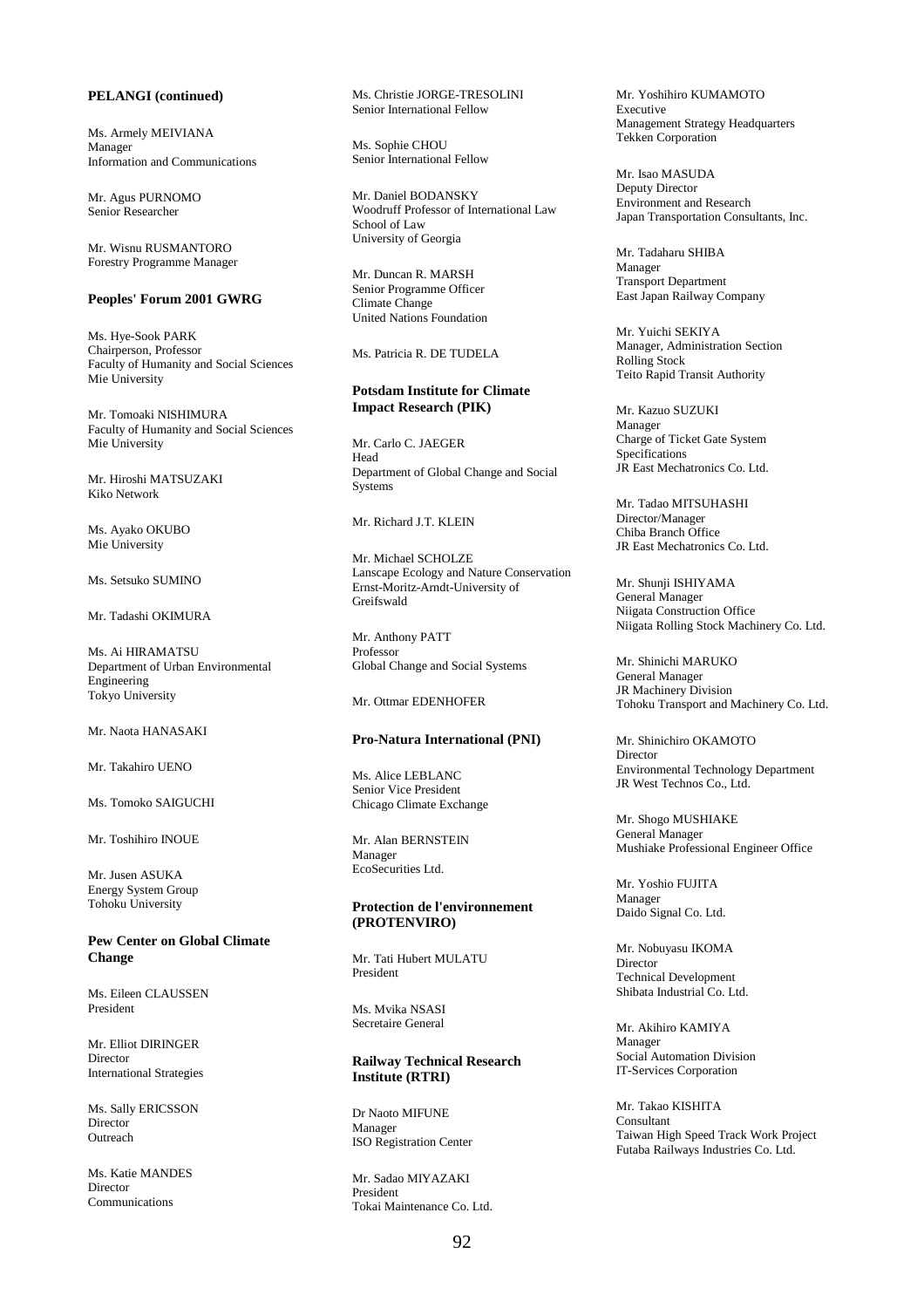**PELANGI (continued)**

Ms. Armely MEIVIANA
Manager
Information and Communications

Mr. Agus PURNOMO
Senior Researcher

Mr. Wisnu RUSMANTORO
Forestry Programme Manager

**Peoples' Forum 2001 GWRG**

Ms. Hye-Sook PARK
Chairperson, Professor
Faculty of Humanity and Social Sciences
Mie University

Mr. Tomoaki NISHIMURA
Faculty of Humanity and Social Sciences
Mie University

Mr. Hiroshi MATSUZAKI
Kiko Network

Ms. Ayako OKUBO
Mie University

Ms. Setsuko SUMINO

Mr. Tadashi OKIMURA

Ms. Ai HIRAMATSU
Department of Urban Environmental Engineering
Tokyo University

Mr. Naota HANASAKI

Mr. Takahiro UENO

Ms. Tomoko SAIGUCHI

Mr. Toshihiro INOUE

Mr. Jusen ASUKA
Energy System Group
Tohoku University

**Pew Center on Global Climate Change**

Ms. Eileen CLAUSSEN
President

Mr. Elliot DIRINGER
Director
International Strategies

Ms. Sally ERICSSON
Director
Outreach

Ms. Katie MANDES
Director
Communications

Ms. Christie JORGE-TRESOLINI
Senior International Fellow

Ms. Sophie CHOU
Senior International Fellow

Mr. Daniel BODANSKY
Woodruff Professor of International Law
School of Law
University of Georgia

Mr. Duncan R. MARSH
Senior Programme Officer
Climate Change
United Nations Foundation

Ms. Patricia R. DE TUDELA

**Potsdam Institute for Climate Impact Research (PIK)**

Mr. Carlo C. JAEGER
Head
Department of Global Change and Social Systems

Mr. Richard J.T. KLEIN

Mr. Michael SCHOLZE
Lanscape Ecology and Nature Conservation
Ernst-Moritz-Arndt-University of Greifswald

Mr. Anthony PATT
Professor
Global Change and Social Systems

Mr. Ottmar EDENHOFER

**Pro-Natura International (PNI)**

Ms. Alice LEBLANC
Senior Vice President
Chicago Climate Exchange

Mr. Alan BERNSTEIN
Manager
EcoSecurities Ltd.

**Protection de l'environnement (PROTENVIRO)**

Mr. Tati Hubert MULATU
President

Ms. Mvika NSASI
Secretaire General

**Railway Technical Research Institute (RTRI)**

Dr Naoto MIFUNE
Manager
ISO Registration Center

Mr. Sadao MIYAZAKI
President
Tokai Maintenance Co. Ltd.

Mr. Yoshihiro KUMAMOTO
Executive
Management Strategy Headquarters
Tekken Corporation

Mr. Isao MASUDA
Deputy Director
Environment and Research
Japan Transportation Consultants, Inc.

Mr. Tadaharu SHIBA
Manager
Transport Department
East Japan Railway Company

Mr. Yuichi SEKIYA
Manager, Administration Section
Rolling Stock
Teito Rapid Transit Authority

Mr. Kazuo SUZUKI
Manager
Charge of Ticket Gate System Specifications
JR East Mechatronics Co. Ltd.

Mr. Tadao MITSUHASHI
Director/Manager
Chiba Branch Office
JR East Mechatronics Co. Ltd.

Mr. Shunji ISHIYAMA
General Manager
Niigata Construction Office
Niigata Rolling Stock Machinery Co. Ltd.

Mr. Shinichi MARUKO
General Manager
JR Machinery Division
Tohoku Transport and Machinery Co. Ltd.

Mr. Shinichiro OKAMOTO
Director
Environmental Technology Department
JR West Technos Co., Ltd.

Mr. Shogo MUSHIAKE
General Manager
Mushiake Professional Engineer Office

Mr. Yoshio FUJITA
Manager
Daido Signal Co. Ltd.

Mr. Nobuyasu IKOMA
Director
Technical Development
Shibata Industrial Co. Ltd.

Mr. Akihiro KAMIYA
Manager
Social Automation Division
IT-Services Corporation

Mr. Takao KISHITA
Consultant
Taiwan High Speed Track Work Project
Futaba Railways Industries Co. Ltd.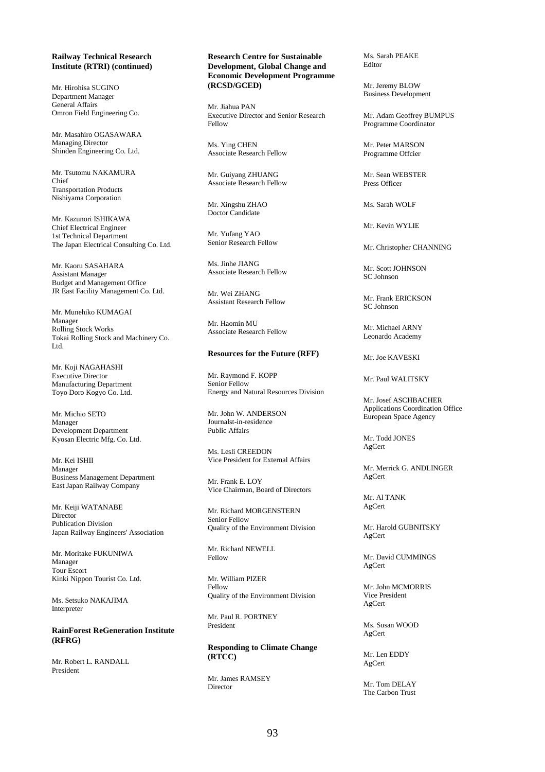### Railway Technical Research Institute (RTRI) (continued)

Mr. Hirohisa SUGINO
Department Manager
General Affairs
Omron Field Engineering Co.

Mr. Masahiro OGASAWARA
Managing Director
Shinden Engineering Co. Ltd.

Mr. Tsutomu NAKAMURA
Chief
Transportation Products
Nishiyama Corporation

Mr. Kazunori ISHIKAWA
Chief Electrical Engineer
1st Technical Department
The Japan Electrical Consulting Co. Ltd.

Mr. Kaoru SASAHARA
Assistant Manager
Budget and Management Office
JR East Facility Management Co. Ltd.

Mr. Munehiko KUMAGAI
Manager
Rolling Stock Works
Tokai Rolling Stock and Machinery Co. Ltd.

Mr. Koji NAGAHASHI
Executive Director
Manufacturing Department
Toyo Doro Kogyo Co. Ltd.

Mr. Michio SETO
Manager
Development Department
Kyosan Electric Mfg. Co. Ltd.

Mr. Kei ISHII
Manager
Business Management Department
East Japan Railway Company

Mr. Keiji WATANABE
Director
Publication Division
Japan Railway Engineers' Association

Mr. Moritake FUKUNIWA
Manager
Tour Escort
Kinki Nippon Tourist Co. Ltd.

Ms. Setsuko NAKAJIMA
Interpreter

### RainForest ReGeneration Institute (RFRG)

Mr. Robert L. RANDALL
President

### Research Centre for Sustainable Development, Global Change and Economic Development Programme (RCSD/GCED)

Mr. Jiahua PAN
Executive Director and Senior Research Fellow

Ms. Ying CHEN
Associate Research Fellow

Mr. Guiyang ZHUANG
Associate Research Fellow

Mr. Xingshu ZHAO
Doctor Candidate

Mr. Yufang YAO
Senior Research Fellow

Ms. Jinhe JIANG
Associate Research Fellow

Mr. Wei ZHANG
Assistant Research Fellow

Mr. Haomin MU
Associate Research Fellow

### Resources for the Future (RFF)

Mr. Raymond F. KOPP
Senior Fellow
Energy and Natural Resources Division

Mr. John W. ANDERSON
Journalst-in-residence
Public Affairs

Ms. Lesli CREEDON
Vice President for External Affairs

Mr. Frank E. LOY
Vice Chairman, Board of Directors

Mr. Richard MORGENSTERN
Senior Fellow
Quality of the Environment Division

Mr. Richard NEWELL
Fellow

Mr. William PIZER
Fellow
Quality of the Environment Division

Mr. Paul R. PORTNEY
President

### Responding to Climate Change (RTCC)

Mr. James RAMSEY
Director

Ms. Sarah PEAKE
Editor

Mr. Jeremy BLOW
Business Development

Mr. Adam Geoffrey BUMPUS
Programme Coordinator

Mr. Peter MARSON
Programme Offcier

Mr. Sean WEBSTER
Press Officer

Ms. Sarah WOLF

Mr. Kevin WYLIE

Mr. Christopher CHANNING

Mr. Scott JOHNSON
SC Johnson

Mr. Frank ERICKSON
SC Johnson

Mr. Michael ARNY
Leonardo Academy

Mr. Joe KAVESKI

Mr. Paul WALITSKY

Mr. Josef ASCHBACHER
Applications Coordination Office
European Space Agency

Mr. Todd JONES
AgCert

Mr. Merrick G. ANDLINGER
AgCert

Mr. Al TANK
AgCert

Mr. Harold GUBNITSKY
AgCert

Mr. David CUMMINGS
AgCert

Mr. John MCMORRIS
Vice President
AgCert

Ms. Susan WOOD
AgCert

Mr. Len EDDY
AgCert

Mr. Tom DELAY
The Carbon Trust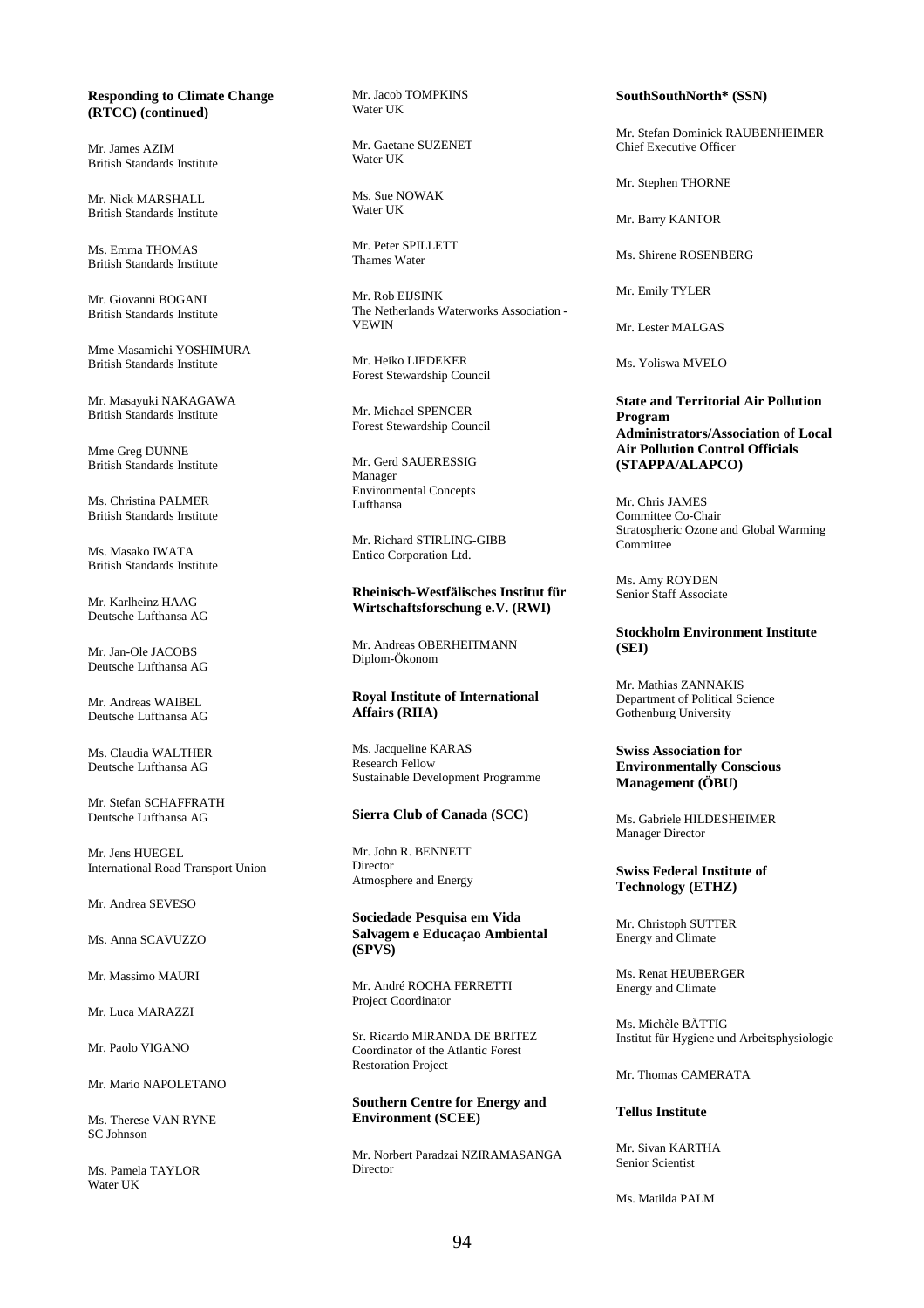**Responding to Climate Change (RTCC) (continued)**

Mr. James AZIM
British Standards Institute

Mr. Nick MARSHALL
British Standards Institute

Ms. Emma THOMAS
British Standards Institute

Mr. Giovanni BOGANI
British Standards Institute

Mme Masamichi YOSHIMURA
British Standards Institute

Mr. Masayuki NAKAGAWA
British Standards Institute

Mme Greg DUNNE
British Standards Institute

Ms. Christina PALMER
British Standards Institute

Ms. Masako IWATA
British Standards Institute

Mr. Karlheinz HAAG
Deutsche Lufthansa AG

Mr. Jan-Ole JACOBS
Deutsche Lufthansa AG

Mr. Andreas WAIBEL
Deutsche Lufthansa AG

Ms. Claudia WALTHER
Deutsche Lufthansa AG

Mr. Stefan SCHAFFRATH
Deutsche Lufthansa AG

Mr. Jens HUEGEL
International Road Transport Union

Mr. Andrea SEVESO

Ms. Anna SCAVUZZO

Mr. Massimo MAURI

Mr. Luca MARAZZI

Mr. Paolo VIGANO

Mr. Mario NAPOLETANO

Ms. Therese VAN RYNE
SC Johnson

Ms. Pamela TAYLOR
Water UK

Mr. Jacob TOMPKINS
Water UK

Mr. Gaetane SUZENET
Water UK

Ms. Sue NOWAK
Water UK

Mr. Peter SPILLETT
Thames Water

Mr. Rob EIJSINK
The Netherlands Waterworks Association - VEWIN

Mr. Heiko LIEDEKER
Forest Stewardship Council

Mr. Michael SPENCER
Forest Stewardship Council

Mr. Gerd SAUERESSIG
Manager
Environmental Concepts
Lufthansa

Mr. Richard STIRLING-GIBB
Entico Corporation Ltd.

**Rheinisch-Westfälisches Institut für Wirtschaftsforschung e.V. (RWI)**

Mr. Andreas OBERHEITMANN
Diplom-Ökonom

**Royal Institute of International Affairs (RIIA)**

Ms. Jacqueline KARAS
Research Fellow
Sustainable Development Programme

**Sierra Club of Canada (SCC)**

Mr. John R. BENNETT
Director
Atmosphere and Energy

**Sociedade Pesquisa em Vida Salvagem e Educaçao Ambiental (SPVS)**

Mr. André ROCHA FERRETTI
Project Coordinator

Sr. Ricardo MIRANDA DE BRITEZ
Coordinator of the Atlantic Forest Restoration Project

**Southern Centre for Energy and Environment (SCEE)**

Mr. Norbert Paradzai NZIRAMASANGA
Director

**SouthSouthNorth* (SSN)**

Mr. Stefan Dominick RAUBENHEIMER
Chief Executive Officer

Mr. Stephen THORNE

Mr. Barry KANTOR

Ms. Shirene ROSENBERG

Mr. Emily TYLER

Mr. Lester MALGAS

Ms. Yoliswa MVELO

**State and Territorial Air Pollution Program Administrators/Association of Local Air Pollution Control Officials (STAPPA/ALAPCO)**

Mr. Chris JAMES
Committee Co-Chair
Stratospheric Ozone and Global Warming Committee

Ms. Amy ROYDEN
Senior Staff Associate

**Stockholm Environment Institute (SEI)**

Mr. Mathias ZANNAKIS
Department of Political Science
Gothenburg University

**Swiss Association for Environmentally Conscious Management (ÖBU)**

Ms. Gabriele HILDESHEIMER
Manager Director

**Swiss Federal Institute of Technology (ETHZ)**

Mr. Christoph SUTTER
Energy and Climate

Ms. Renat HEUBERGER
Energy and Climate

Ms. Michèle BÄTTIG
Institut für Hygiene und Arbeitsphysiologie

Mr. Thomas CAMERATA

**Tellus Institute**

Mr. Sivan KARTHA
Senior Scientist

Ms. Matilda PALM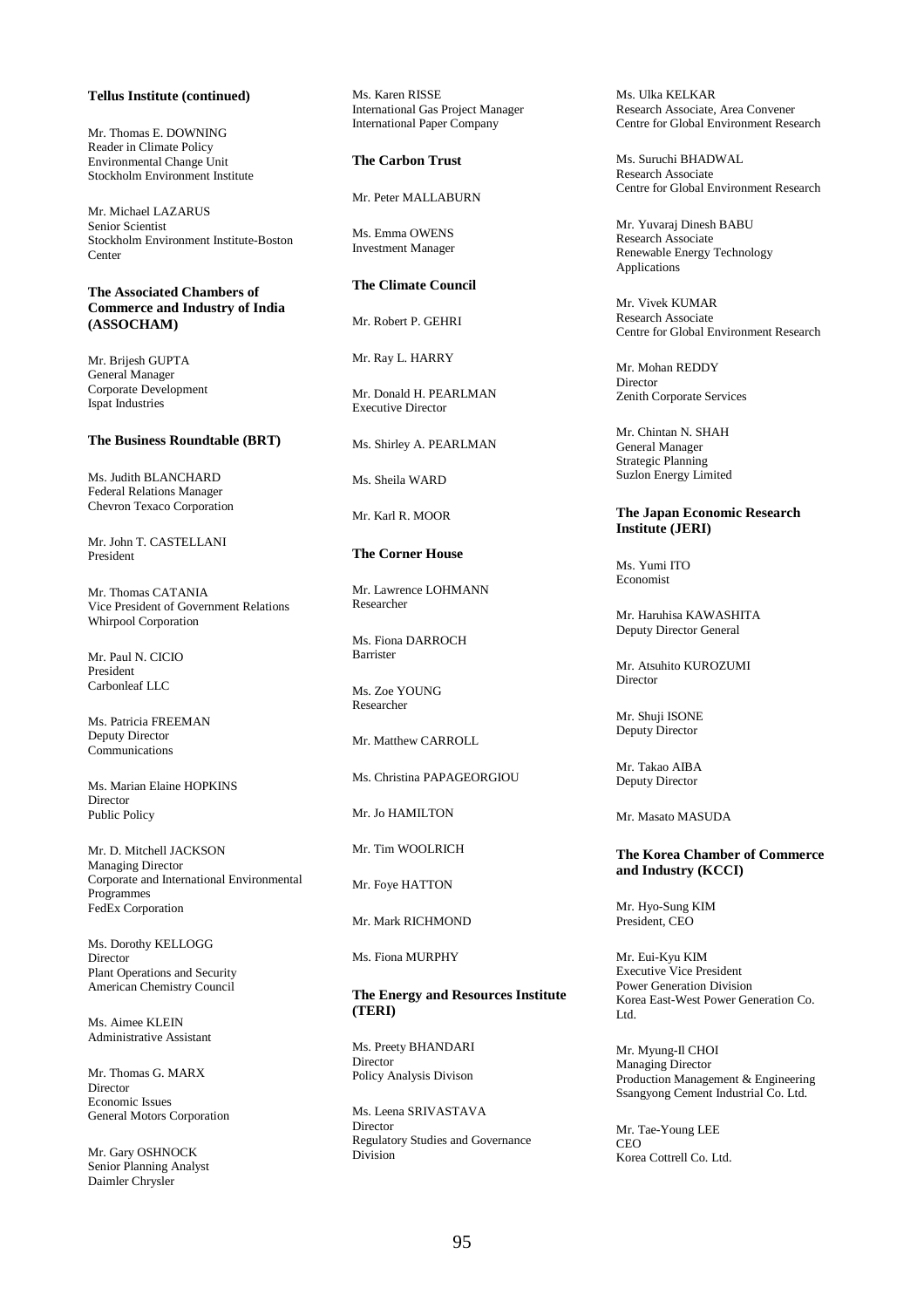**Tellus Institute (continued)**

Mr. Thomas E. DOWNING
Reader in Climate Policy
Environmental Change Unit
Stockholm Environment Institute

Mr. Michael LAZARUS
Senior Scientist
Stockholm Environment Institute-Boston Center

**The Associated Chambers of Commerce and Industry of India (ASSOCHAM)**

Mr. Brijesh GUPTA
General Manager
Corporate Development
Ispat Industries

**The Business Roundtable (BRT)**

Ms. Judith BLANCHARD
Federal Relations Manager
Chevron Texaco Corporation

Mr. John T. CASTELLANI
President

Mr. Thomas CATANIA
Vice President of Government Relations
Whirpool Corporation

Mr. Paul N. CICIO
President
Carbonleaf LLC

Ms. Patricia FREEMAN
Deputy Director
Communications

Ms. Marian Elaine HOPKINS
Director
Public Policy

Mr. D. Mitchell JACKSON
Managing Director
Corporate and International Environmental Programmes
FedEx Corporation

Ms. Dorothy KELLOGG
Director
Plant Operations and Security
American Chemistry Council

Ms. Aimee KLEIN
Administrative Assistant

Mr. Thomas G. MARX
Director
Economic Issues
General Motors Corporation

Mr. Gary OSHNOCK
Senior Planning Analyst
Daimler Chrysler

Ms. Karen RISSE
International Gas Project Manager
International Paper Company

**The Carbon Trust**

Mr. Peter MALLABURN

Ms. Emma OWENS
Investment Manager

**The Climate Council**

Mr. Robert P. GEHRI

Mr. Ray L. HARRY

Mr. Donald H. PEARLMAN
Executive Director

Ms. Shirley A. PEARLMAN

Ms. Sheila WARD

Mr. Karl R. MOOR

**The Corner House**

Mr. Lawrence LOHMANN
Researcher

Ms. Fiona DARROCH
Barrister

Ms. Zoe YOUNG
Researcher

Mr. Matthew CARROLL

Ms. Christina PAPAGEORGIOU

Mr. Jo HAMILTON

Mr. Tim WOOLRICH

Mr. Foye HATTON

Mr. Mark RICHMOND

Ms. Fiona MURPHY

**The Energy and Resources Institute (TERI)**

Ms. Preety BHANDARI
Director
Policy Analysis Divison

Ms. Leena SRIVASTAVA
Director
Regulatory Studies and Governance Division

Ms. Ulka KELKAR
Research Associate, Area Convener
Centre for Global Environment Research

Ms. Suruchi BHADWAL
Research Associate
Centre for Global Environment Research

Mr. Yuvaraj Dinesh BABU
Research Associate
Renewable Energy Technology Applications

Mr. Vivek KUMAR
Research Associate
Centre for Global Environment Research

Mr. Mohan REDDY
Director
Zenith Corporate Services

Mr. Chintan N. SHAH
General Manager
Strategic Planning
Suzlon Energy Limited

**The Japan Economic Research Institute (JERI)**

Ms. Yumi ITO
Economist

Mr. Haruhisa KAWASHITA
Deputy Director General

Mr. Atsuhito KUROZUMI
Director

Mr. Shuji ISONE
Deputy Director

Mr. Takao AIBA
Deputy Director

Mr. Masato MASUDA

**The Korea Chamber of Commerce and Industry (KCCI)**

Mr. Hyo-Sung KIM
President, CEO

Mr. Eui-Kyu KIM
Executive Vice President
Power Generation Division
Korea East-West Power Generation Co. Ltd.

Mr. Myung-Il CHOI
Managing Director
Production Management & Engineering
Ssangyong Cement Industrial Co. Ltd.

Mr. Tae-Young LEE
CEO
Korea Cottrell Co. Ltd.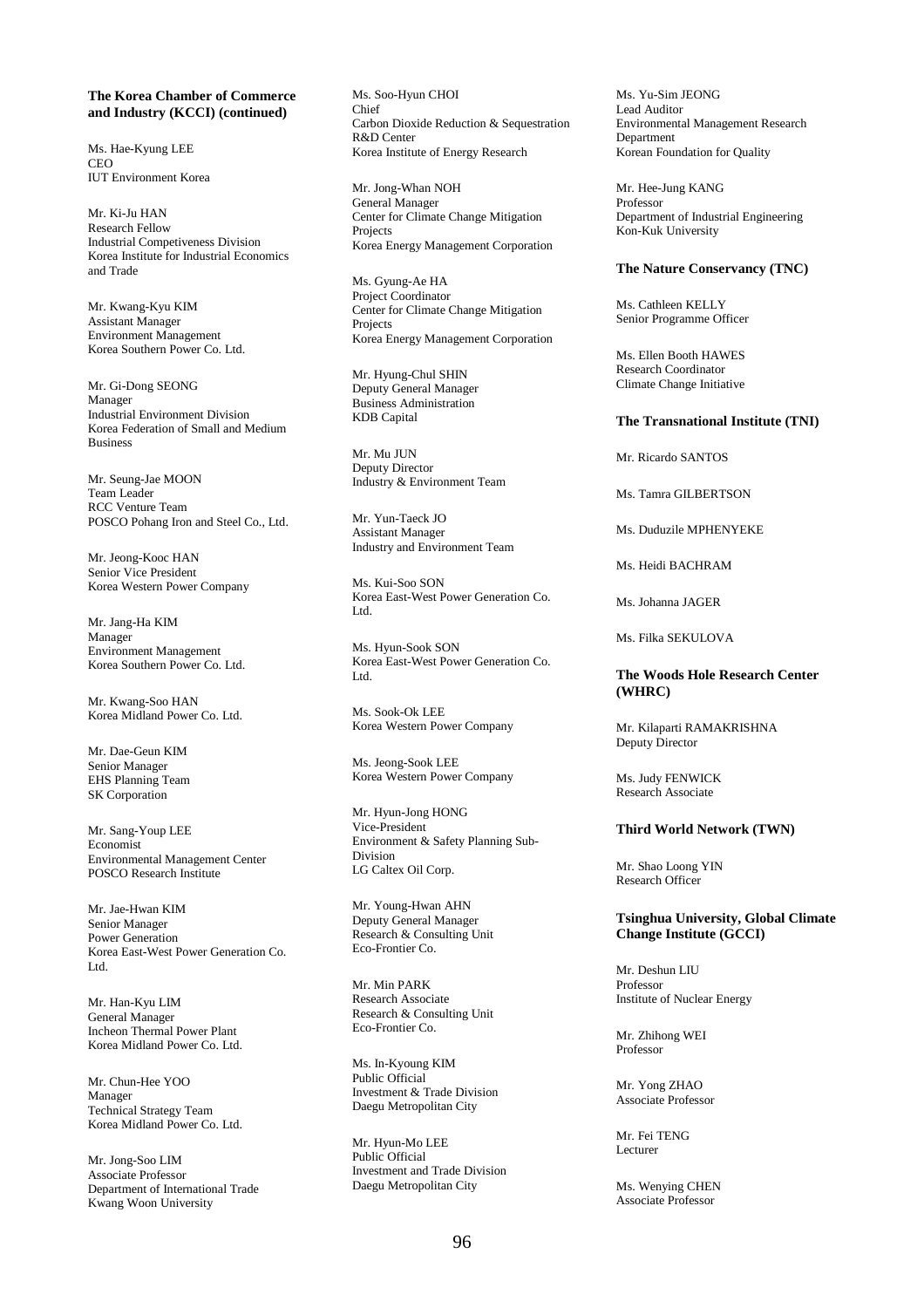**The Korea Chamber of Commerce and Industry (KCCI) (continued)**

Ms. Hae-Kyung LEE
CEO
IUT Environment Korea

Mr. Ki-Ju HAN
Research Fellow
Industrial Competiveness Division
Korea Institute for Industrial Economics and Trade

Mr. Kwang-Kyu KIM
Assistant Manager
Environment Management
Korea Southern Power Co. Ltd.

Mr. Gi-Dong SEONG
Manager
Industrial Environment Division
Korea Federation of Small and Medium Business

Mr. Seung-Jae MOON
Team Leader
RCC Venture Team
POSCO Pohang Iron and Steel Co., Ltd.

Mr. Jeong-Kooc HAN
Senior Vice President
Korea Western Power Company

Mr. Jang-Ha KIM
Manager
Environment Management
Korea Southern Power Co. Ltd.

Mr. Kwang-Soo HAN
Korea Midland Power Co. Ltd.

Mr. Dae-Geun KIM
Senior Manager
EHS Planning Team
SK Corporation

Mr. Sang-Youp LEE
Economist
Environmental Management Center
POSCO Research Institute

Mr. Jae-Hwan KIM
Senior Manager
Power Generation
Korea East-West Power Generation Co. Ltd.

Mr. Han-Kyu LIM
General Manager
Incheon Thermal Power Plant
Korea Midland Power Co. Ltd.

Mr. Chun-Hee YOO
Manager
Technical Strategy Team
Korea Midland Power Co. Ltd.

Mr. Jong-Soo LIM
Associate Professor
Department of International Trade
Kwang Woon University

Ms. Soo-Hyun CHOI
Chief
Carbon Dioxide Reduction & Sequestration R&D Center
Korea Institute of Energy Research

Mr. Jong-Whan NOH
General Manager
Center for Climate Change Mitigation Projects
Korea Energy Management Corporation

Ms. Gyung-Ae HA
Project Coordinator
Center for Climate Change Mitigation Projects
Korea Energy Management Corporation

Mr. Hyung-Chul SHIN
Deputy General Manager
Business Administration
KDB Capital

Mr. Mu JUN
Deputy Director
Industry & Environment Team

Mr. Yun-Taeck JO
Assistant Manager
Industry and Environment Team

Ms. Kui-Soo SON
Korea East-West Power Generation Co. Ltd.

Ms. Hyun-Sook SON
Korea East-West Power Generation Co. Ltd.

Ms. Sook-Ok LEE
Korea Western Power Company

Ms. Jeong-Sook LEE
Korea Western Power Company

Mr. Hyun-Jong HONG
Vice-President
Environment & Safety Planning Sub-Division
LG Caltex Oil Corp.

Mr. Young-Hwan AHN
Deputy General Manager
Research & Consulting Unit
Eco-Frontier Co.

Mr. Min PARK
Research Associate
Research & Consulting Unit
Eco-Frontier Co.

Ms. In-Kyoung KIM
Public Official
Investment & Trade Division
Daegu Metropolitan City

Mr. Hyun-Mo LEE
Public Official
Investment and Trade Division
Daegu Metropolitan City

Ms. Yu-Sim JEONG
Lead Auditor
Environmental Management Research Department
Korean Foundation for Quality

Mr. Hee-Jung KANG
Professor
Department of Industrial Engineering
Kon-Kuk University

**The Nature Conservancy (TNC)**

Ms. Cathleen KELLY
Senior Programme Officer

Ms. Ellen Booth HAWES
Research Coordinator
Climate Change Initiative

**The Transnational Institute (TNI)**

Mr. Ricardo SANTOS

Ms. Tamra GILBERTSON

Ms. Duduzile MPHENYEKE

Ms. Heidi BACHRAM

Ms. Johanna JAGER

Ms. Filka SEKULOVA

**The Woods Hole Research Center (WHRC)**

Mr. Kilaparti RAMAKRISHNA
Deputy Director

Ms. Judy FENWICK
Research Associate

**Third World Network (TWN)**

Mr. Shao Loong YIN
Research Officer

**Tsinghua University, Global Climate Change Institute (GCCI)**

Mr. Deshun LIU
Professor
Institute of Nuclear Energy

Mr. Zhihong WEI
Professor

Mr. Yong ZHAO
Associate Professor

Mr. Fei TENG
Lecturer

Ms. Wenying CHEN
Associate Professor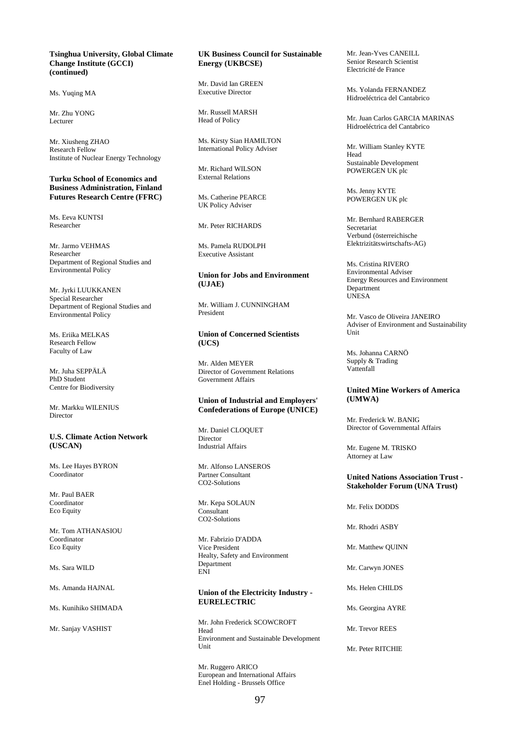**Tsinghua University, Global Climate Change Institute (GCCI) (continued)**

Ms. Yuqing MA

Mr. Zhu YONG
Lecturer

Mr. Xiusheng ZHAO
Research Fellow
Institute of Nuclear Energy Technology

**Turku School of Economics and Business Administration, Finland Futures Research Centre (FFRC)**

Ms. Eeva KUNTSI
Researcher

Mr. Jarmo VEHMAS
Researcher
Department of Regional Studies and Environmental Policy

Mr. Jyrki LUUKKANEN
Special Researcher
Department of Regional Studies and Environmental Policy

Ms. Eriika MELKAS
Research Fellow
Faculty of Law

Mr. Juha SEPPÄLÄ
PhD Student
Centre for Biodiversity

Mr. Markku WILENIUS
Director

**U.S. Climate Action Network (USCAN)**

Ms. Lee Hayes BYRON
Coordinator

Mr. Paul BAER
Coordinator
Eco Equity

Mr. Tom ATHANASIOU
Coordinator
Eco Equity

Ms. Sara WILD

Ms. Amanda HAJNAL

Ms. Kunihiko SHIMADA

Mr. Sanjay VASHIST

**UK Business Council for Sustainable Energy (UKBCSE)**

Mr. David Ian GREEN
Executive Director

Mr. Russell MARSH
Head of Policy

Ms. Kirsty Sian HAMILTON
International Policy Adviser

Mr. Richard WILSON
External Relations

Ms. Catherine PEARCE
UK Policy Adviser

Mr. Peter RICHARDS

Ms. Pamela RUDOLPH
Executive Assistant

**Union for Jobs and Environment (UJAE)**

Mr. William J. CUNNINGHAM
President

**Union of Concerned Scientists (UCS)**

Mr. Alden MEYER
Director of Government Relations
Government Affairs

**Union of Industrial and Employers' Confederations of Europe (UNICE)**

Mr. Daniel CLOQUET
Director
Industrial Affairs

Mr. Alfonso LANSEROS
Partner Consultant
CO2-Solutions

Mr. Kepa SOLAUN
Consultant
CO2-Solutions

Mr. Fabrizio D'ADDA
Vice President
Healty, Safety and Environment Department
ENI

**Union of the Electricity Industry - EURELECTRIC**

Mr. John Frederick SCOWCROFT
Head
Environment and Sustainable Development Unit

Mr. Ruggero ARICO
European and International Affairs
Enel Holding - Brussels Office

Mr. Jean-Yves CANEILL
Senior Research Scientist
Electricité de France

Ms. Yolanda FERNANDEZ
Hidroeléctrica del Cantabrico

Mr. Juan Carlos GARCIA MARINAS
Hidroeléctrica del Cantabrico

Mr. William Stanley KYTE
Head
Sustainable Development
POWERGEN UK plc

Ms. Jenny KYTE
POWERGEN UK plc

Mr. Bernhard RABERGER
Secretariat
Verbund (österreichische Elektrizitätswirtschafts-AG)

Ms. Cristina RIVERO
Environmental Adviser
Energy Resources and Environment Department
UNESA

Mr. Vasco de Oliveira JANEIRO
Adviser of Environment and Sustainability Unit

Ms. Johanna CARNÖ
Supply & Trading
Vattenfall

**United Mine Workers of America (UMWA)**

Mr. Frederick W. BANIG
Director of Governmental Affairs

Mr. Eugene M. TRISKO
Attorney at Law

**United Nations Association Trust - Stakeholder Forum (UNA Trust)**

Mr. Felix DODDS

Mr. Rhodri ASBY

Mr. Matthew QUINN

Mr. Carwyn JONES

Ms. Helen CHILDS

Ms. Georgina AYRE

Mr. Trevor REES

Mr. Peter RITCHIE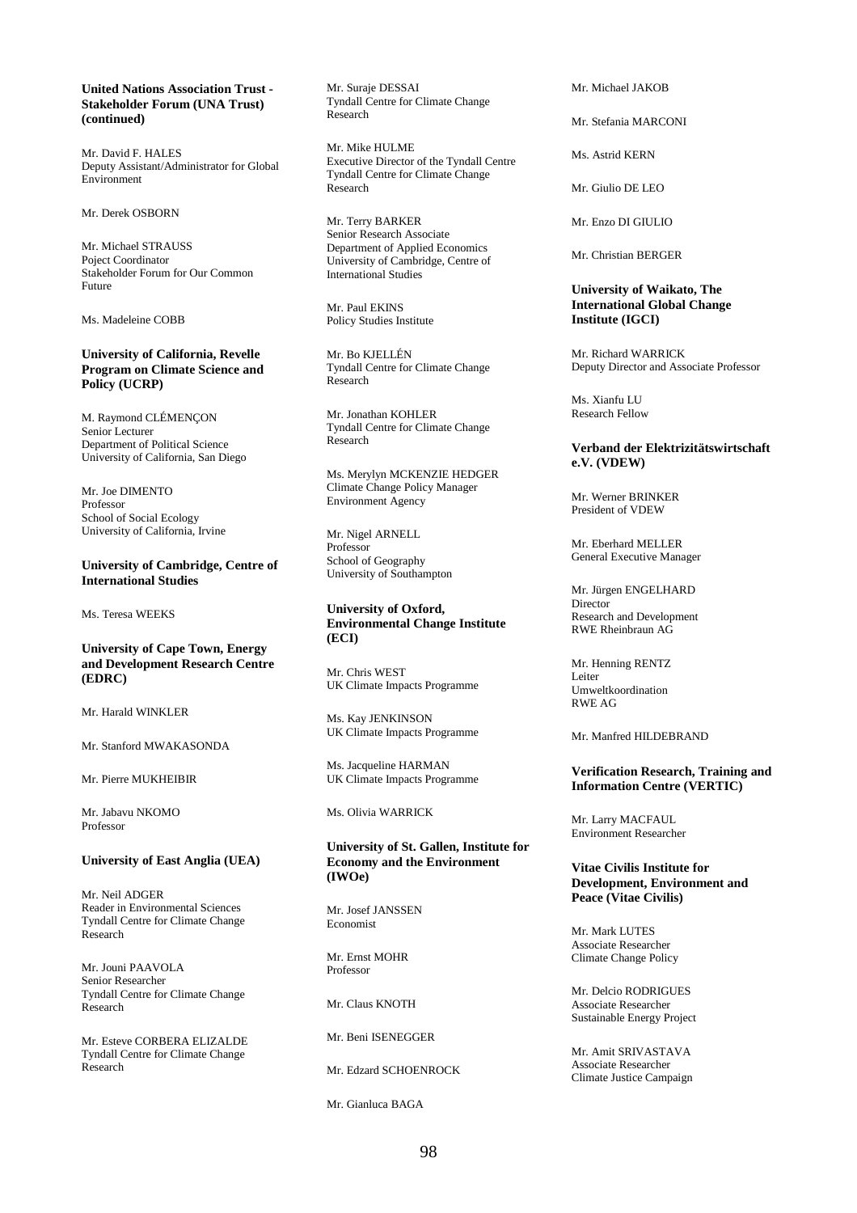**United Nations Association Trust - Stakeholder Forum (UNA Trust) (continued)**

Mr. David F. HALES
Deputy Assistant/Administrator for Global Environment

Mr. Derek OSBORN

Mr. Michael STRAUSS
Poject Coordinator
Stakeholder Forum for Our Common Future

Ms. Madeleine COBB

**University of California, Revelle Program on Climate Science and Policy (UCRP)**

M. Raymond CLÉMENÇON
Senior Lecturer
Department of Political Science
University of California, San Diego

Mr. Joe DIMENTO
Professor
School of Social Ecology
University of California, Irvine

**University of Cambridge, Centre of International Studies**

Ms. Teresa WEEKS

**University of Cape Town, Energy and Development Research Centre (EDRC)**

Mr. Harald WINKLER

Mr. Stanford MWAKASONDA

Mr. Pierre MUKHEIBIR

Mr. Jabavu NKOMO
Professor

**University of East Anglia (UEA)**

Mr. Neil ADGER
Reader in Environmental Sciences
Tyndall Centre for Climate Change Research

Mr. Jouni PAAVOLA
Senior Researcher
Tyndall Centre for Climate Change Research

Mr. Esteve CORBERA ELIZALDE
Tyndall Centre for Climate Change Research

Mr. Suraje DESSAI
Tyndall Centre for Climate Change Research

Mr. Mike HULME
Executive Director of the Tyndall Centre
Tyndall Centre for Climate Change Research

Mr. Terry BARKER
Senior Research Associate
Department of Applied Economics
University of Cambridge, Centre of International Studies

Mr. Paul EKINS
Policy Studies Institute

Mr. Bo KJELLÉN
Tyndall Centre for Climate Change Research

Mr. Jonathan KOHLER
Tyndall Centre for Climate Change Research

Ms. Merylyn MCKENZIE HEDGER
Climate Change Policy Manager
Environment Agency

Mr. Nigel ARNELL
Professor
School of Geography
University of Southampton

**University of Oxford, Environmental Change Institute (ECI)**

Mr. Chris WEST
UK Climate Impacts Programme

Ms. Kay JENKINSON
UK Climate Impacts Programme

Ms. Jacqueline HARMAN
UK Climate Impacts Programme

Ms. Olivia WARRICK

**University of St. Gallen, Institute for Economy and the Environment (IWOe)**

Mr. Josef JANSSEN
Economist

Mr. Ernst MOHR
Professor

Mr. Claus KNOTH

Mr. Beni ISENEGGER

Mr. Edzard SCHOENROCK

Mr. Gianluca BAGA

Mr. Michael JAKOB

Mr. Stefania MARCONI

Ms. Astrid KERN

Mr. Giulio DE LEO

Mr. Enzo DI GIULIO

Mr. Christian BERGER

**University of Waikato, The International Global Change Institute (IGCI)**

Mr. Richard WARRICK
Deputy Director and Associate Professor

Ms. Xianfu LU
Research Fellow

**Verband der Elektrizitätswirtschaft e.V. (VDEW)**

Mr. Werner BRINKER
President of VDEW

Mr. Eberhard MELLER
General Executive Manager

Mr. Jürgen ENGELHARD
Director
Research and Development
RWE Rheinbraun AG

Mr. Henning RENTZ
Leiter
Umweltkoordination
RWE AG

Mr. Manfred HILDEBRAND

**Verification Research, Training and Information Centre (VERTIC)**

Mr. Larry MACFAUL
Environment Researcher

**Vitae Civilis Institute for Development, Environment and Peace (Vitae Civilis)**

Mr. Mark LUTES
Associate Researcher
Climate Change Policy

Mr. Delcio RODRIGUES
Associate Researcher
Sustainable Energy Project

Mr. Amit SRIVASTAVA
Associate Researcher
Climate Justice Campaign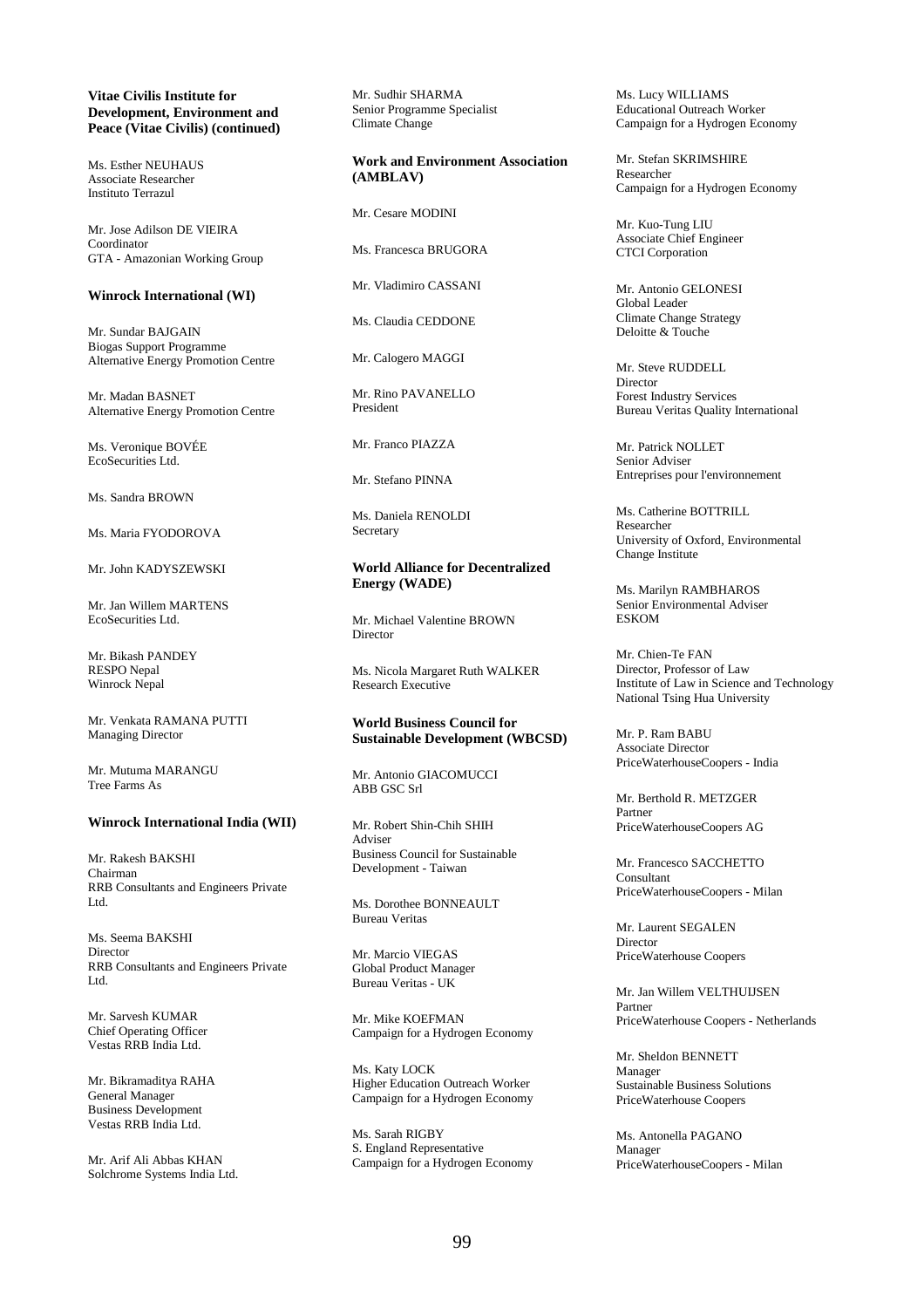**Vitae Civilis Institute for Development, Environment and Peace (Vitae Civilis) (continued)**

Ms. Esther NEUHAUS
Associate Researcher
Instituto Terrazul

Mr. Jose Adilson DE VIEIRA
Coordinator
GTA - Amazonian Working Group

**Winrock International (WI)**

Mr. Sundar BAJGAIN
Biogas Support Programme
Alternative Energy Promotion Centre

Mr. Madan BASNET
Alternative Energy Promotion Centre

Ms. Veronique BOVÉE
EcoSecurities Ltd.

Ms. Sandra BROWN

Ms. Maria FYODOROVA

Mr. John KADYSZEWSKI

Mr. Jan Willem MARTENS
EcoSecurities Ltd.

Mr. Bikash PANDEY
RESPO Nepal
Winrock Nepal

Mr. Venkata RAMANA PUTTI
Managing Director

Mr. Mutuma MARANGU
Tree Farms As

**Winrock International India (WII)**

Mr. Rakesh BAKSHI
Chairman
RRB Consultants and Engineers Private Ltd.

Ms. Seema BAKSHI
Director
RRB Consultants and Engineers Private Ltd.

Mr. Sarvesh KUMAR
Chief Operating Officer
Vestas RRB India Ltd.

Mr. Bikramaditya RAHA
General Manager
Business Development
Vestas RRB India Ltd.

Mr. Arif Ali Abbas KHAN
Solchrome Systems India Ltd.

Mr. Sudhir SHARMA
Senior Programme Specialist
Climate Change

**Work and Environment Association (AMBLAV)**

Mr. Cesare MODINI

Ms. Francesca BRUGORA

Mr. Vladimiro CASSANI

Ms. Claudia CEDDONE

Mr. Calogero MAGGI

Mr. Rino PAVANELLO
President

Mr. Franco PIAZZA

Mr. Stefano PINNA

Ms. Daniela RENOLDI
Secretary

**World Alliance for Decentralized Energy (WADE)**

Mr. Michael Valentine BROWN
Director

Ms. Nicola Margaret Ruth WALKER
Research Executive

**World Business Council for Sustainable Development (WBCSD)**

Mr. Antonio GIACOMUCCI
ABB GSC Srl

Mr. Robert Shin-Chih SHIH
Adviser
Business Council for Sustainable Development - Taiwan

Ms. Dorothee BONNEAULT
Bureau Veritas

Mr. Marcio VIEGAS
Global Product Manager
Bureau Veritas - UK

Mr. Mike KOEFMAN
Campaign for a Hydrogen Economy

Ms. Katy LOCK
Higher Education Outreach Worker
Campaign for a Hydrogen Economy

Ms. Sarah RIGBY
S. England Representative
Campaign for a Hydrogen Economy

Ms. Lucy WILLIAMS
Educational Outreach Worker
Campaign for a Hydrogen Economy

Mr. Stefan SKRIMSHIRE
Researcher
Campaign for a Hydrogen Economy

Mr. Kuo-Tung LIU
Associate Chief Engineer
CTCI Corporation

Mr. Antonio GELONESI
Global Leader
Climate Change Strategy
Deloitte & Touche

Mr. Steve RUDDELL
Director
Forest Industry Services
Bureau Veritas Quality International

Mr. Patrick NOLLET
Senior Adviser
Entreprises pour l'environnement

Ms. Catherine BOTTRILL
Researcher
University of Oxford, Environmental Change Institute

Ms. Marilyn RAMBHAROS
Senior Environmental Adviser
ESKOM

Mr. Chien-Te FAN
Director, Professor of Law
Institute of Law in Science and Technology
National Tsing Hua University

Mr. P. Ram BABU
Associate Director
PriceWaterhouseCoopers - India

Mr. Berthold R. METZGER
Partner
PriceWaterhouseCoopers AG

Mr. Francesco SACCHETTO
Consultant
PriceWaterhouseCoopers - Milan

Mr. Laurent SEGALEN
Director
PriceWaterhouse Coopers

Mr. Jan Willem VELTHUIJSEN
Partner
PriceWaterhouse Coopers - Netherlands

Mr. Sheldon BENNETT
Manager
Sustainable Business Solutions
PriceWaterhouse Coopers

Ms. Antonella PAGANO
Manager
PriceWaterhouseCoopers - Milan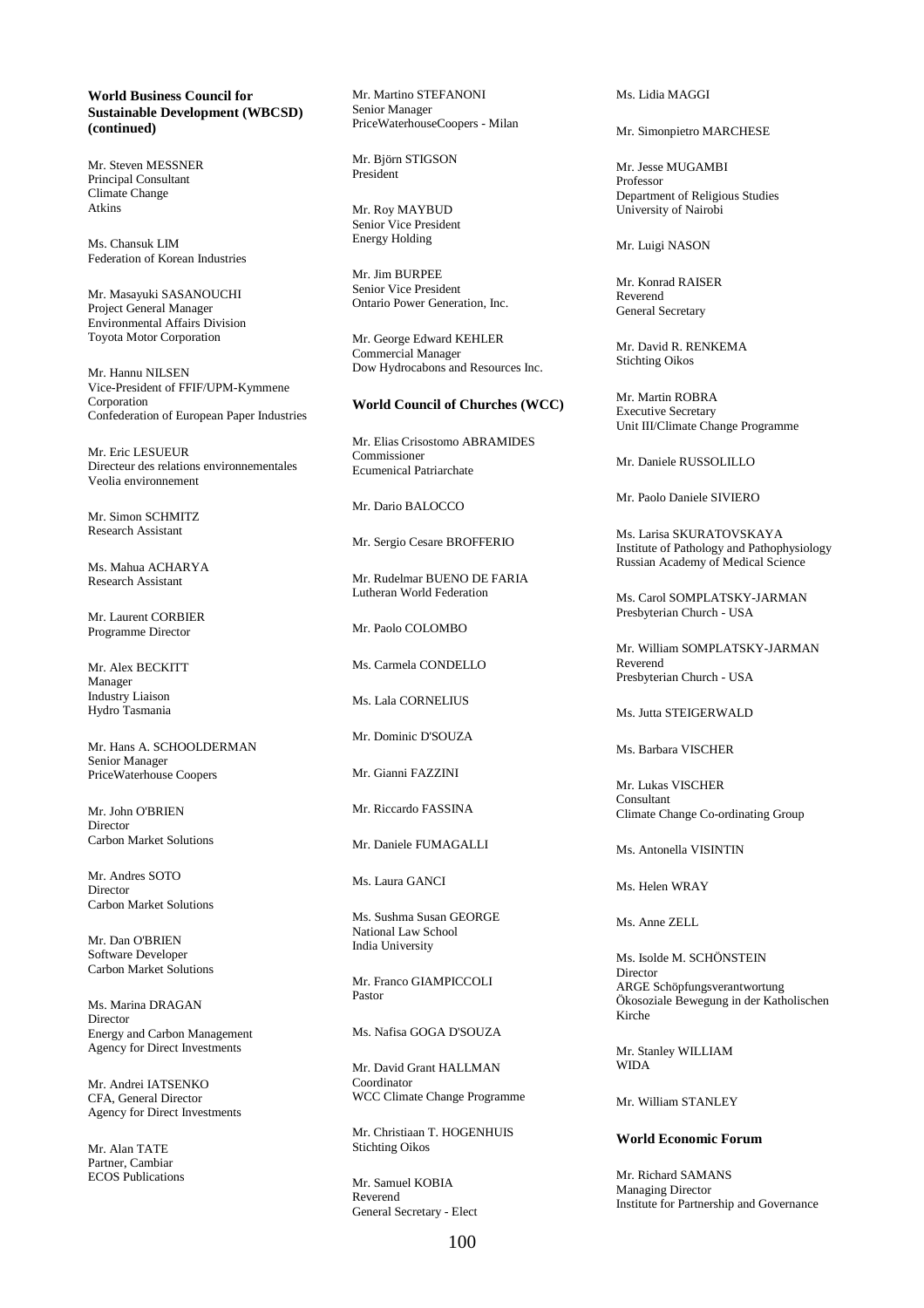### World Business Council for Sustainable Development (WBCSD) (continued)

Mr. Steven MESSNER
Principal Consultant
Climate Change
Atkins

Ms. Chansuk LIM
Federation of Korean Industries

Mr. Masayuki SASANOUCHI
Project General Manager
Environmental Affairs Division
Toyota Motor Corporation

Mr. Hannu NILSEN
Vice-President of FFIF/UPM-Kymmene Corporation
Confederation of European Paper Industries

Mr. Eric LESUEUR
Directeur des relations environnementales
Veolia environnement

Mr. Simon SCHMITZ
Research Assistant

Ms. Mahua ACHARYA
Research Assistant

Mr. Laurent CORBIER
Programme Director

Mr. Alex BECKITT
Manager
Industry Liaison
Hydro Tasmania

Mr. Hans A. SCHOOLDERMAN
Senior Manager
PriceWaterhouse Coopers

Mr. John O'BRIEN
Director
Carbon Market Solutions

Mr. Andres SOTO
Director
Carbon Market Solutions

Mr. Dan O'BRIEN
Software Developer
Carbon Market Solutions

Ms. Marina DRAGAN
Director
Energy and Carbon Management
Agency for Direct Investments

Mr. Andrei IATSENKO
CFA, General Director
Agency for Direct Investments

Mr. Alan TATE
Partner, Cambiar
ECOS Publications

Mr. Martino STEFANONI
Senior Manager
PriceWaterhouseCoopers - Milan

Mr. Björn STIGSON
President

Mr. Roy MAYBUD
Senior Vice President
Energy Holding

Mr. Jim BURPEE
Senior Vice President
Ontario Power Generation, Inc.

Mr. George Edward KEHLER
Commercial Manager
Dow Hydrocabons and Resources Inc.

### World Council of Churches (WCC)

Mr. Elias Crisostomo ABRAMIDES
Commissioner
Ecumenical Patriarchate

Mr. Dario BALOCCO

Mr. Sergio Cesare BROFFERIO

Mr. Rudelmar BUENO DE FARIA
Lutheran World Federation

Mr. Paolo COLOMBO

Ms. Carmela CONDELLO

Ms. Lala CORNELIUS

Mr. Dominic D'SOUZA

Mr. Gianni FAZZINI

Mr. Riccardo FASSINA

Mr. Daniele FUMAGALLI

Ms. Laura GANCI

Ms. Sushma Susan GEORGE
National Law School
India University

Mr. Franco GIAMPICCOLI
Pastor

Ms. Nafisa GOGA D'SOUZA

Mr. David Grant HALLMAN
Coordinator
WCC Climate Change Programme

Mr. Christiaan T. HOGENHUIS
Stichting Oikos

Mr. Samuel KOBIA
Reverend
General Secretary - Elect

Ms. Lidia MAGGI

Mr. Simonpietro MARCHESE

Mr. Jesse MUGAMBI
Professor
Department of Religious Studies
University of Nairobi

Mr. Luigi NASON

Mr. Konrad RAISER
Reverend
General Secretary

Mr. David R. RENKEMA
Stichting Oikos

Mr. Martin ROBRA
Executive Secretary
Unit III/Climate Change Programme

Mr. Daniele RUSSOLILLO

Mr. Paolo Daniele SIVIERO

Ms. Larisa SKURATOVSKAYA
Institute of Pathology and Pathophysiology
Russian Academy of Medical Science

Ms. Carol SOMPLATSKY-JARMAN
Presbyterian Church - USA

Mr. William SOMPLATSKY-JARMAN
Reverend
Presbyterian Church - USA

Ms. Jutta STEIGERWALD

Ms. Barbara VISCHER

Mr. Lukas VISCHER
Consultant
Climate Change Co-ordinating Group

Ms. Antonella VISINTIN

Ms. Helen WRAY

Ms. Anne ZELL

Ms. Isolde M. SCHÖNSTEIN
Director
ARGE Schöpfungsverantwortung
Ökosoziale Bewegung in der Katholischen Kirche

Mr. Stanley WILLIAM
WIDA

Mr. William STANLEY

### World Economic Forum

Mr. Richard SAMANS
Managing Director
Institute for Partnership and Governance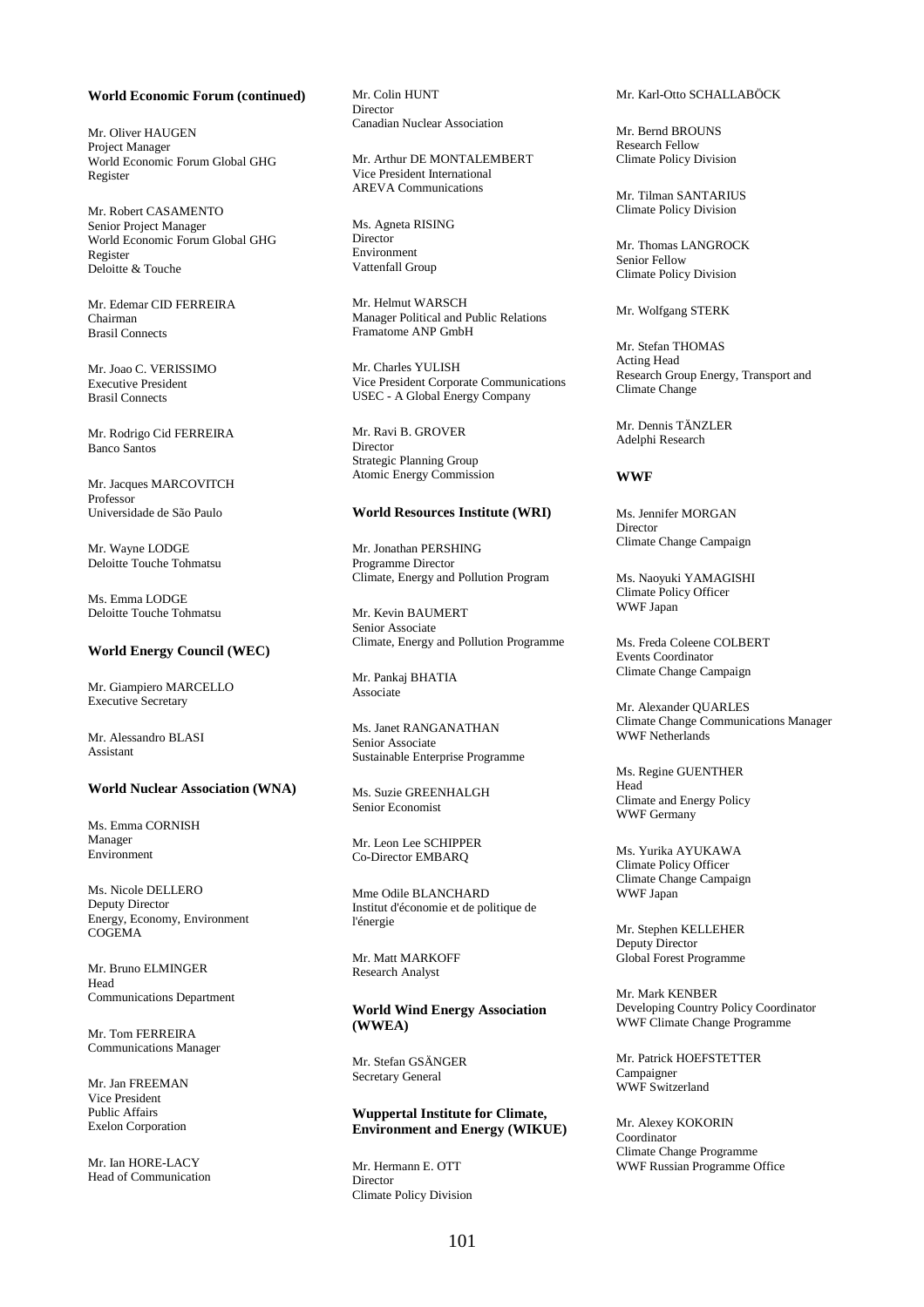**World Economic Forum (continued)**

Mr. Oliver HAUGEN
Project Manager
World Economic Forum Global GHG Register

Mr. Robert CASAMENTO
Senior Project Manager
World Economic Forum Global GHG Register
Deloitte & Touche

Mr. Edemar CID FERREIRA
Chairman
Brasil Connects

Mr. Joao C. VERISSIMO
Executive President
Brasil Connects

Mr. Rodrigo Cid FERREIRA
Banco Santos

Mr. Jacques MARCOVITCH
Professor
Universidade de São Paulo

Mr. Wayne LODGE
Deloitte Touche Tohmatsu

Ms. Emma LODGE
Deloitte Touche Tohmatsu

**World Energy Council (WEC)**

Mr. Giampiero MARCELLO
Executive Secretary

Mr. Alessandro BLASI
Assistant

**World Nuclear Association (WNA)**

Ms. Emma CORNISH
Manager
Environment

Ms. Nicole DELLERO
Deputy Director
Energy, Economy, Environment
COGEMA

Mr. Bruno ELMINGER
Head
Communications Department

Mr. Tom FERREIRA
Communications Manager

Mr. Jan FREEMAN
Vice President
Public Affairs
Exelon Corporation

Mr. Ian HORE-LACY
Head of Communication

Mr. Colin HUNT
Director
Canadian Nuclear Association

Mr. Arthur DE MONTALEMBERT
Vice President International
AREVA Communications

Ms. Agneta RISING
Director
Environment
Vattenfall Group

Mr. Helmut WARSCH
Manager Political and Public Relations
Framatome ANP GmbH

Mr. Charles YULISH
Vice President Corporate Communications
USEC - A Global Energy Company

Mr. Ravi B. GROVER
Director
Strategic Planning Group
Atomic Energy Commission

**World Resources Institute (WRI)**

Mr. Jonathan PERSHING
Programme Director
Climate, Energy and Pollution Program

Mr. Kevin BAUMERT
Senior Associate
Climate, Energy and Pollution Programme

Mr. Pankaj BHATIA
Associate

Ms. Janet RANGANATHAN
Senior Associate
Sustainable Enterprise Programme

Ms. Suzie GREENHALGH
Senior Economist

Mr. Leon Lee SCHIPPER
Co-Director EMBARQ

Mme Odile BLANCHARD
Institut d'économie et de politique de l'énergie

Mr. Matt MARKOFF
Research Analyst

**World Wind Energy Association (WWEA)**

Mr. Stefan GSÄNGER
Secretary General

**Wuppertal Institute for Climate, Environment and Energy (WIKUE)**

Mr. Hermann E. OTT
Director
Climate Policy Division

Mr. Karl-Otto SCHALLABÖCK

Mr. Bernd BROUNS
Research Fellow
Climate Policy Division

Mr. Tilman SANTARIUS
Climate Policy Division

Mr. Thomas LANGROCK
Senior Fellow
Climate Policy Division

Mr. Wolfgang STERK

Mr. Stefan THOMAS
Acting Head
Research Group Energy, Transport and Climate Change

Mr. Dennis TÄNZLER
Adelphi Research

**WWF**

Ms. Jennifer MORGAN
Director
Climate Change Campaign

Ms. Naoyuki YAMAGISHI
Climate Policy Officer
WWF Japan

Ms. Freda Coleene COLBERT
Events Coordinator
Climate Change Campaign

Mr. Alexander QUARLES
Climate Change Communications Manager
WWF Netherlands

Ms. Regine GUENTHER
Head
Climate and Energy Policy
WWF Germany

Ms. Yurika AYUKAWA
Climate Policy Officer
Climate Change Campaign
WWF Japan

Mr. Stephen KELLEHER
Deputy Director
Global Forest Programme

Mr. Mark KENBER
Developing Country Policy Coordinator
WWF Climate Change Programme

Mr. Patrick HOEFSTETTER
Campaigner
WWF Switzerland

Mr. Alexey KOKORIN
Coordinator
Climate Change Programme
WWF Russian Programme Office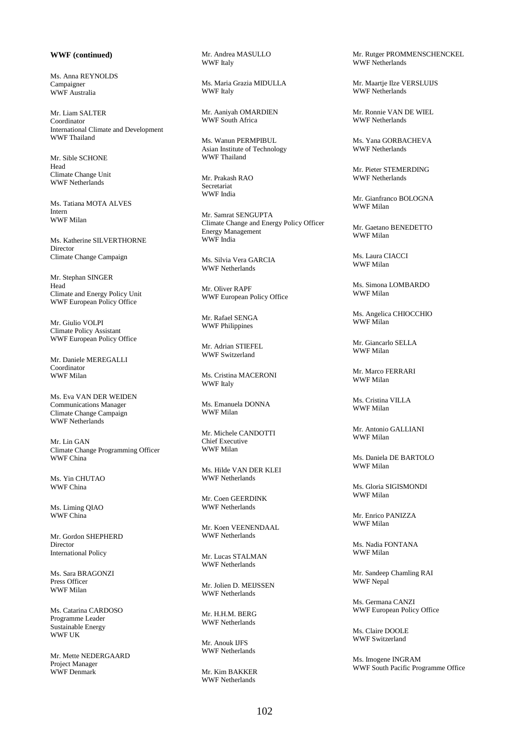**WWF (continued)**

Ms. Anna REYNOLDS
Campaigner
WWF Australia

Mr. Liam SALTER
Coordinator
International Climate and Development
WWF Thailand

Mr. Sible SCHONE
Head
Climate Change Unit
WWF Netherlands

Ms. Tatiana MOTA ALVES
Intern
WWF Milan

Ms. Katherine SILVERTHORNE
Director
Climate Change Campaign

Mr. Stephan SINGER
Head
Climate and Energy Policy Unit
WWF European Policy Office

Mr. Giulio VOLPI
Climate Policy Assistant
WWF European Policy Office

Mr. Daniele MEREGALLI
Coordinator
WWF Milan

Ms. Eva VAN DER WEIDEN
Communications Manager
Climate Change Campaign
WWF Netherlands

Mr. Lin GAN
Climate Change Programming Officer
WWF China

Ms. Yin CHUTAO
WWF China

Ms. Liming QIAO
WWF China

Mr. Gordon SHEPHERD
Director
International Policy

Ms. Sara BRAGONZI
Press Officer
WWF Milan

Ms. Catarina CARDOSO
Programme Leader
Sustainable Energy
WWF UK

Mr. Mette NEDERGAARD
Project Manager
WWF Denmark

Mr. Andrea MASULLO
WWF Italy

Ms. Maria Grazia MIDULLA
WWF Italy

Mr. Aaniyah OMARDIEN
WWF South Africa

Ms. Wanun PERMPIBUL
Asian Institute of Technology
WWF Thailand

Mr. Prakash RAO
Secretariat
WWF India

Mr. Samrat SENGUPTA
Climate Change and Energy Policy Officer
Energy Management
WWF India

Ms. Silvia Vera GARCIA
WWF Netherlands

Mr. Oliver RAPF
WWF European Policy Office

Mr. Rafael SENGA
WWF Philippines

Mr. Adrian STIEFEL
WWF Switzerland

Ms. Cristina MACERONI
WWF Italy

Ms. Emanuela DONNA
WWF Milan

Mr. Michele CANDOTTI
Chief Executive
WWF Milan

Ms. Hilde VAN DER KLEI
WWF Netherlands

Mr. Coen GEERDINK
WWF Netherlands

Mr. Koen VEENENDAAL
WWF Netherlands

Mr. Lucas STALMAN
WWF Netherlands

Mr. Jolien D. MEIJSSEN
WWF Netherlands

Mr. H.H.M. BERG
WWF Netherlands

Mr. Anouk IJFS
WWF Netherlands

Mr. Kim BAKKER
WWF Netherlands

Mr. Rutger PROMMENSCHENCKEL
WWF Netherlands

Mr. Maartje Ilze VERSLUIJS
WWF Netherlands

Mr. Ronnie VAN DE WIEL
WWF Netherlands

Ms. Yana GORBACHEVA
WWF Netherlands

Mr. Pieter STEMERDING
WWF Netherlands

Mr. Gianfranco BOLOGNA
WWF Milan

Mr. Gaetano BENEDETTO
WWF Milan

Ms. Laura CIACCI
WWF Milan

Ms. Simona LOMBARDO
WWF Milan

Ms. Angelica CHIOCCHIO
WWF Milan

Mr. Giancarlo SELLA
WWF Milan

Mr. Marco FERRARI
WWF Milan

Ms. Cristina VILLA
WWF Milan

Mr. Antonio GALLIANI
WWF Milan

Ms. Daniela DE BARTOLO
WWF Milan

Ms. Gloria SIGISMONDI
WWF Milan

Mr. Enrico PANIZZA
WWF Milan

Ms. Nadia FONTANA
WWF Milan

Mr. Sandeep Chamling RAI
WWF Nepal

Ms. Germana CANZI
WWF European Policy Office

Ms. Claire DOOLE
WWF Switzerland

Ms. Imogene INGRAM
WWF South Pacific Programme Office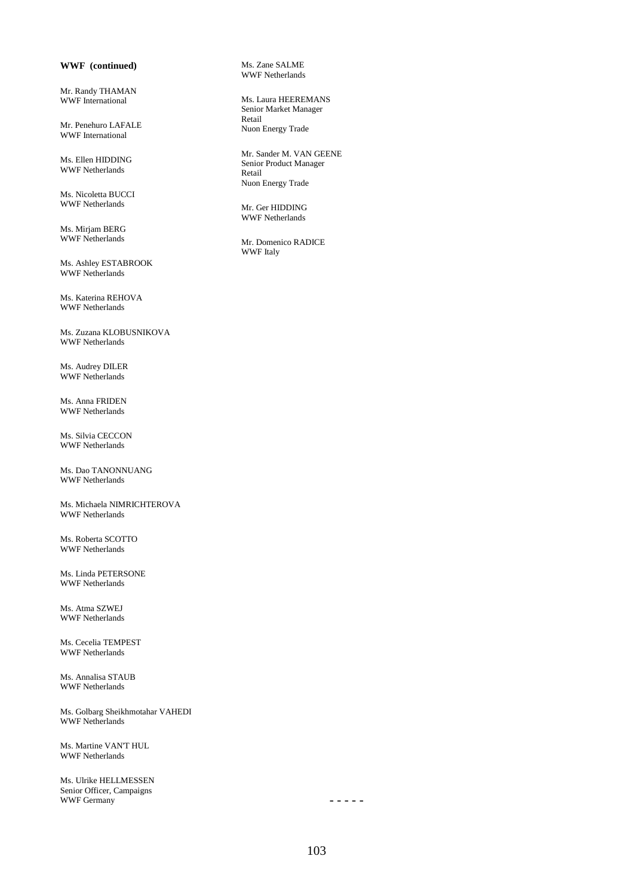**WWF (continued)**

Mr. Randy THAMAN
WWF International

Mr. Penehuro LAFALE
WWF International

Ms. Ellen HIDDING
WWF Netherlands

Ms. Nicoletta BUCCI
WWF Netherlands

Ms. Mirjam BERG
WWF Netherlands

Ms. Ashley ESTABROOK
WWF Netherlands

Ms. Katerina REHOVA
WWF Netherlands

Ms. Zuzana KLOBUSNIKOVA
WWF Netherlands

Ms. Audrey DILER
WWF Netherlands

Ms. Anna FRIDEN
WWF Netherlands

Ms. Silvia CECCON
WWF Netherlands

Ms. Dao TANONNUANG
WWF Netherlands

Ms. Michaela NIMRICHTEROVA
WWF Netherlands

Ms. Roberta SCOTTO
WWF Netherlands

Ms. Linda PETERSONE
WWF Netherlands

Ms. Atma SZWEJ
WWF Netherlands

Ms. Cecelia TEMPEST
WWF Netherlands

Ms. Annalisa STAUB
WWF Netherlands

Ms. Golbarg Sheikhmotahar VAHEDI
WWF Netherlands

Ms. Martine VAN'T HUL
WWF Netherlands

Ms. Ulrike HELLMESSEN
Senior Officer, Campaigns
WWF Germany

Ms. Zane SALME
WWF Netherlands

Ms. Laura HEEREMANS
Senior Market Manager
Retail
Nuon Energy Trade

Mr. Sander M. VAN GEENE
Senior Product Manager
Retail
Nuon Energy Trade

Mr. Ger HIDDING
WWF Netherlands

Mr. Domenico RADICE
WWF Italy

- - - - -